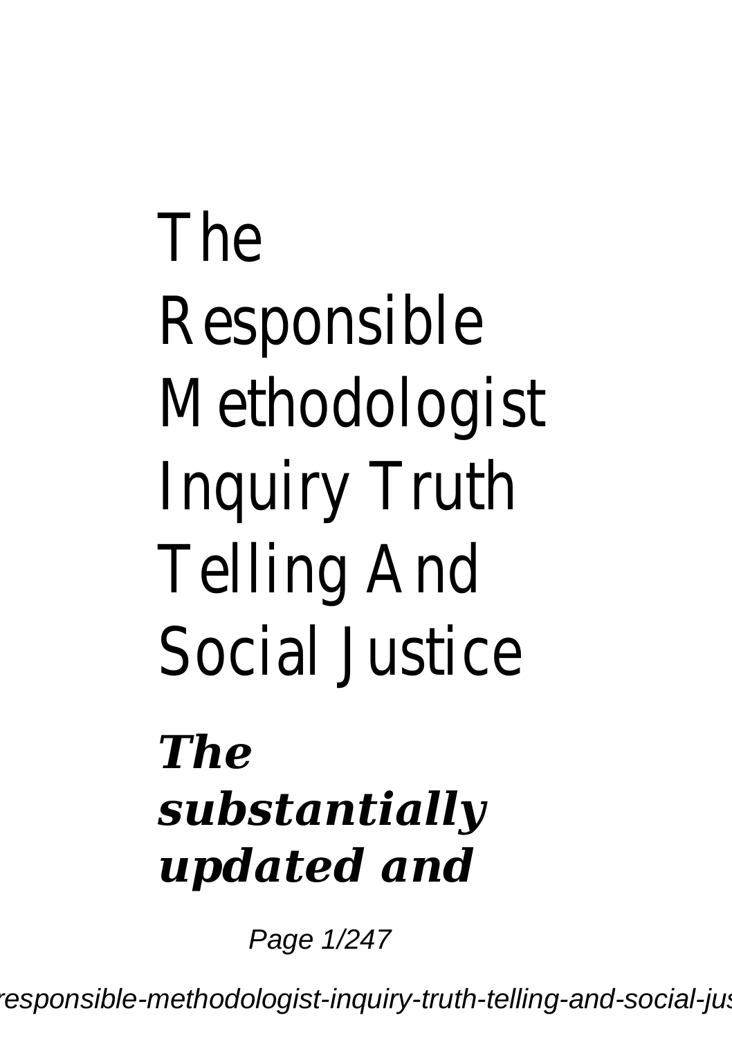# The Responsible Methodologist Inquiry Truth Telling And Social Justice

***The substantially updated and***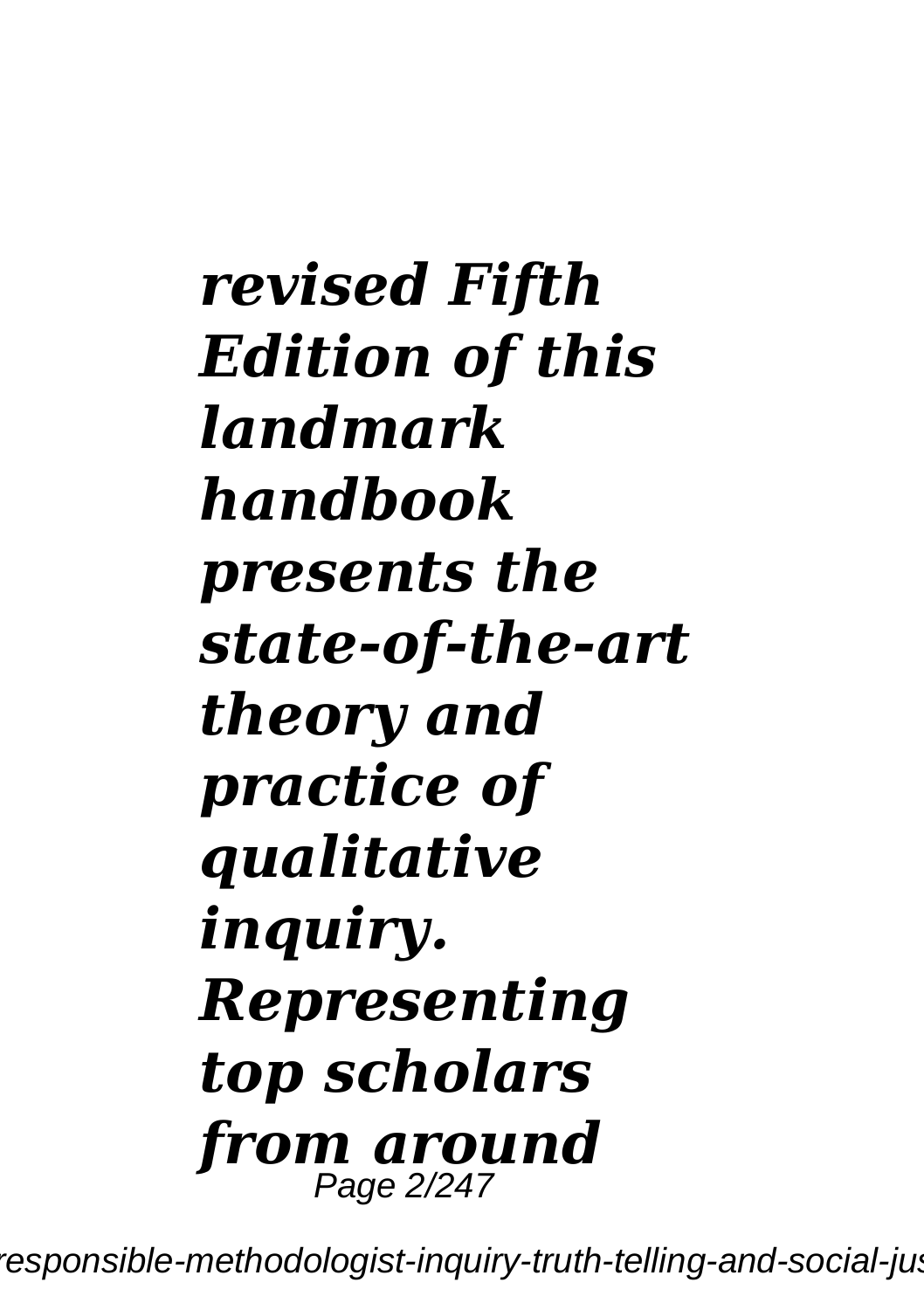***revised Fifth Edition of this landmark handbook presents the state-of-the-art theory and practice of qualitative inquiry. Representing top scholars from around***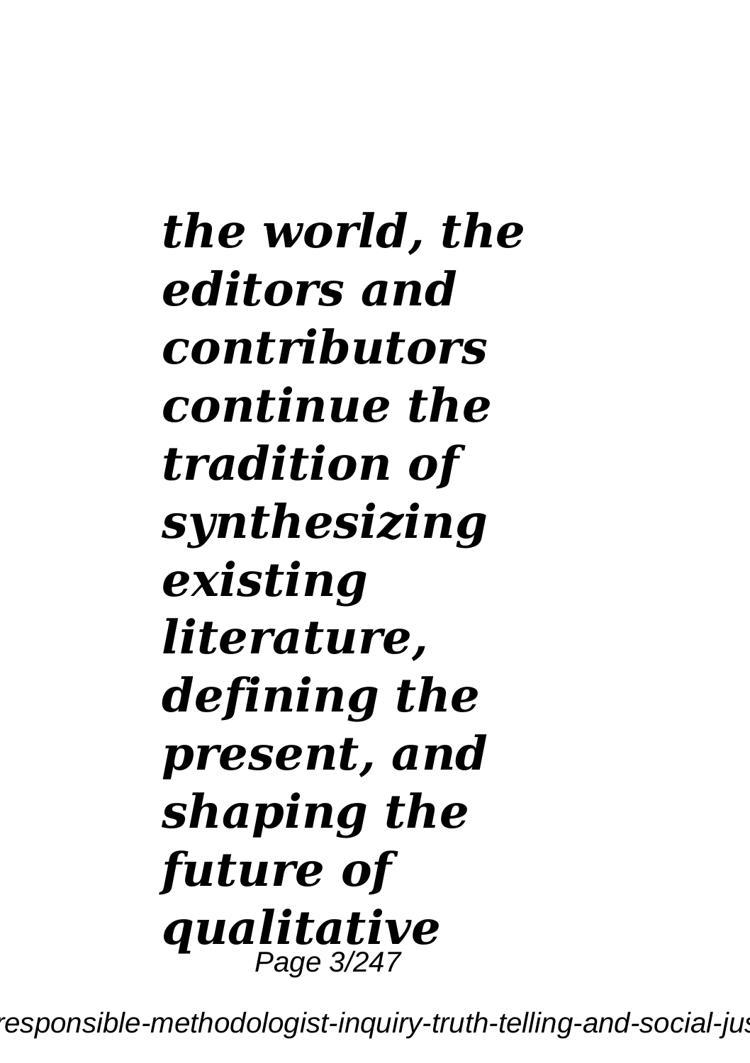***the world, the editors and contributors continue the tradition of synthesizing existing literature, defining the present, and shaping the future of qualitative***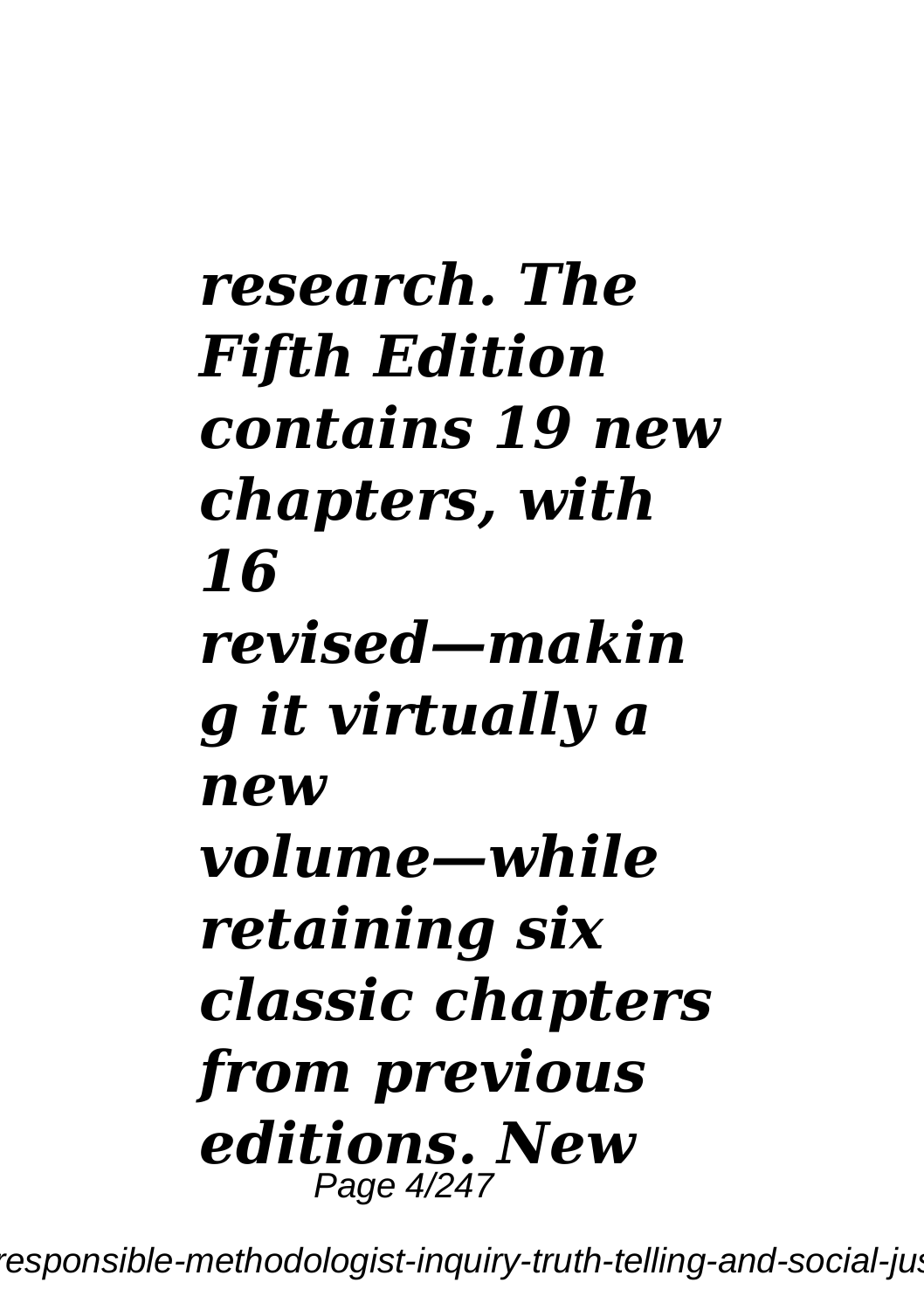*research. The Fifth Edition contains 19 new chapters, with 16 revised—making it virtually a new volume—while retaining six classic chapters from previous editions. New*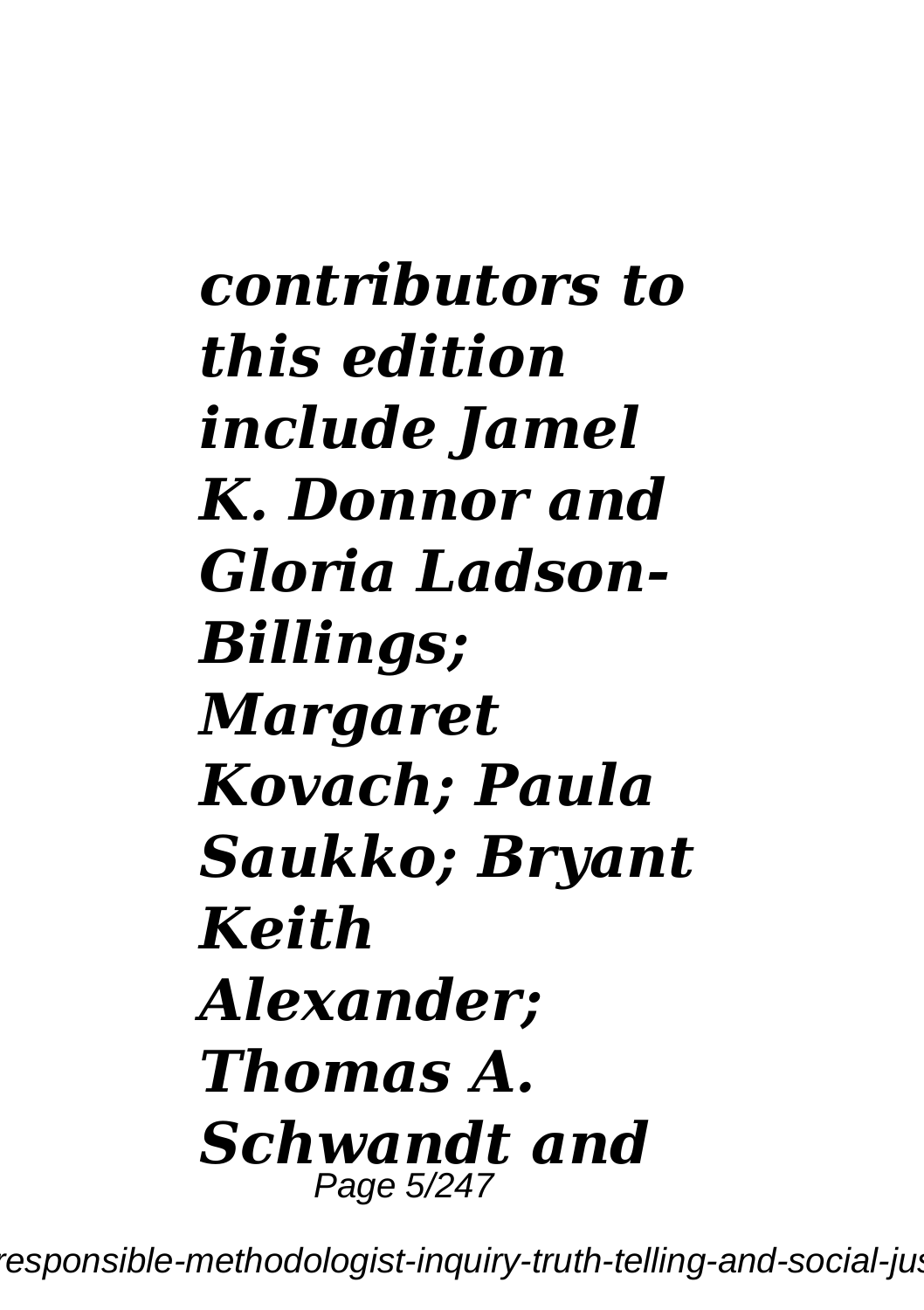***contributors to this edition include Jamel K. Donnor and Gloria Ladson-Billings; Margaret Kovach; Paula Saukko; Bryant Keith Alexander; Thomas A. Schwandt and***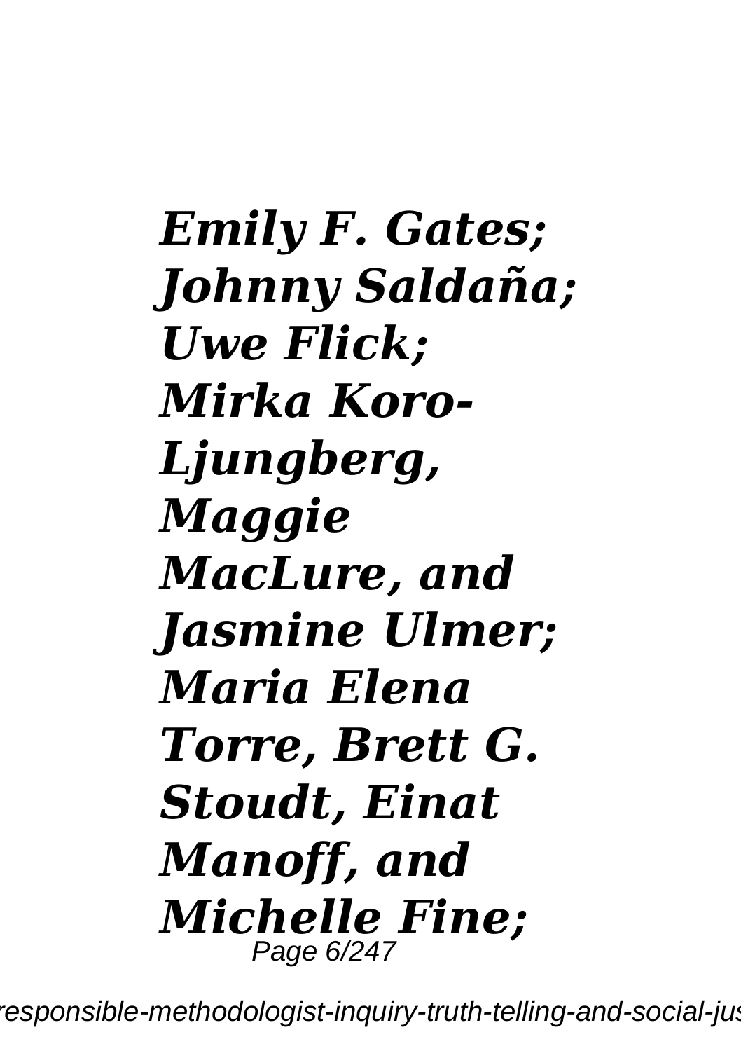***Emily F. Gates; Johnny Saldaña; Uwe Flick; Mirka Koro-Ljungberg, Maggie MacLure, and Jasmine Ulmer; Maria Elena Torre, Brett G. Stoudt, Einat Manoff, and Michelle Fine;***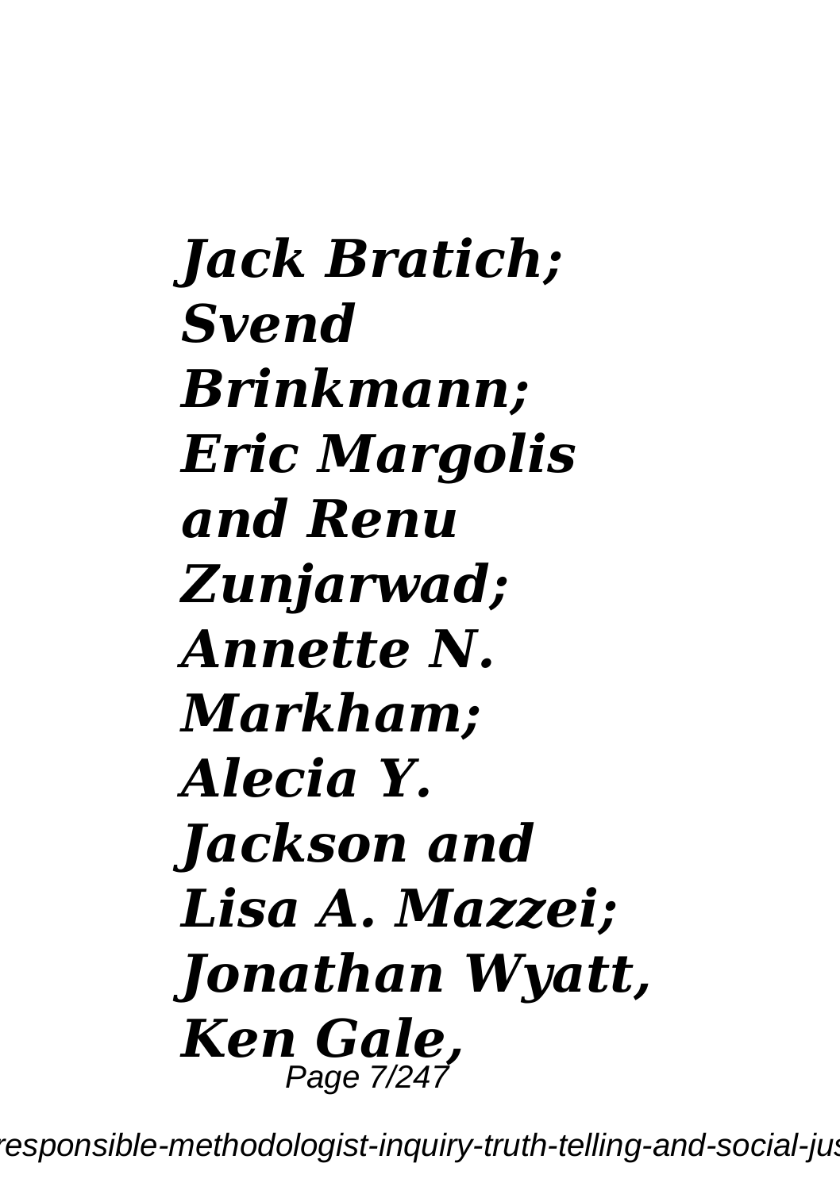***Jack Bratich; Svend Brinkmann; Eric Margolis and Renu Zunjarwad; Annette N. Markham; Alecia Y. Jackson and Lisa A. Mazzei; Jonathan Wyatt, Ken Gale,***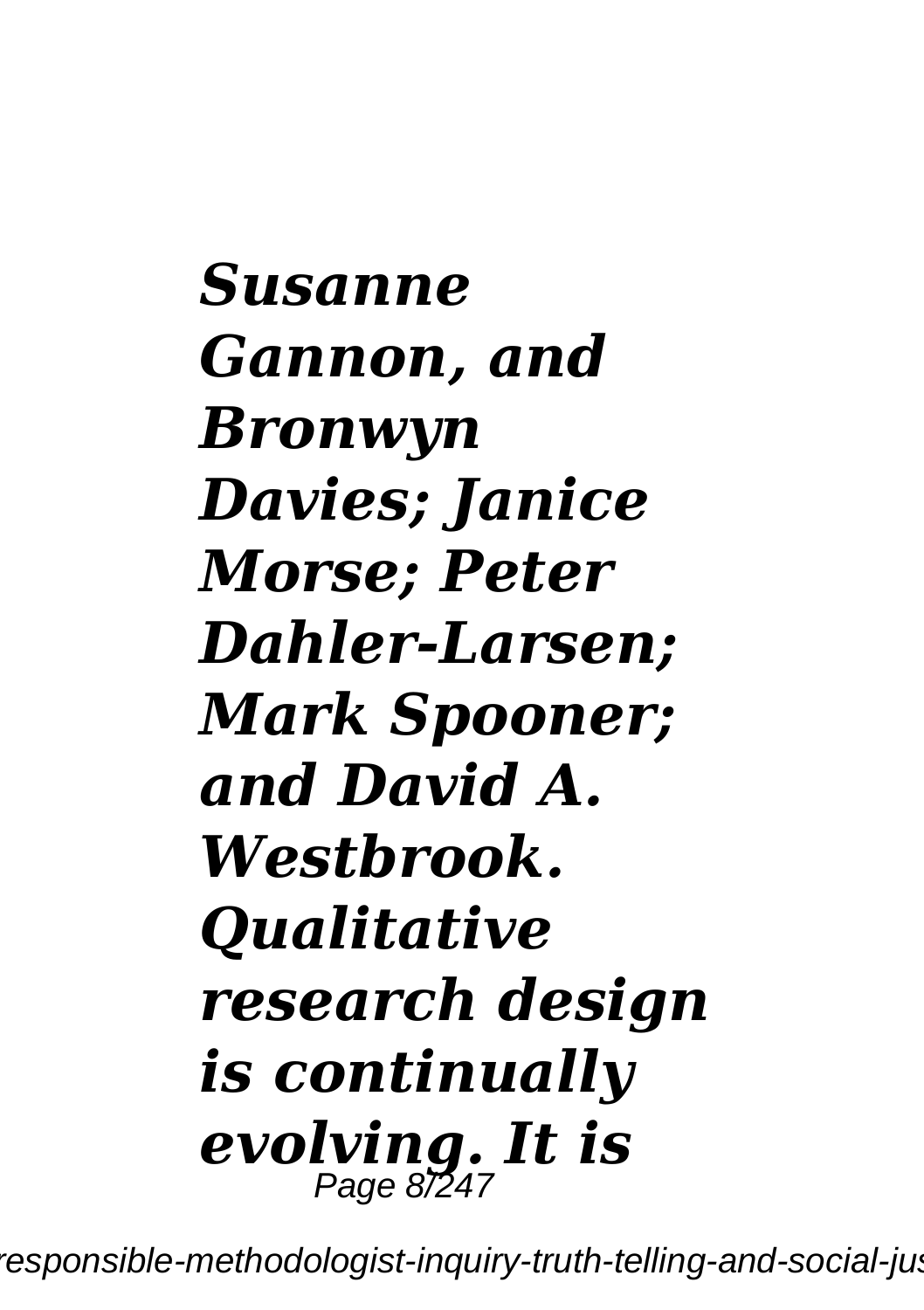***Susanne Gannon, and Bronwyn Davies; Janice Morse; Peter Dahler-Larsen; Mark Spooner; and David A. Westbrook. Qualitative research design is continually evolving. It is***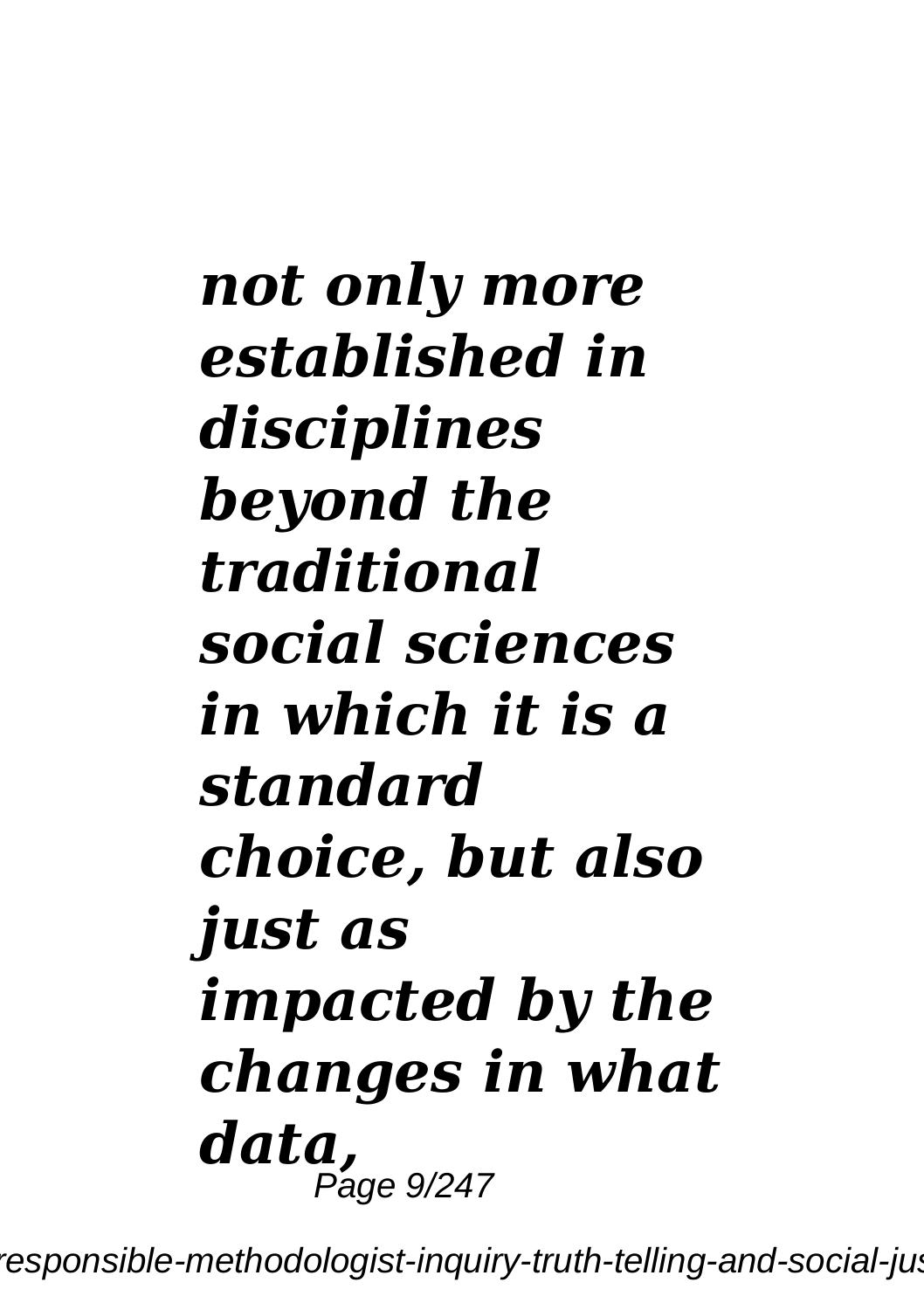***not only more established in disciplines beyond the traditional social sciences in which it is a standard choice, but also just as impacted by the changes in what data,***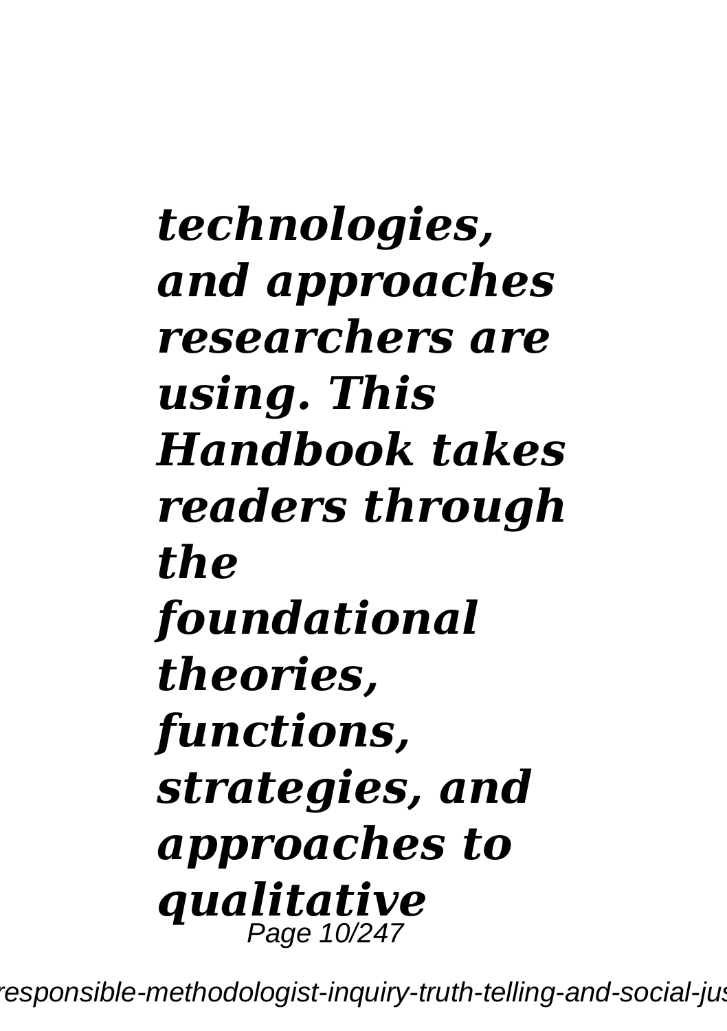***technologies, and approaches researchers are using. This Handbook takes readers through the foundational theories, functions, strategies, and approaches to qualitative***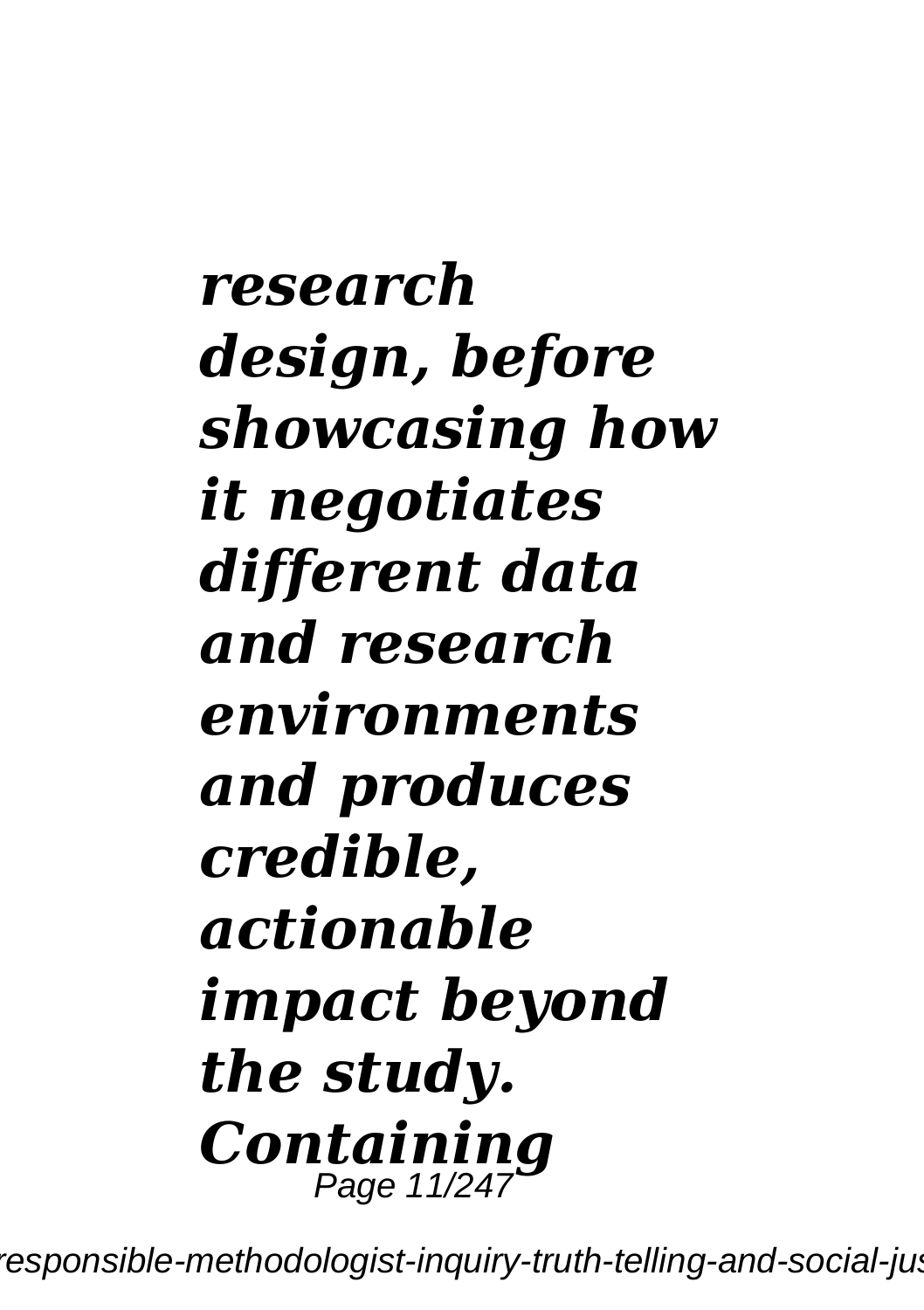***research design, before showcasing how it negotiates different data and research environments and produces credible, actionable impact beyond the study. Containing***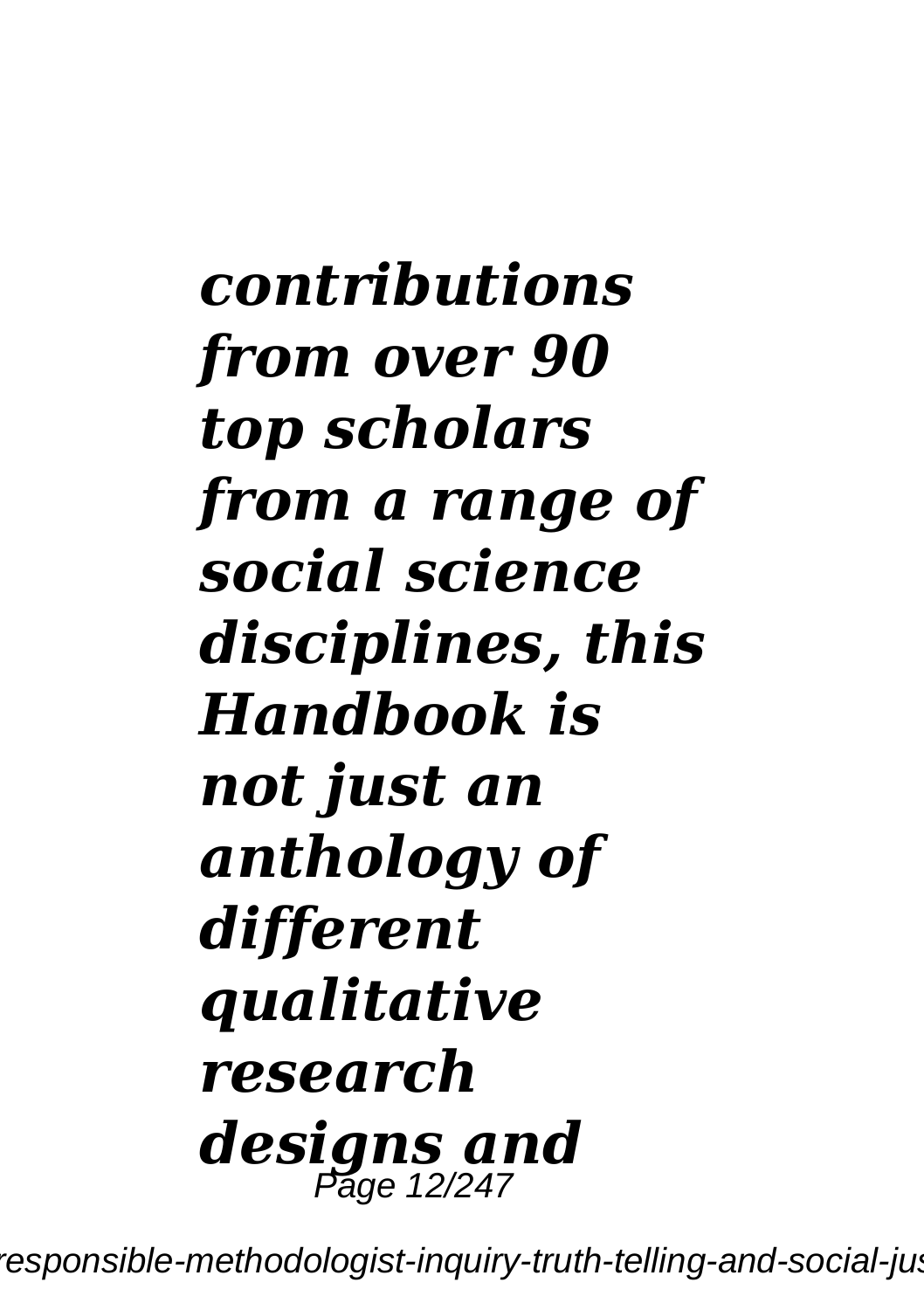*contributions from over 90 top scholars from a range of social science disciplines, this Handbook is not just an anthology of different qualitative research designs and*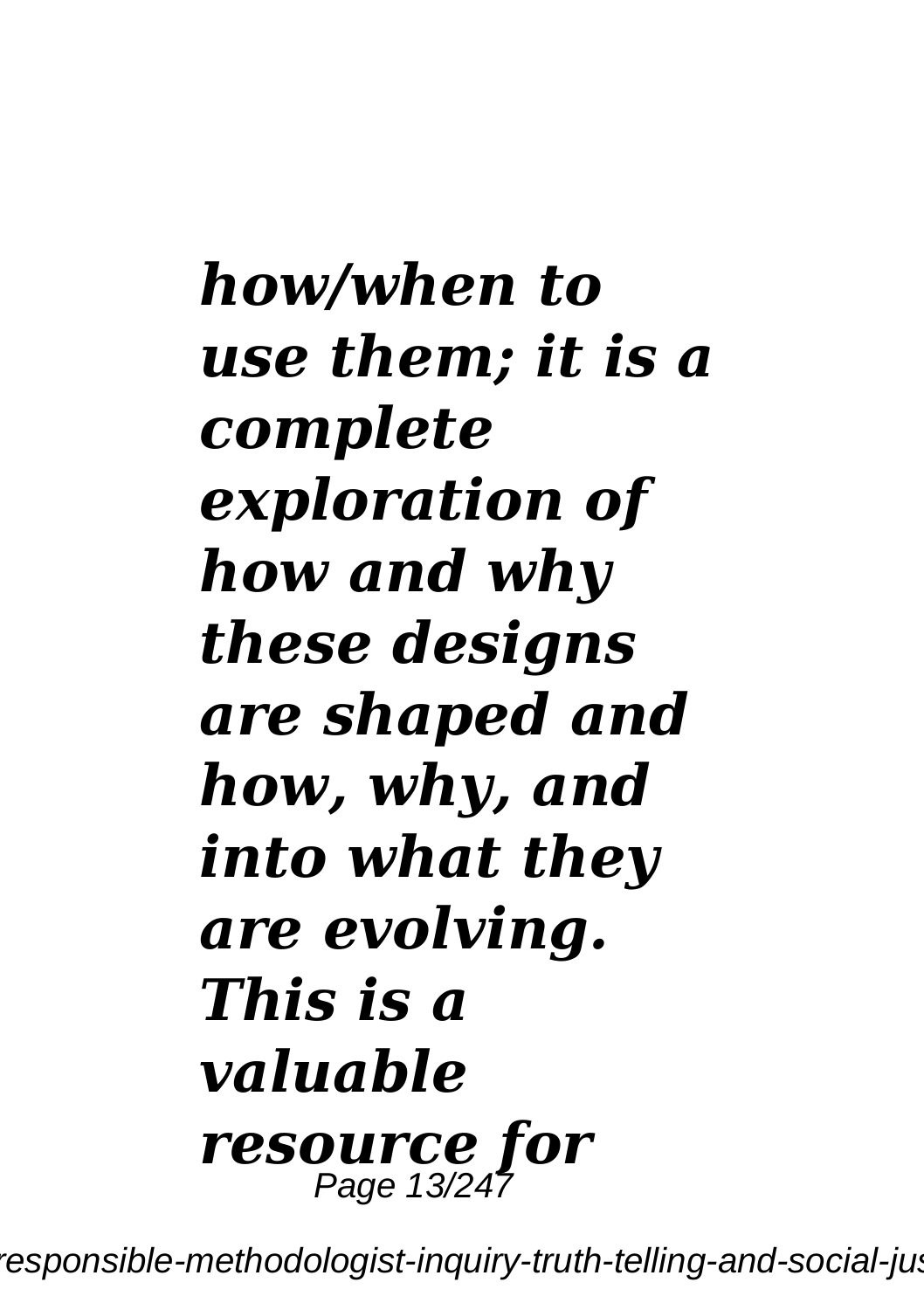***how/when to use them; it is a complete exploration of how and why these designs are shaped and how, why, and into what they are evolving. This is a valuable resource for***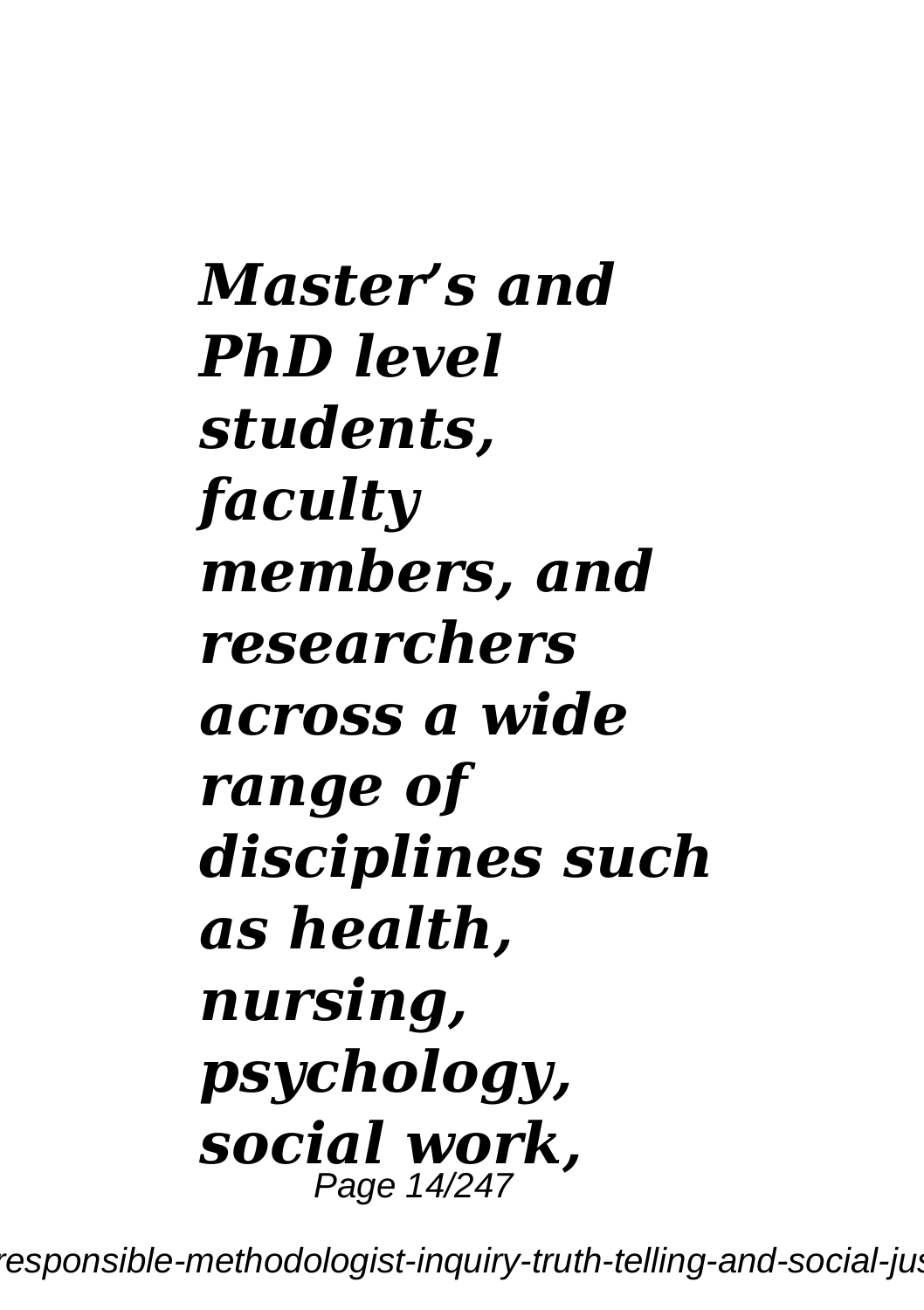***Master's and PhD level students, faculty members, and researchers across a wide range of disciplines such as health, nursing, psychology, social work,***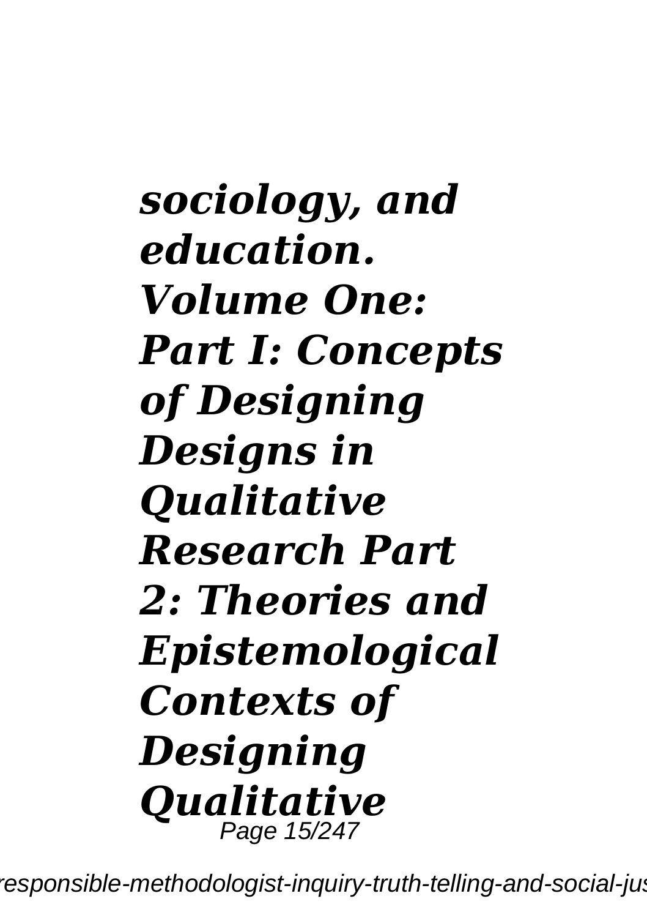***sociology, and education. Volume One: Part I: Concepts of Designing Designs in Qualitative Research Part 2: Theories and Epistemological Contexts of Designing Qualitative***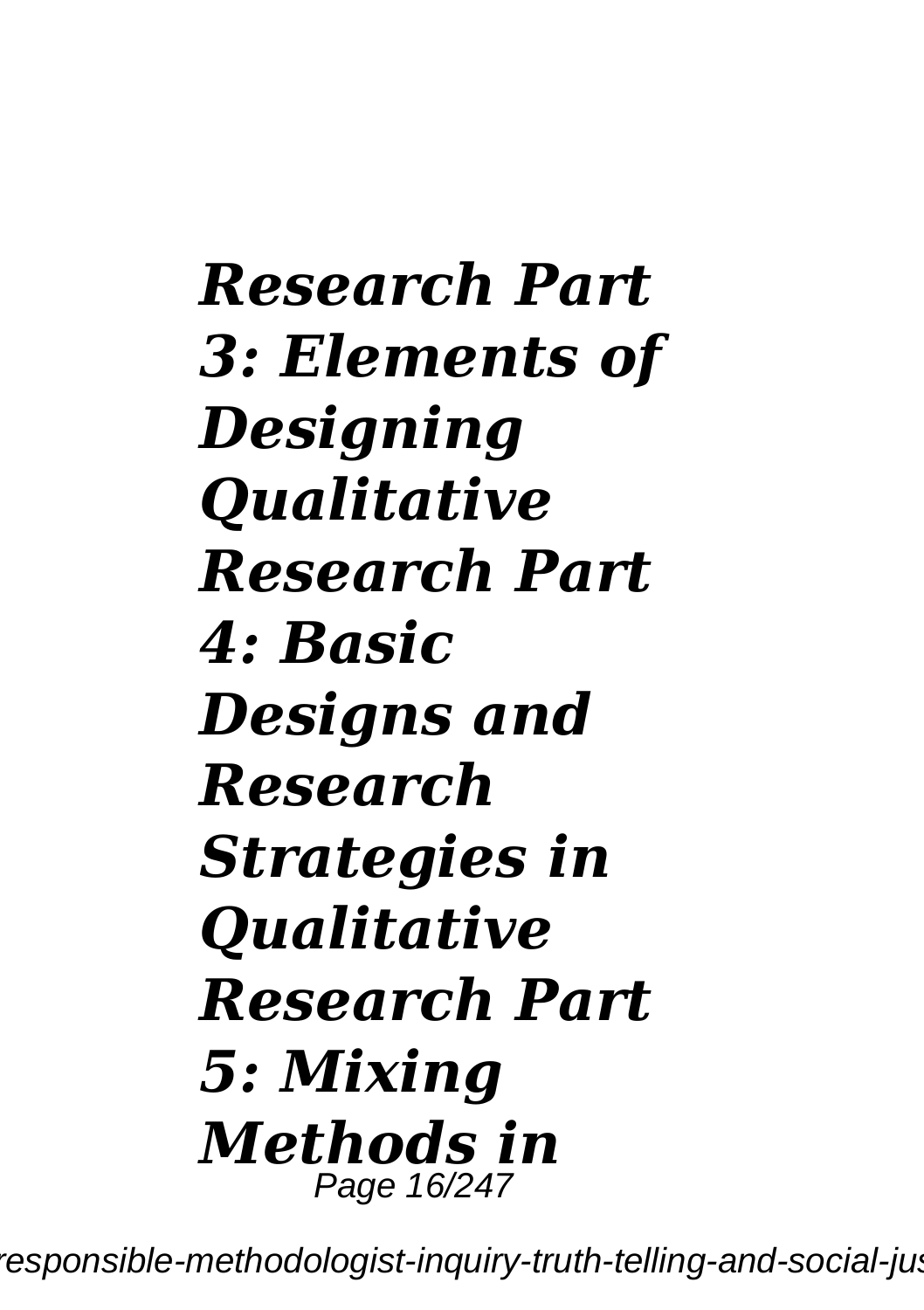***Research Part 3: Elements of Designing Qualitative Research Part 4: Basic Designs and Research Strategies in Qualitative Research Part 5: Mixing Methods in***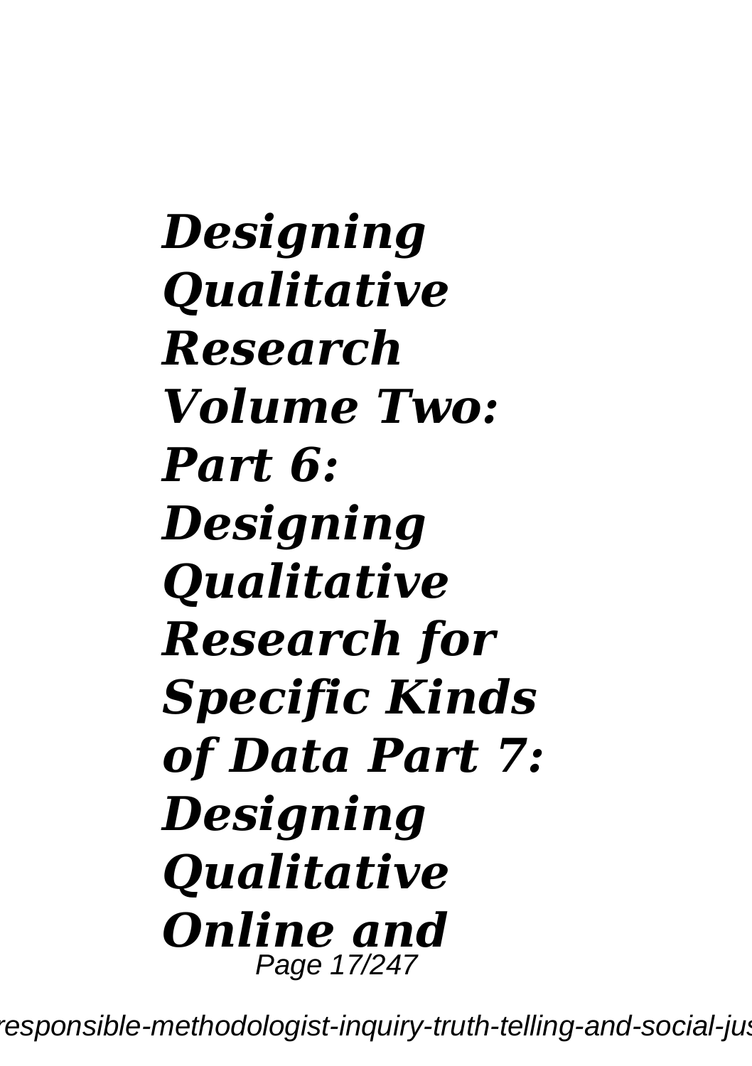***Designing Qualitative Research Volume Two: Part 6: Designing Qualitative Research for Specific Kinds of Data Part 7: Designing Qualitative Online and***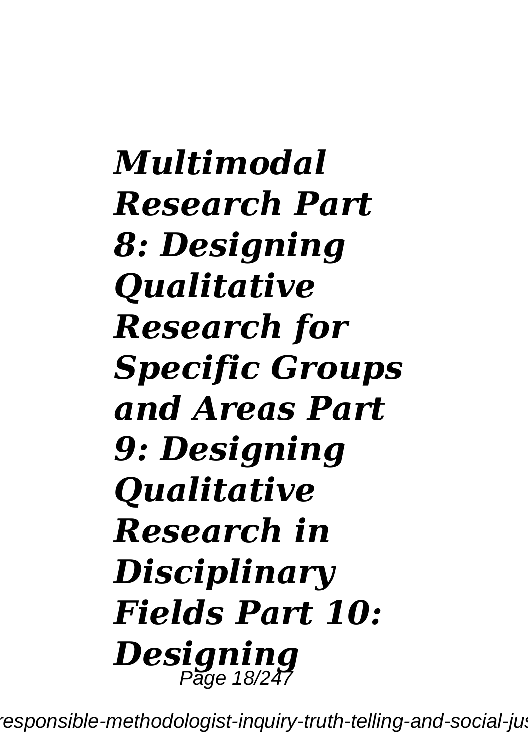***Multimodal Research Part 8: Designing Qualitative Research for Specific Groups and Areas Part 9: Designing Qualitative Research in Disciplinary Fields Part 10: Designing***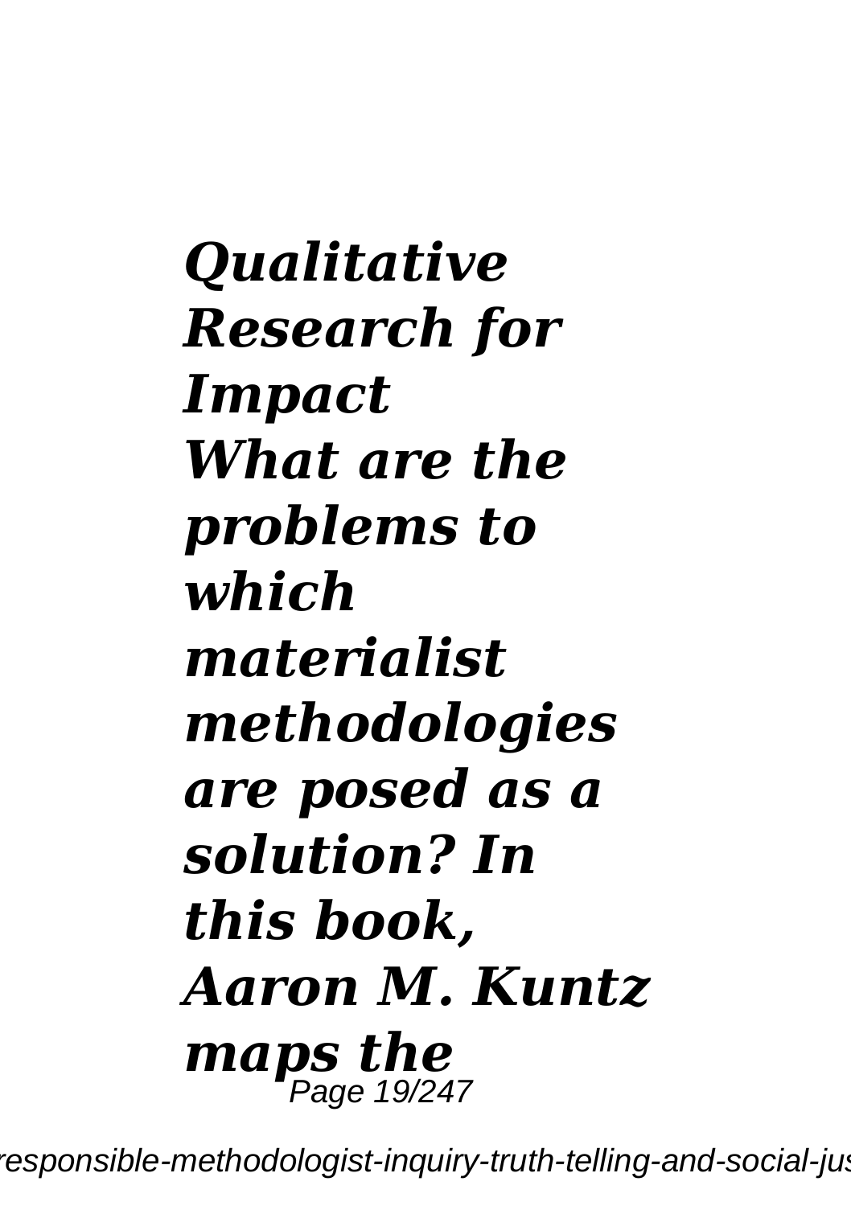***Qualitative Research for Impact***
***What are the problems to which materialist methodologies are posed as a solution? In this book, Aaron M. Kuntz maps the***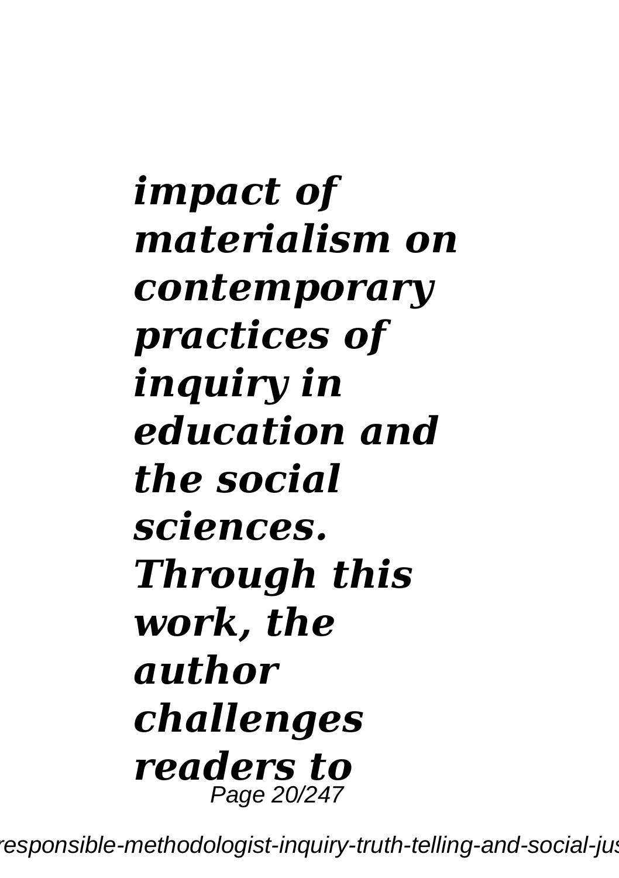***impact of materialism on contemporary practices of inquiry in education and the social sciences. Through this work, the author challenges readers to***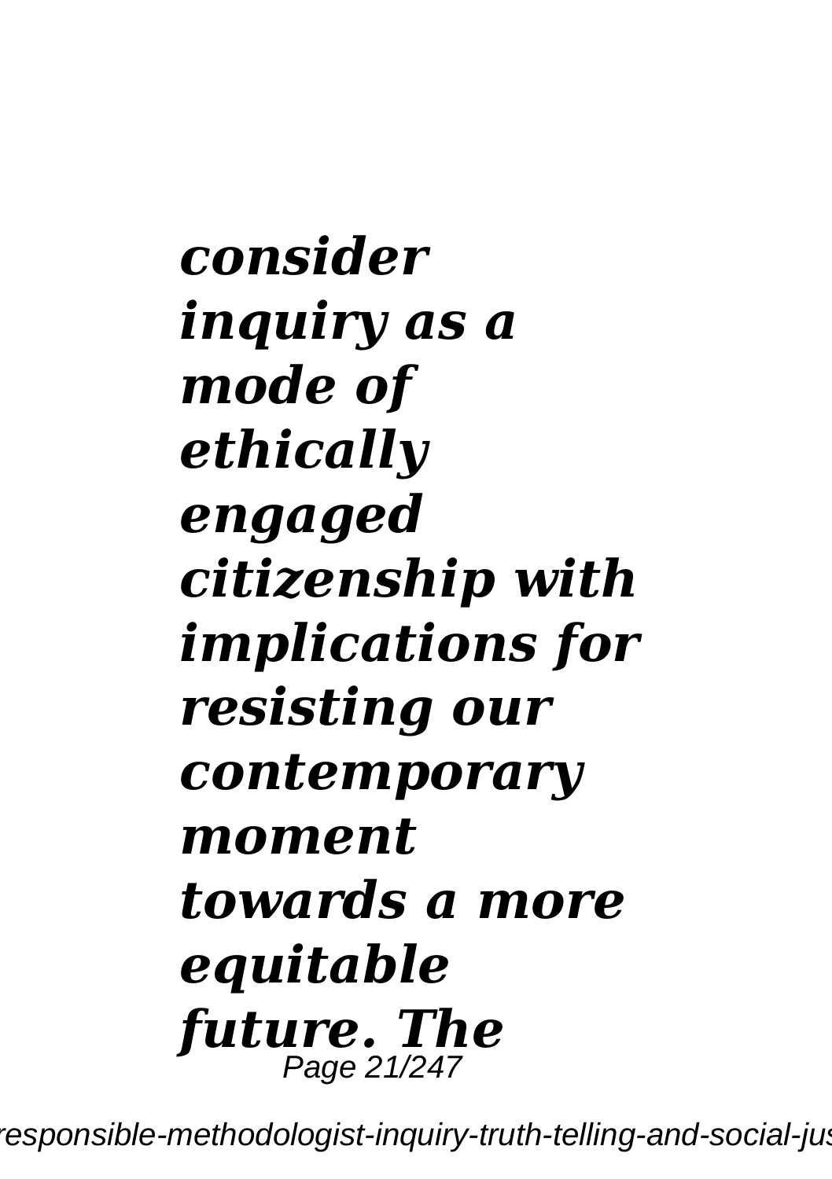***consider inquiry as a mode of ethically engaged citizenship with implications for resisting our contemporary moment towards a more equitable future. The***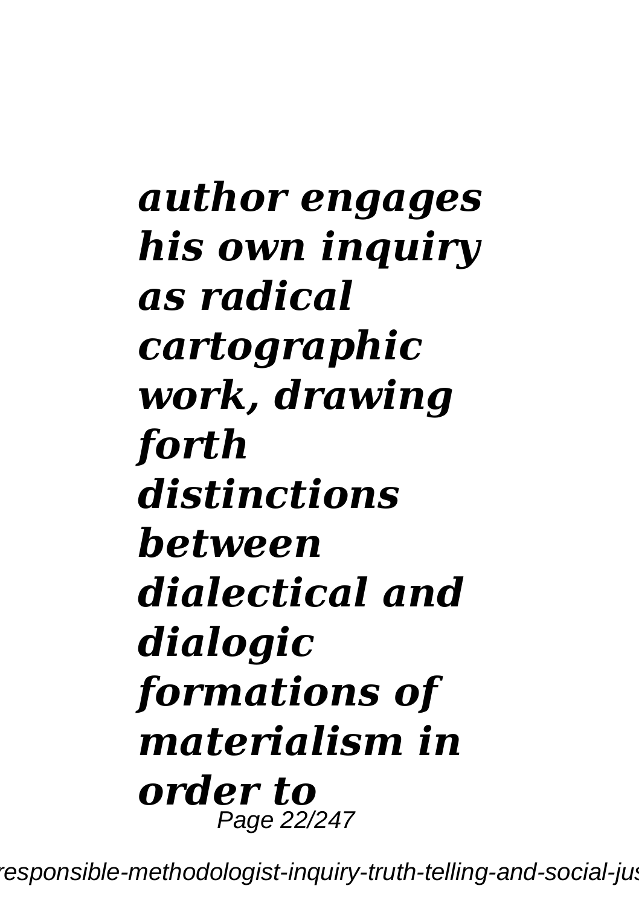***author engages his own inquiry as radical cartographic work, drawing forth distinctions between dialectical and dialogic formations of materialism in order to***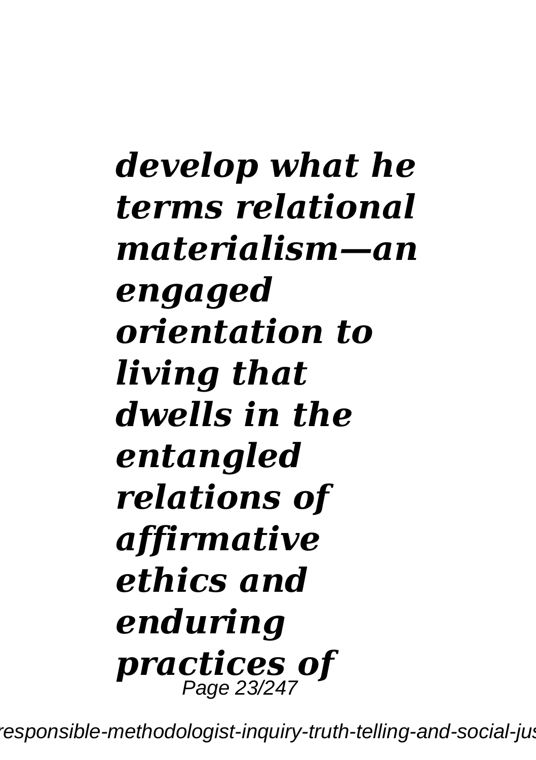*develop what he terms relational materialism—an engaged orientation to living that dwells in the entangled relations of affirmative ethics and enduring practices of*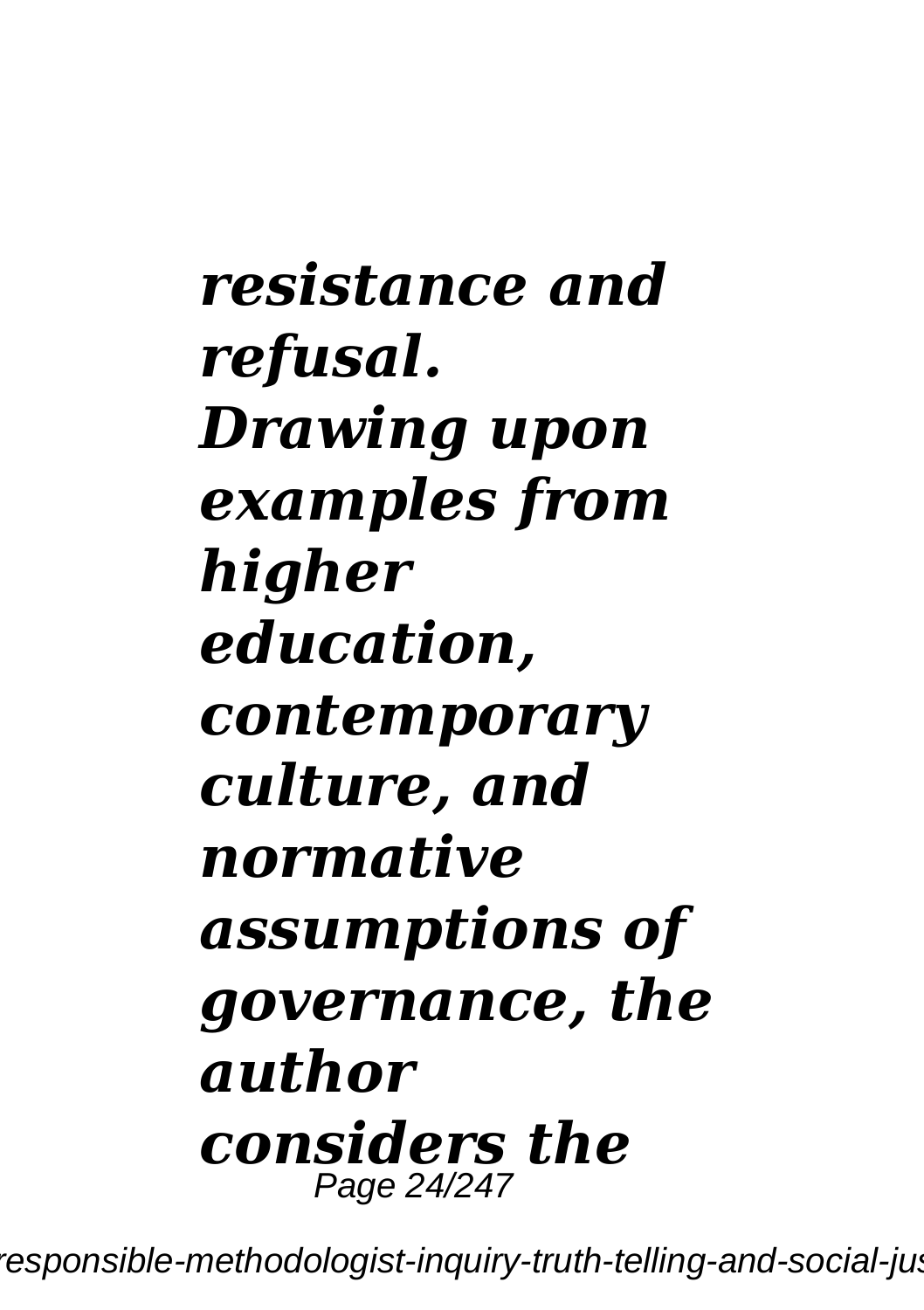***resistance and refusal. Drawing upon examples from higher education, contemporary culture, and normative assumptions of governance, the author considers the***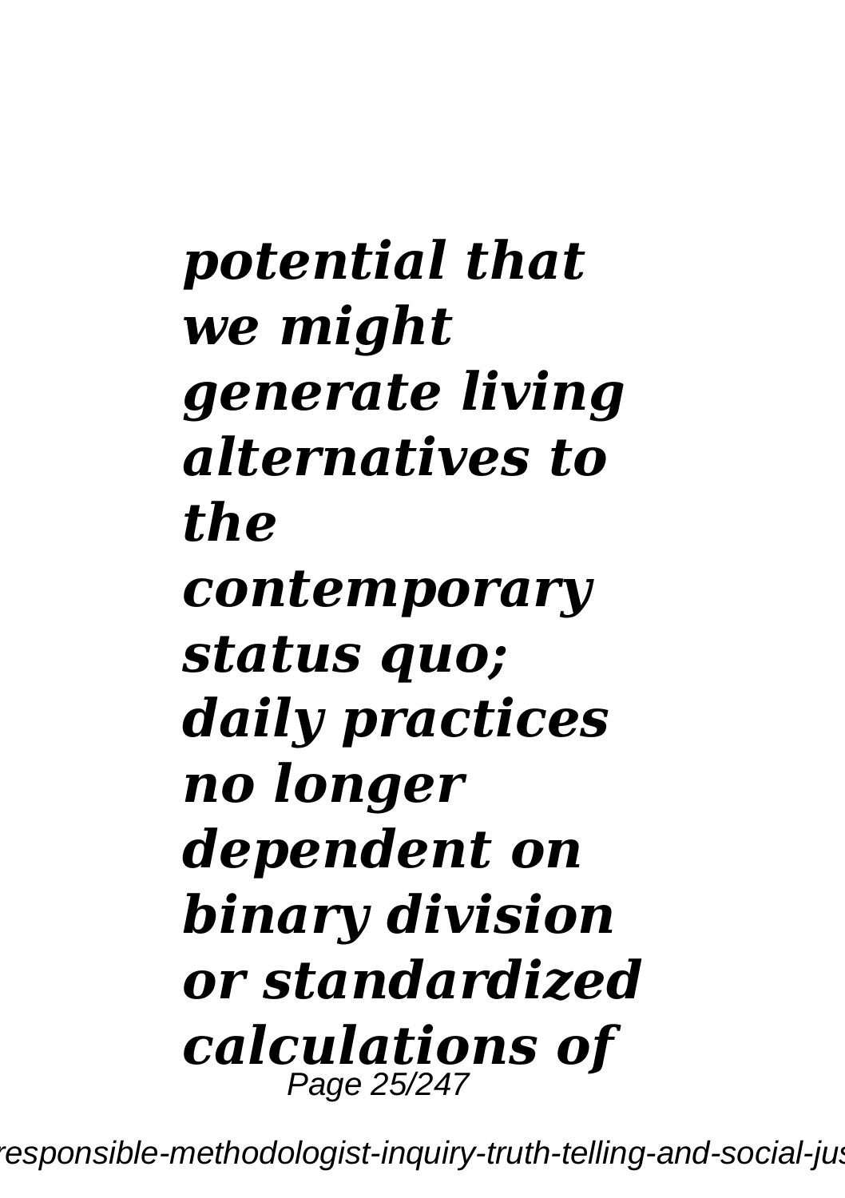***potential that we might generate living alternatives to the contemporary status quo; daily practices no longer dependent on binary division or standardized calculations of***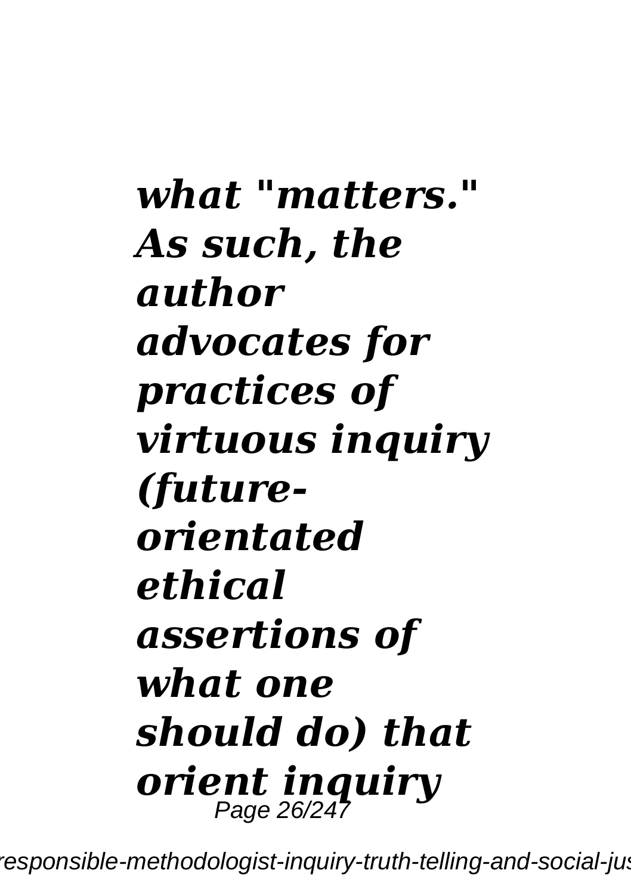*what "matters." As such, the author advocates for practices of virtuous inquiry (future-orientated ethical assertions of what one should do) that orient inquiry*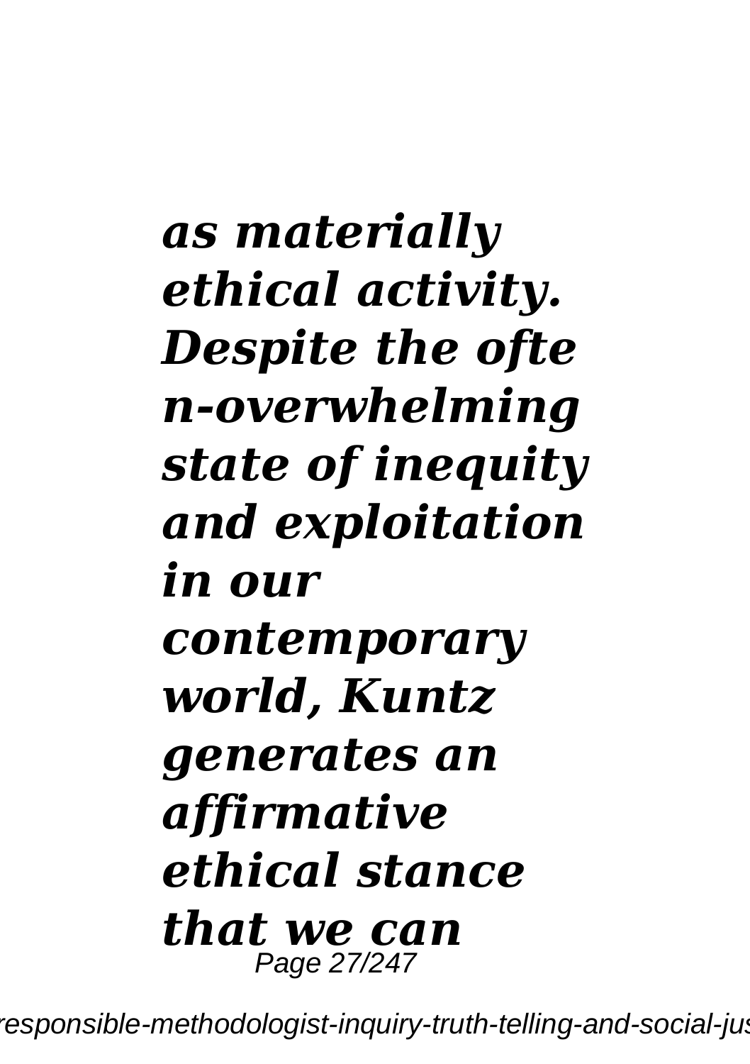*as materially ethical activity. Despite the often-overwhelming state of inequity and exploitation in our contemporary world, Kuntz generates an affirmative ethical stance that we can*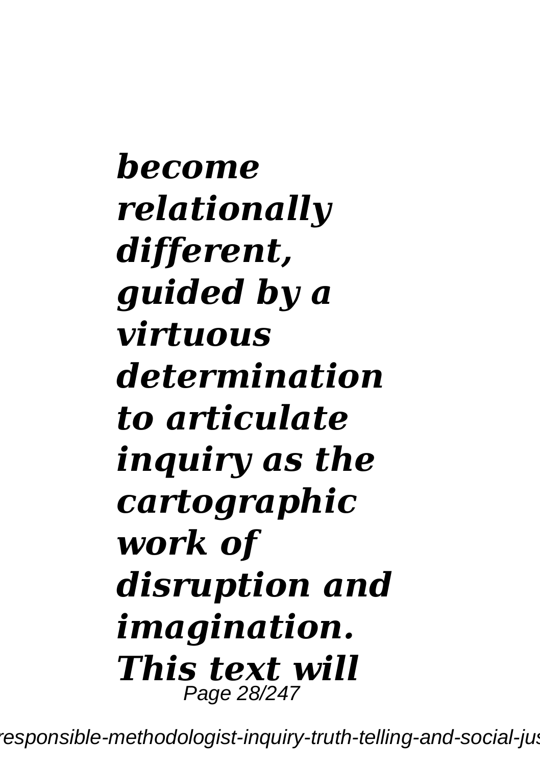***become relationally different, guided by a virtuous determination to articulate inquiry as the cartographic work of disruption and imagination. This text will***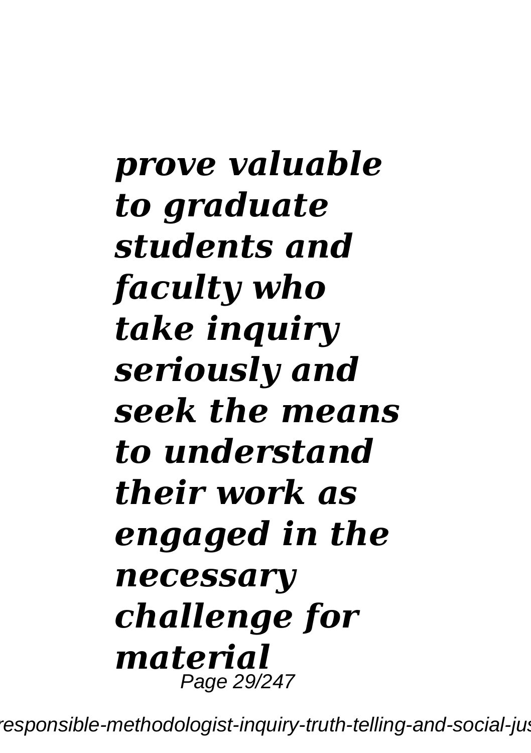***prove valuable to graduate students and faculty who take inquiry seriously and seek the means to understand their work as engaged in the necessary challenge for material***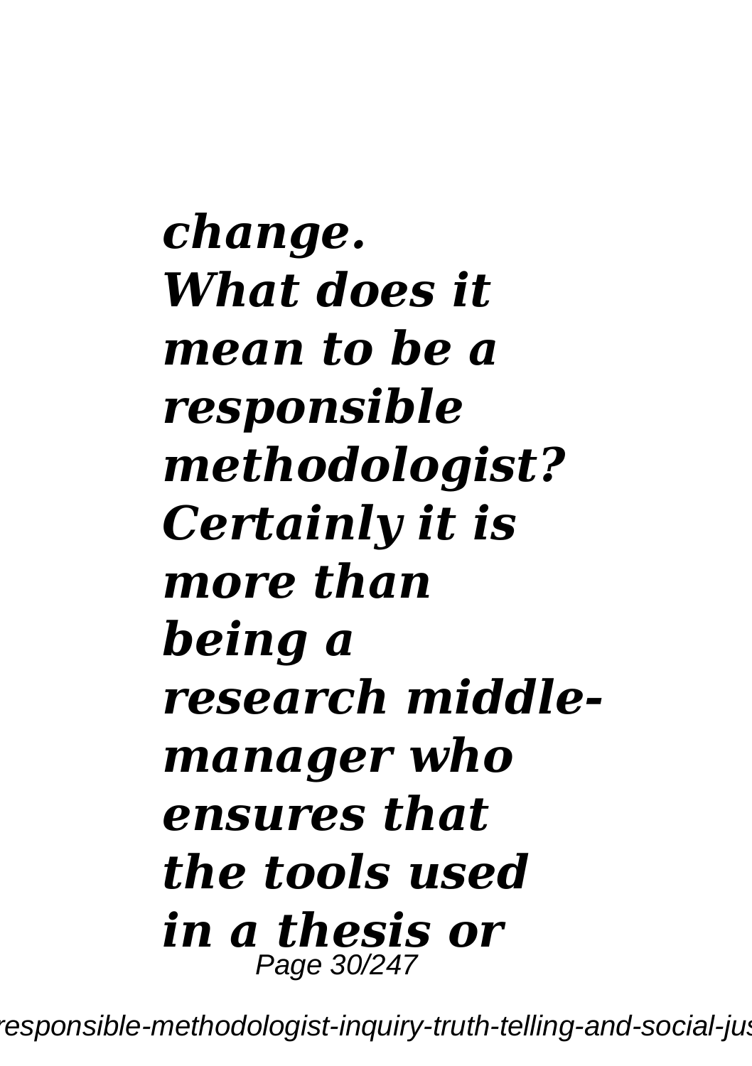*change. What does it mean to be a responsible methodologist? Certainly it is more than being a research middle-manager who ensures that the tools used in a thesis or*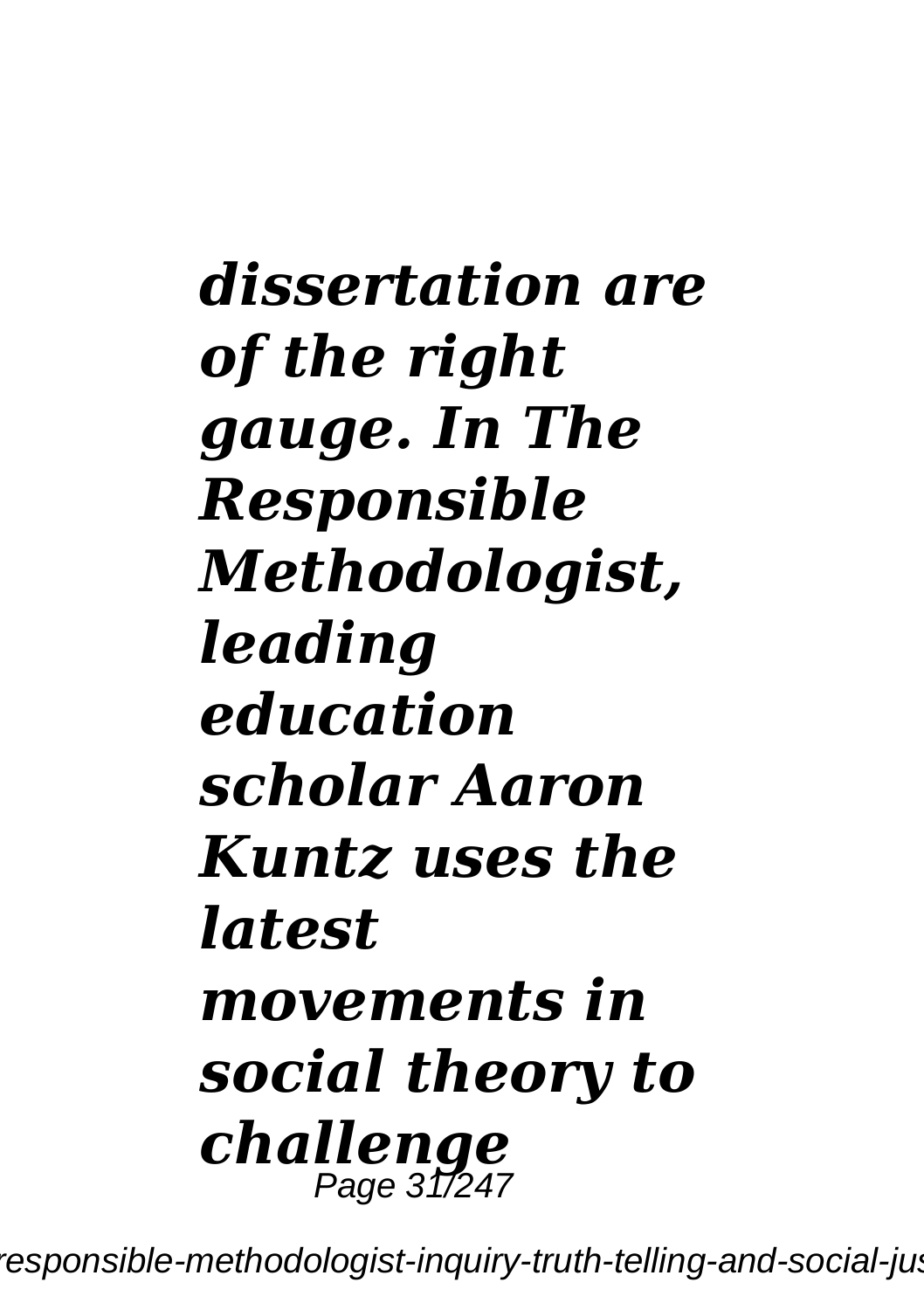***dissertation are of the right gauge. In The Responsible Methodologist, leading education scholar Aaron Kuntz uses the latest movements in social theory to challenge***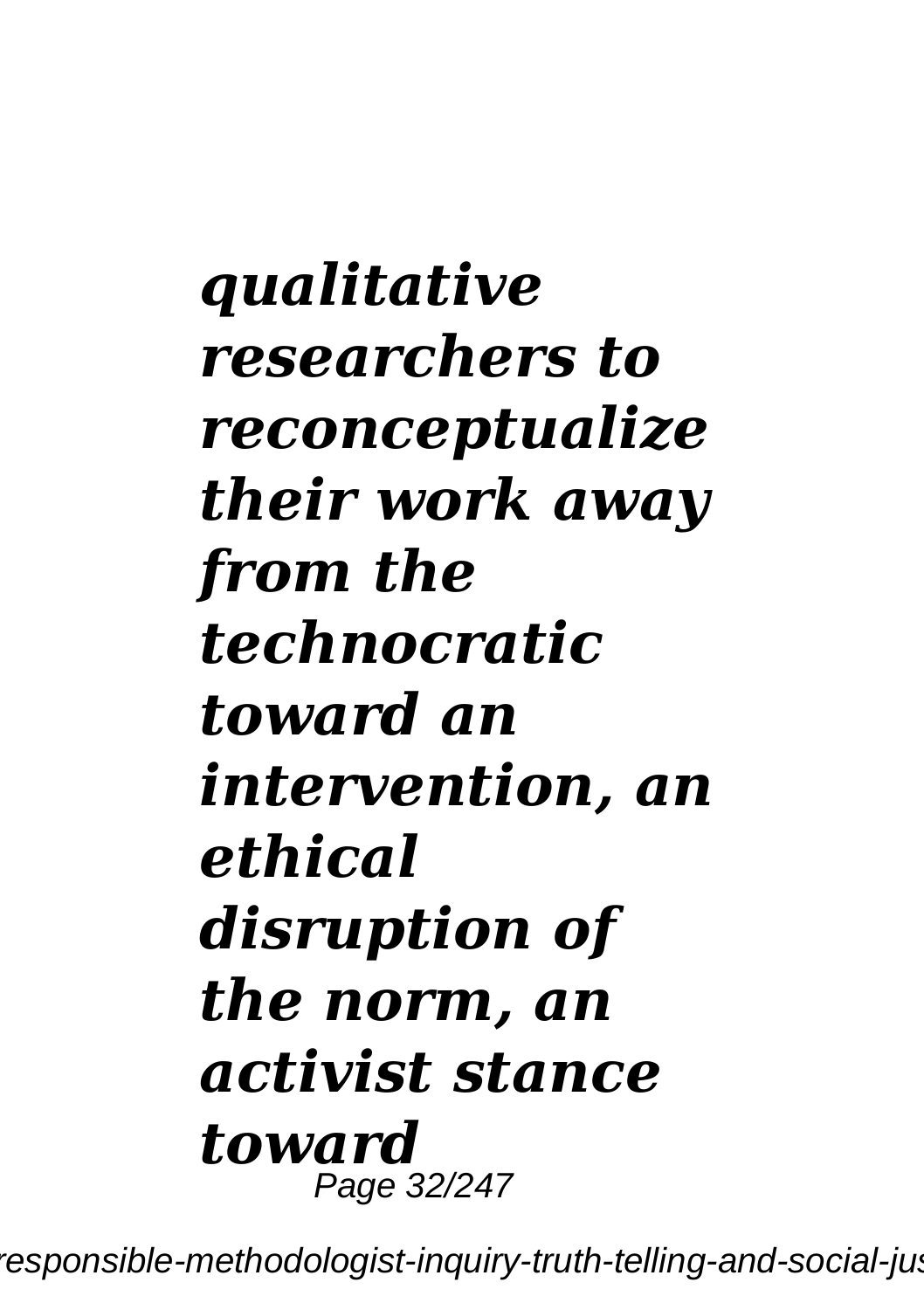***qualitative researchers to reconceptualize their work away from the technocratic toward an intervention, an ethical disruption of the norm, an activist stance toward***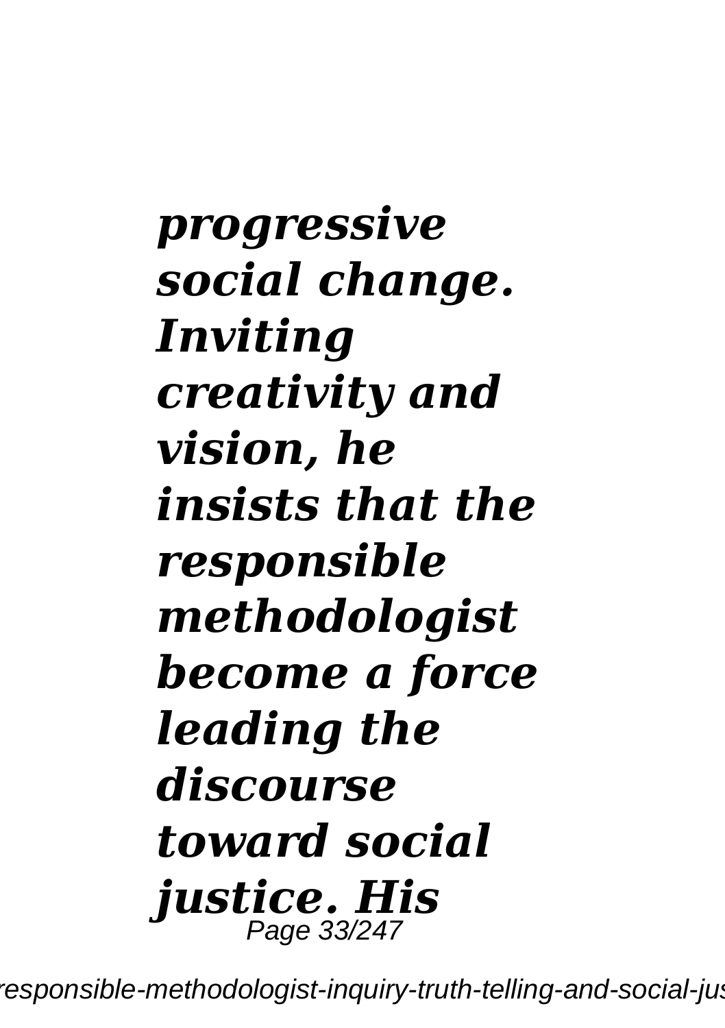***progressive social change. Inviting creativity and vision, he insists that the responsible methodologist become a force leading the discourse toward social justice. His***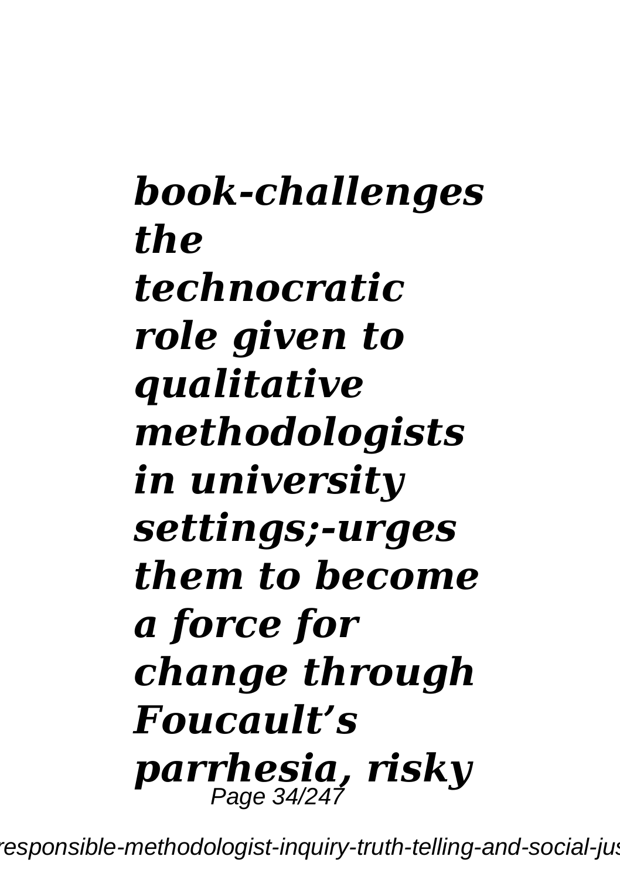***book-challenges the technocratic role given to qualitative methodologists in university settings;-urges them to become a force for change through Foucault's parrhesia, risky***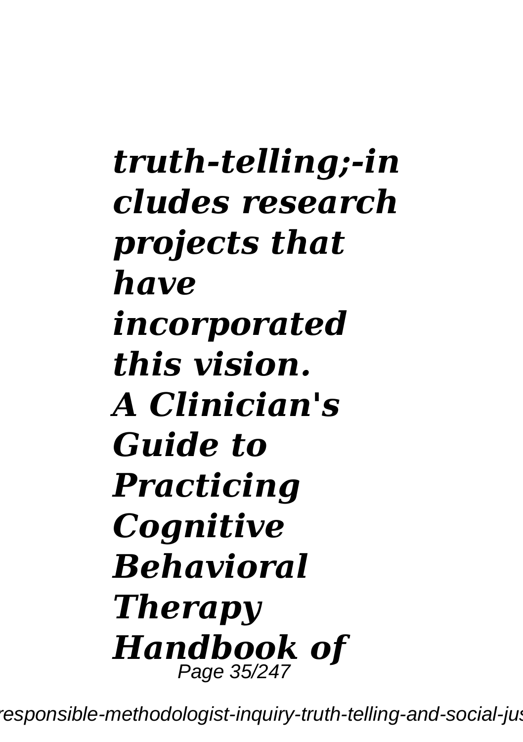*truth-telling;-includes research projects that have incorporated this vision.*

***A Clinician's Guide to Practicing Cognitive Behavioral Therapy Handbook of***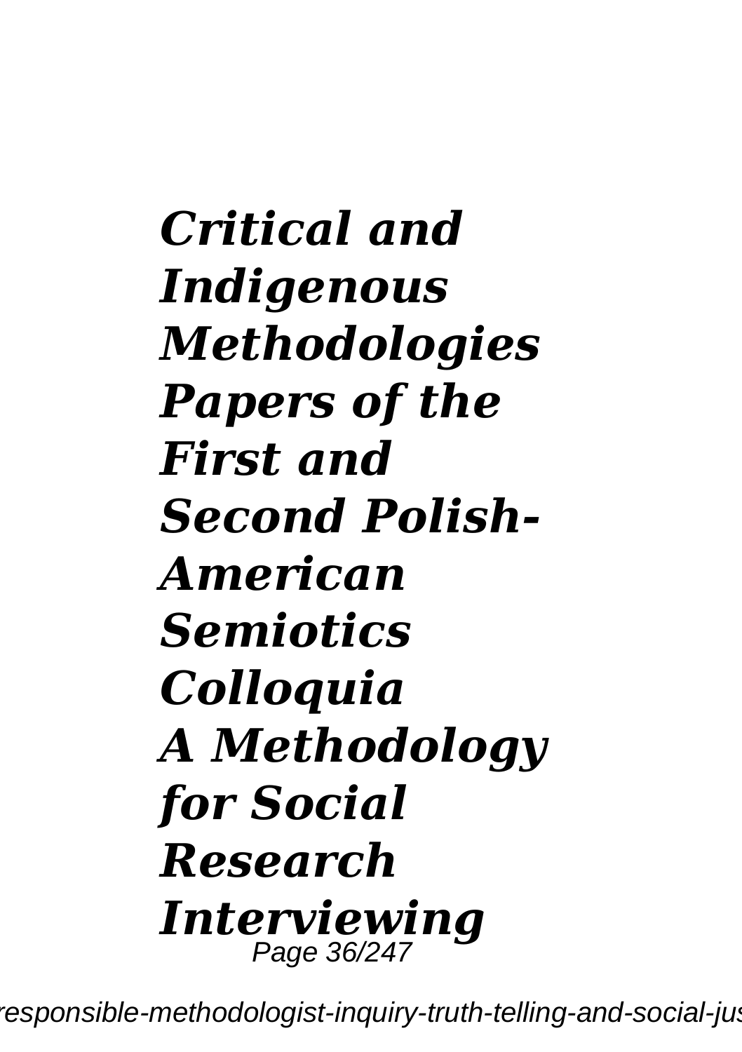***Critical and Indigenous Methodologies Papers of the First and Second Polish-American Semiotics Colloquia***

***A Methodology for Social Research Interviewing***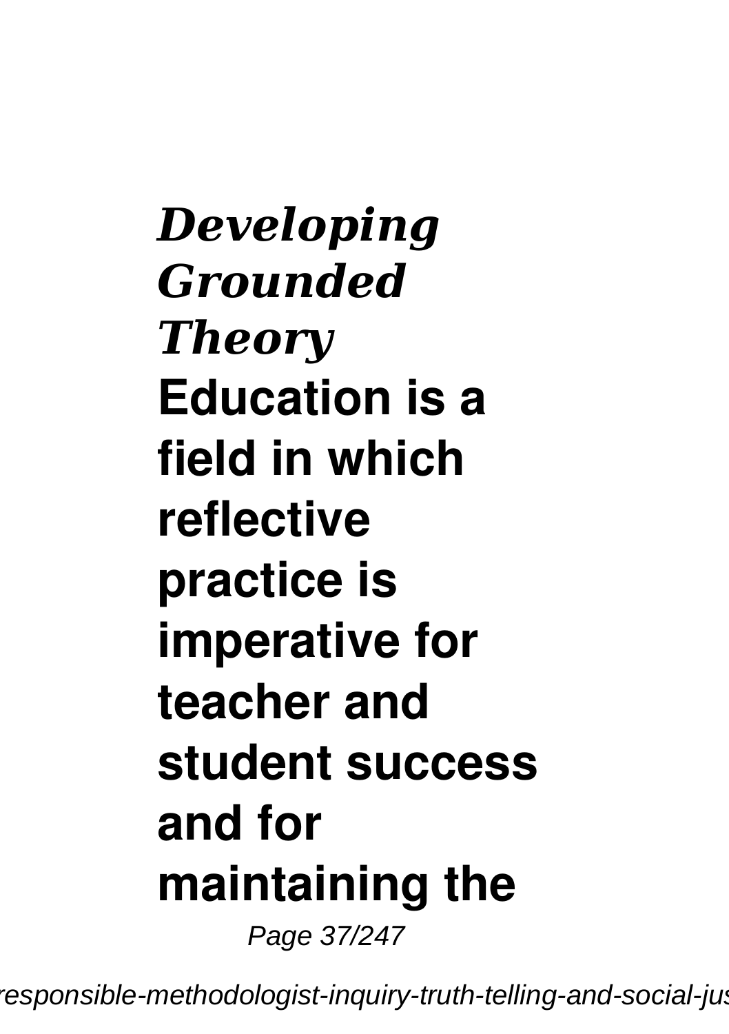***Developing Grounded Theory***

**Education is a field in which reflective practice is imperative for teacher and student success and for maintaining the**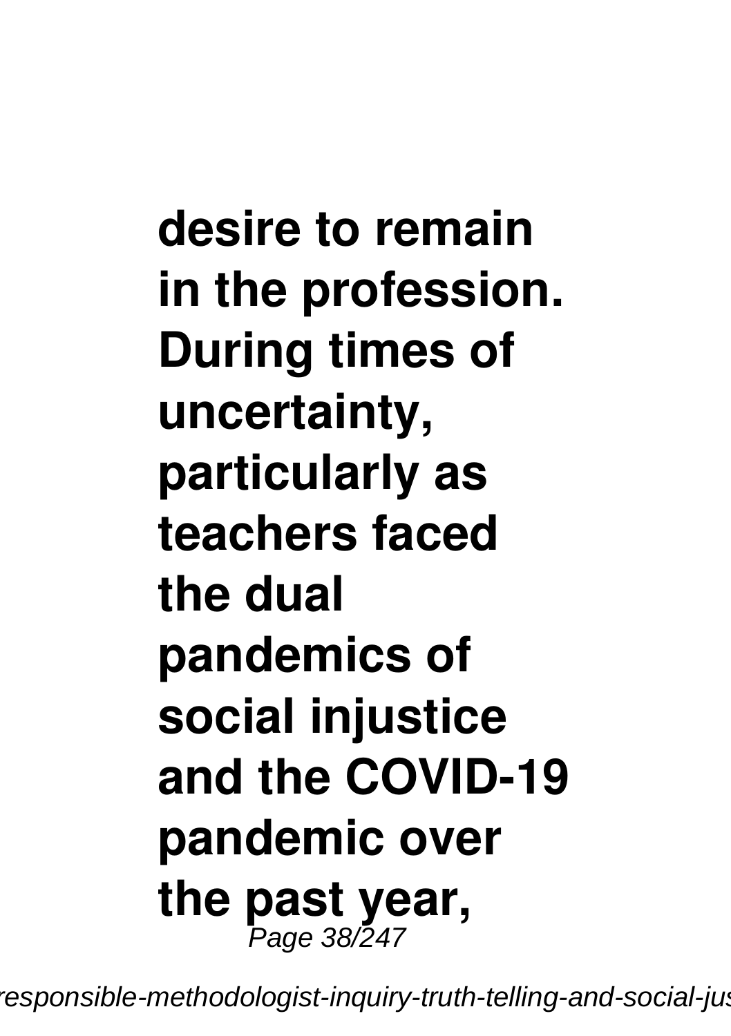**desire to remain in the profession. During times of uncertainty, particularly as teachers faced the dual pandemics of social injustice and the COVID-19 pandemic over the past year,**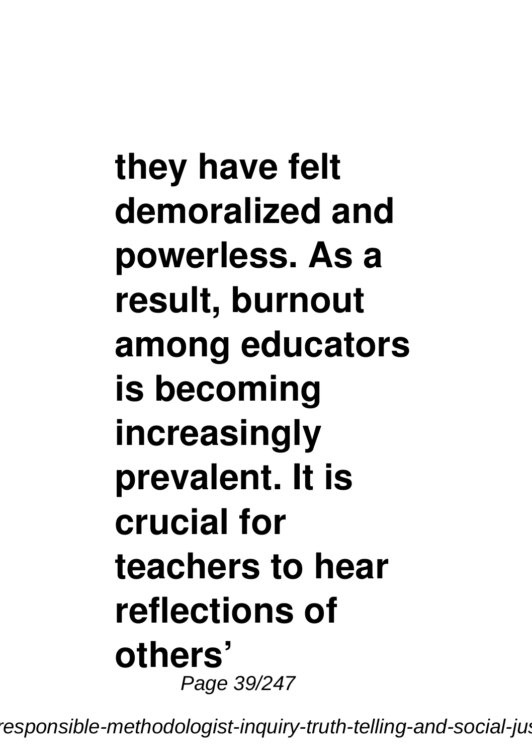**they have felt demoralized and powerless. As a result, burnout among educators is becoming increasingly prevalent. It is crucial for teachers to hear reflections of others'**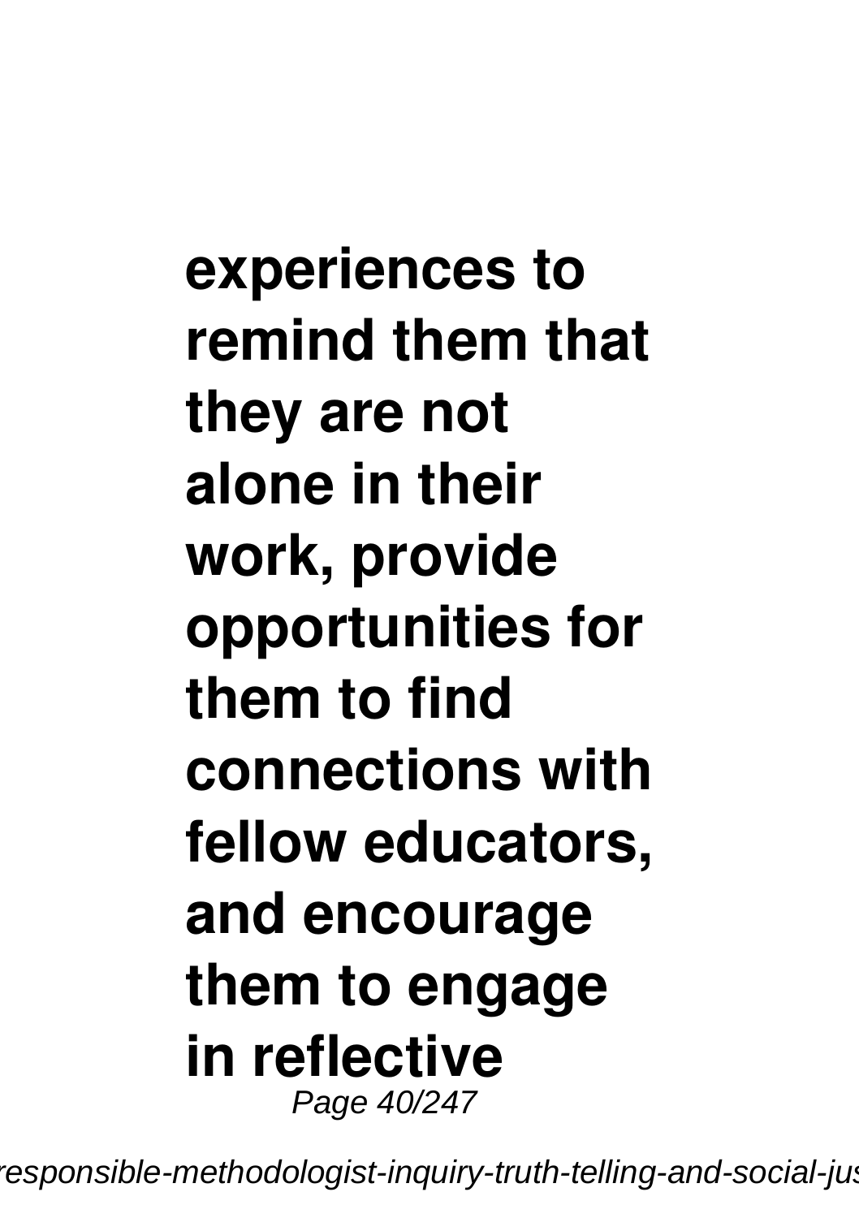**experiences to remind them that they are not alone in their work, provide opportunities for them to find connections with fellow educators, and encourage them to engage in reflective**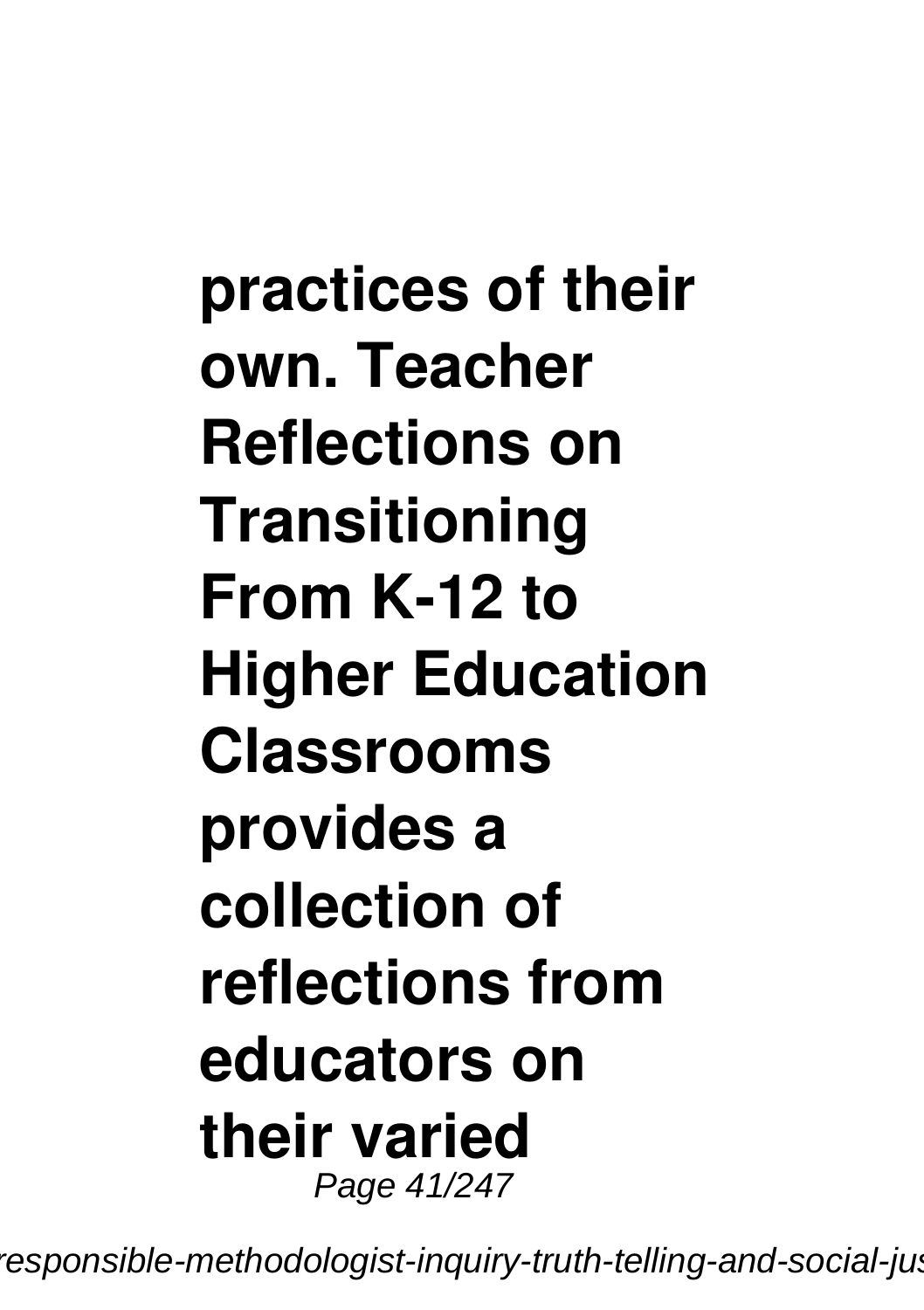**practices of their own. Teacher Reflections on Transitioning From K-12 to Higher Education Classrooms provides a collection of reflections from educators on their varied**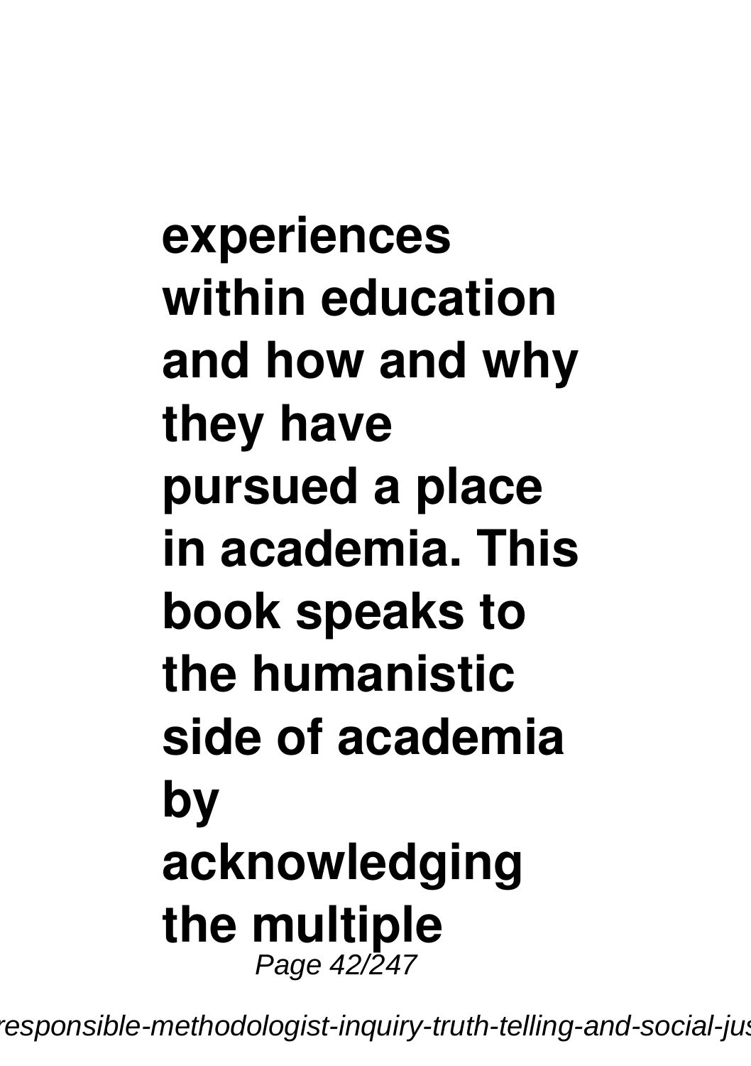**experiences within education and how and why they have pursued a place in academia. This book speaks to the humanistic side of academia by acknowledging the multiple**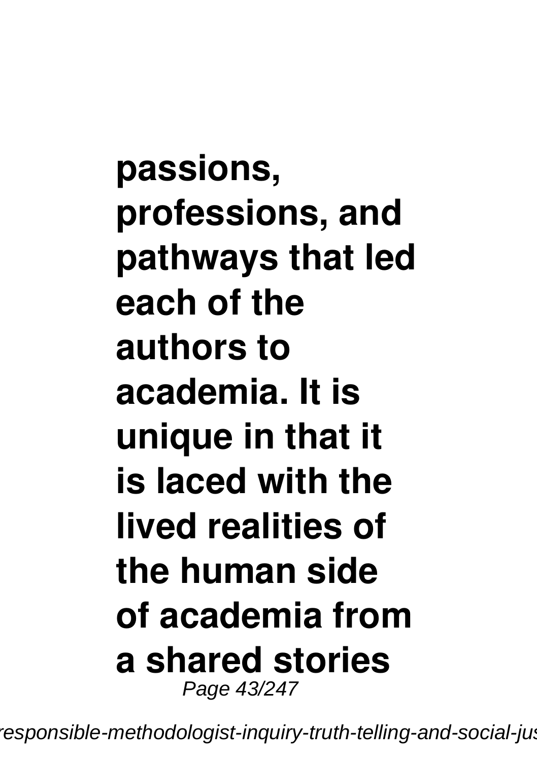**passions, professions, and pathways that led each of the authors to academia. It is unique in that it is laced with the lived realities of the human side of academia from a shared stories**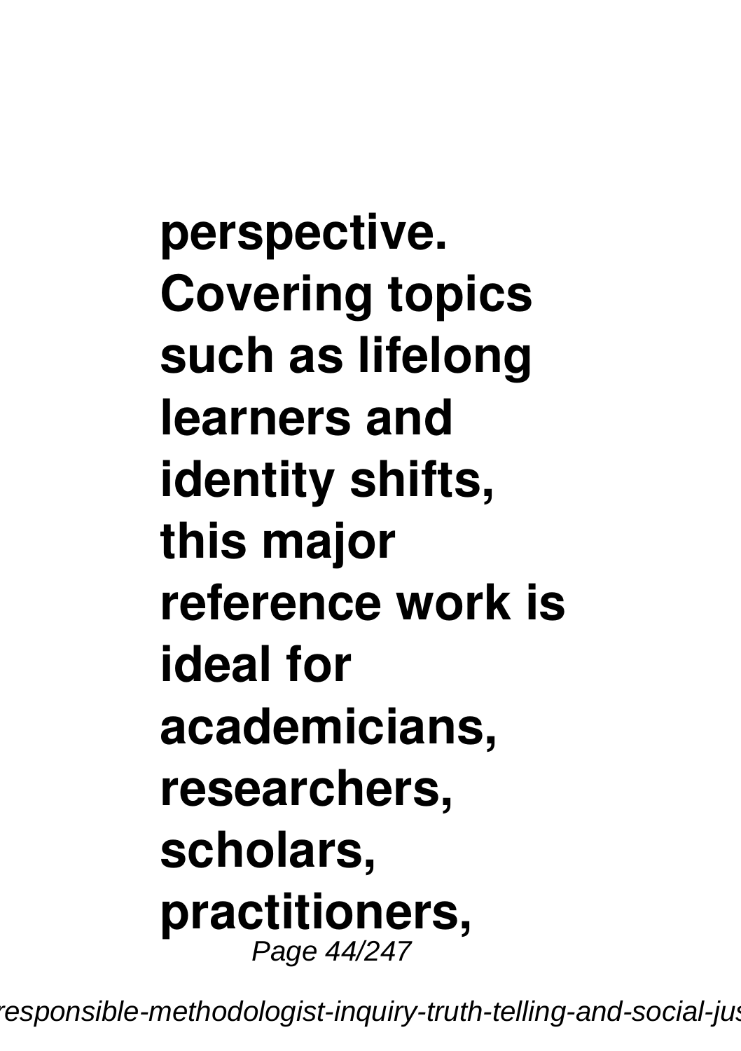**perspective. Covering topics such as lifelong learners and identity shifts, this major reference work is ideal for academicians, researchers, scholars, practitioners,**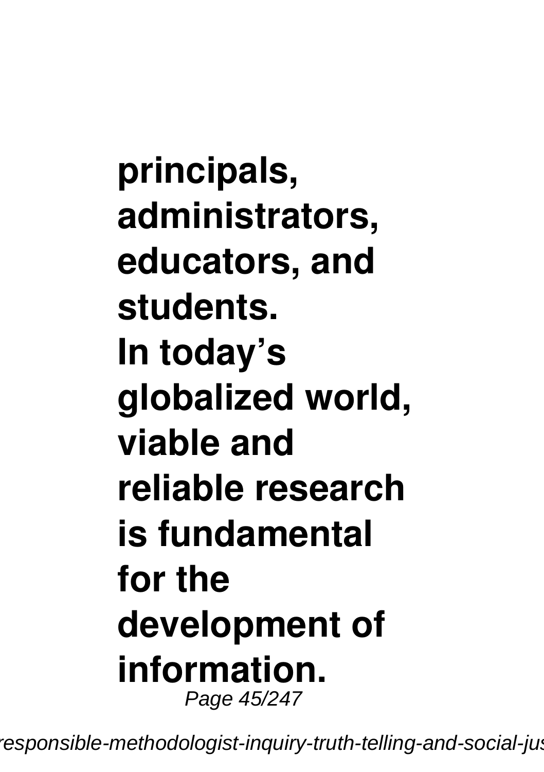**principals, administrators, educators, and students.**
**In today's globalized world, viable and reliable research is fundamental for the development of information.**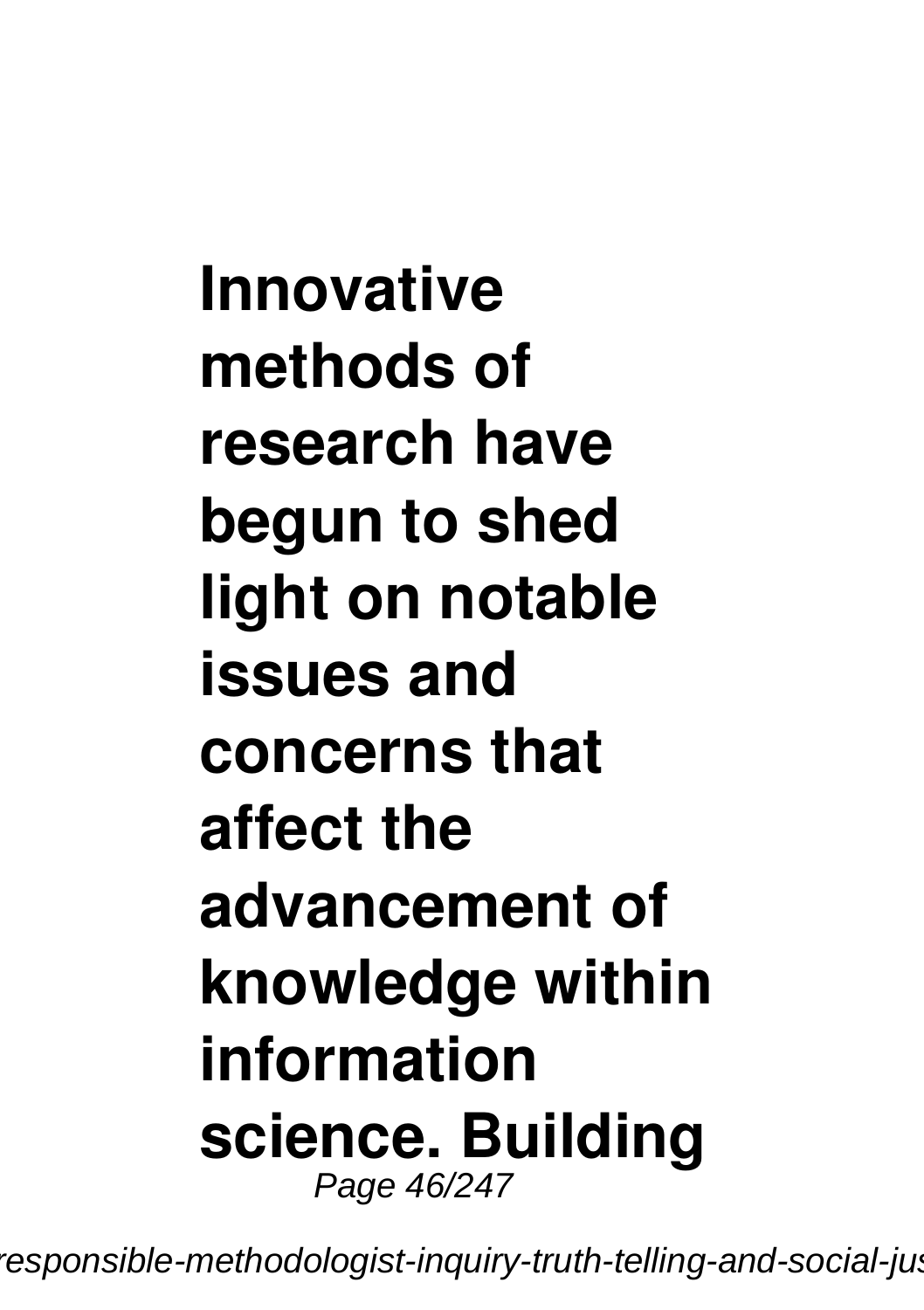**Innovative methods of research have begun to shed light on notable issues and concerns that affect the advancement of knowledge within information science. Building**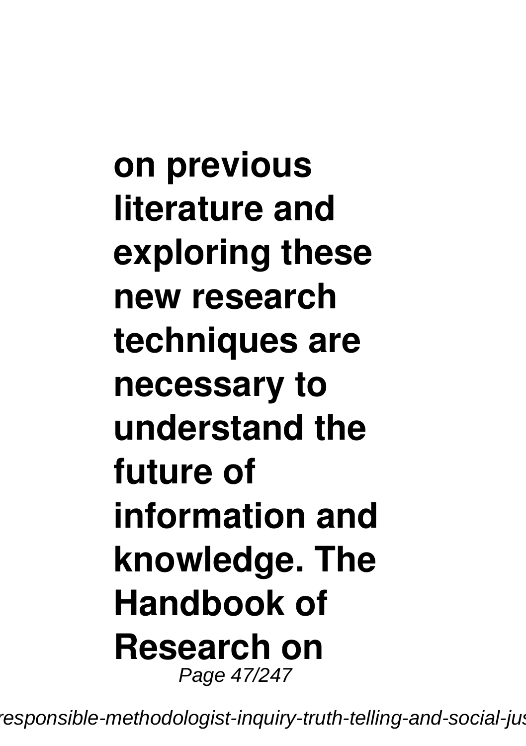**on previous literature and exploring these new research techniques are necessary to understand the future of information and knowledge. The Handbook of Research on**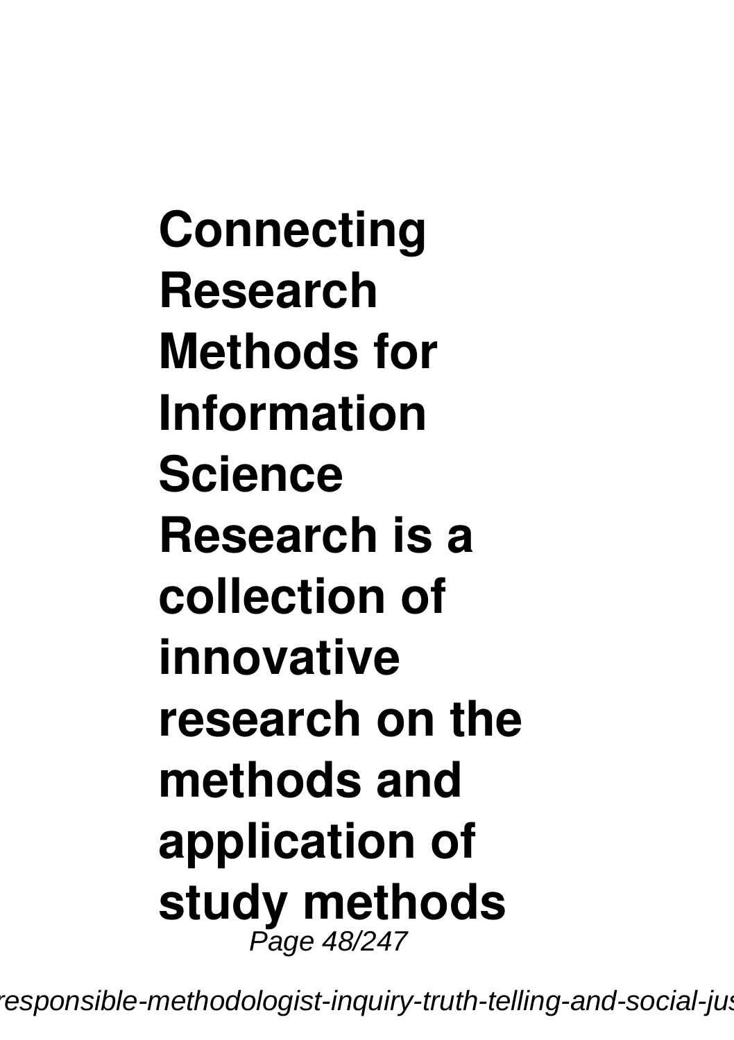**Connecting Research Methods for Information Science Research is a collection of innovative research on the methods and application of study methods**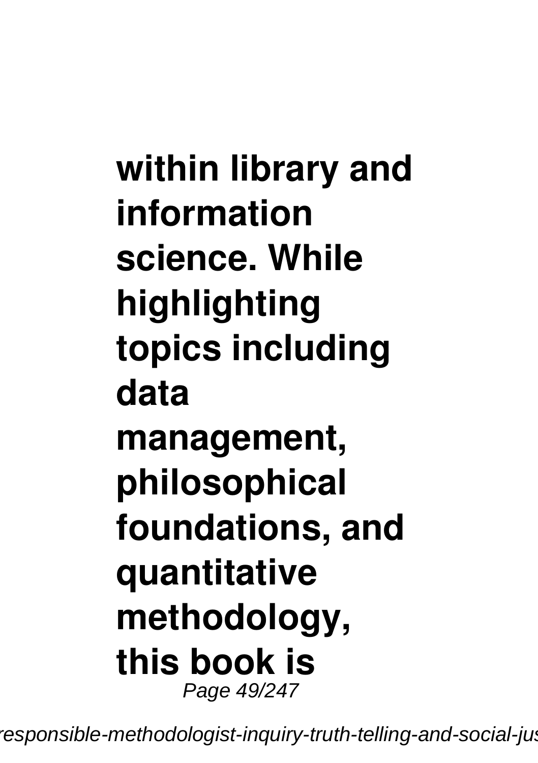**within library and information science. While highlighting topics including data management, philosophical foundations, and quantitative methodology, this book is**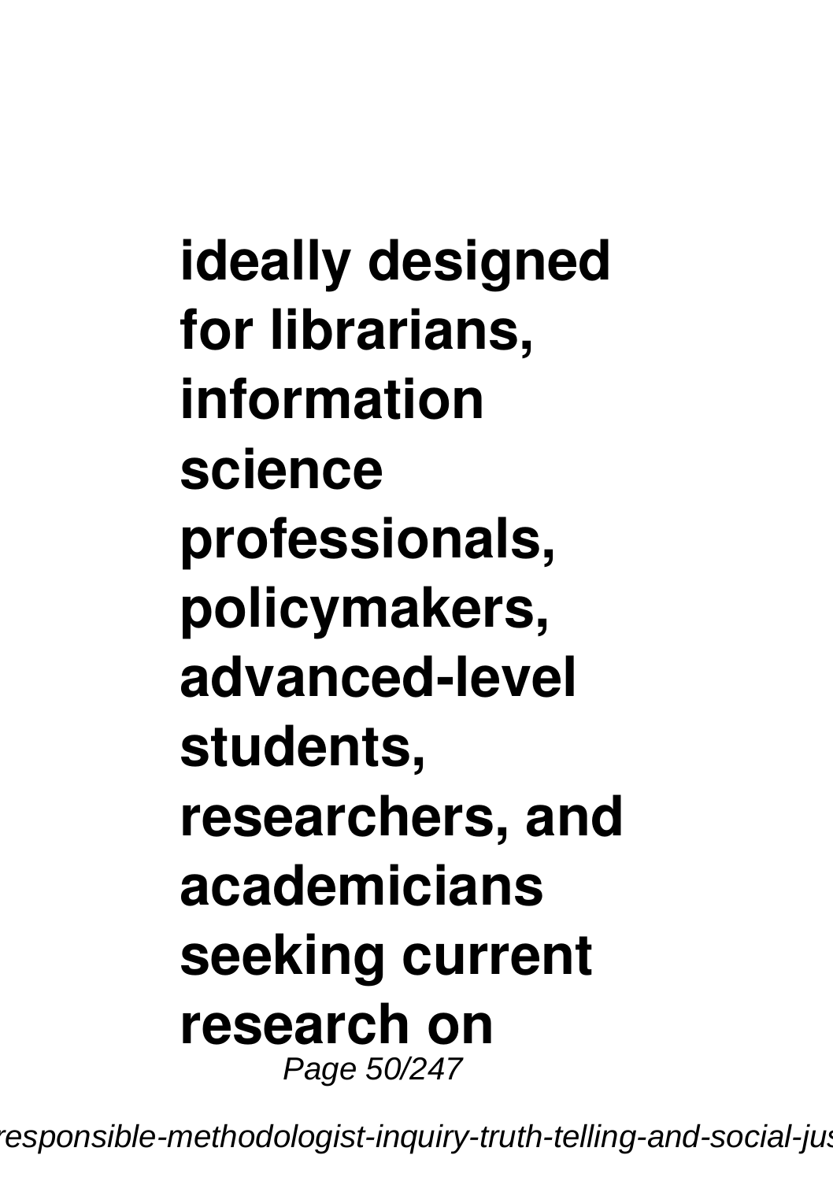**ideally designed for librarians, information science professionals, policymakers, advanced-level students, researchers, and academicians seeking current research on**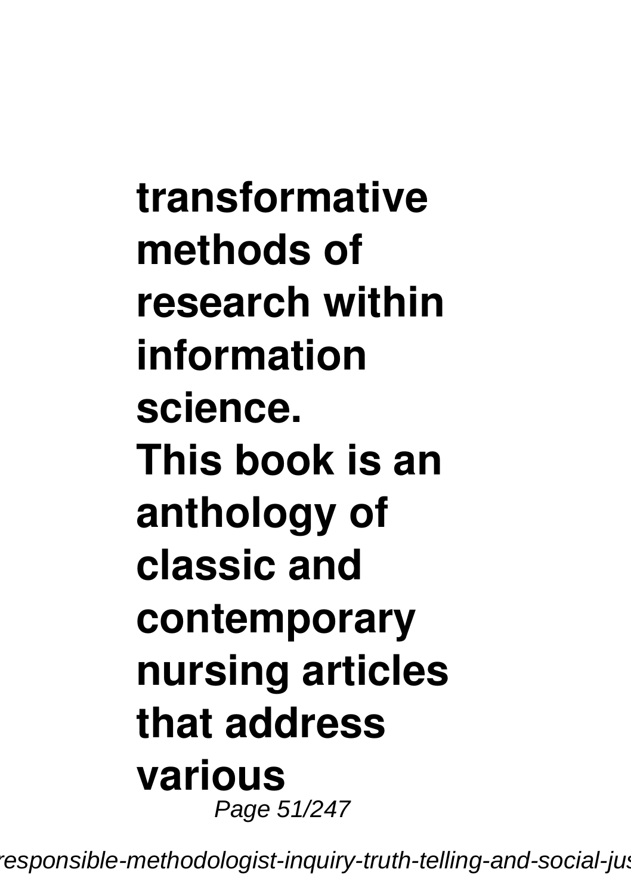**transformative methods of research within information science.**

**This book is an anthology of classic and contemporary nursing articles that address various**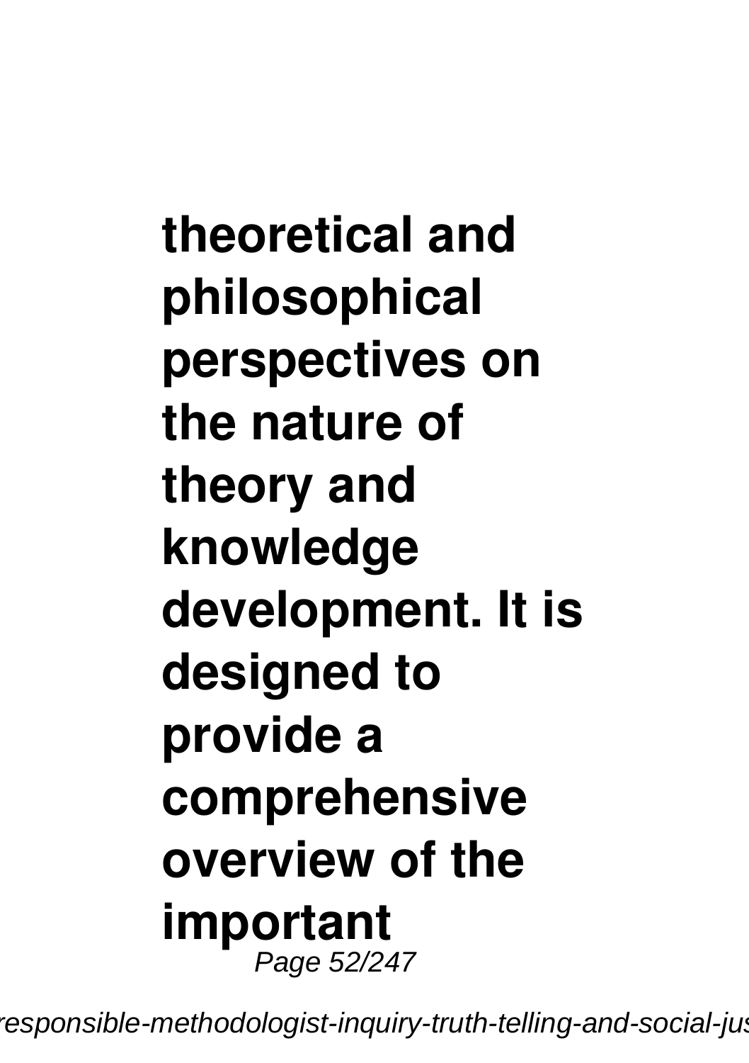**theoretical and philosophical perspectives on the nature of theory and knowledge development. It is designed to provide a comprehensive overview of the important**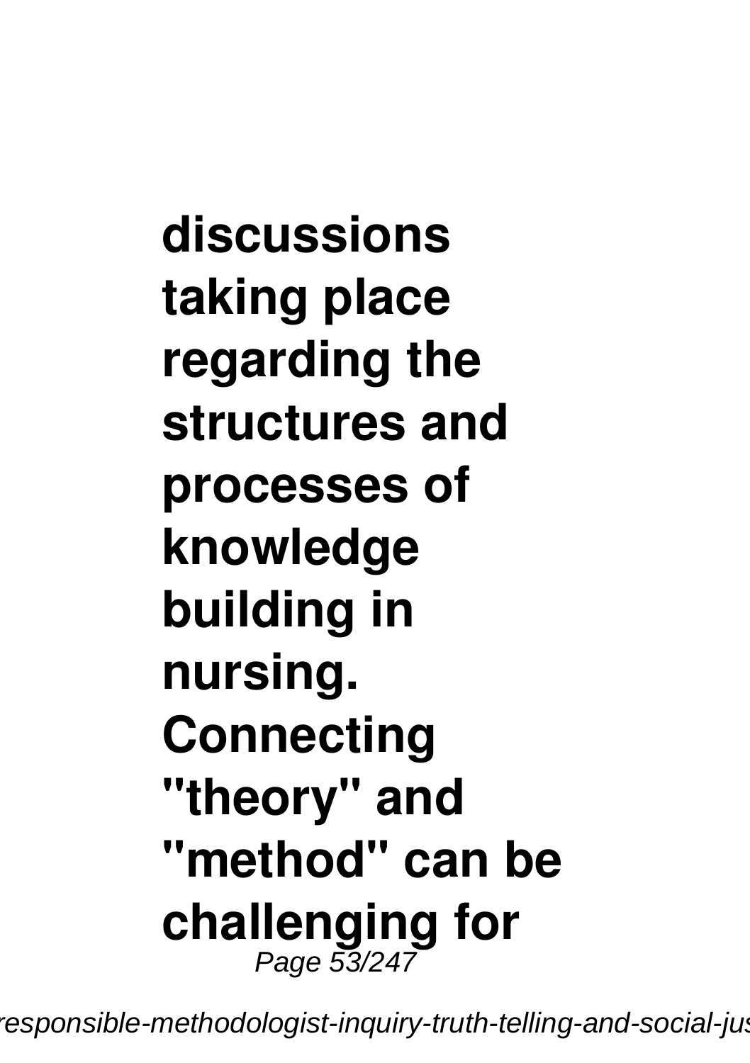**discussions taking place regarding the structures and processes of knowledge building in nursing. Connecting "theory" and "method" can be challenging for**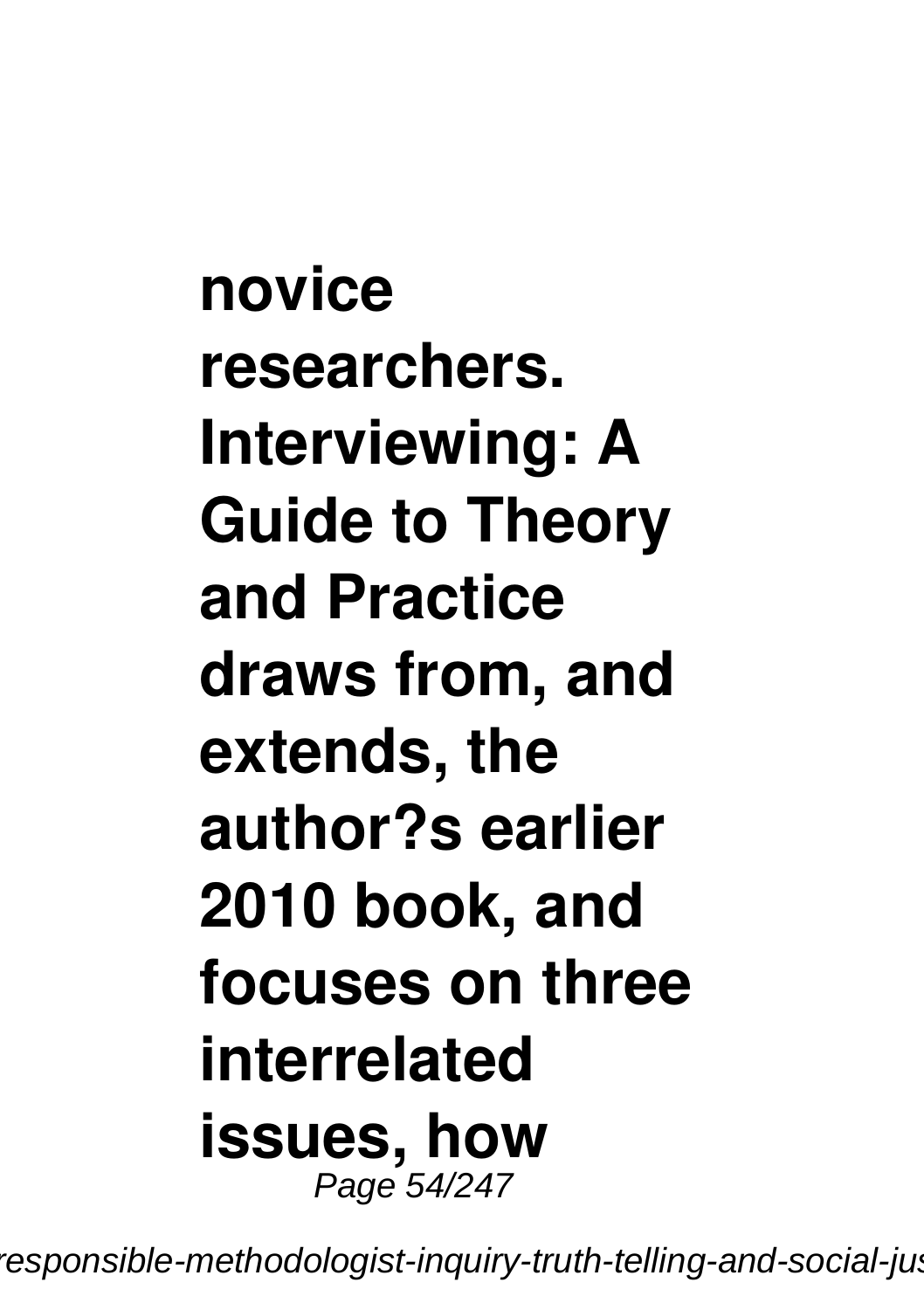**novice researchers. Interviewing: A Guide to Theory and Practice draws from, and extends, the author?s earlier 2010 book, and focuses on three interrelated issues, how**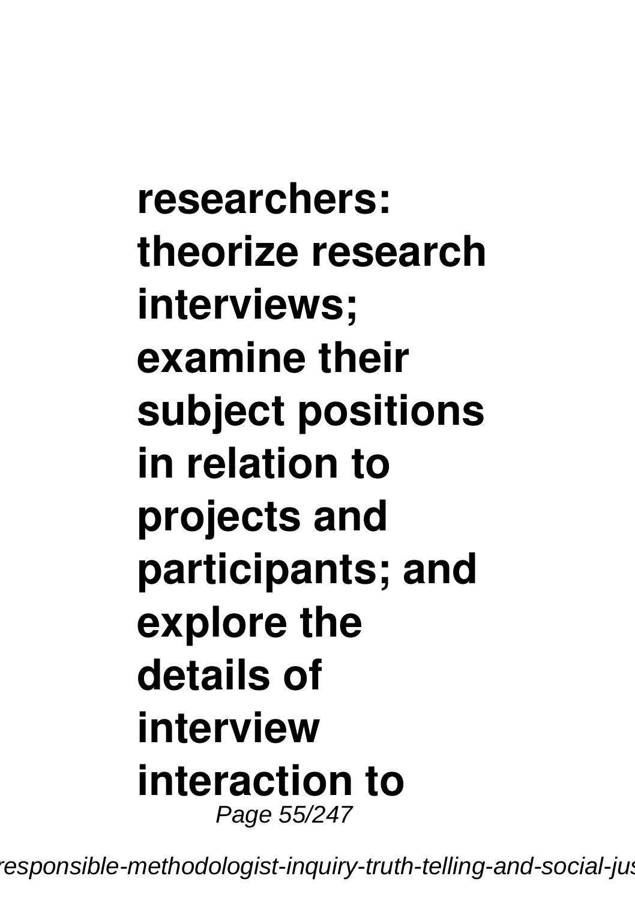**researchers: theorize research interviews; examine their subject positions in relation to projects and participants; and explore the details of interview interaction to**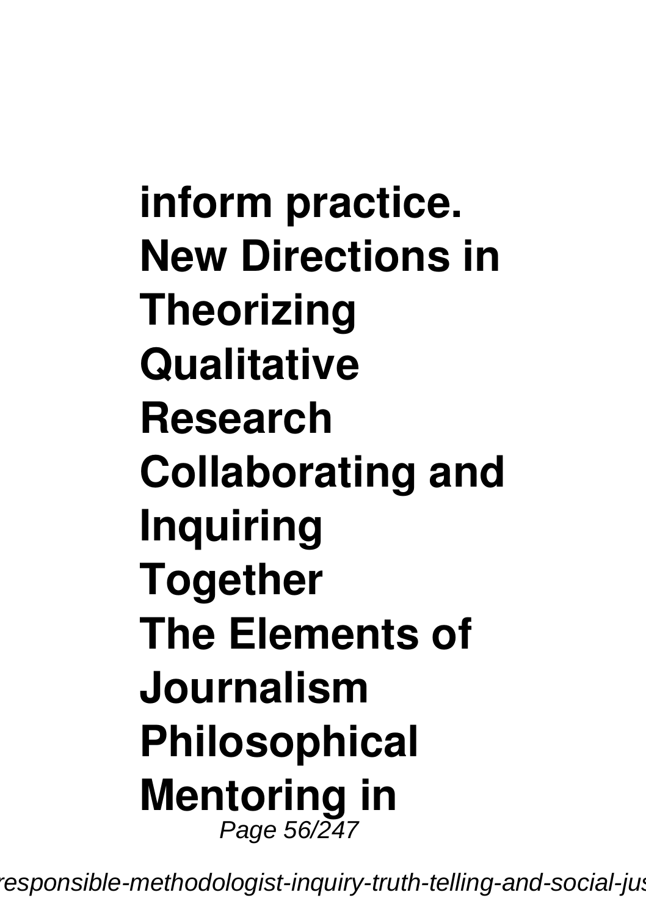**inform practice.**
**New Directions in Theorizing Qualitative Research**
**Collaborating and Inquiring Together**
**The Elements of Journalism**
**Philosophical Mentoring in**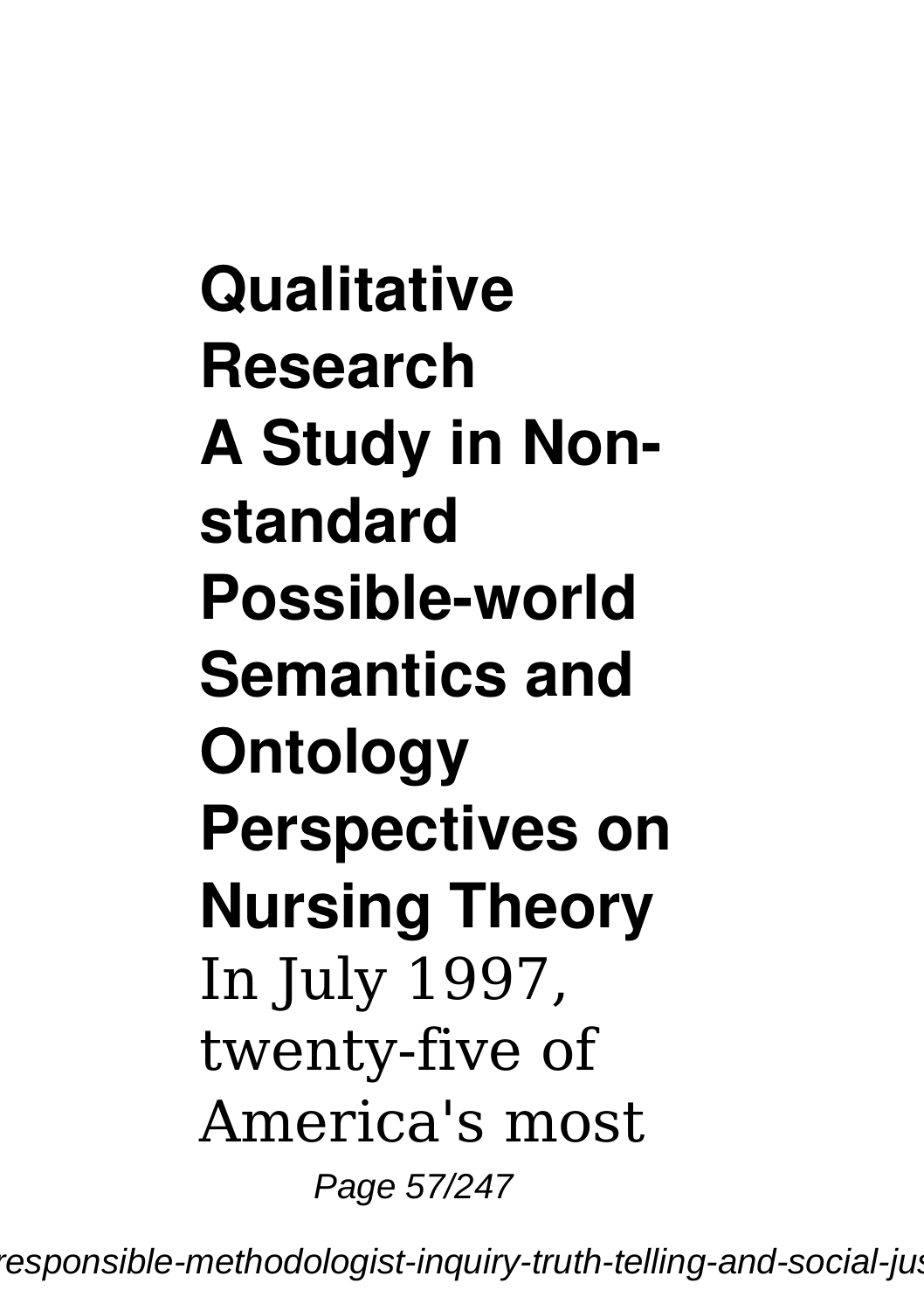**Qualitative Research**

**A Study in Non-standard Possible-world Semantics and Ontology**

**Perspectives on Nursing Theory**

In July 1997, twenty-five of America's most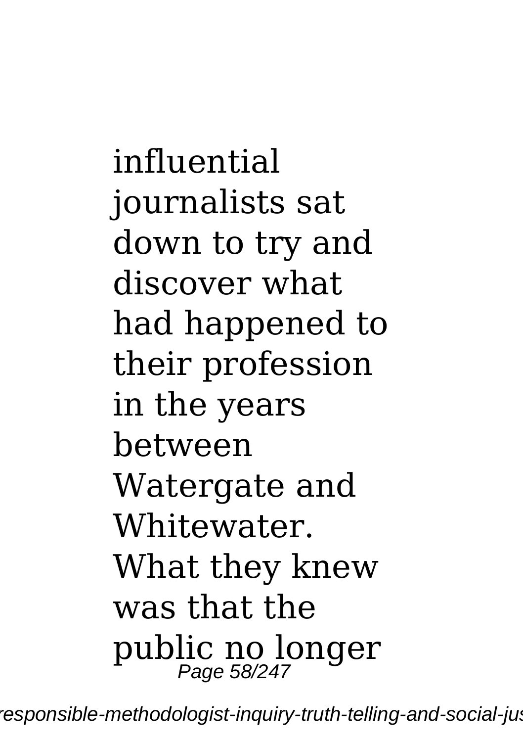influential journalists sat down to try and discover what had happened to their profession in the years between Watergate and Whitewater. What they knew was that the public no longer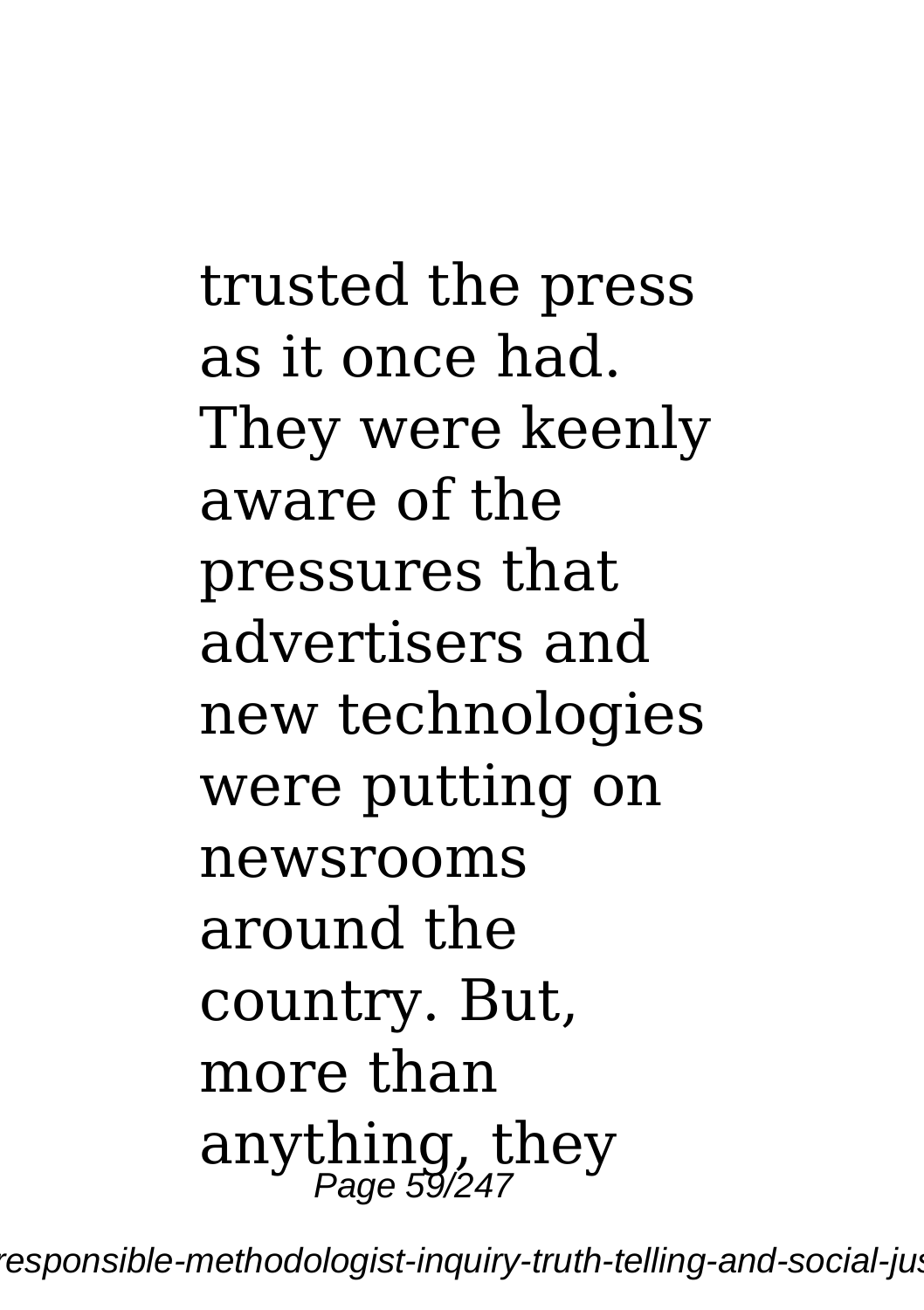trusted the press as it once had. They were keenly aware of the pressures that advertisers and new technologies were putting on newsrooms around the country. But, more than anything, they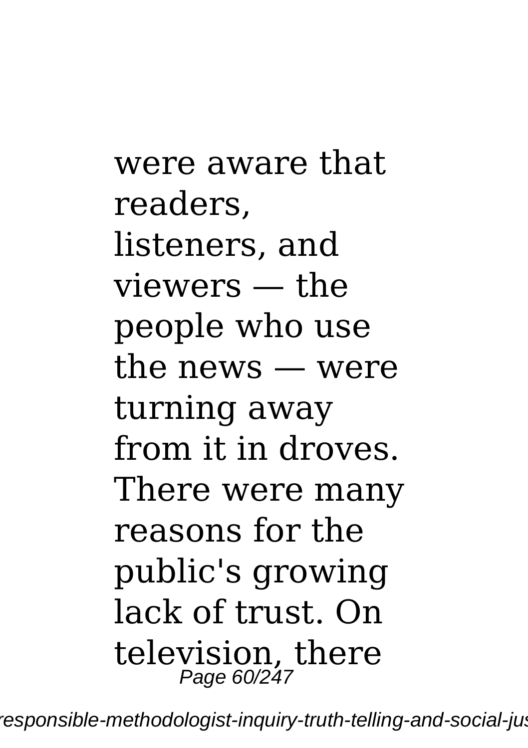were aware that readers, listeners, and viewers — the people who use the news — were turning away from it in droves. There were many reasons for the public's growing lack of trust. On television, there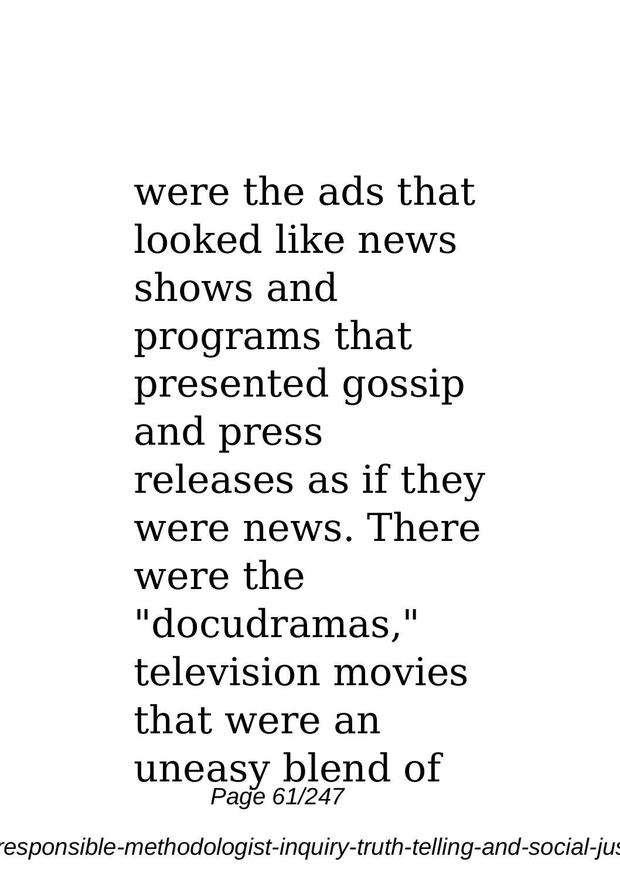were the ads that looked like news shows and programs that presented gossip and press releases as if they were news. There were the "docudramas," television movies that were an uneasy blend of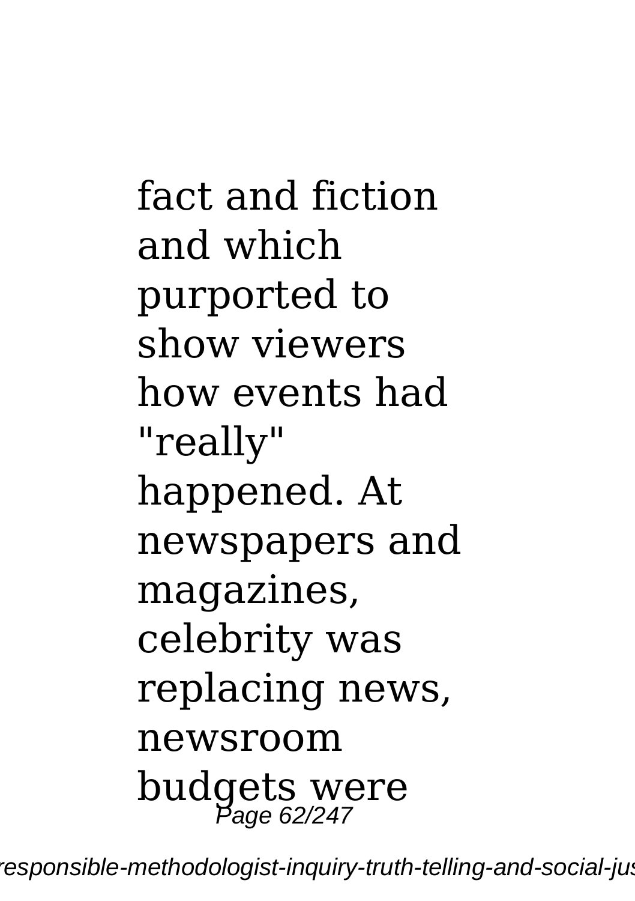fact and fiction and which purported to show viewers how events had "really" happened. At newspapers and magazines, celebrity was replacing news, newsroom budgets were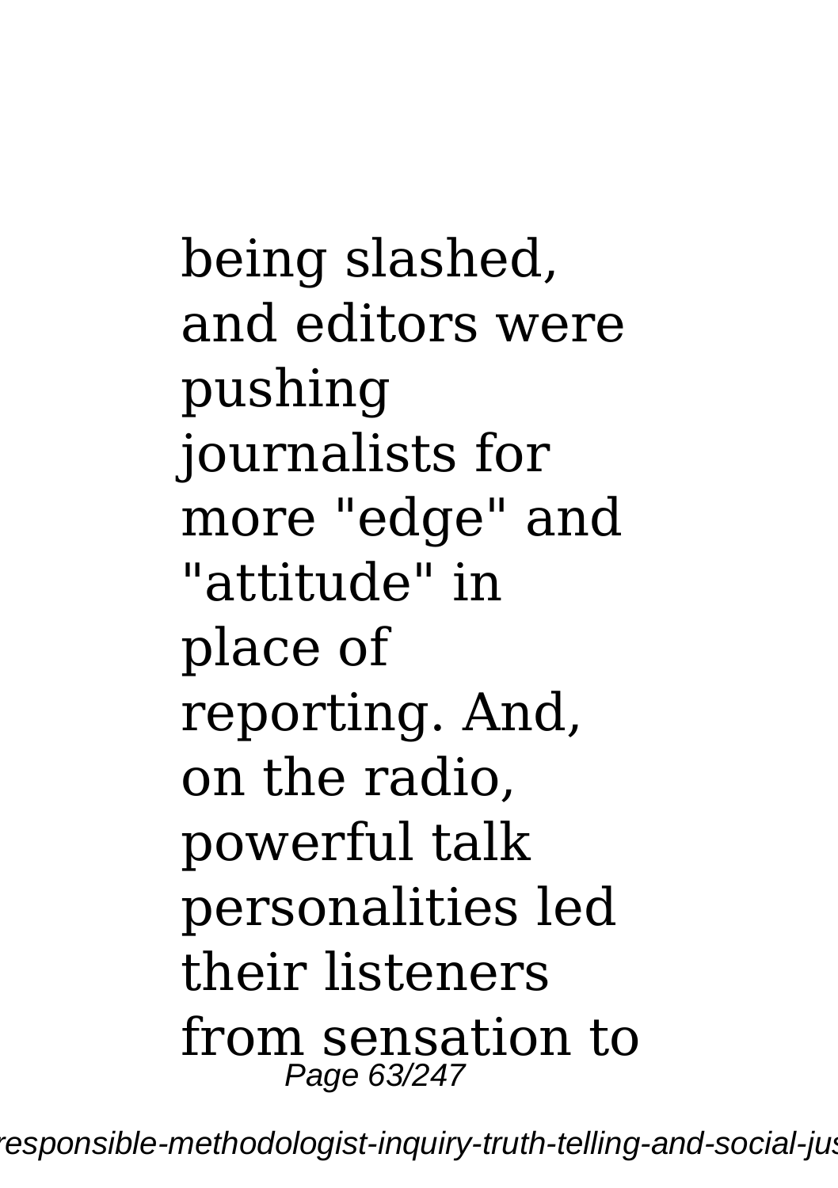being slashed, and editors were pushing journalists for more "edge" and "attitude" in place of reporting. And, on the radio, powerful talk personalities led their listeners from sensation to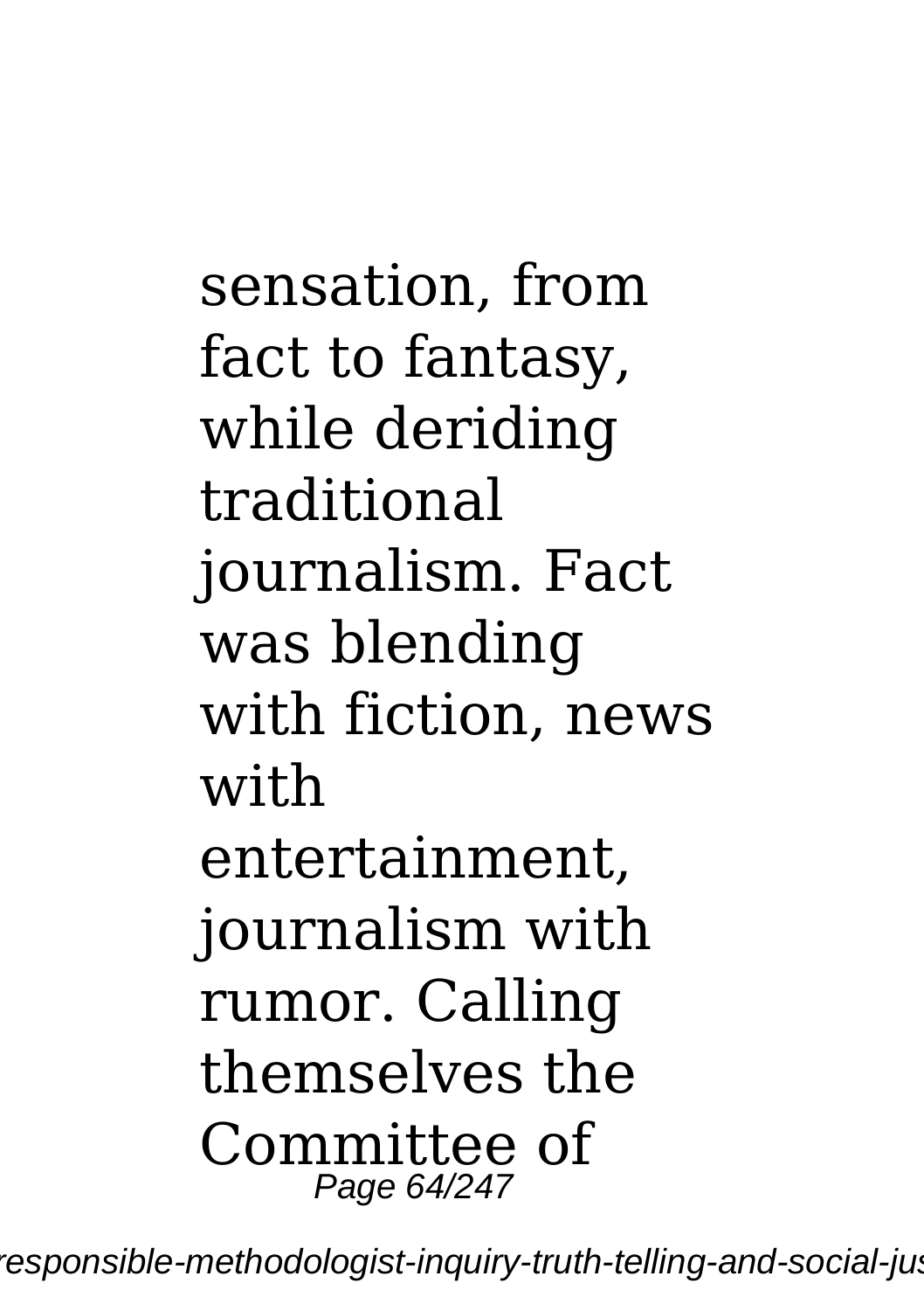sensation, from fact to fantasy, while deriding traditional journalism. Fact was blending with fiction, news with entertainment, journalism with rumor. Calling themselves the Committee of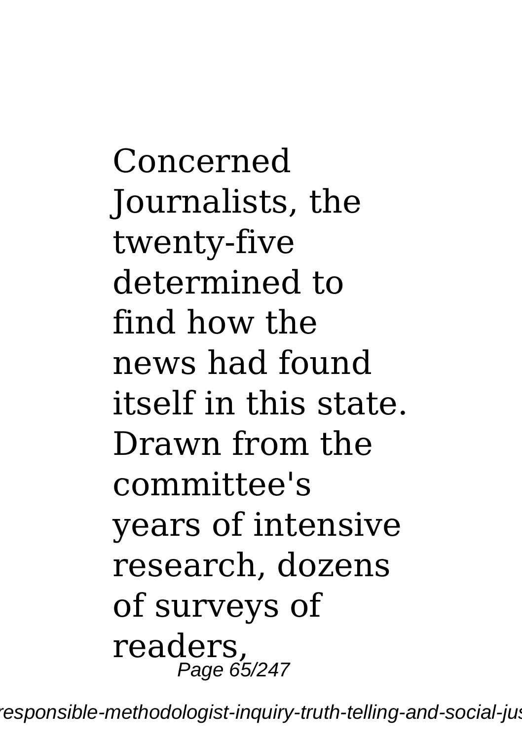Concerned Journalists, the twenty-five determined to find how the news had found itself in this state. Drawn from the committee's years of intensive research, dozens of surveys of readers,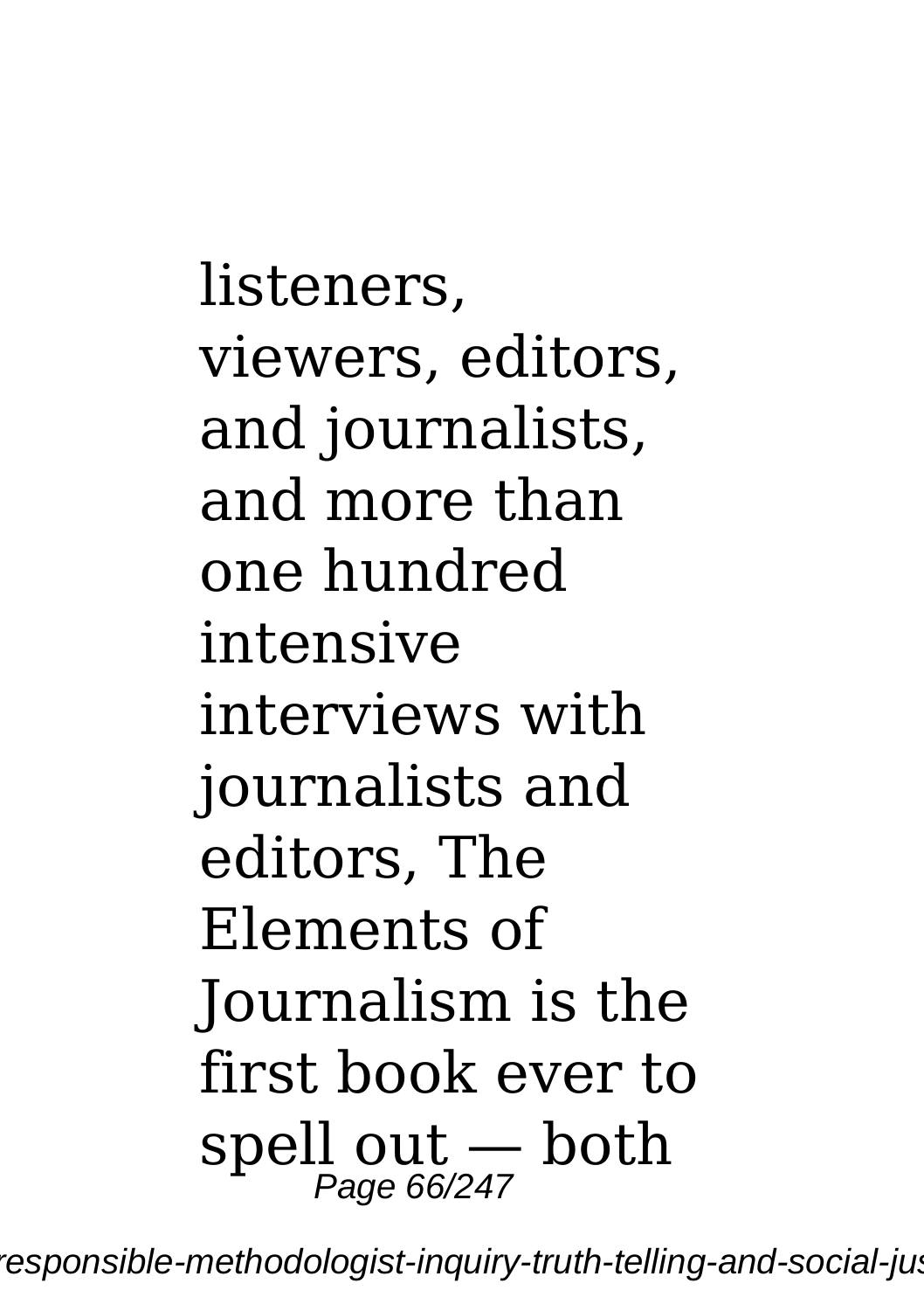listeners, viewers, editors, and journalists, and more than one hundred intensive interviews with journalists and editors, The Elements of Journalism is the first book ever to spell out — both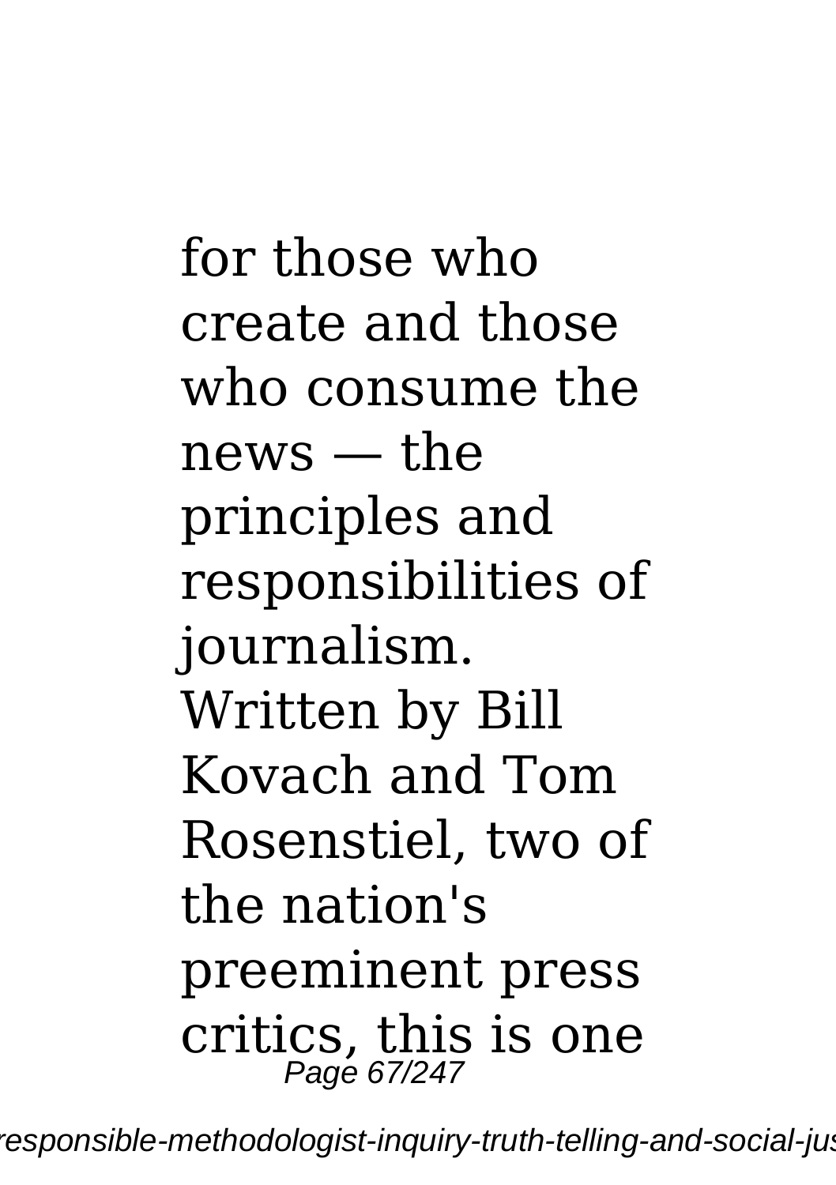for those who create and those who consume the news — the principles and responsibilities of journalism. Written by Bill Kovach and Tom Rosenstiel, two of the nation's preeminent press critics, this is one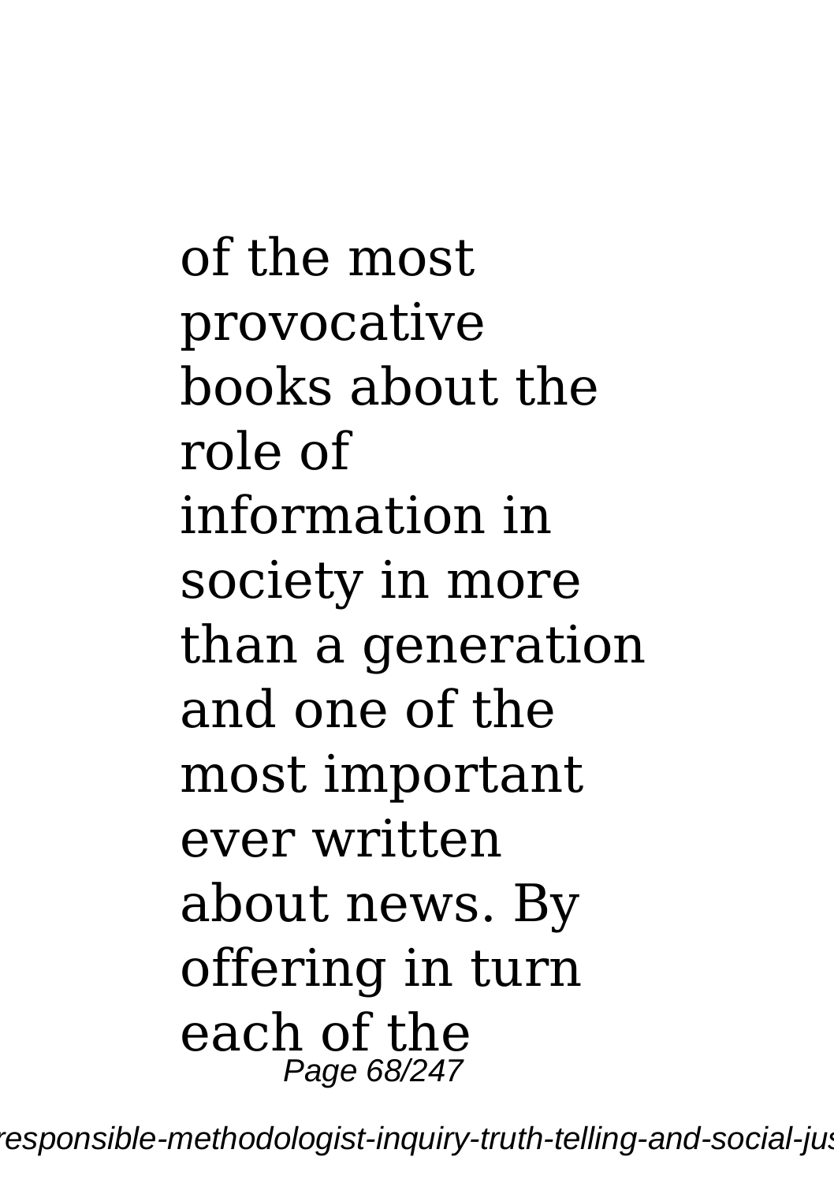of the most provocative books about the role of information in society in more than a generation and one of the most important ever written about news. By offering in turn each of the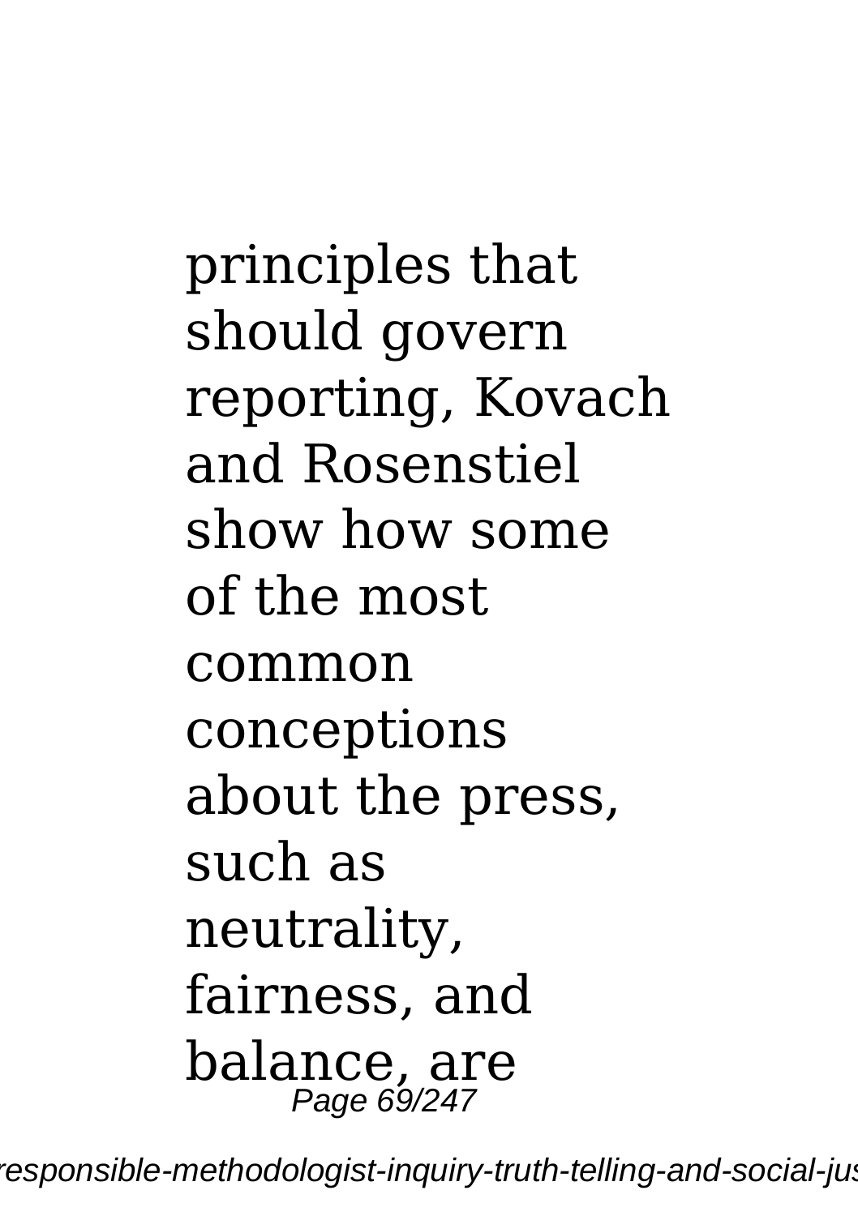principles that should govern reporting, Kovach and Rosenstiel show how some of the most common conceptions about the press, such as neutrality, fairness, and balance, are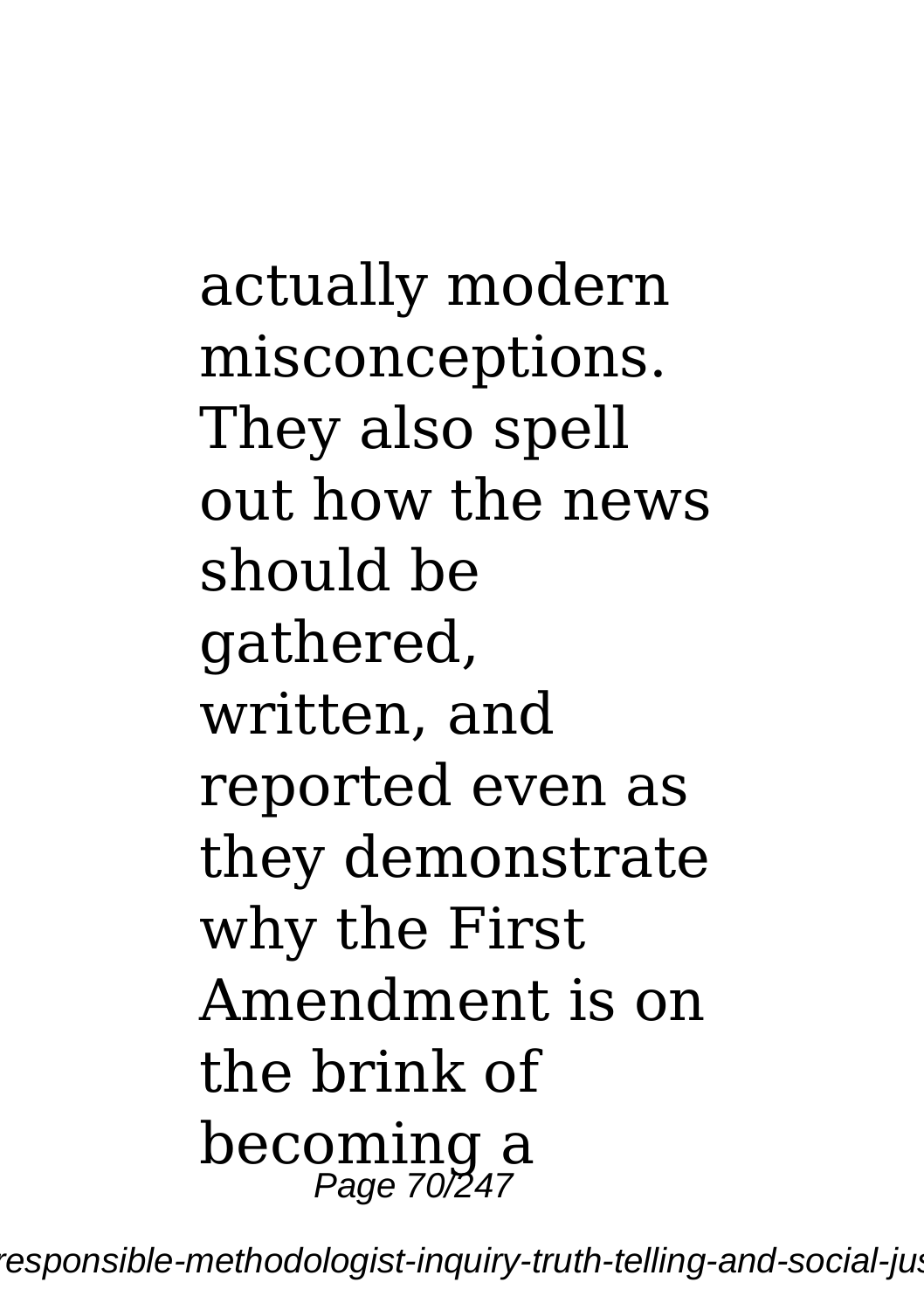actually modern misconceptions. They also spell out how the news should be gathered, written, and reported even as they demonstrate why the First Amendment is on the brink of becoming a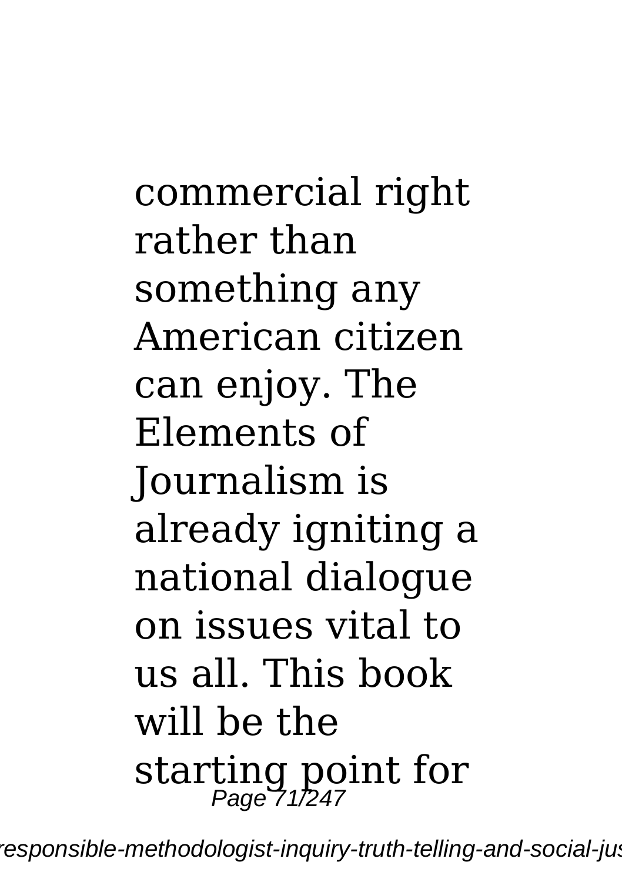commercial right rather than something any American citizen can enjoy. The Elements of Journalism is already igniting a national dialogue on issues vital to us all. This book will be the starting point for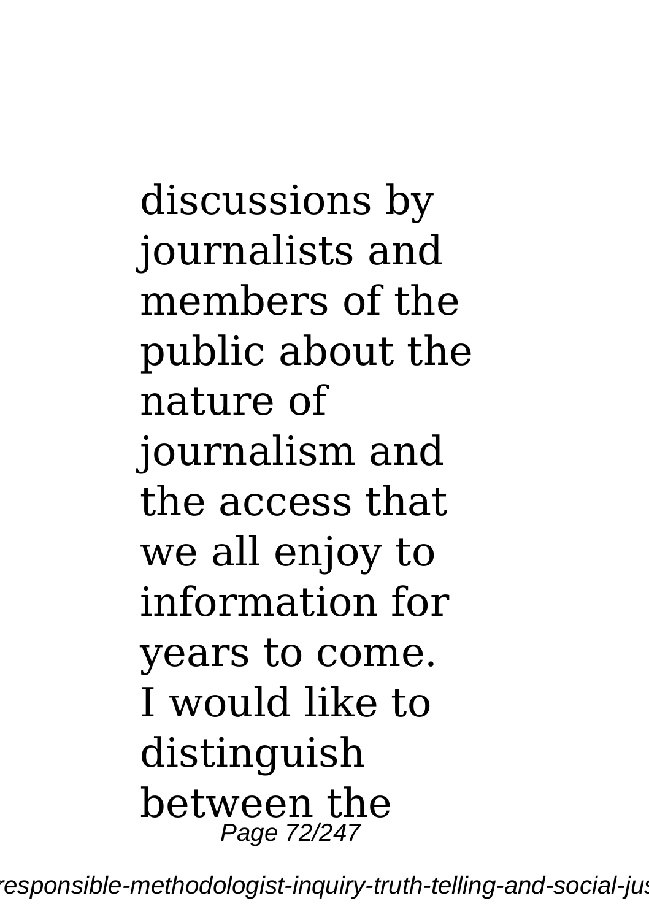discussions by journalists and members of the public about the nature of journalism and the access that we all enjoy to information for years to come. I would like to distinguish between the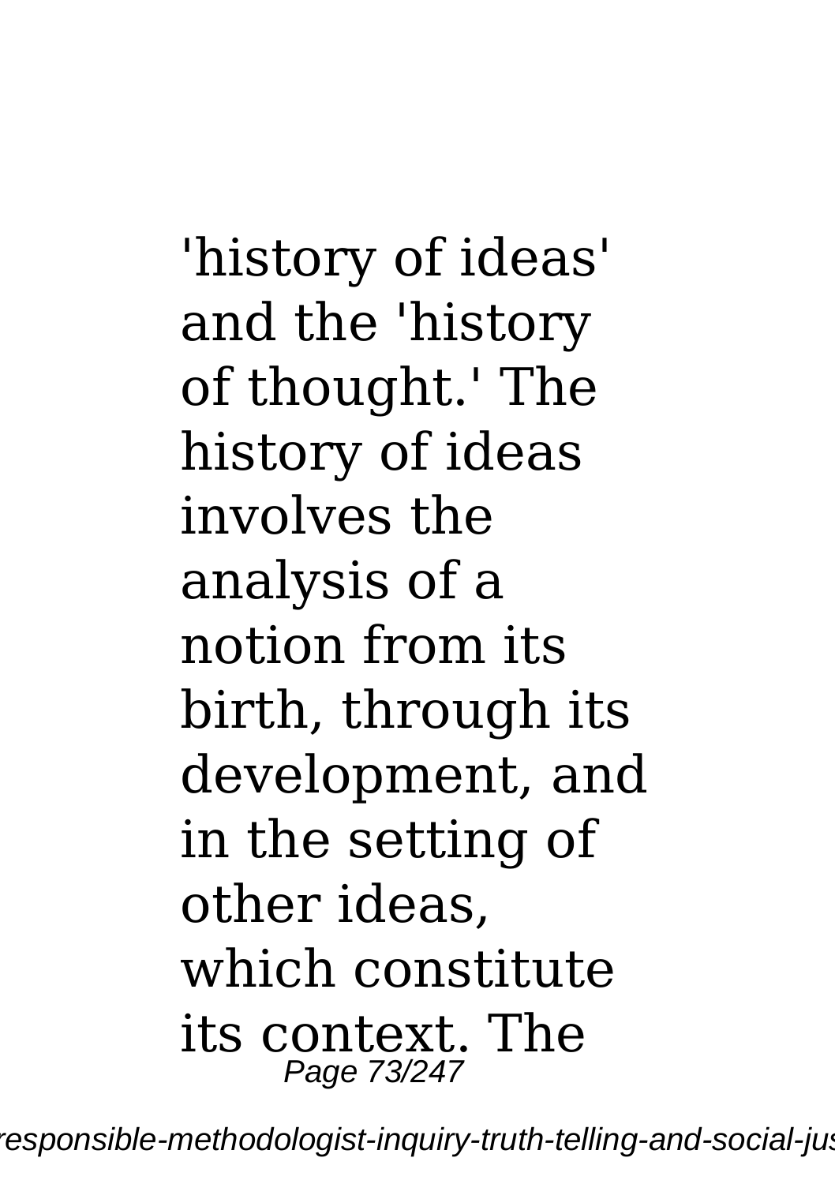'history of ideas' and the 'history of thought.' The history of ideas involves the analysis of a notion from its birth, through its development, and in the setting of other ideas, which constitute its context. The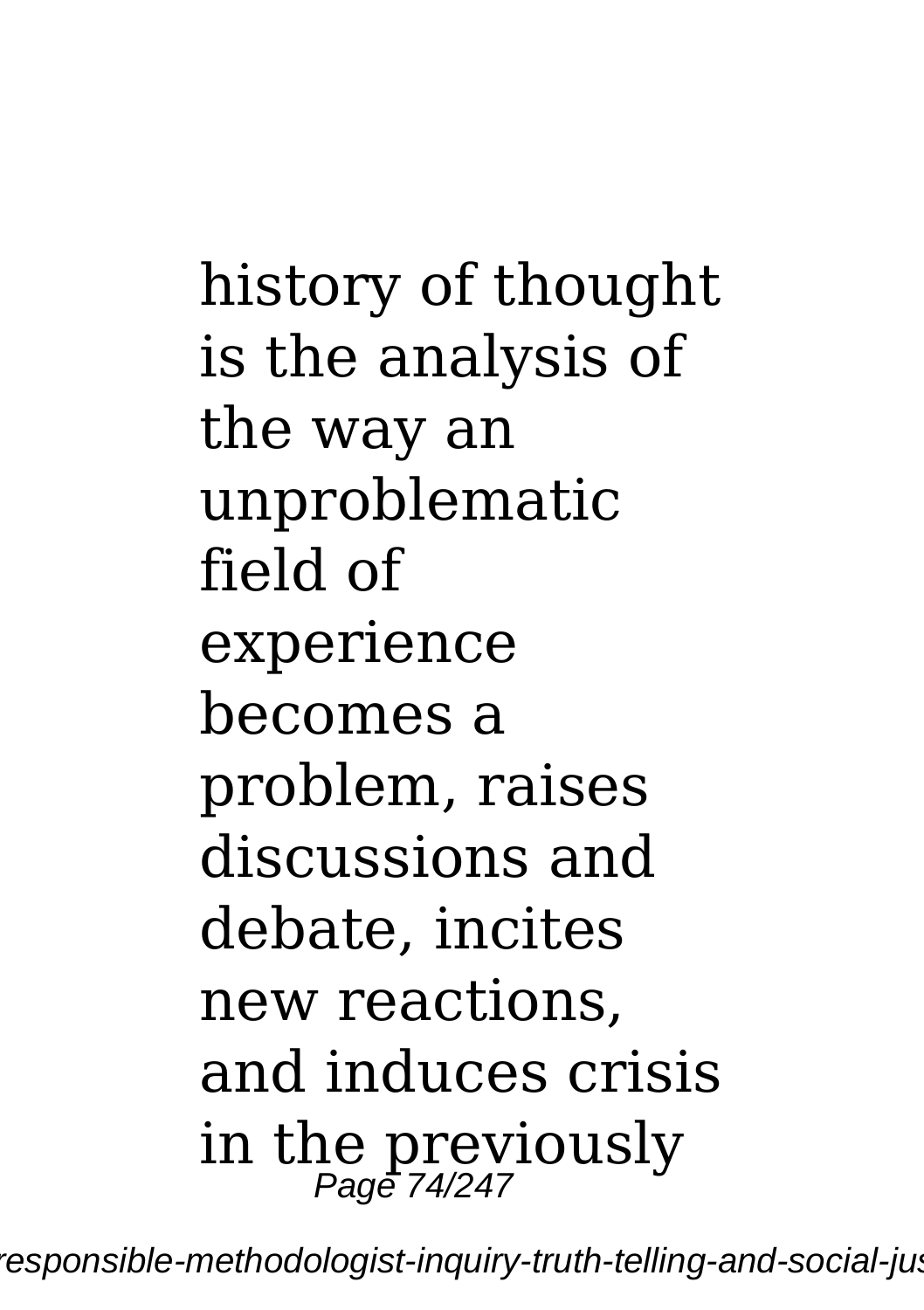history of thought is the analysis of the way an unproblematic field of experience becomes a problem, raises discussions and debate, incites new reactions, and induces crisis in the previously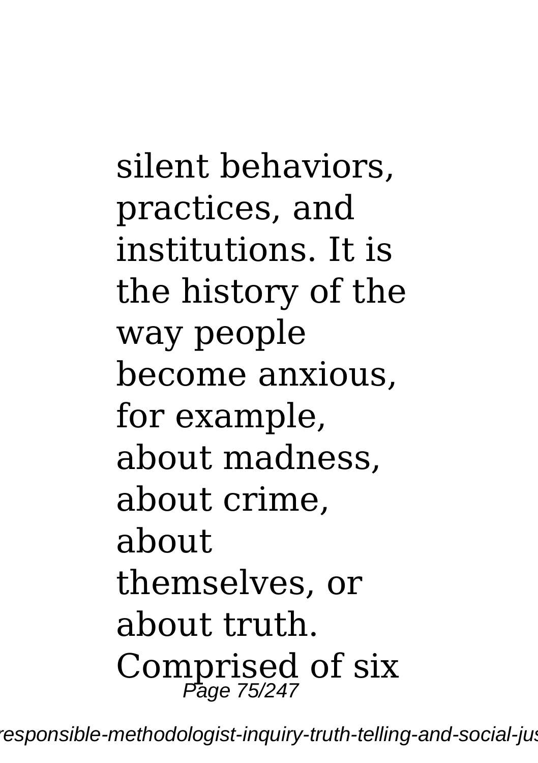silent behaviors, practices, and institutions. It is the history of the way people become anxious, for example, about madness, about crime, about themselves, or about truth. Comprised of six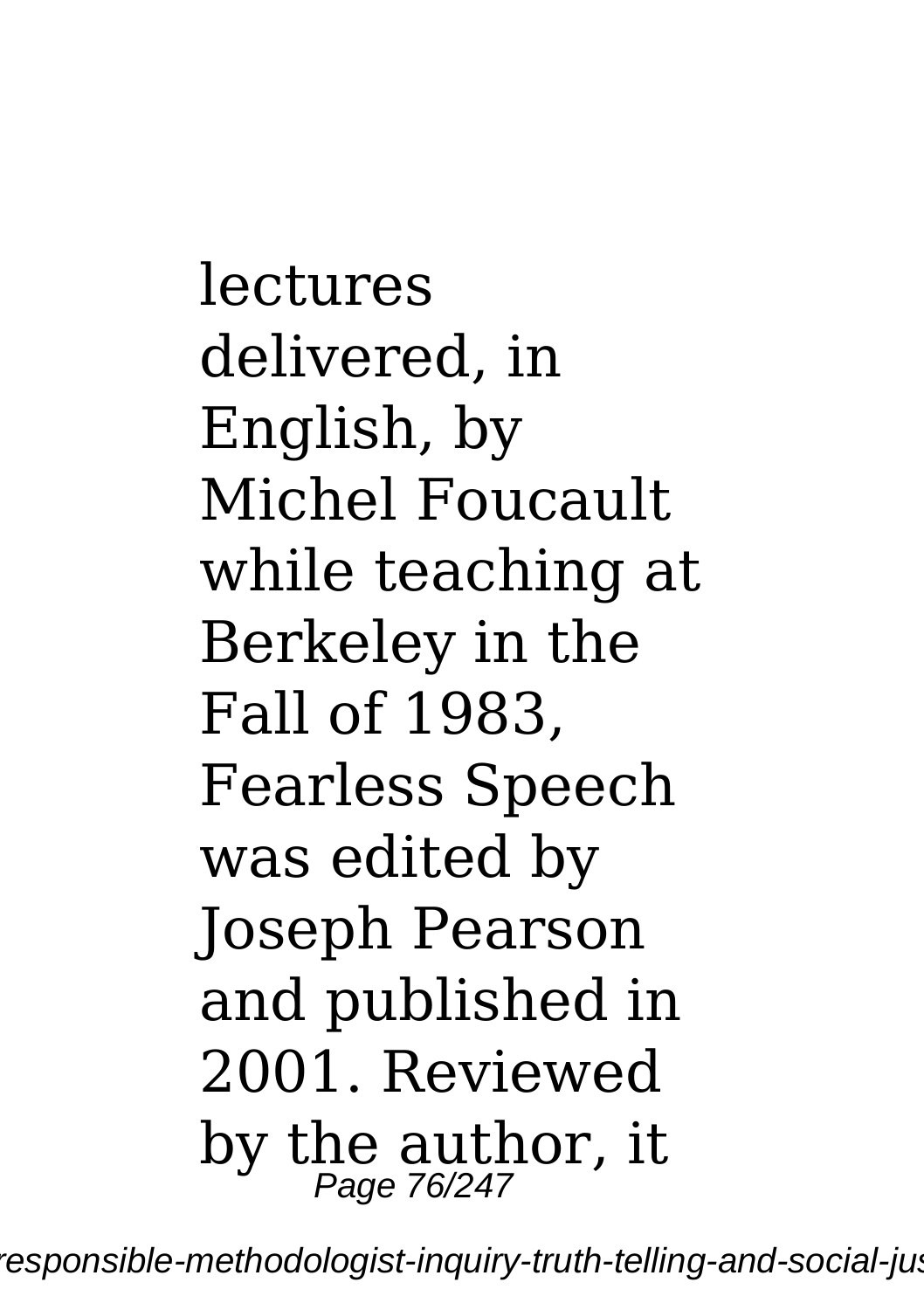lectures delivered, in English, by Michel Foucault while teaching at Berkeley in the Fall of 1983, Fearless Speech was edited by Joseph Pearson and published in 2001. Reviewed by the author, it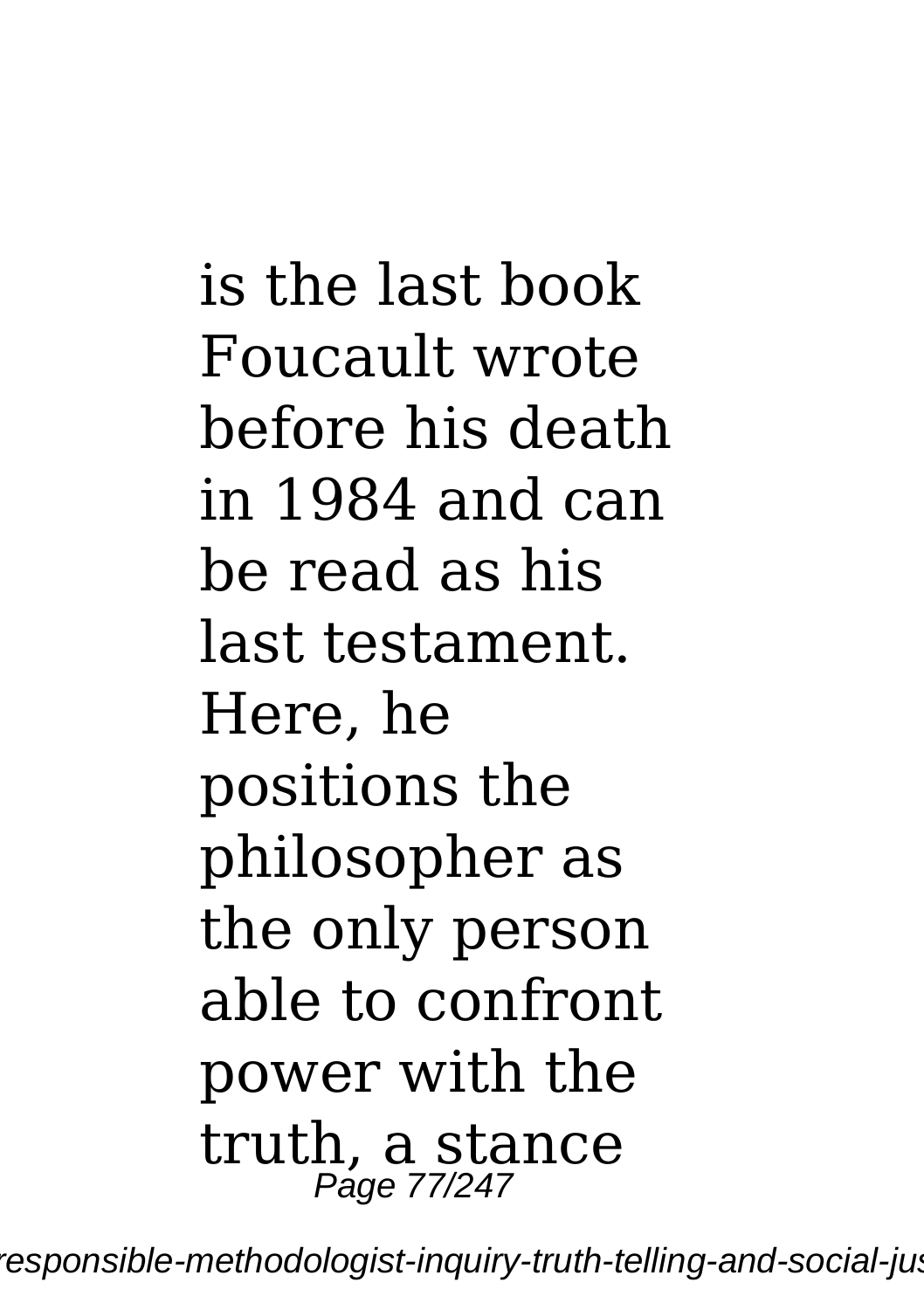is the last book Foucault wrote before his death in 1984 and can be read as his last testament. Here, he positions the philosopher as the only person able to confront power with the truth, a stance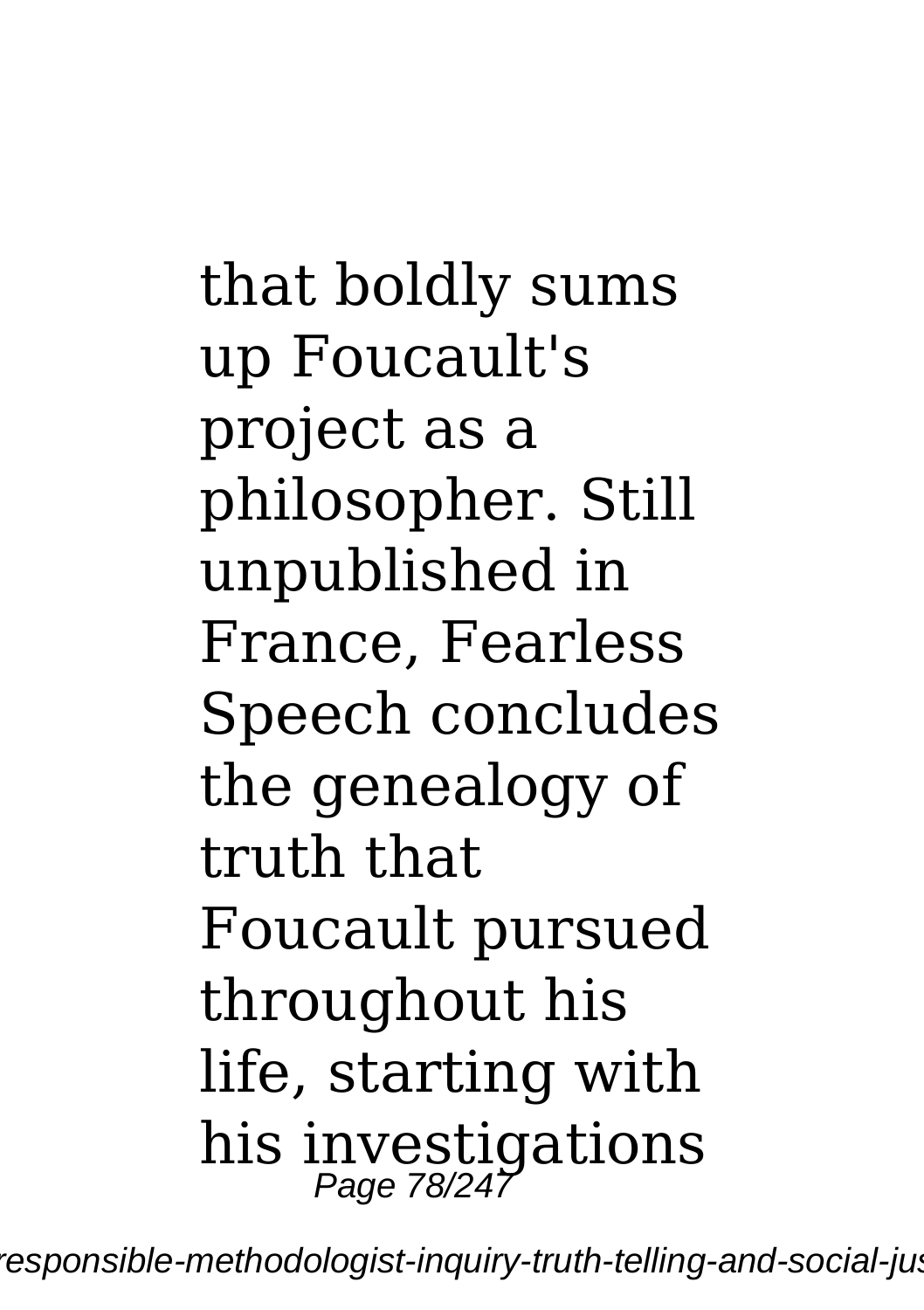that boldly sums up Foucault's project as a philosopher. Still unpublished in France, Fearless Speech concludes the genealogy of truth that Foucault pursued throughout his life, starting with his investigations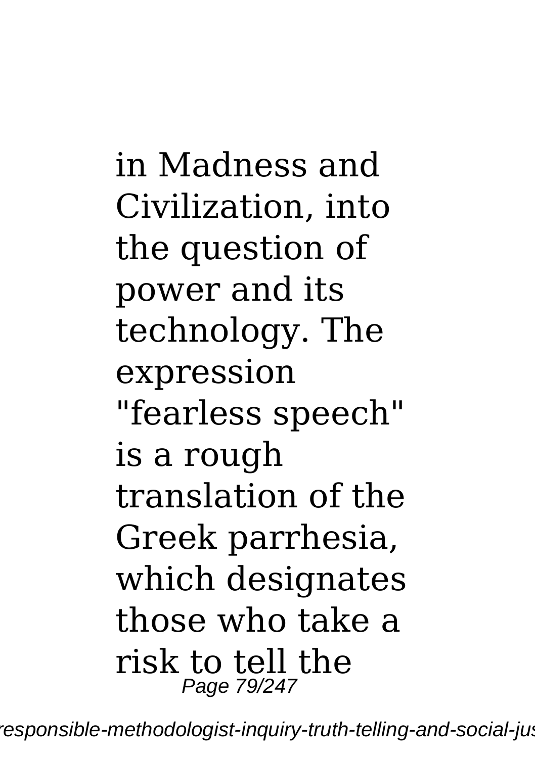in Madness and Civilization, into the question of power and its technology. The expression "fearless speech" is a rough translation of the Greek parrhesia, which designates those who take a risk to tell the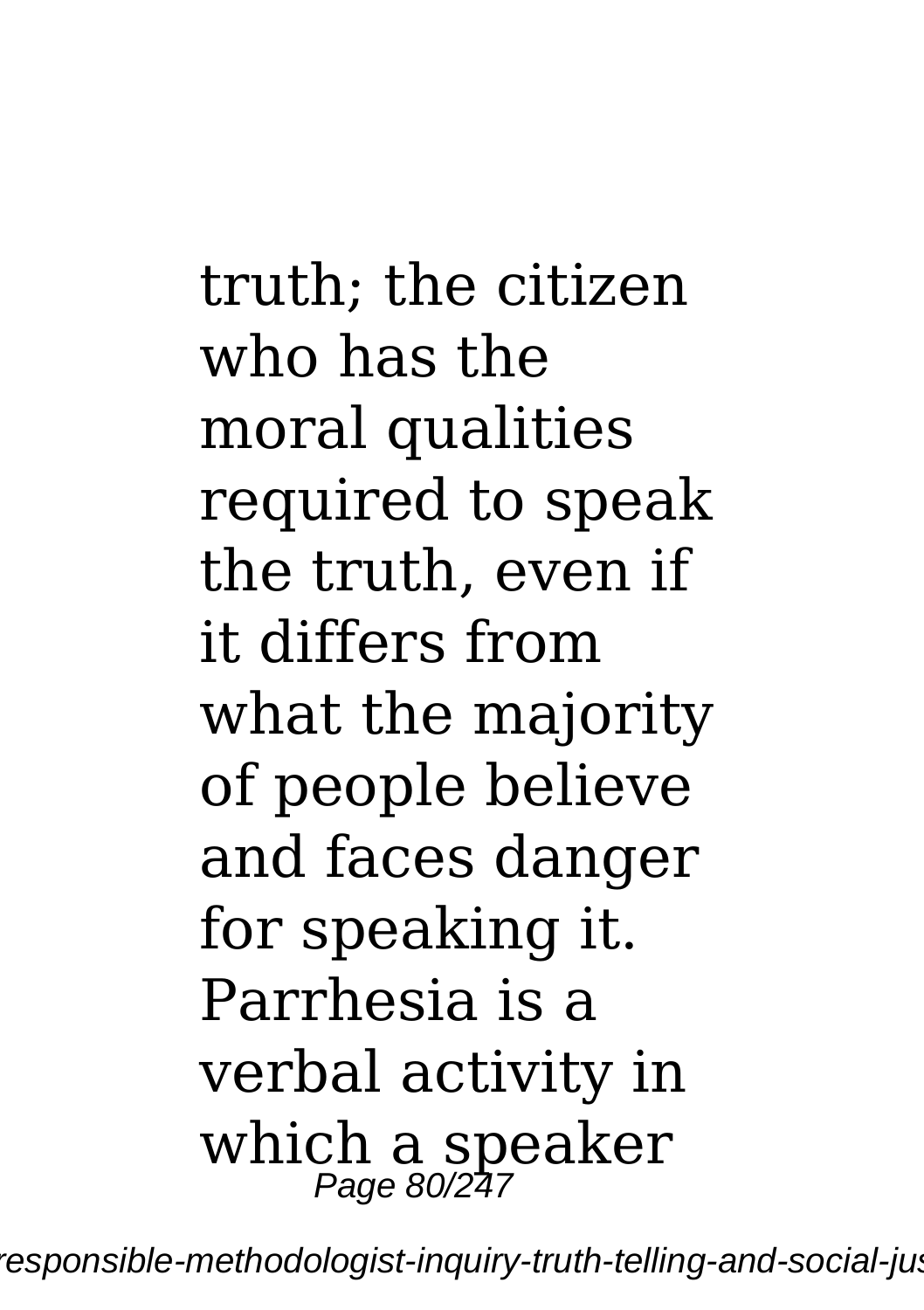truth; the citizen who has the moral qualities required to speak the truth, even if it differs from what the majority of people believe and faces danger for speaking it. Parrhesia is a verbal activity in which a speaker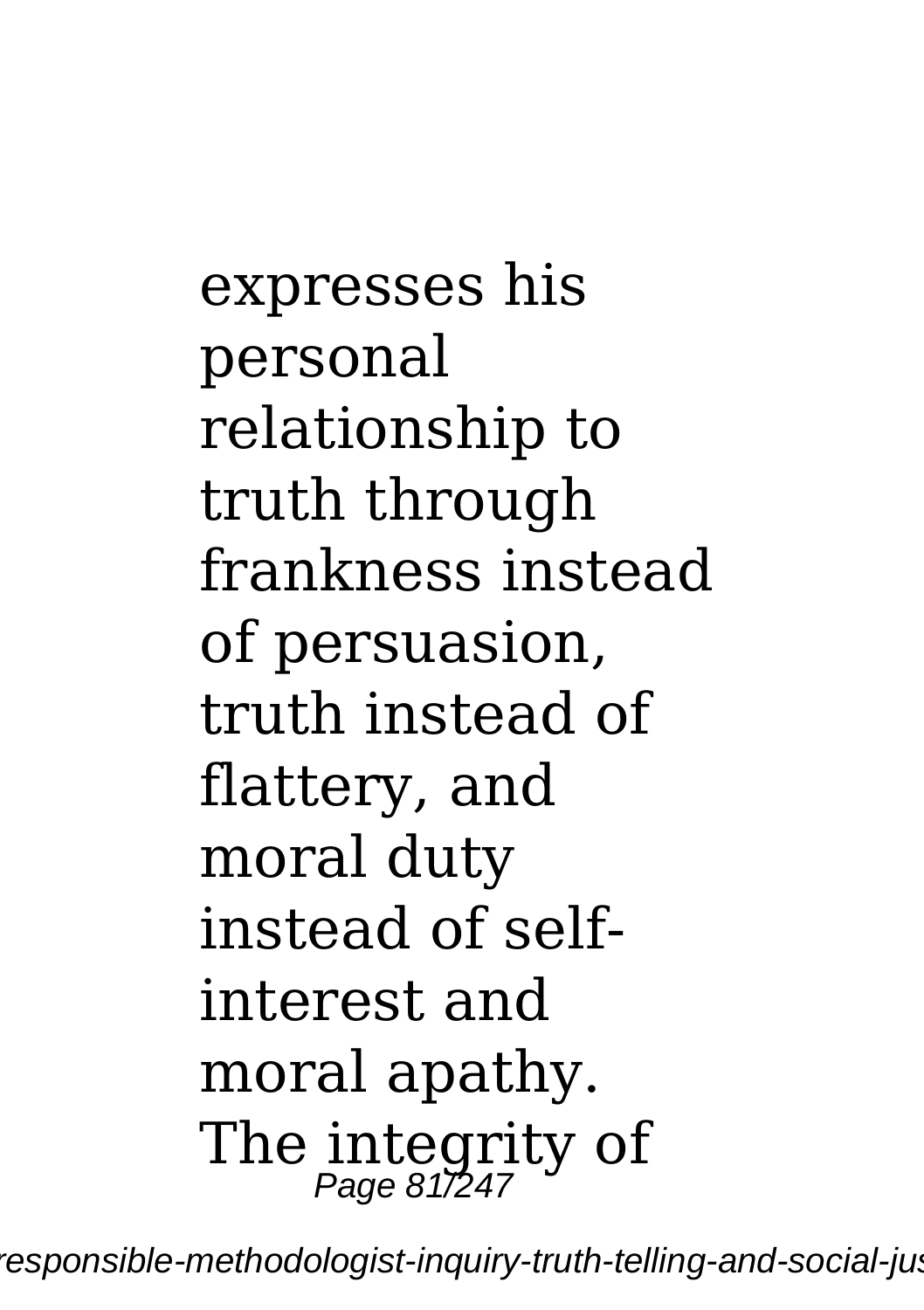expresses his personal relationship to truth through frankness instead of persuasion, truth instead of flattery, and moral duty instead of self-interest and moral apathy. The integrity of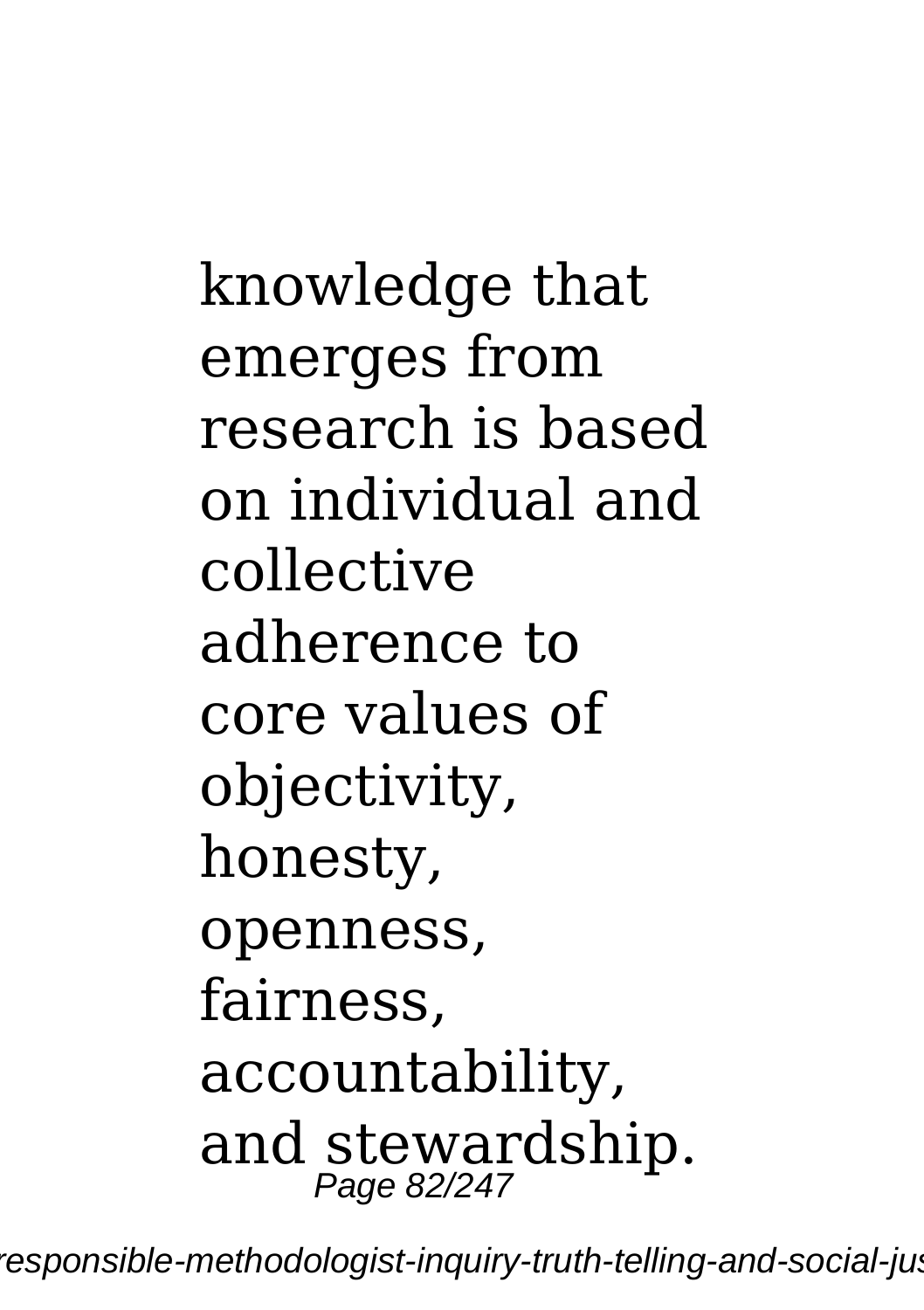knowledge that emerges from research is based on individual and collective adherence to core values of objectivity, honesty, openness, fairness, accountability, and stewardship.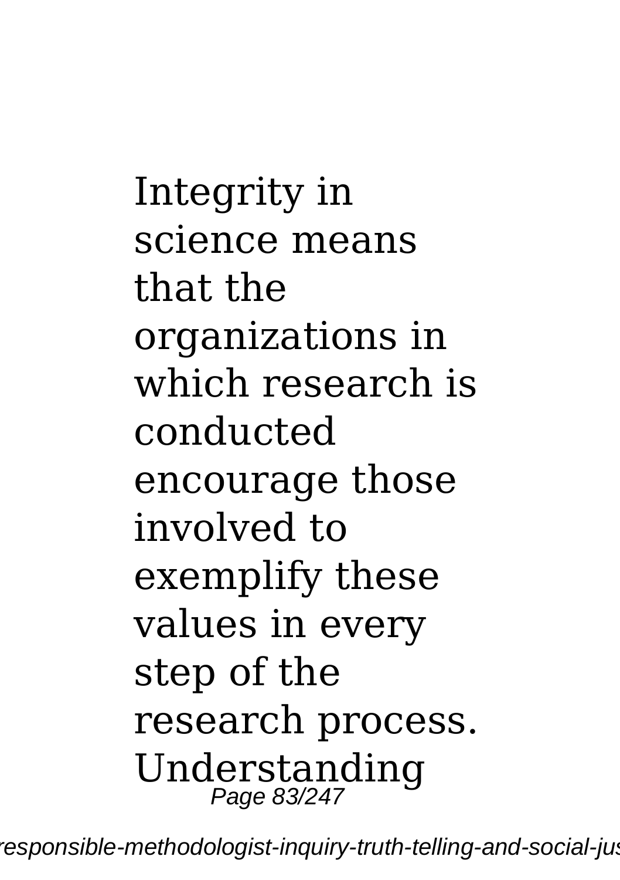Integrity in science means that the organizations in which research is conducted encourage those involved to exemplify these values in every step of the research process. Understanding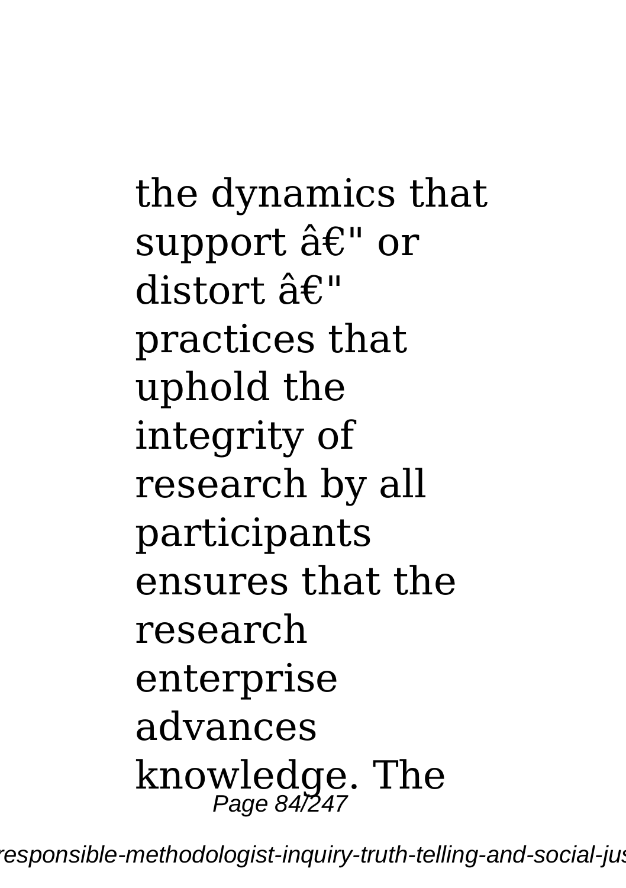the dynamics that support â€" or distort â€" practices that uphold the integrity of research by all participants ensures that the research enterprise advances knowledge. The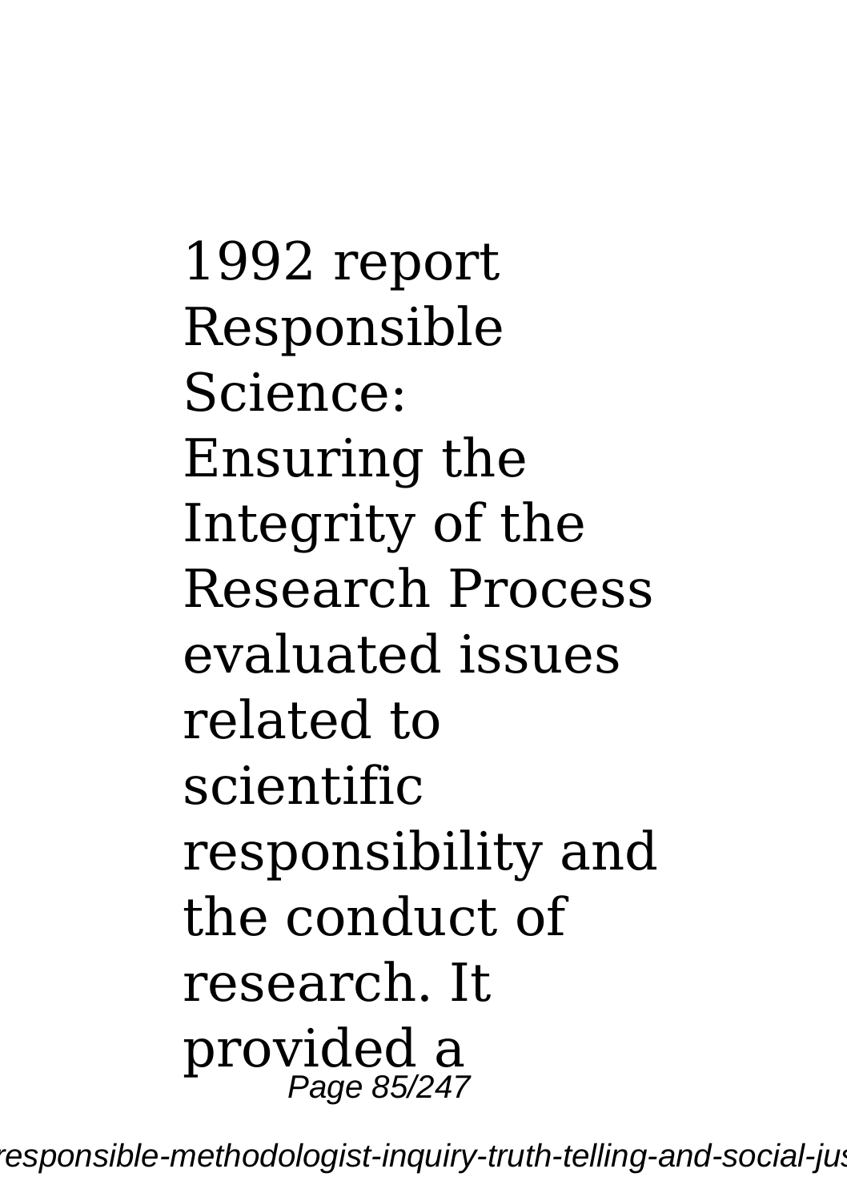1992 report Responsible Science: Ensuring the Integrity of the Research Process evaluated issues related to scientific responsibility and the conduct of research. It provided a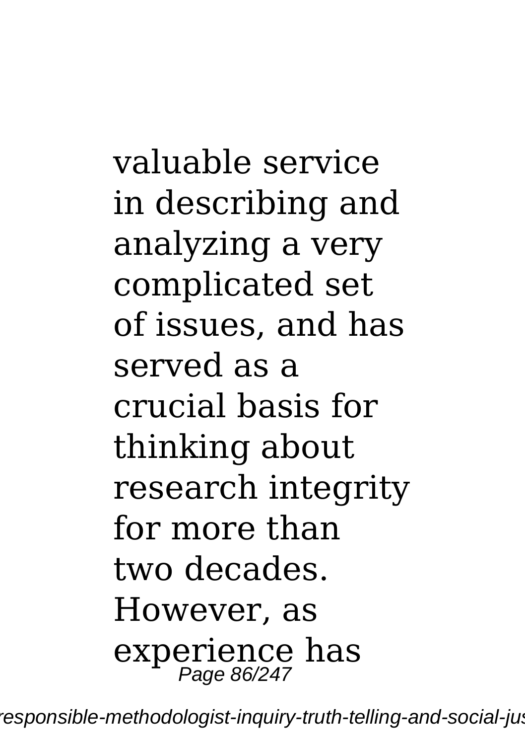valuable service in describing and analyzing a very complicated set of issues, and has served as a crucial basis for thinking about research integrity for more than two decades. However, as experience has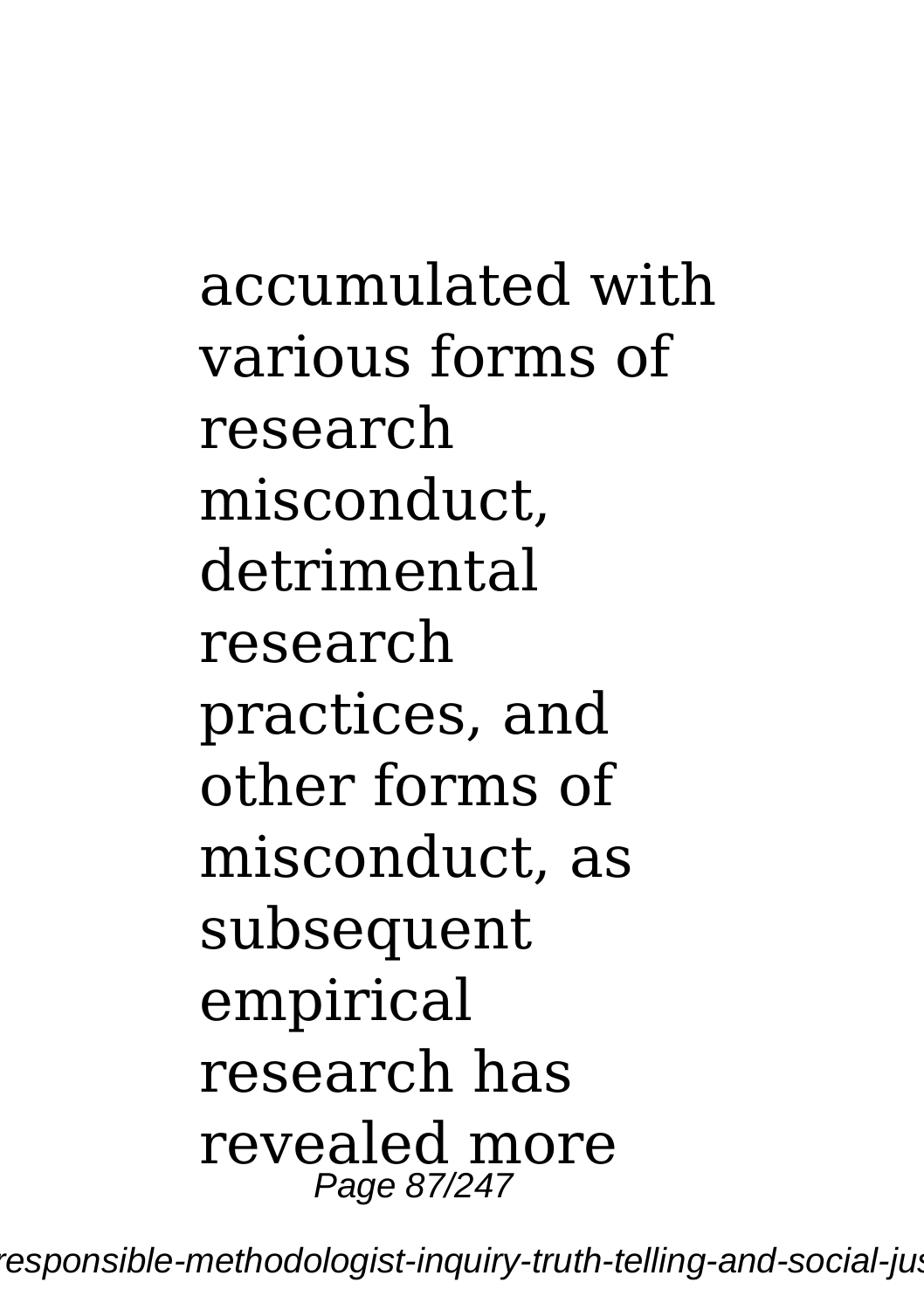accumulated with various forms of research misconduct, detrimental research practices, and other forms of misconduct, as subsequent empirical research has revealed more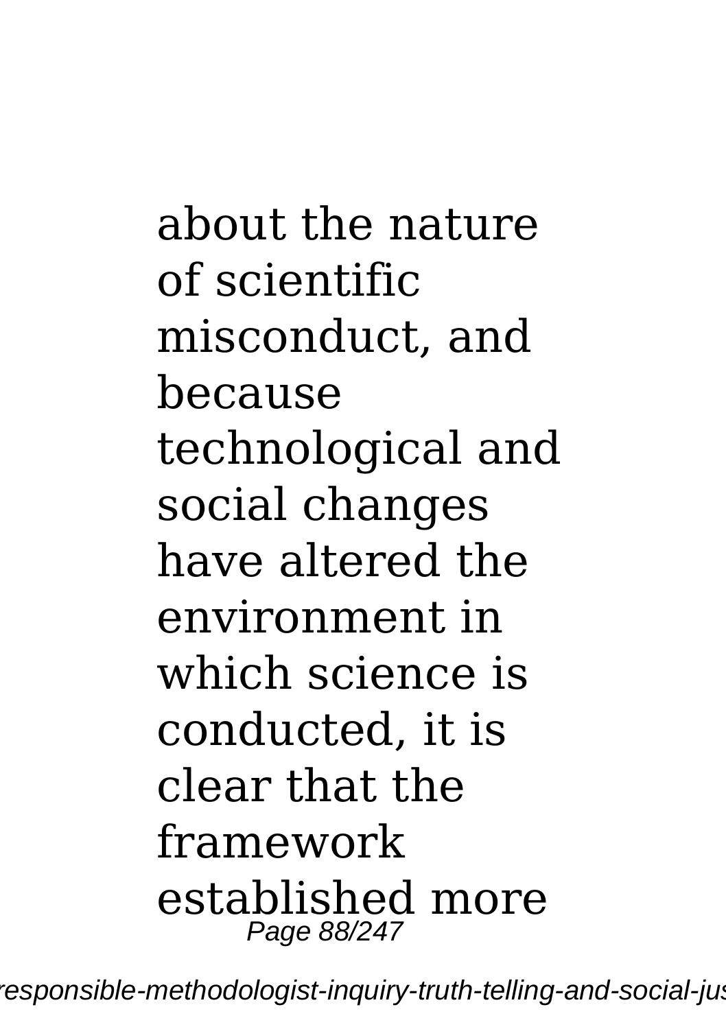about the nature of scientific misconduct, and because technological and social changes have altered the environment in which science is conducted, it is clear that the framework established more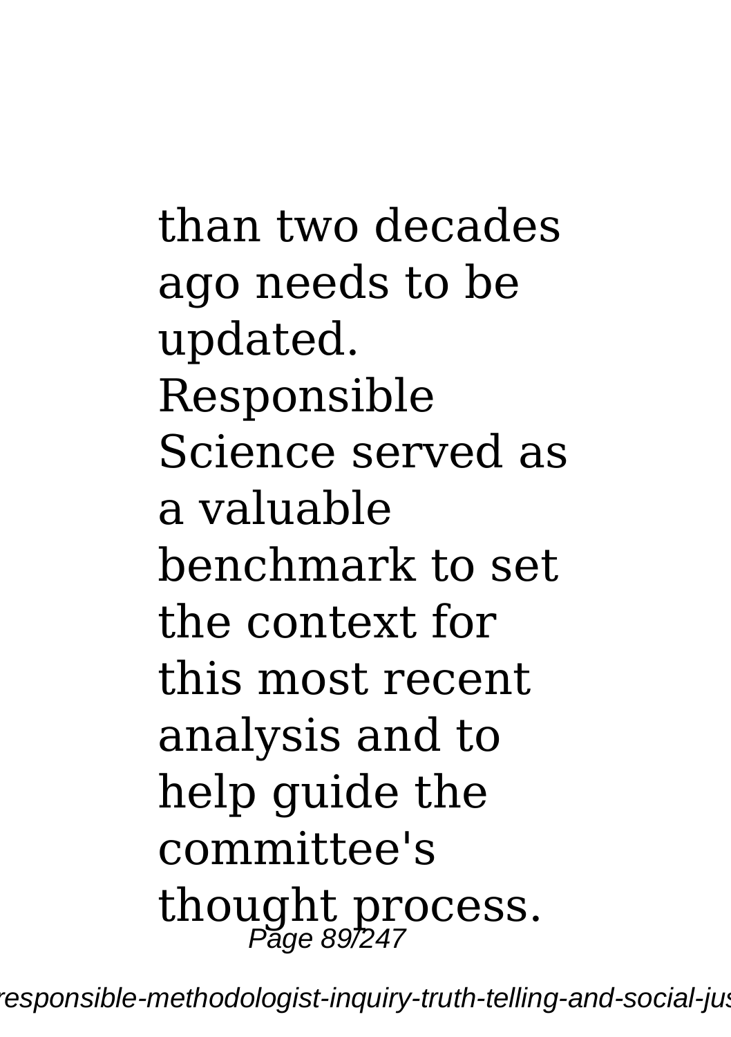than two decades ago needs to be updated. Responsible Science served as a valuable benchmark to set the context for this most recent analysis and to help guide the committee's thought process.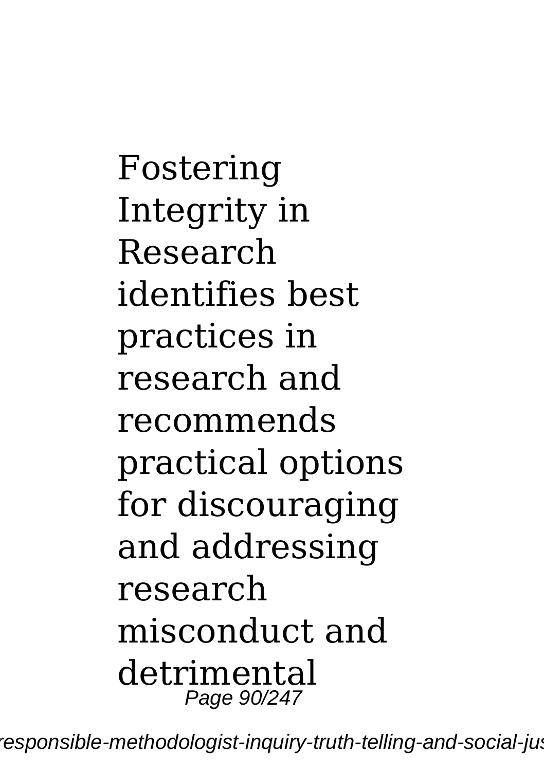Fostering Integrity in Research identifies best practices in research and recommends practical options for discouraging and addressing research misconduct and detrimental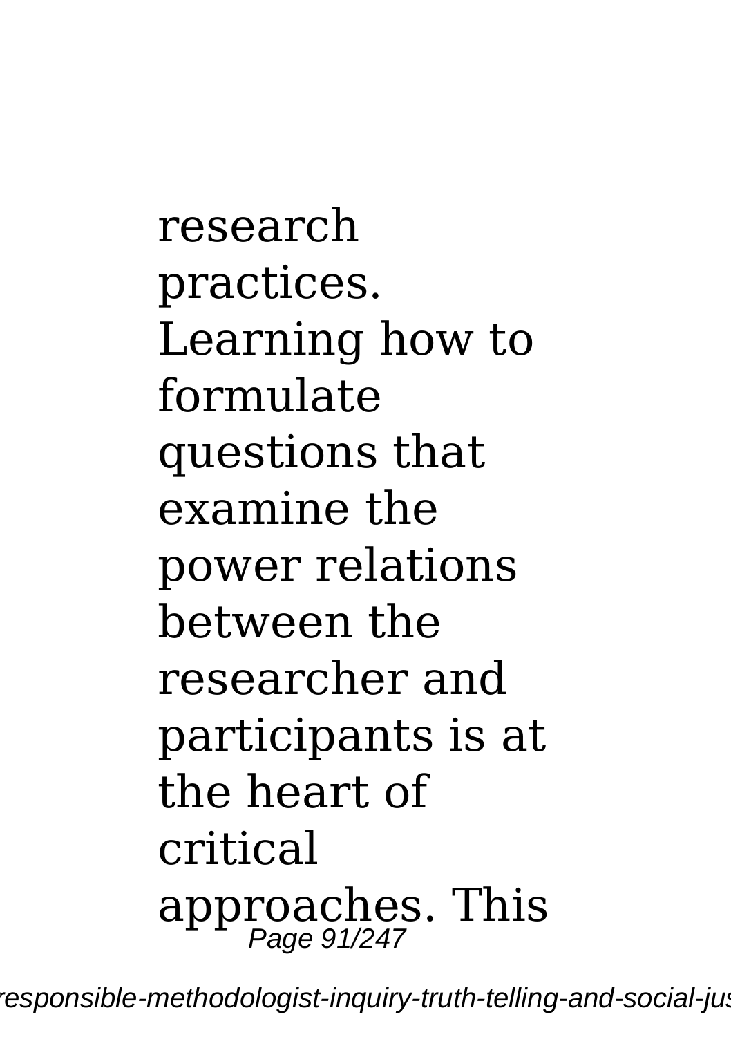research practices. Learning how to formulate questions that examine the power relations between the researcher and participants is at the heart of critical approaches. This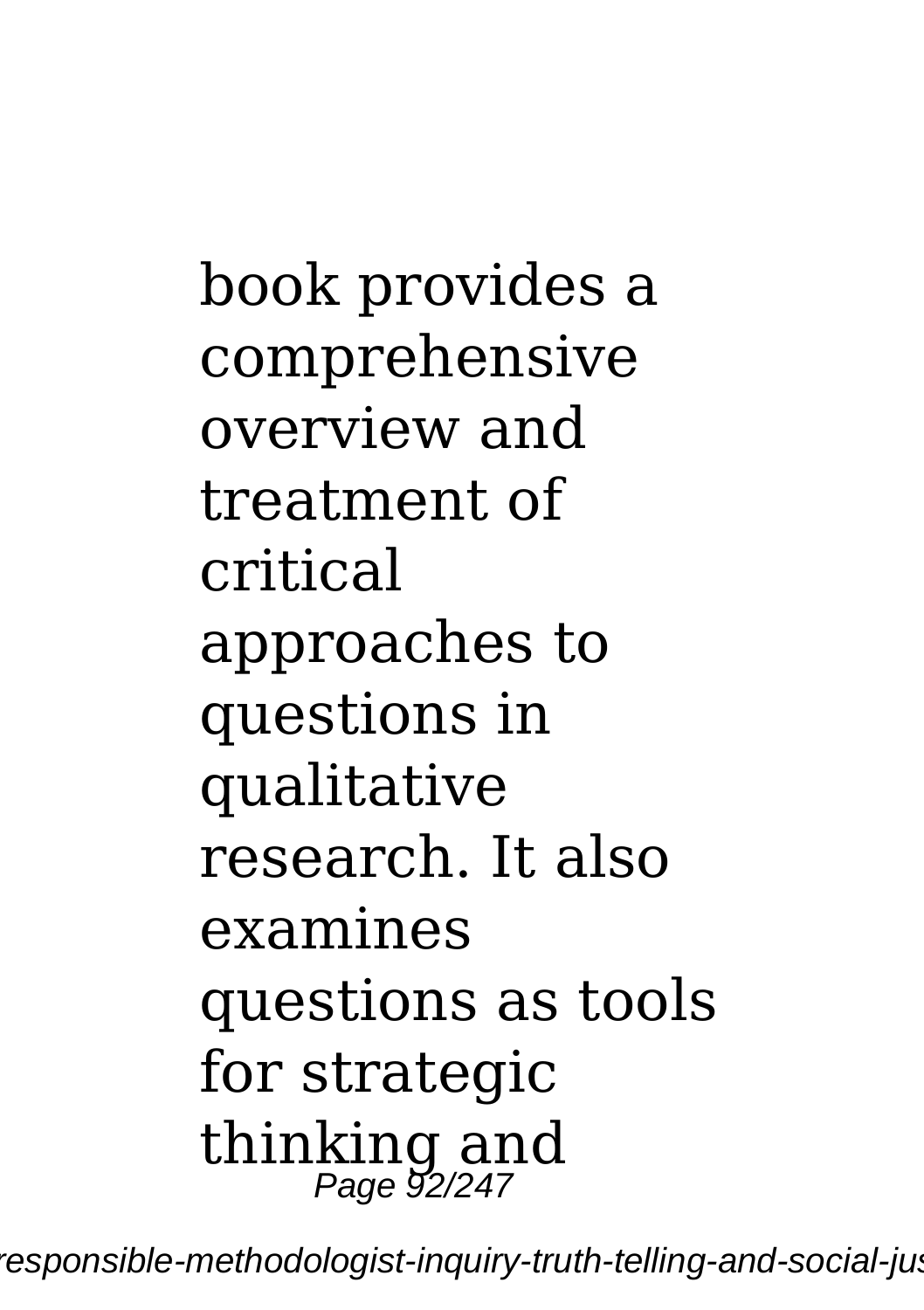book provides a comprehensive overview and treatment of critical approaches to questions in qualitative research. It also examines questions as tools for strategic thinking and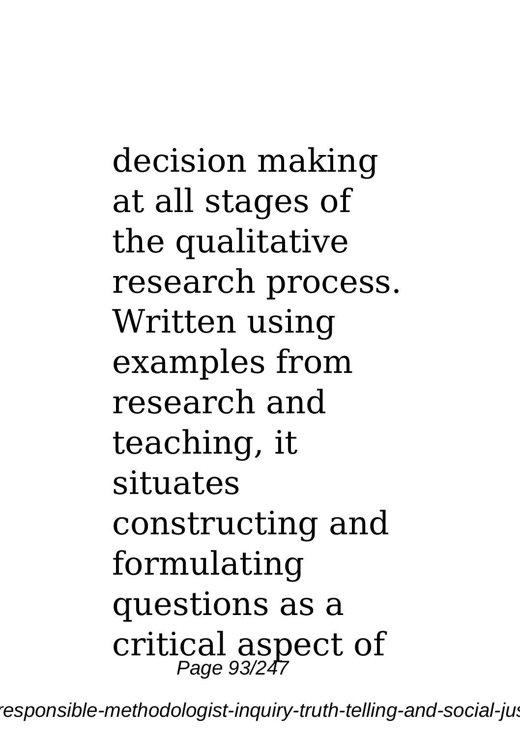decision making at all stages of the qualitative research process. Written using examples from research and teaching, it situates constructing and formulating questions as a critical aspect of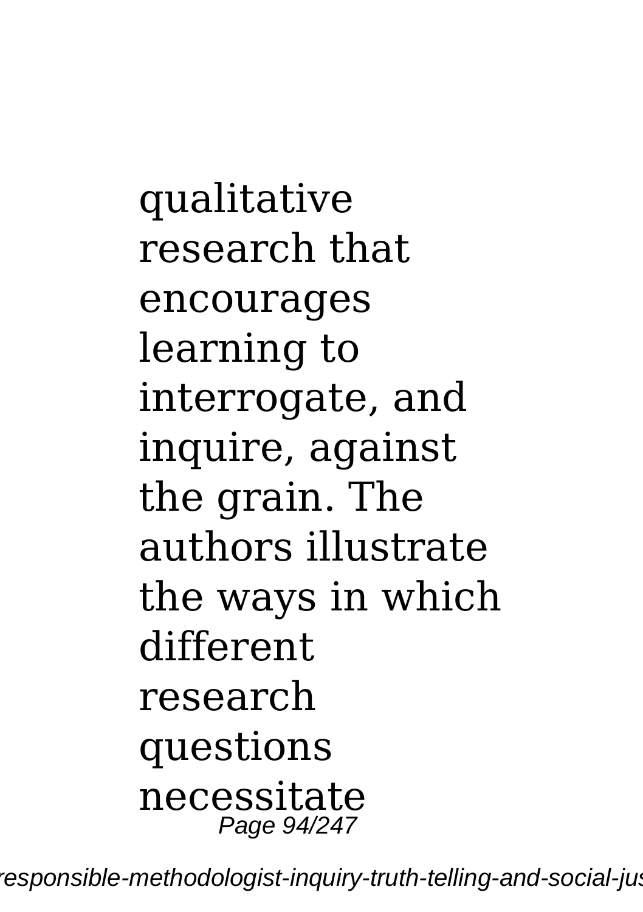qualitative research that encourages learning to interrogate, and inquire, against the grain. The authors illustrate the ways in which different research questions necessitate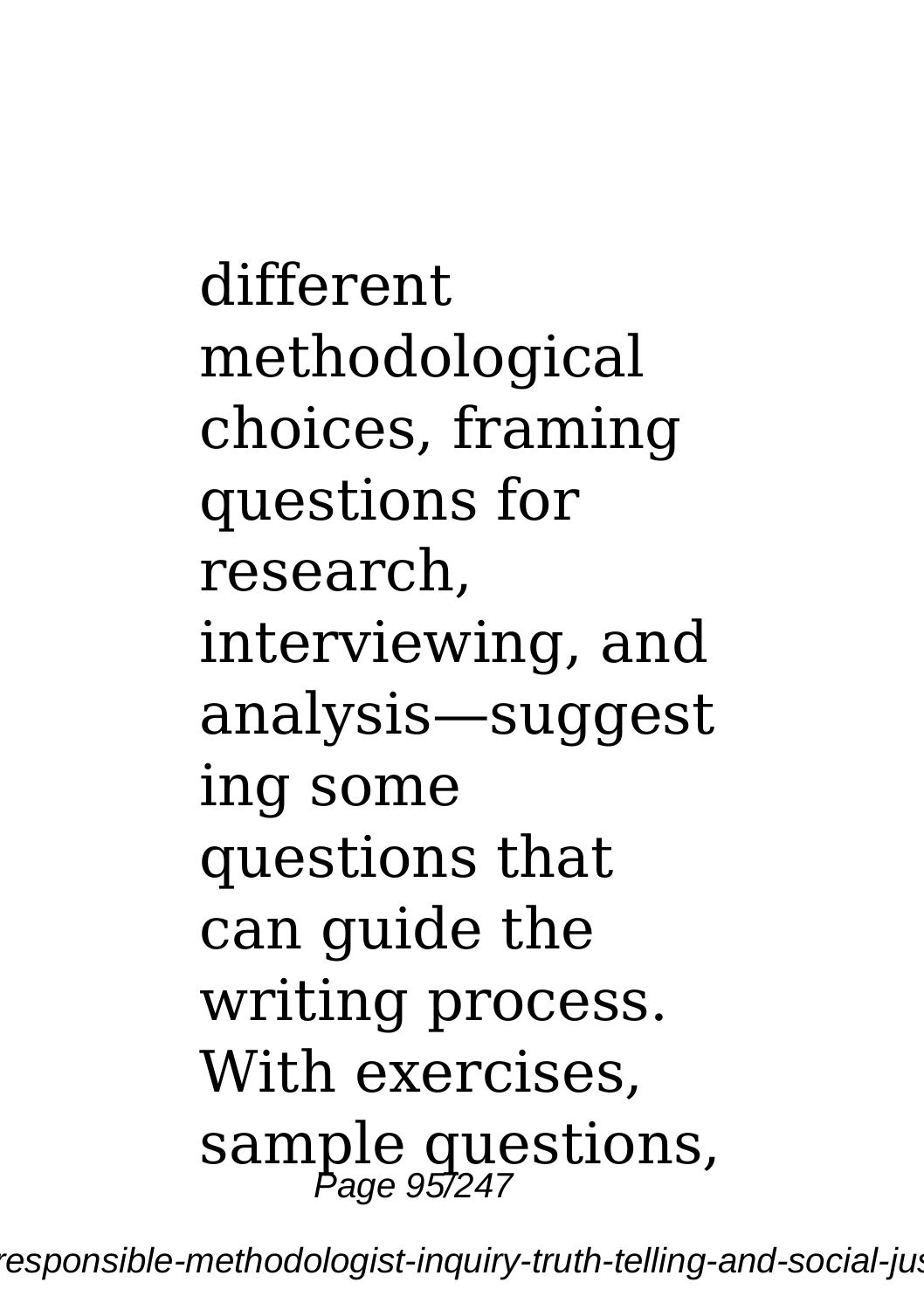different methodological choices, framing questions for research, interviewing, and analysis—suggesting some questions that can guide the writing process. With exercises, sample questions,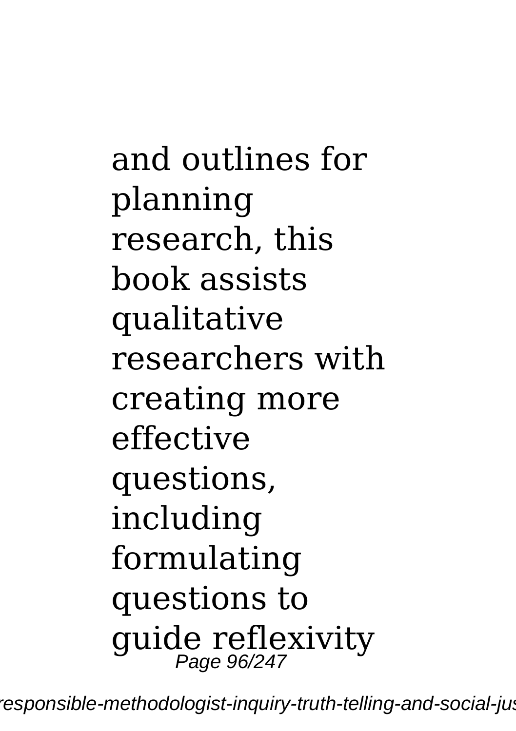and outlines for planning research, this book assists qualitative researchers with creating more effective questions, including formulating questions to guide reflexivity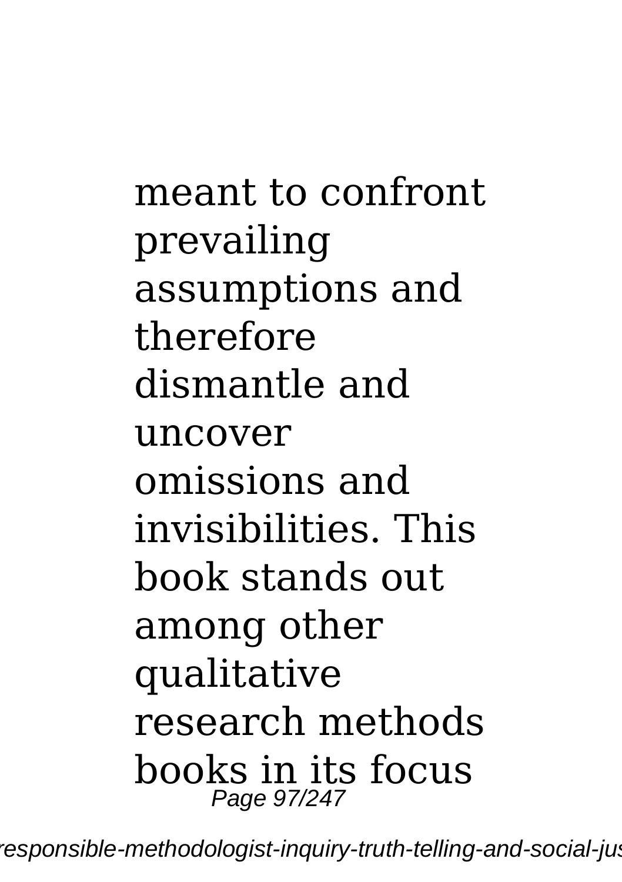meant to confront prevailing assumptions and therefore dismantle and uncover omissions and invisibilities. This book stands out among other qualitative research methods books in its focus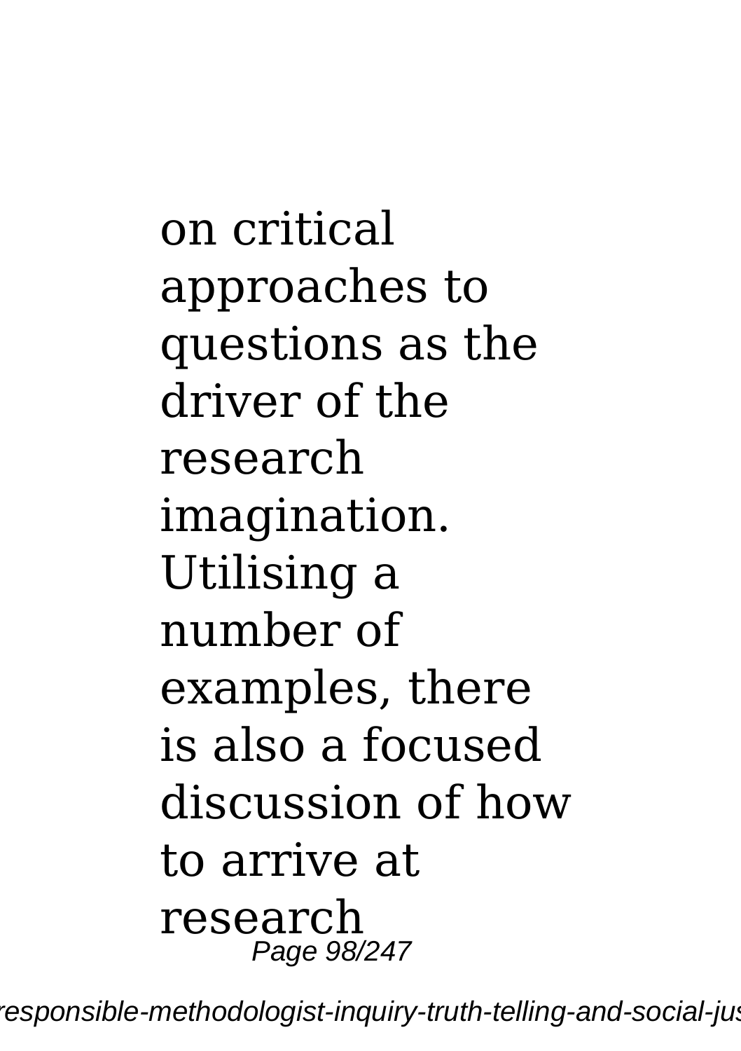on critical approaches to questions as the driver of the research imagination. Utilising a number of examples, there is also a focused discussion of how to arrive at research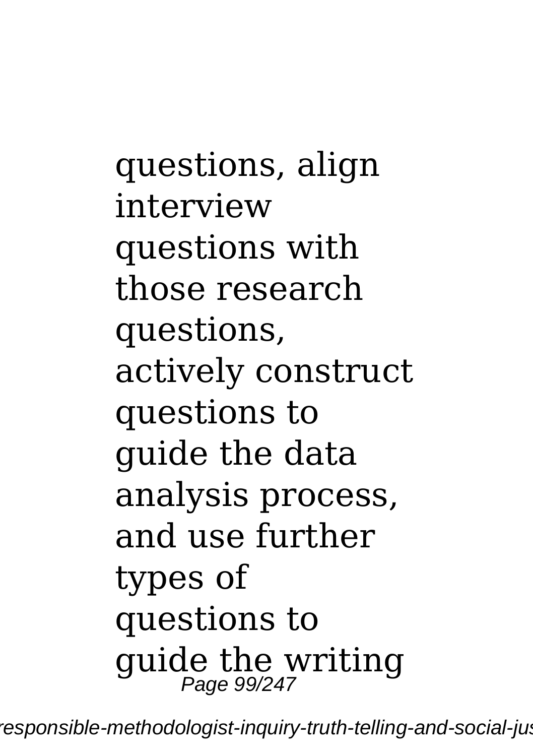questions, align interview questions with those research questions, actively construct questions to guide the data analysis process, and use further types of questions to guide the writing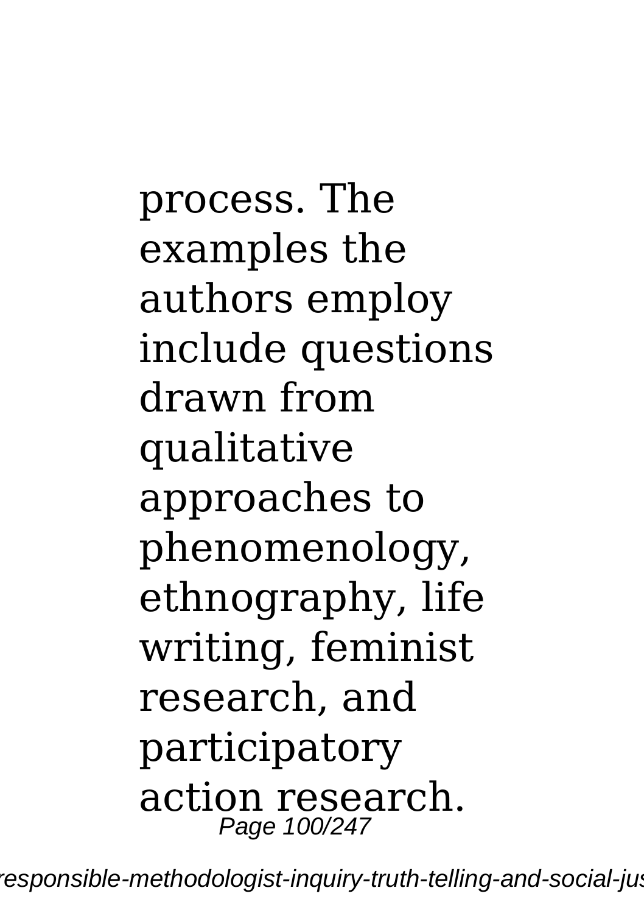process. The examples the authors employ include questions drawn from qualitative approaches to phenomenology, ethnography, life writing, feminist research, and participatory action research.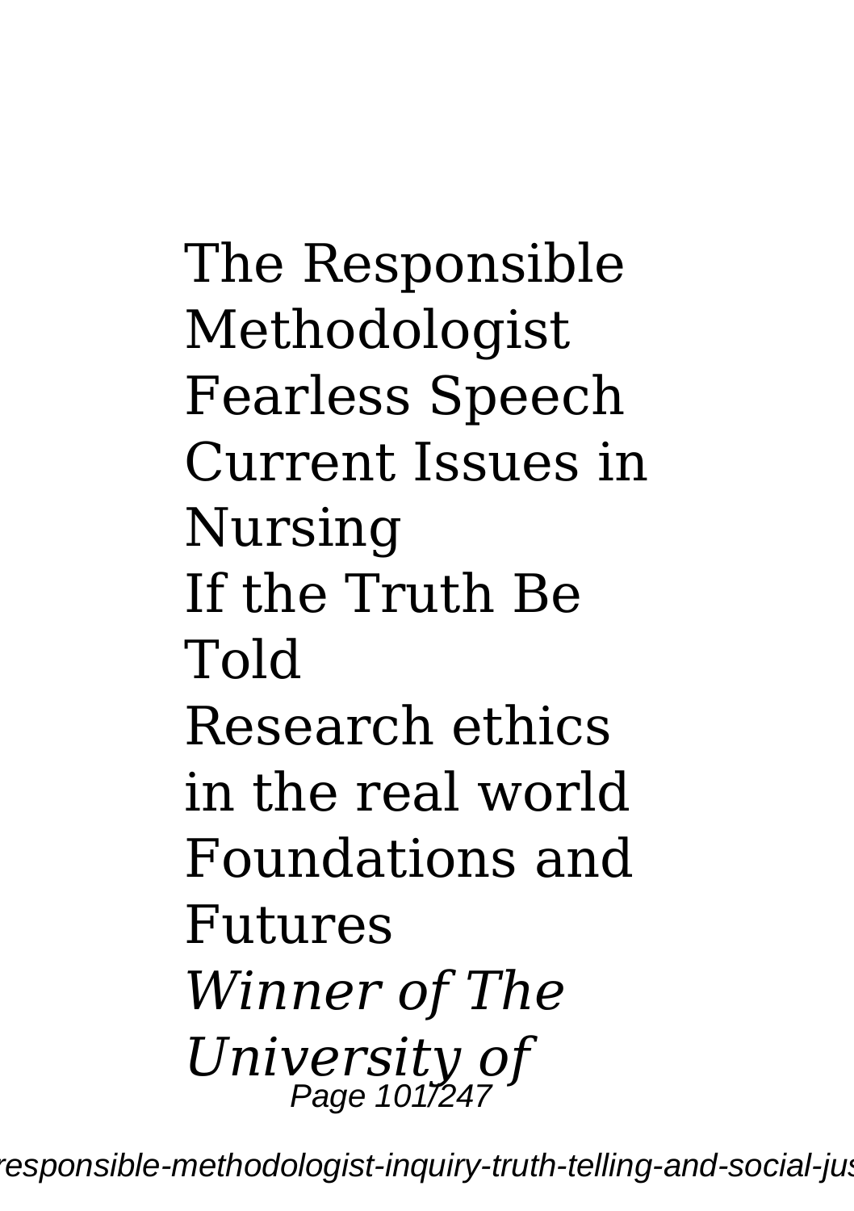The Responsible Methodologist Fearless Speech Current Issues in Nursing If the Truth Be Told Research ethics in the real world Foundations and Futures

*Winner of The University of*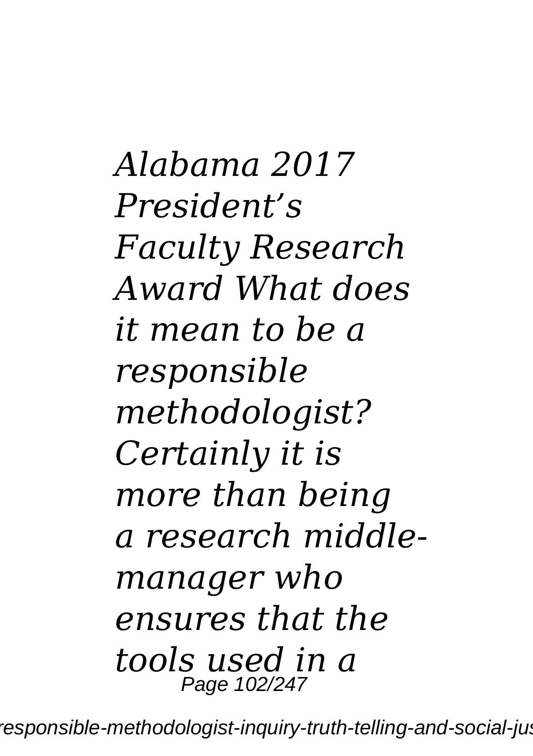*Alabama 2017 President's Faculty Research Award What does it mean to be a responsible methodologist? Certainly it is more than being a research middle-manager who ensures that the tools used in a*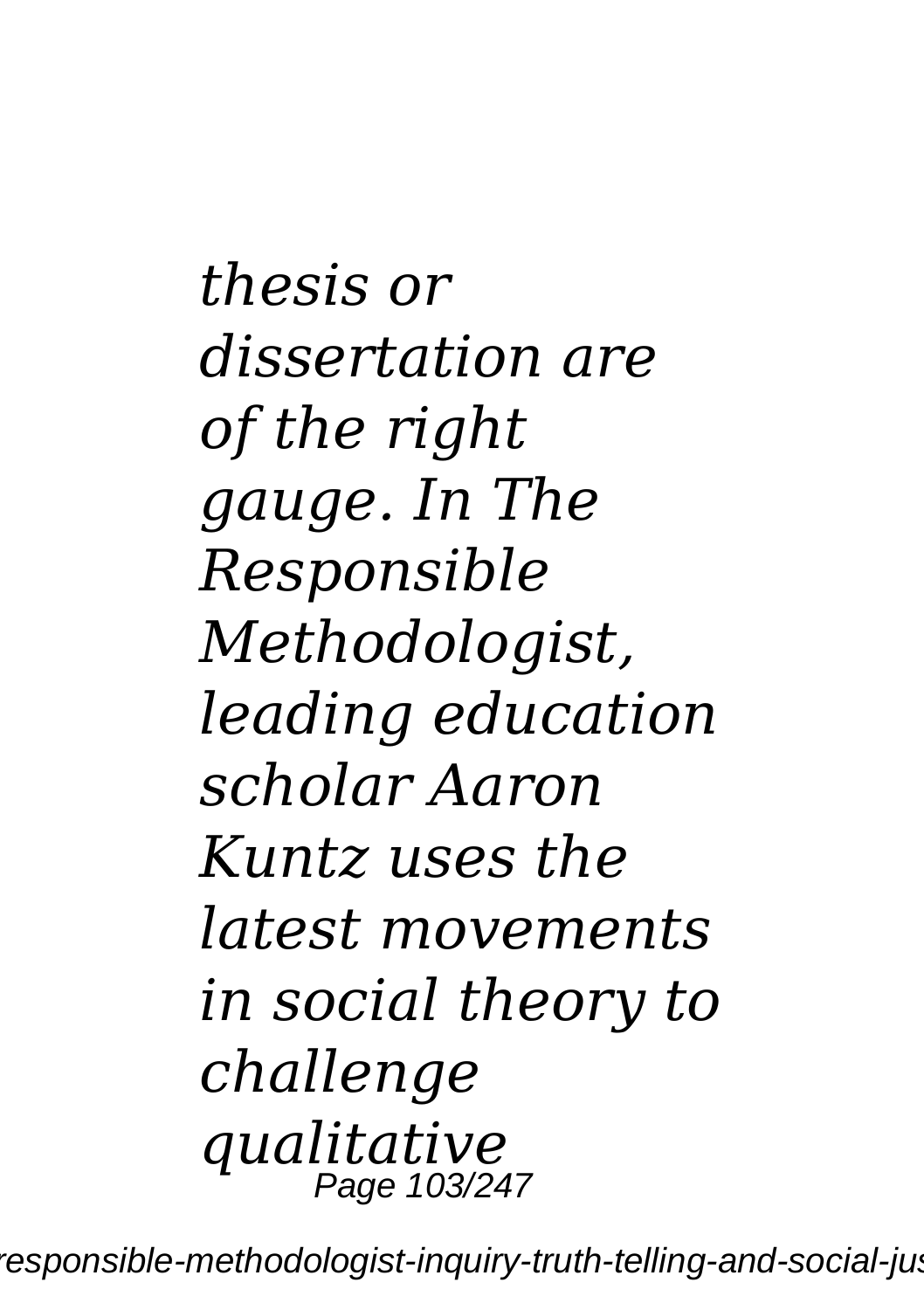*thesis or dissertation are of the right gauge. In The Responsible Methodologist, leading education scholar Aaron Kuntz uses the latest movements in social theory to challenge qualitative*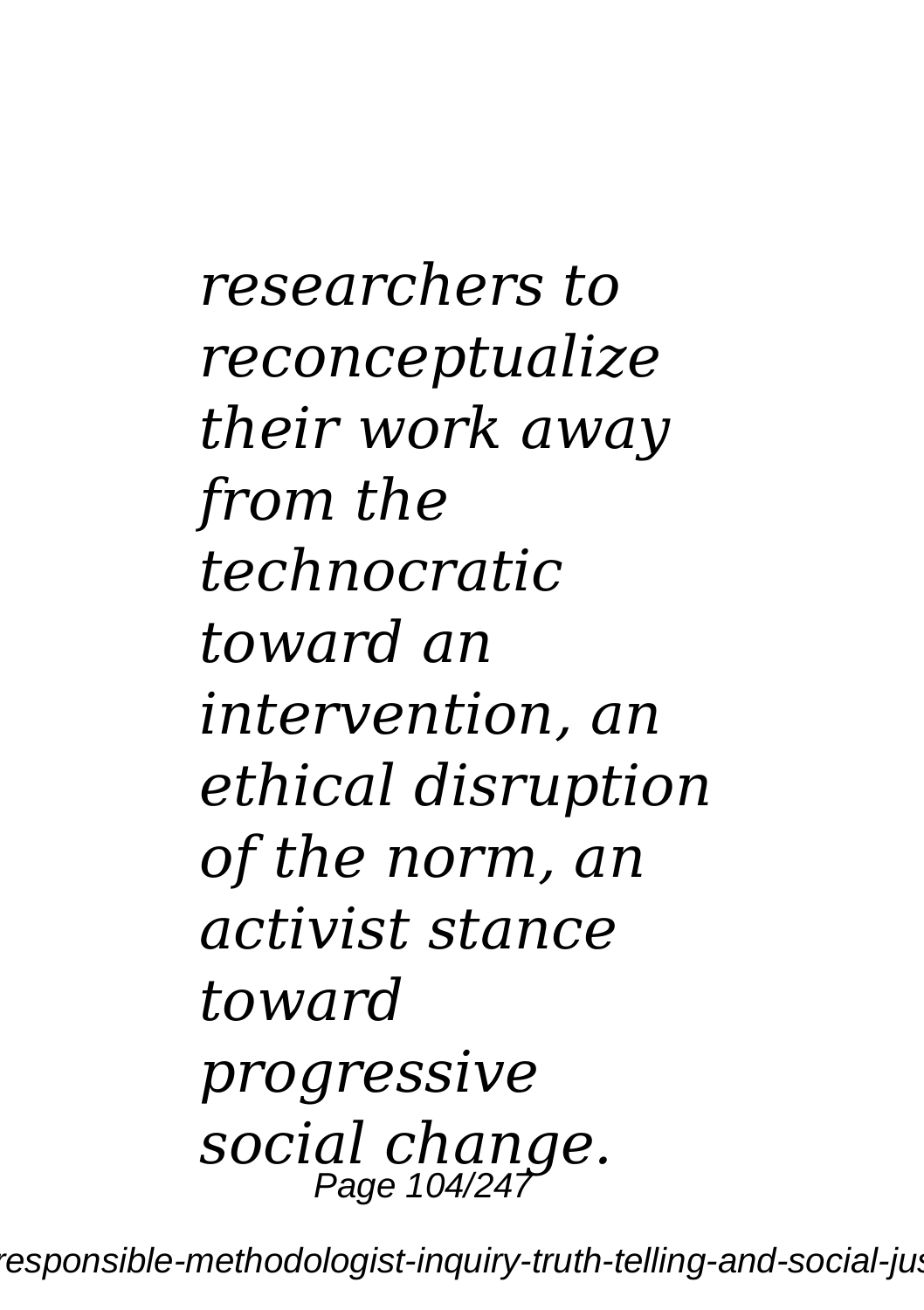*researchers to reconceptualize their work away from the technocratic toward an intervention, an ethical disruption of the norm, an activist stance toward progressive social change.*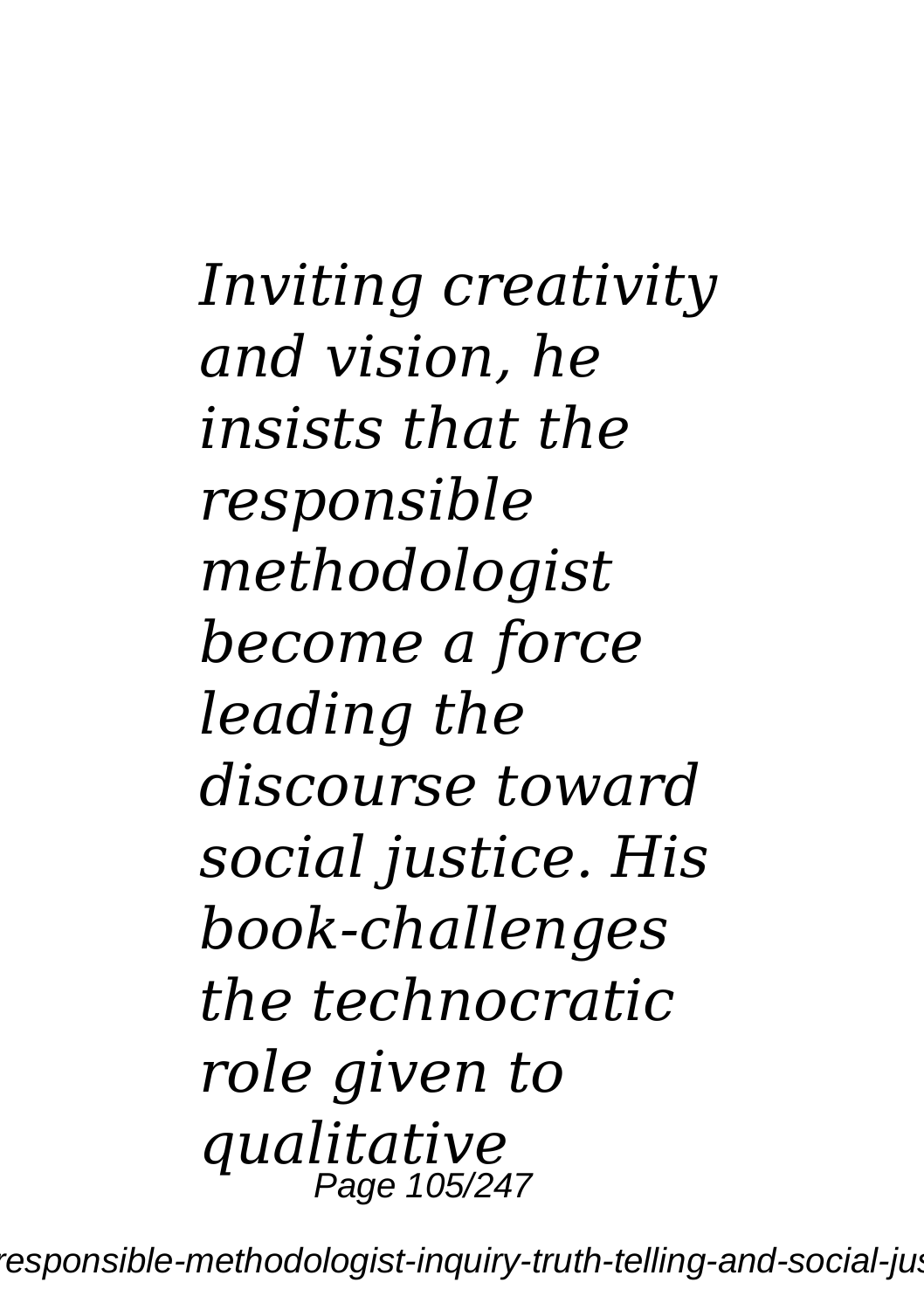*Inviting creativity and vision, he insists that the responsible methodologist become a force leading the discourse toward social justice. His book-challenges the technocratic role given to qualitative*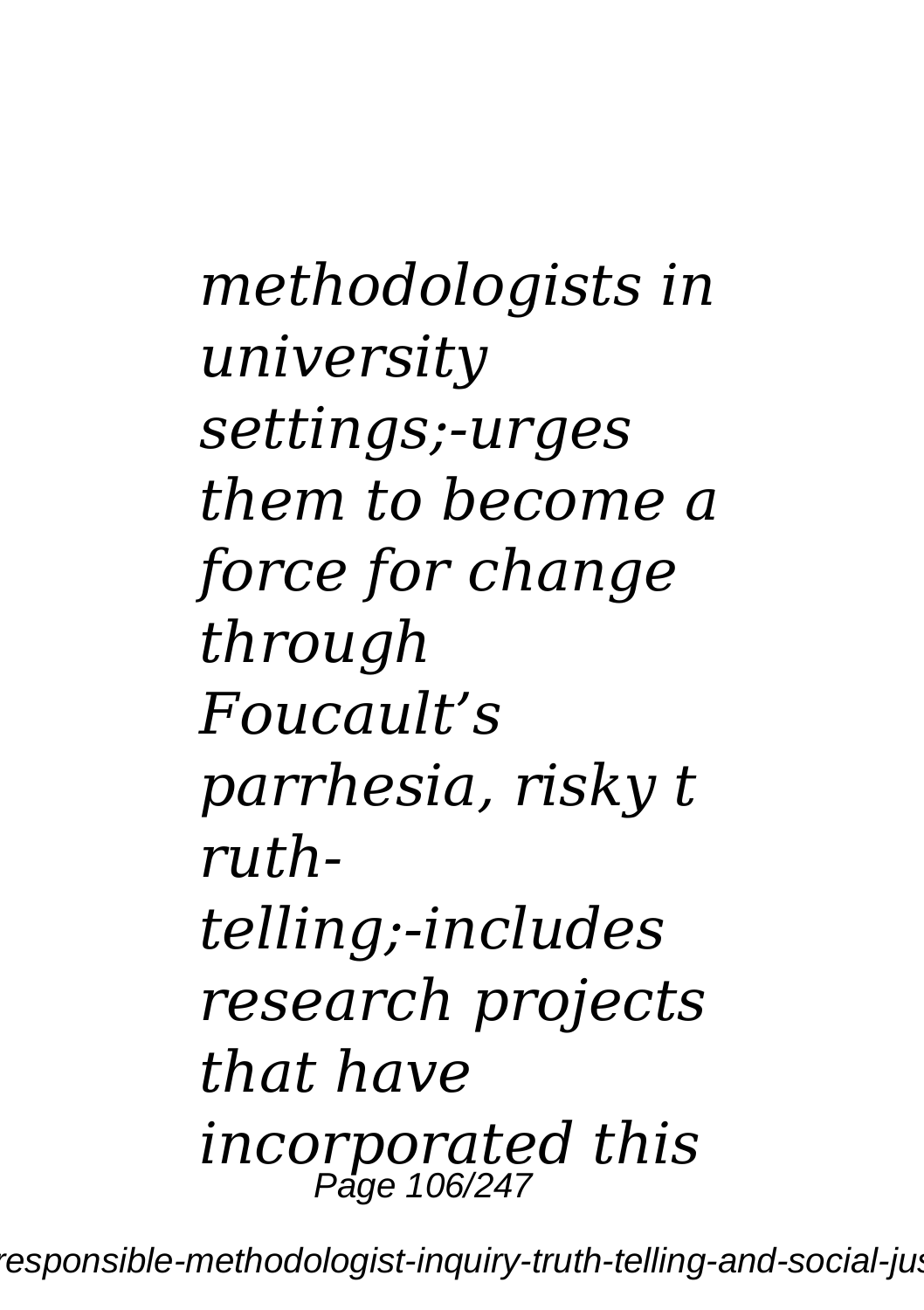*methodologists in university settings;-urges them to become a force for change through Foucault's parrhesia, risky truth-telling;-includes research projects that have incorporated this*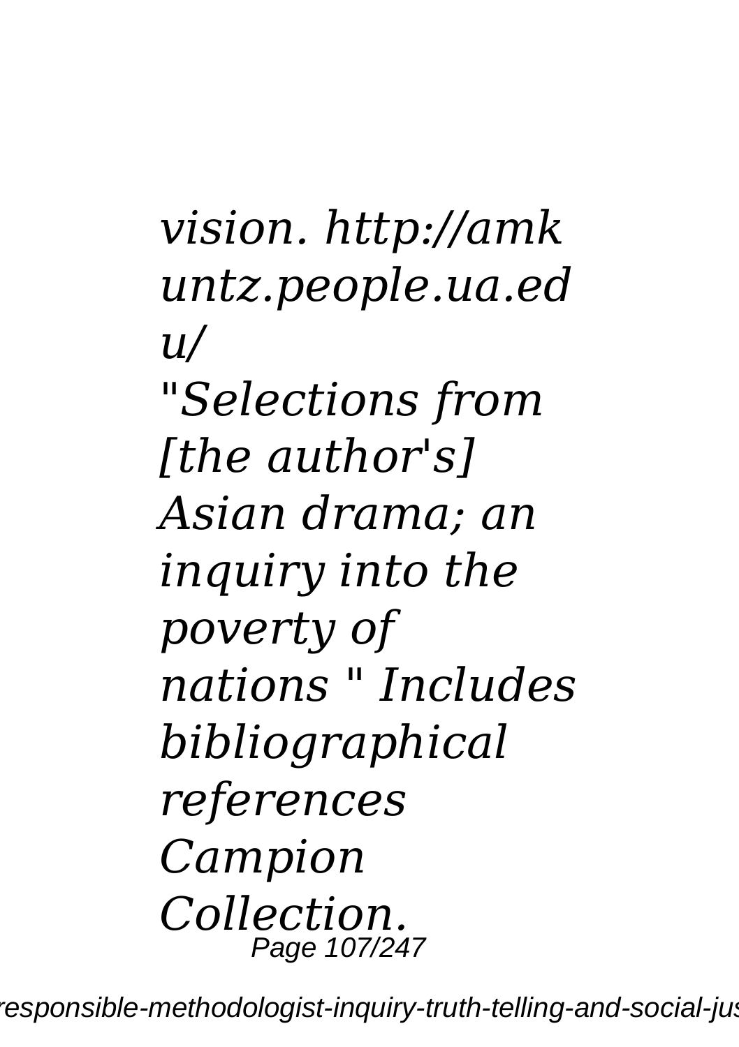*vision. http://amkuntz.people.ua.edu/*

*"Selections from [the author's] Asian drama; an inquiry into the poverty of nations " Includes bibliographical references Campion Collection.*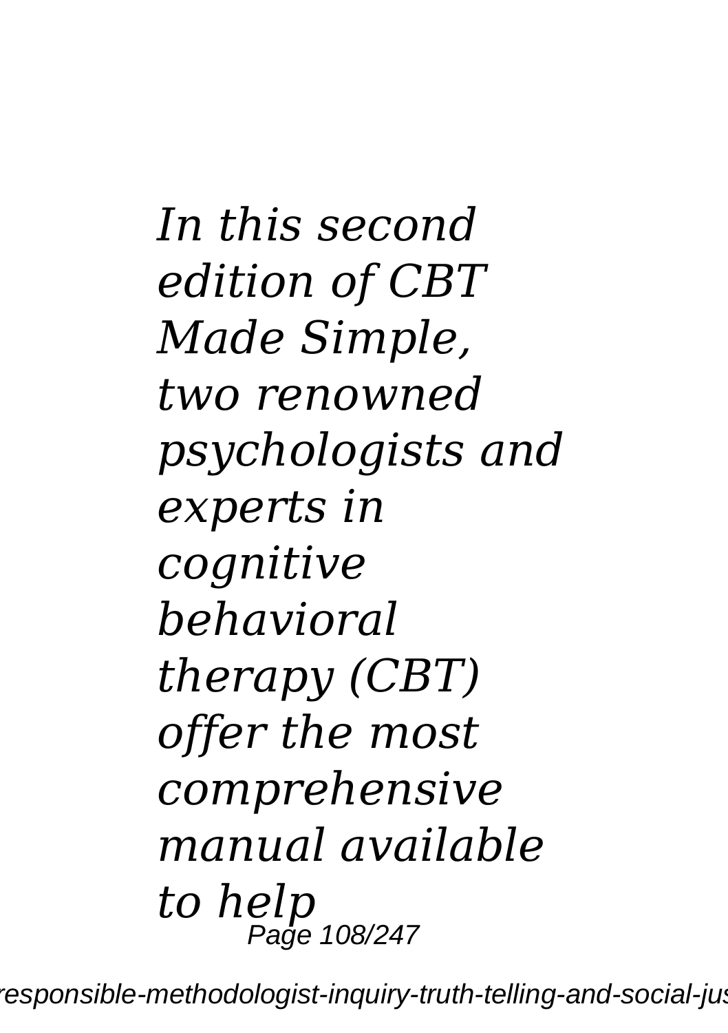*In this second edition of CBT Made Simple, two renowned psychologists and experts in cognitive behavioral therapy (CBT) offer the most comprehensive manual available to help*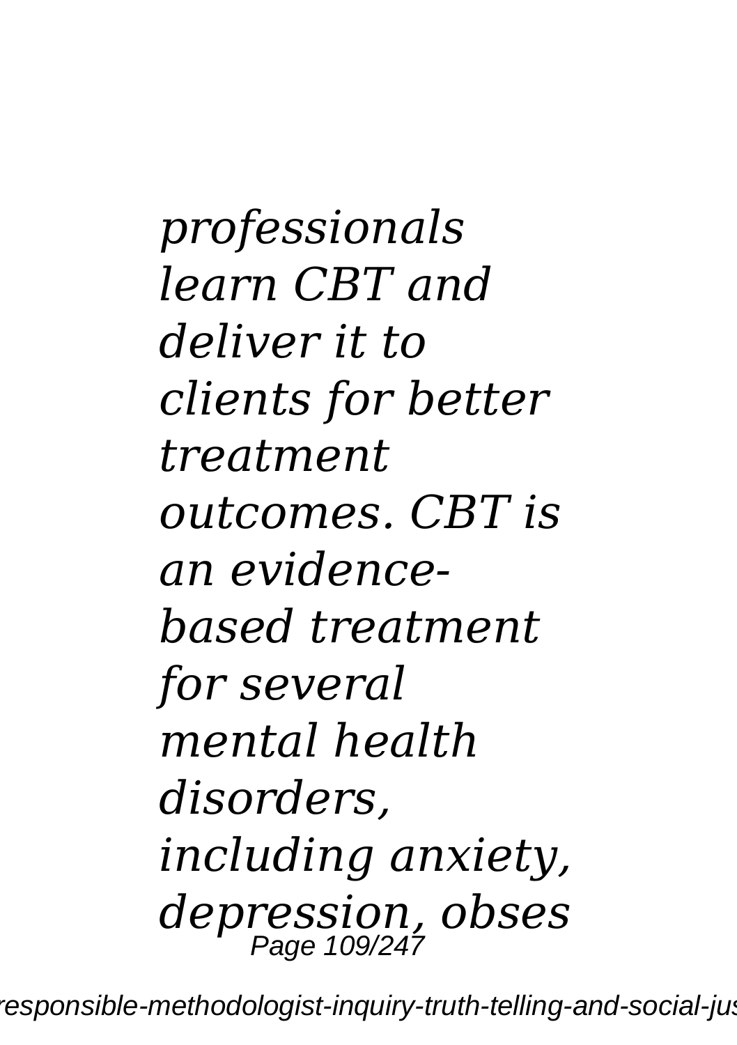*professionals learn CBT and deliver it to clients for better treatment outcomes. CBT is an evidence-based treatment for several mental health disorders, including anxiety, depression, obses*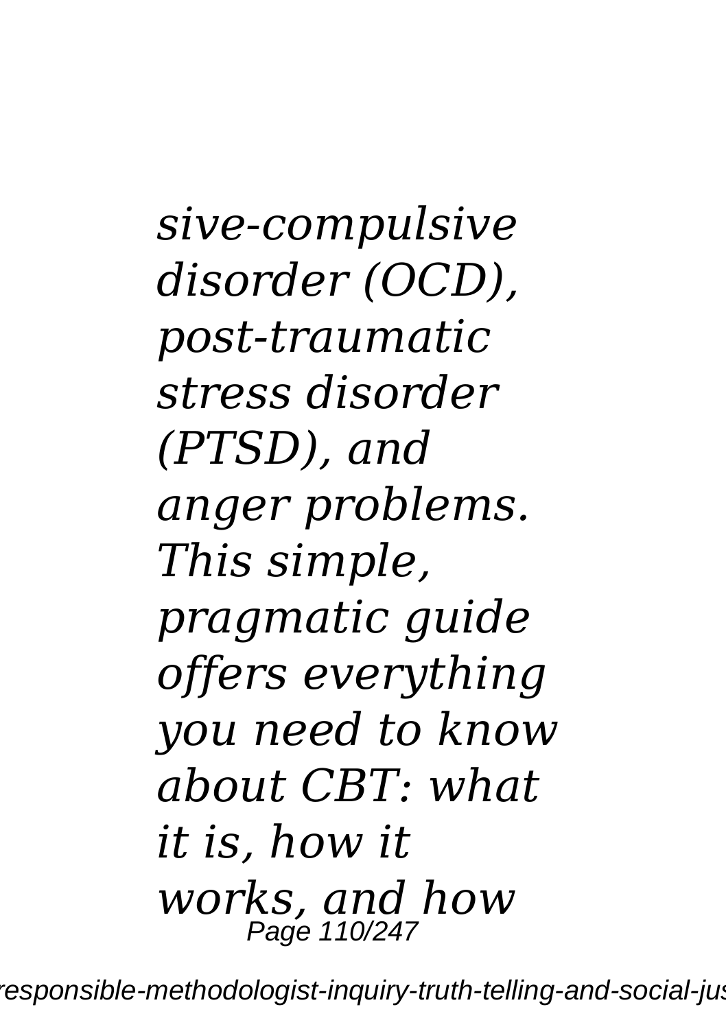*sive-compulsive disorder (OCD), post-traumatic stress disorder (PTSD), and anger problems. This simple, pragmatic guide offers everything you need to know about CBT: what it is, how it works, and how*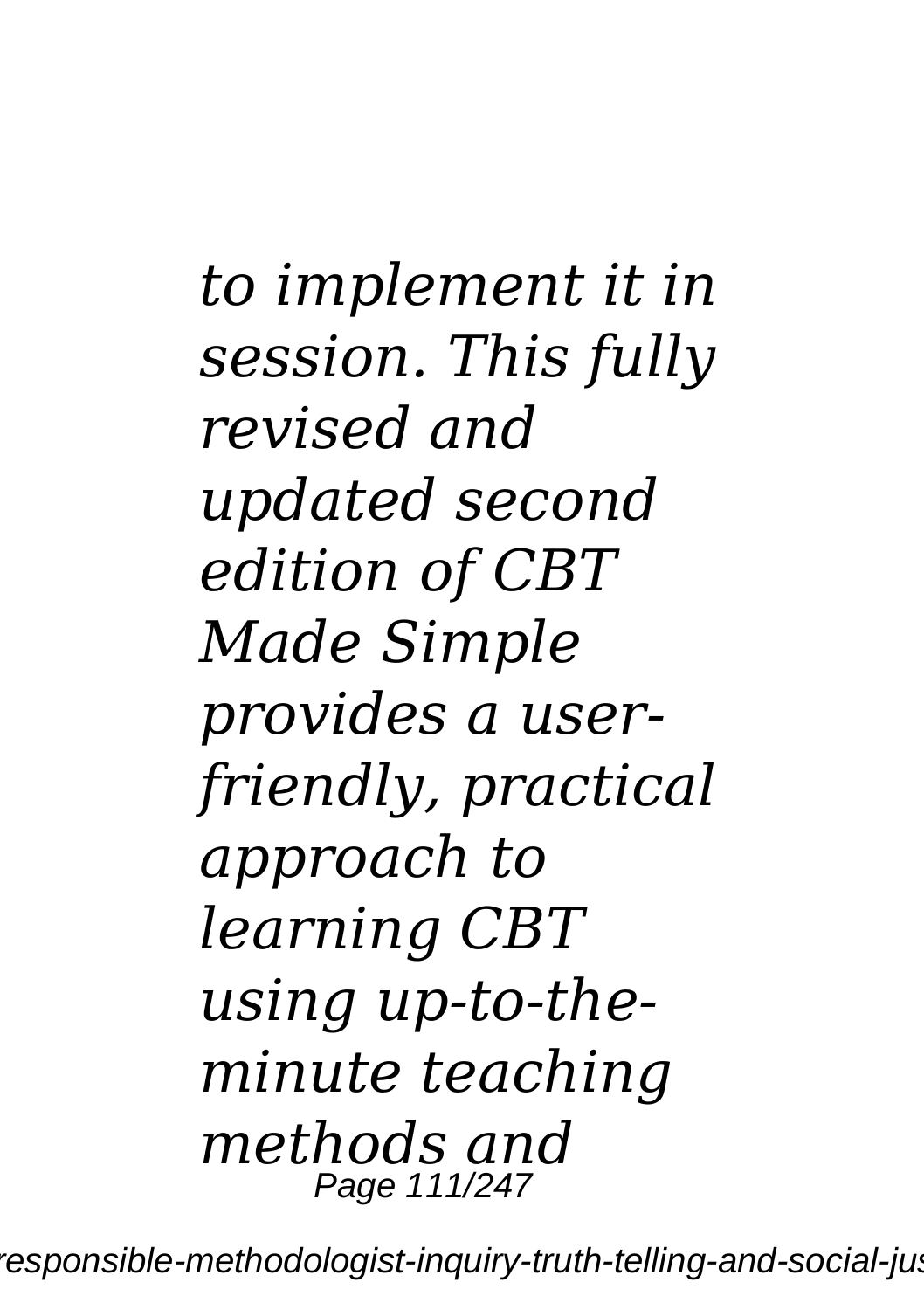*to implement it in session. This fully revised and updated second edition of CBT Made Simple provides a user-friendly, practical approach to learning CBT using up-to-the-minute teaching methods and*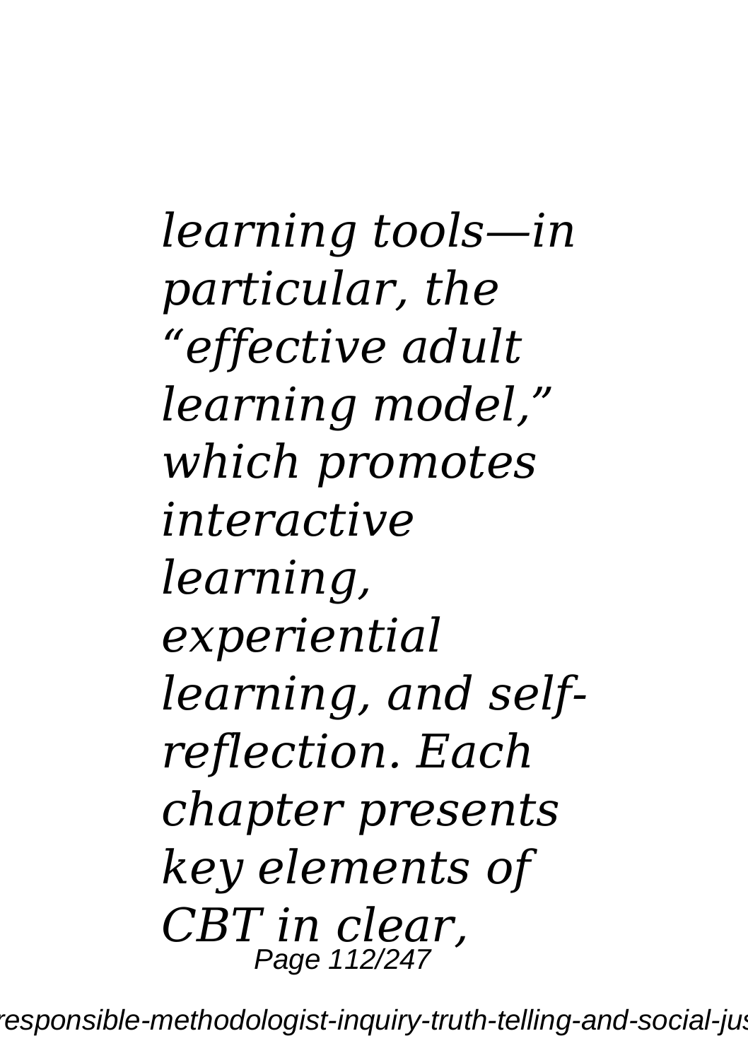*learning tools—in particular, the “effective adult learning model,” which promotes interactive learning, experiential learning, and self-reflection. Each chapter presents key elements of CBT in clear,*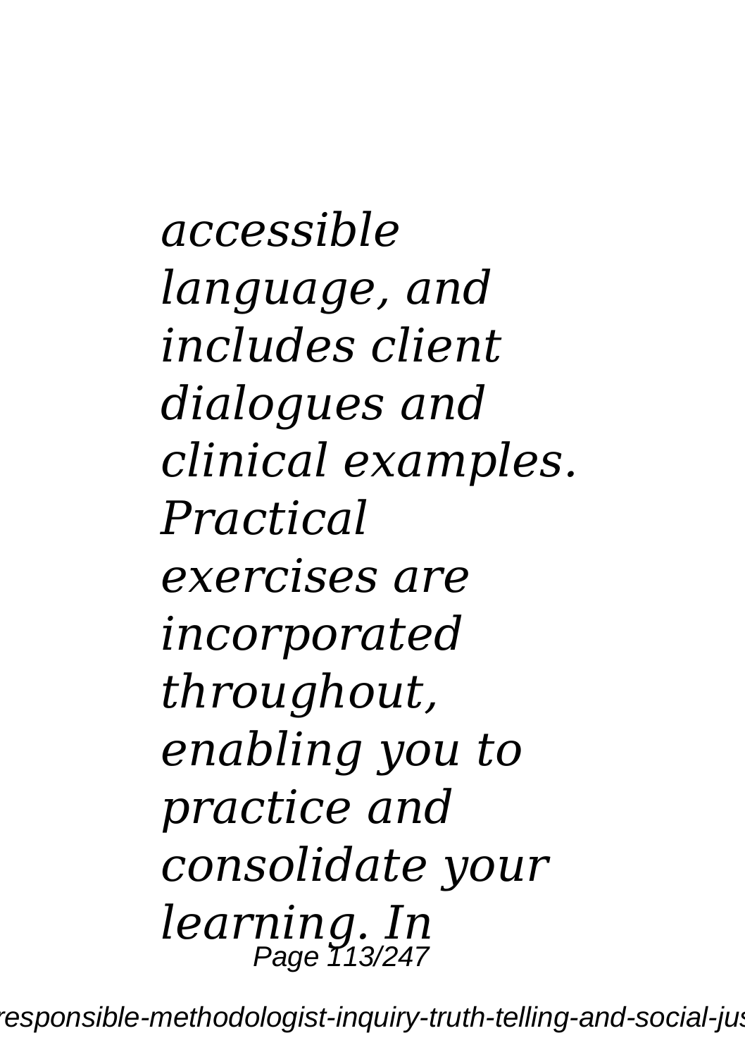*accessible language, and includes client dialogues and clinical examples. Practical exercises are incorporated throughout, enabling you to practice and consolidate your learning. In*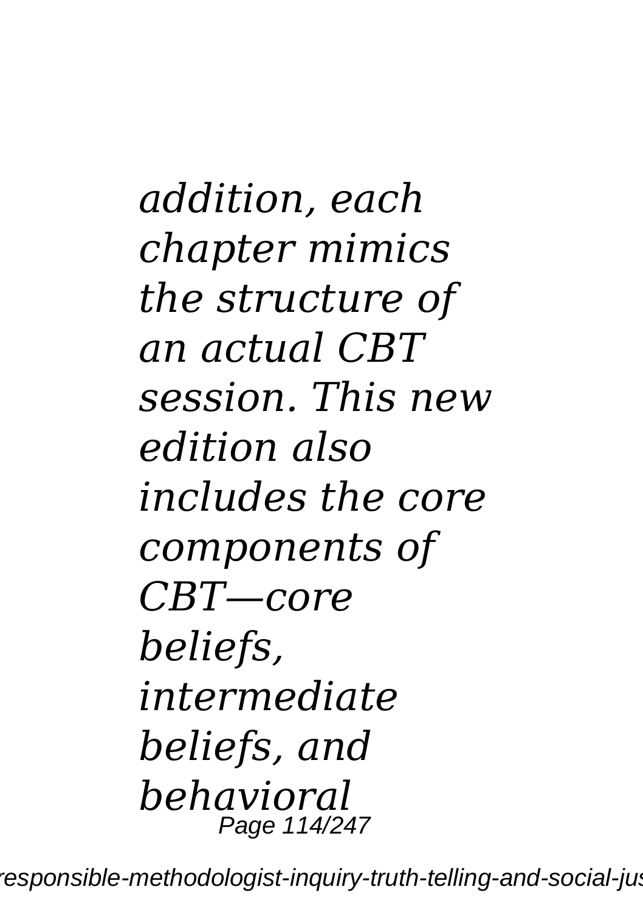*addition, each chapter mimics the structure of an actual CBT session. This new edition also includes the core components of CBT—core beliefs, intermediate beliefs, and behavioral*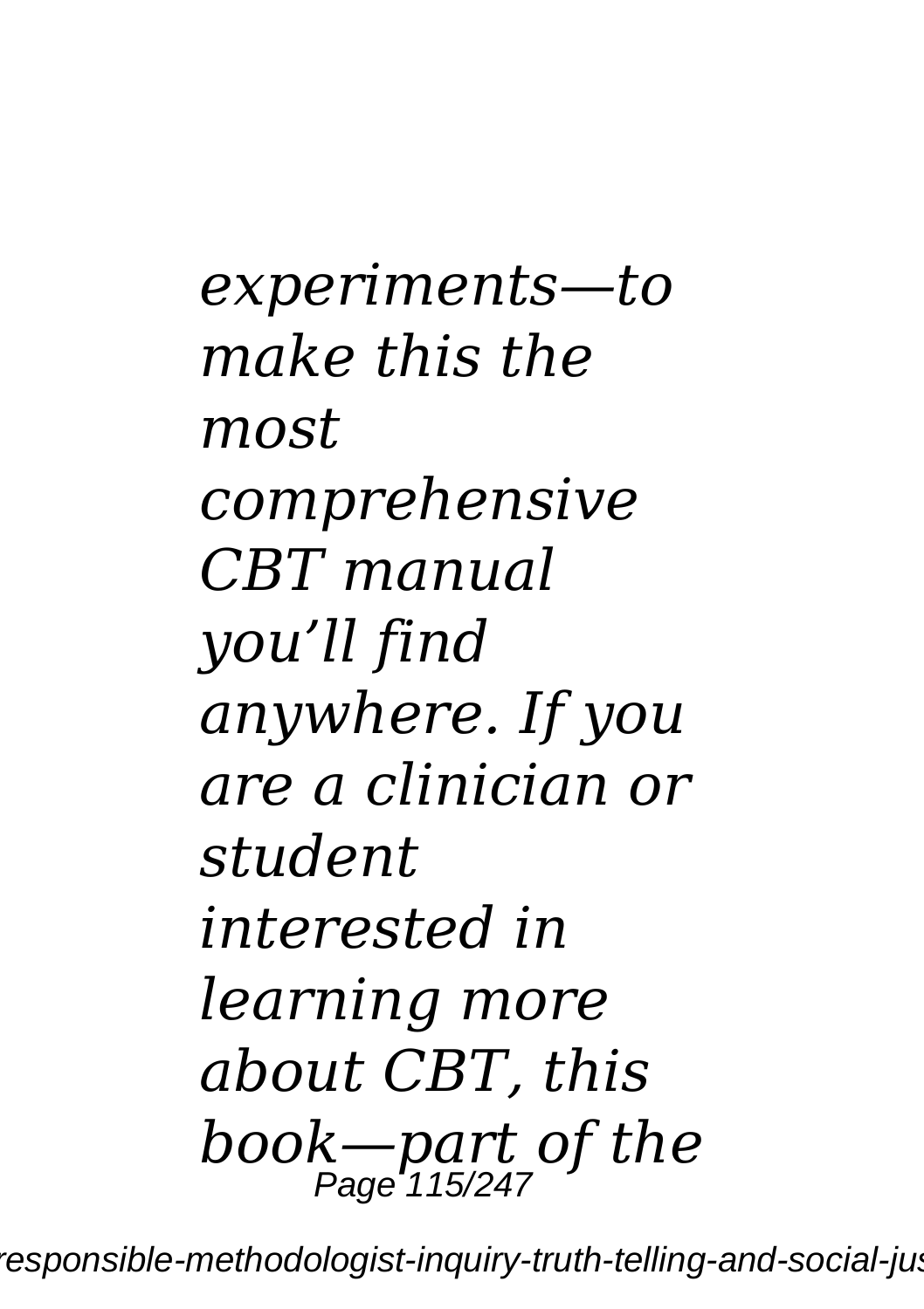*experiments—to make this the most comprehensive CBT manual you'll find anywhere. If you are a clinician or student interested in learning more about CBT, this book—part of the*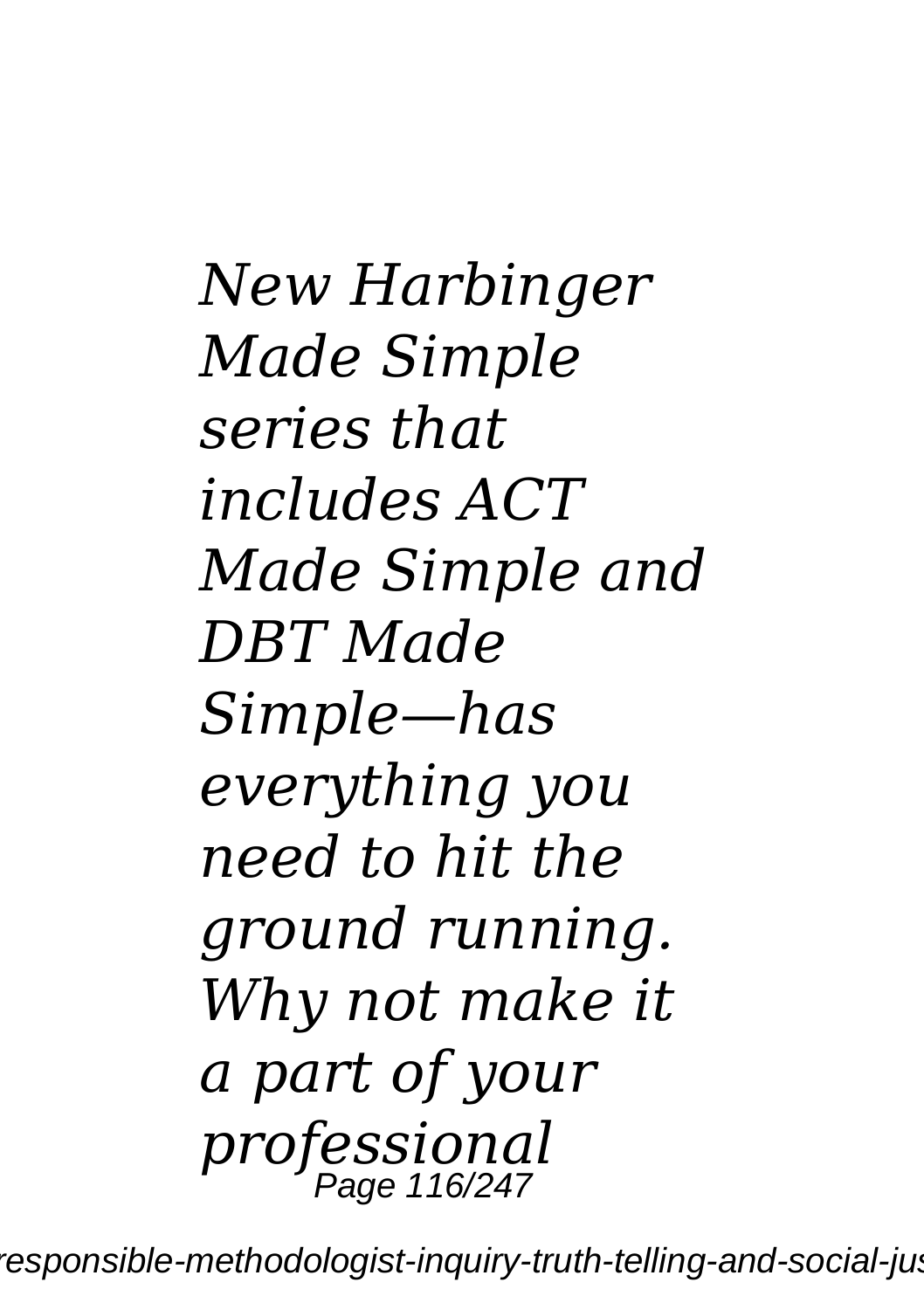*New Harbinger Made Simple series that includes ACT Made Simple and DBT Made Simple—has everything you need to hit the ground running. Why not make it a part of your professional*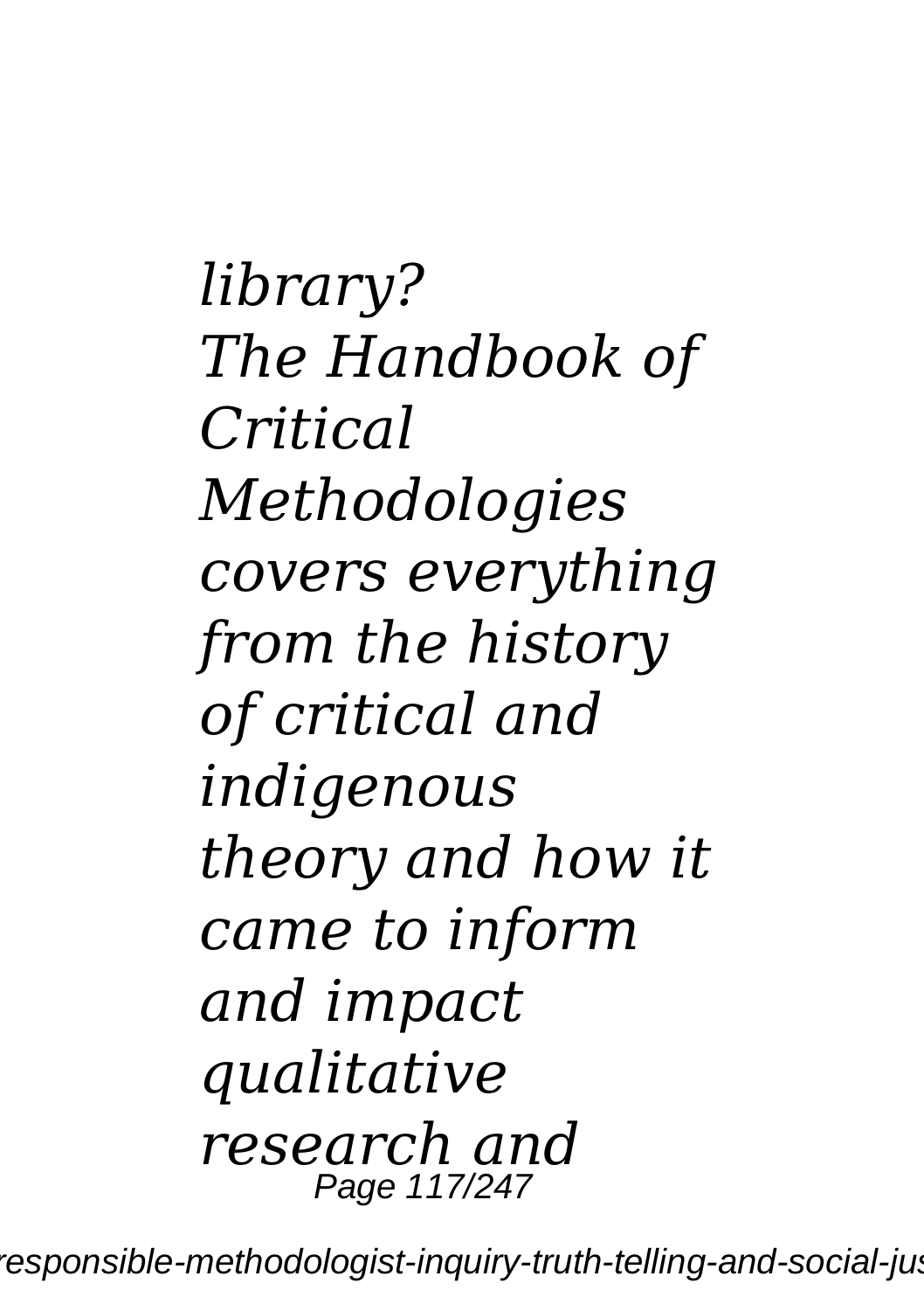*library?*
*The Handbook of Critical Methodologies covers everything from the history of critical and indigenous theory and how it came to inform and impact qualitative research and*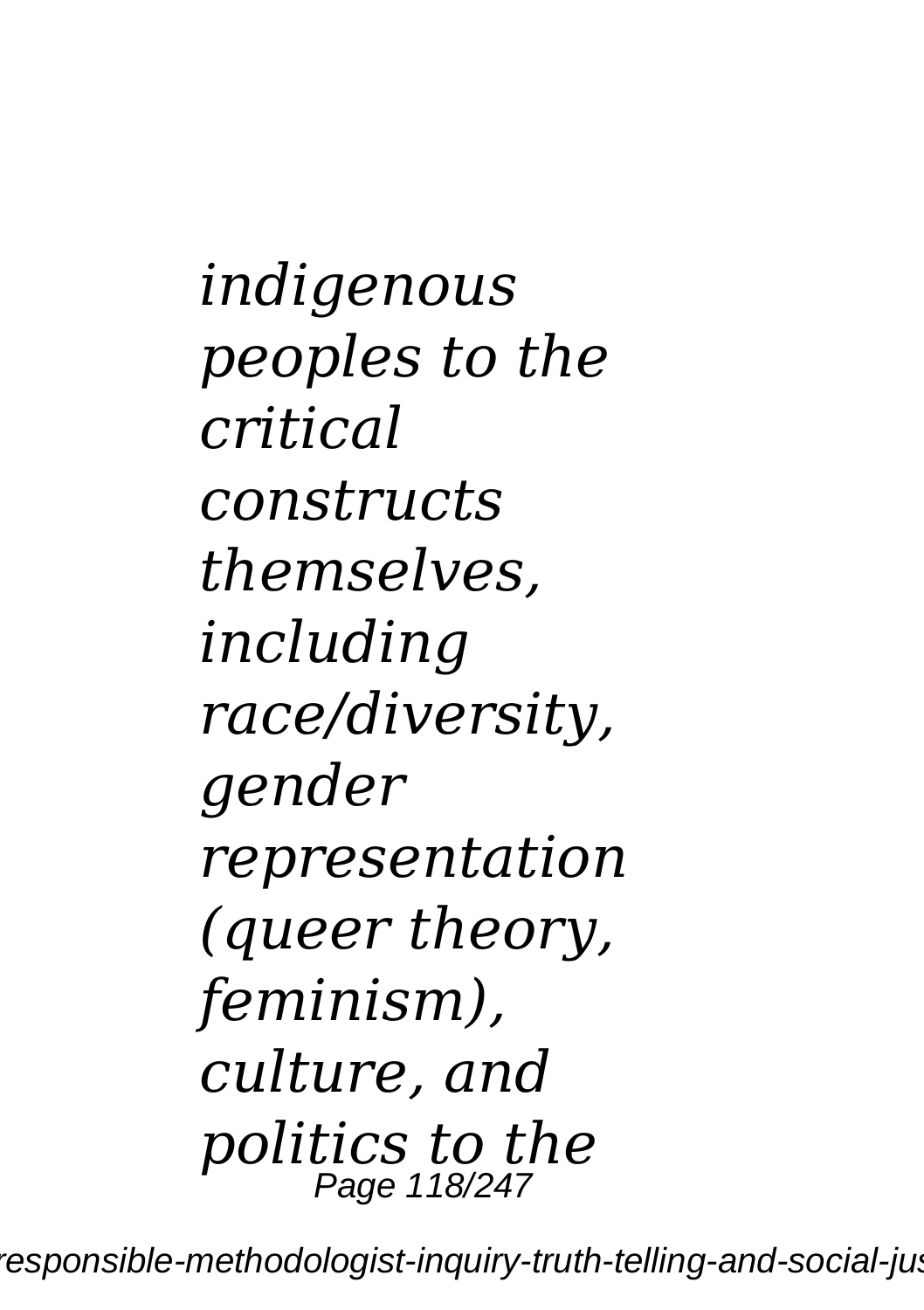*indigenous peoples to the critical constructs themselves, including race/diversity, gender representation (queer theory, feminism), culture, and politics to the*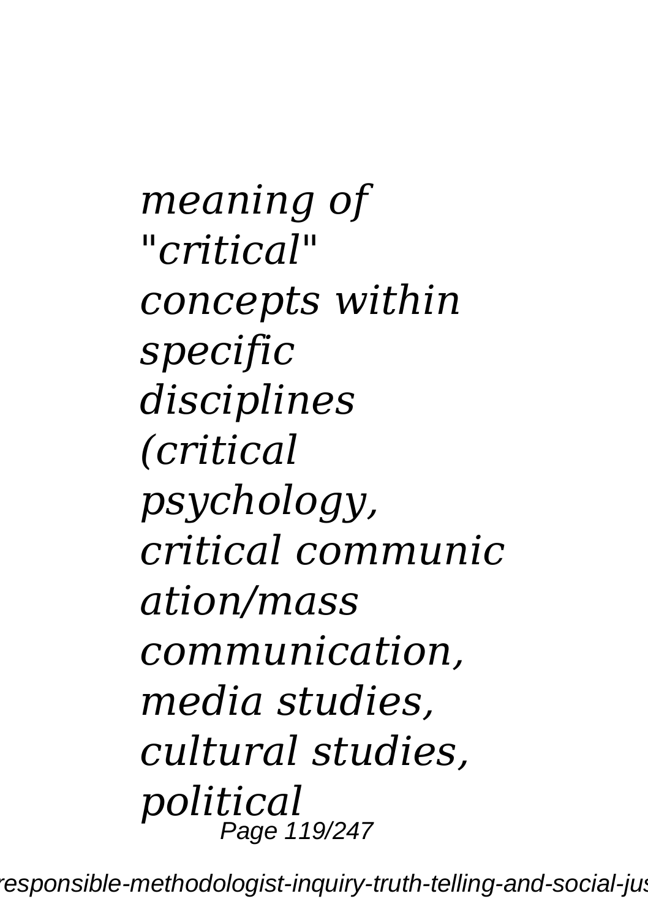*meaning of "critical" concepts within specific disciplines (critical psychology, critical communication/mass communication, media studies, cultural studies, political*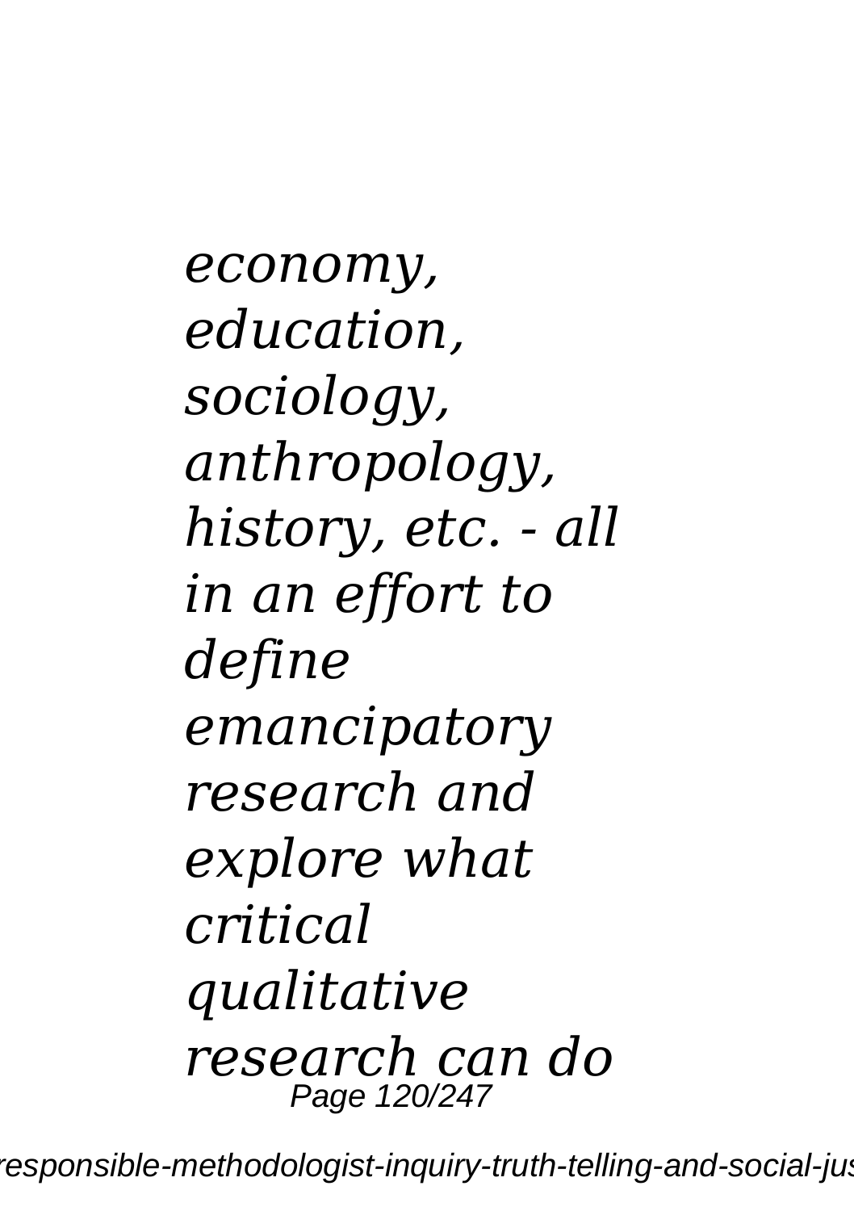*economy, education, sociology, anthropology, history, etc. - all in an effort to define emancipatory research and explore what critical qualitative research can do*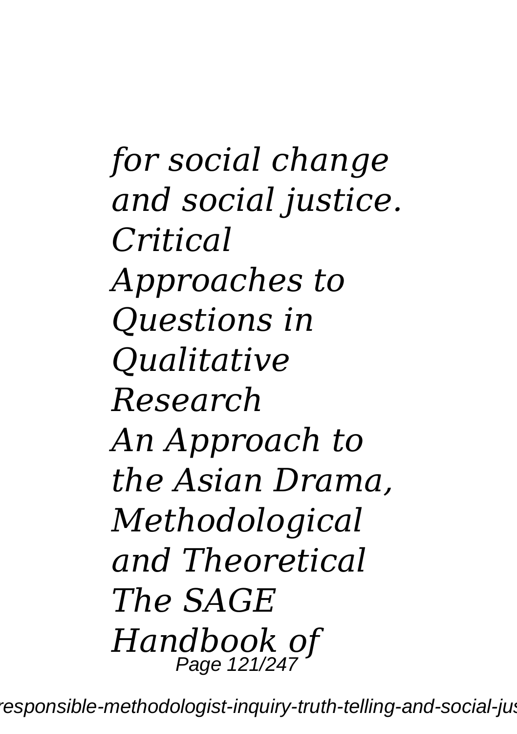*for social change and social justice.*
*Critical Approaches to Questions in Qualitative Research*
*An Approach to the Asian Drama, Methodological and Theoretical*
*The SAGE Handbook of*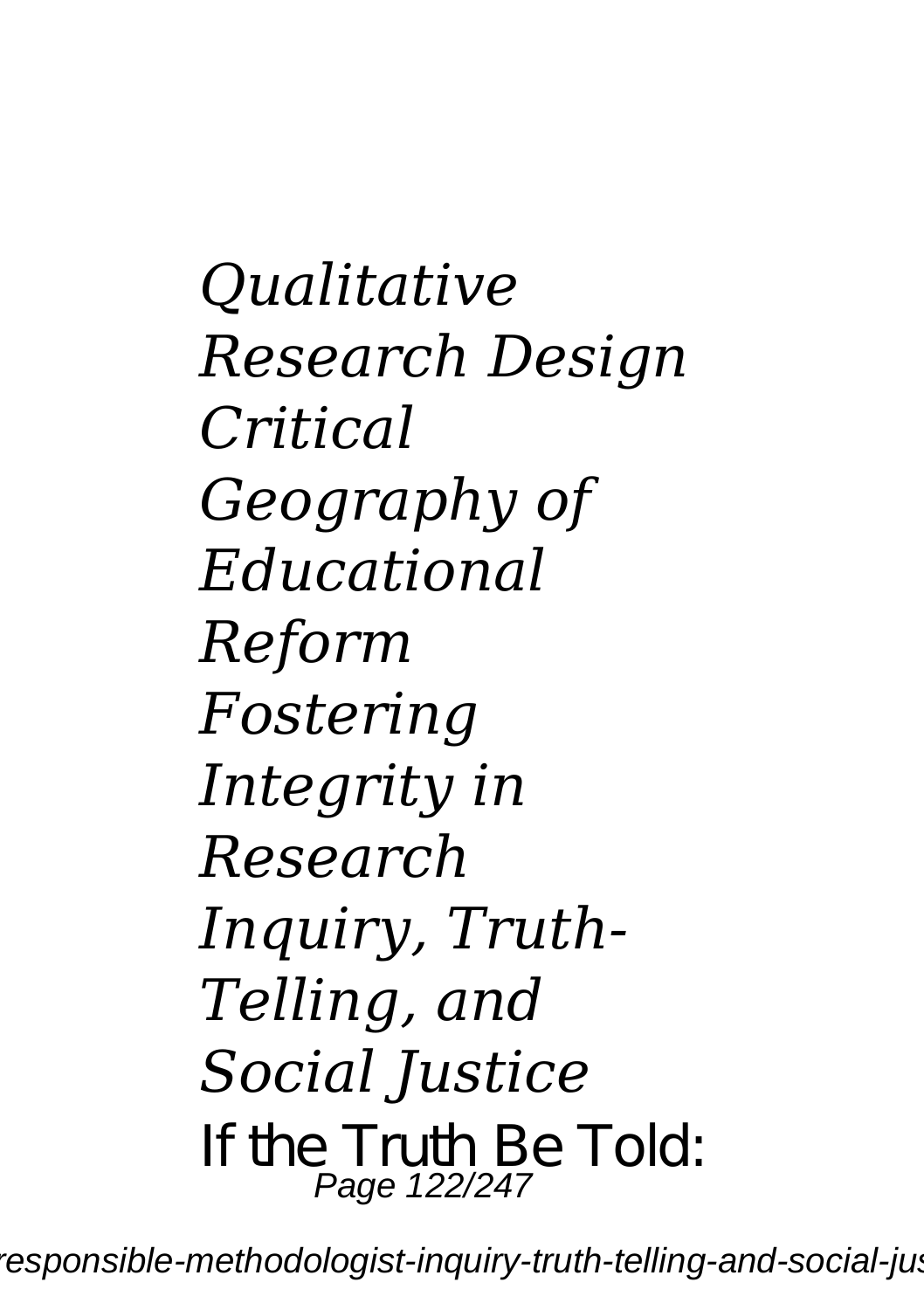*Qualitative Research Design*
*Critical Geography of Educational Reform*
*Fostering Integrity in Research*
*Inquiry, Truth-Telling, and Social Justice*

If the Truth Be Told: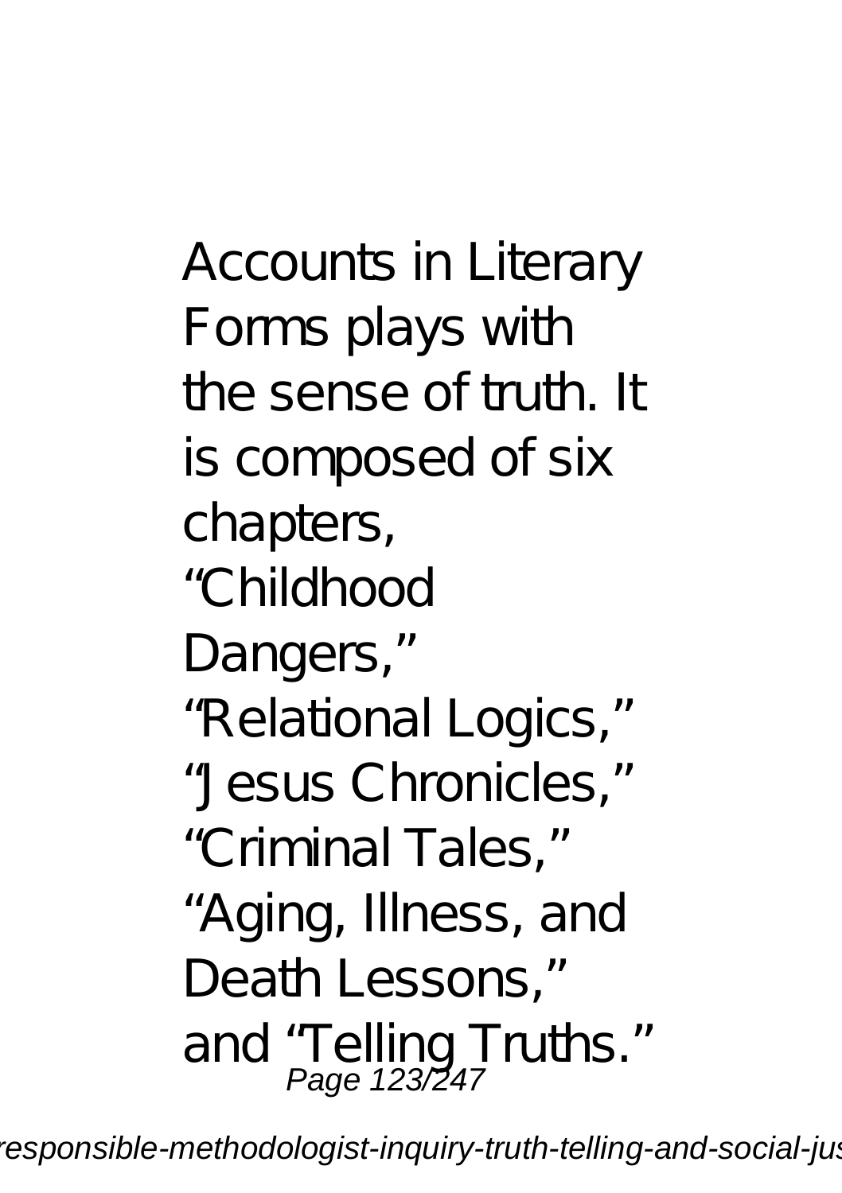Accounts in Literary Forms plays with the sense of truth. It is composed of six chapters, "Childhood Dangers," "Relational Logics," "Jesus Chronicles," "Criminal Tales," "Aging, Illness, and Death Lessons," and "Telling Truths."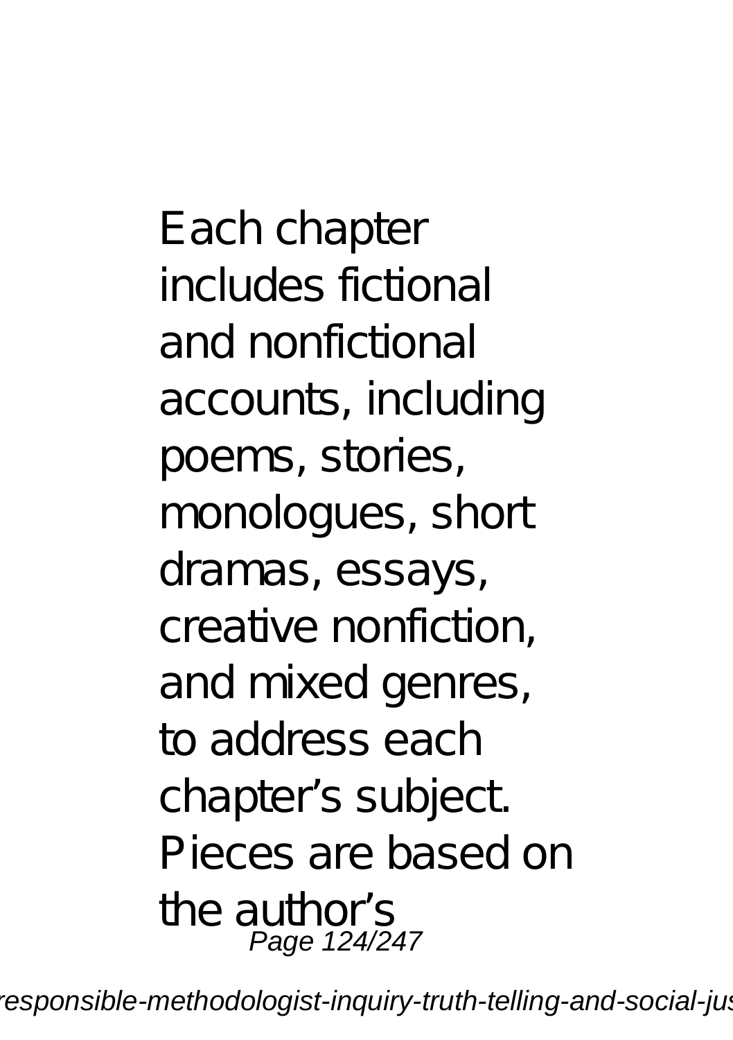Each chapter includes fictional and nonfictional accounts, including poems, stories, monologues, short dramas, essays, creative nonfiction, and mixed genres, to address each chapter’s subject. Pieces are based on the author’s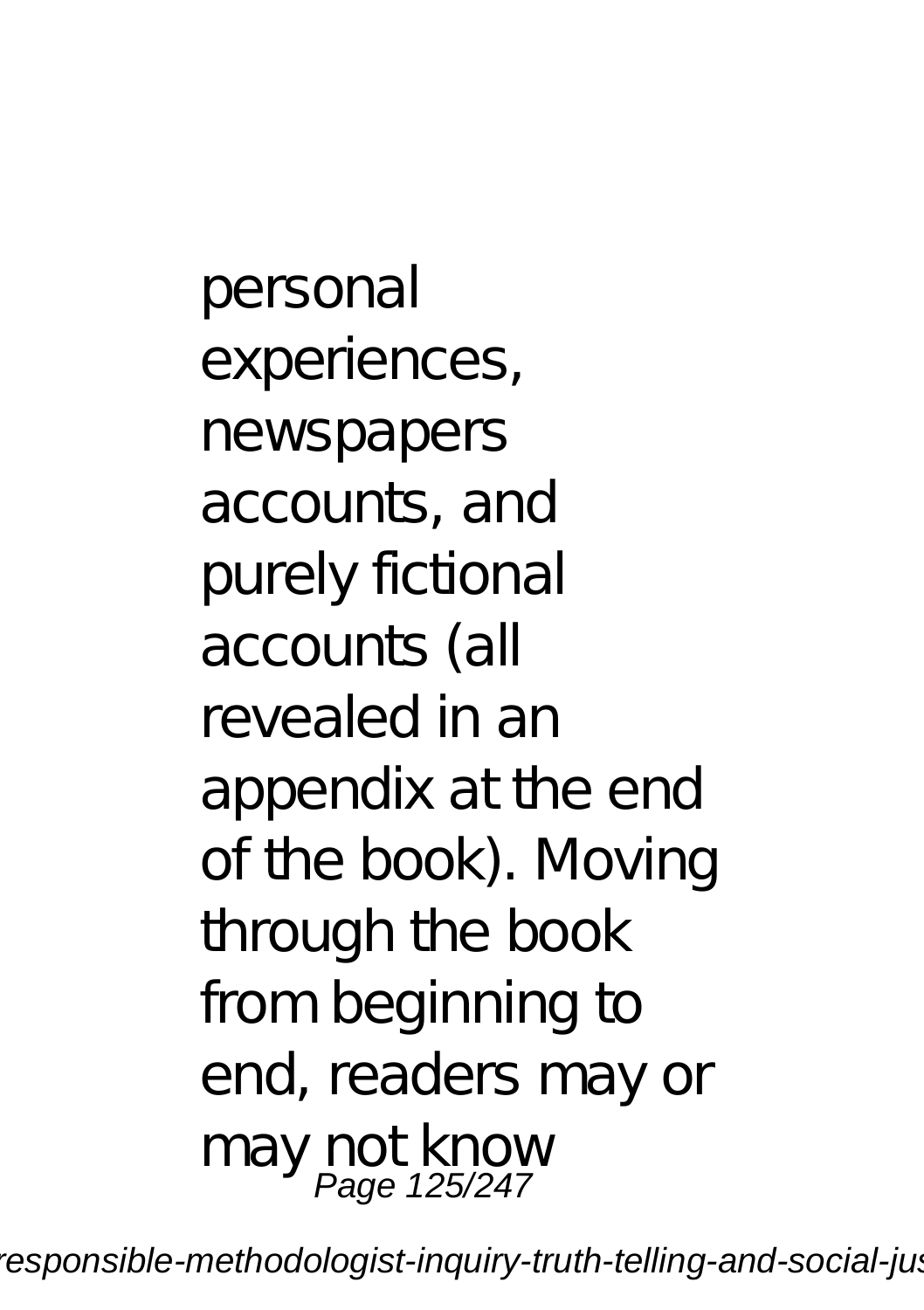personal experiences, newspapers accounts, and purely fictional accounts (all revealed in an appendix at the end of the book). Moving through the book from beginning to end, readers may or may not know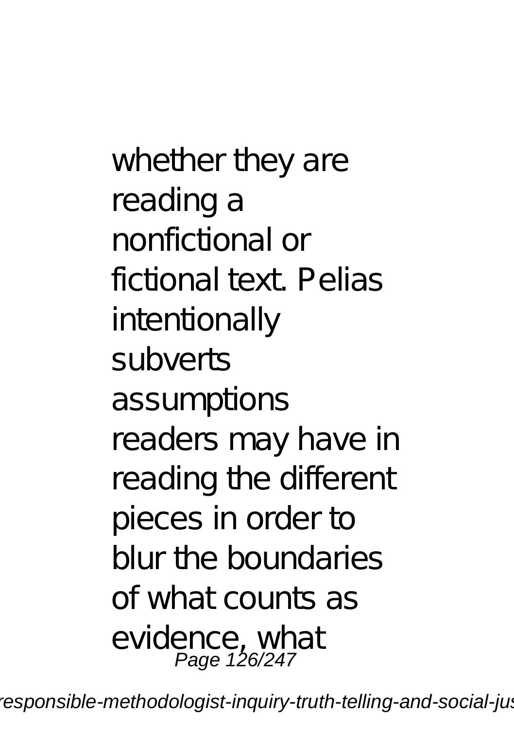whether they are reading a nonfictional or fictional text. Pelias intentionally subverts assumptions readers may have in reading the different pieces in order to blur the boundaries of what counts as evidence, what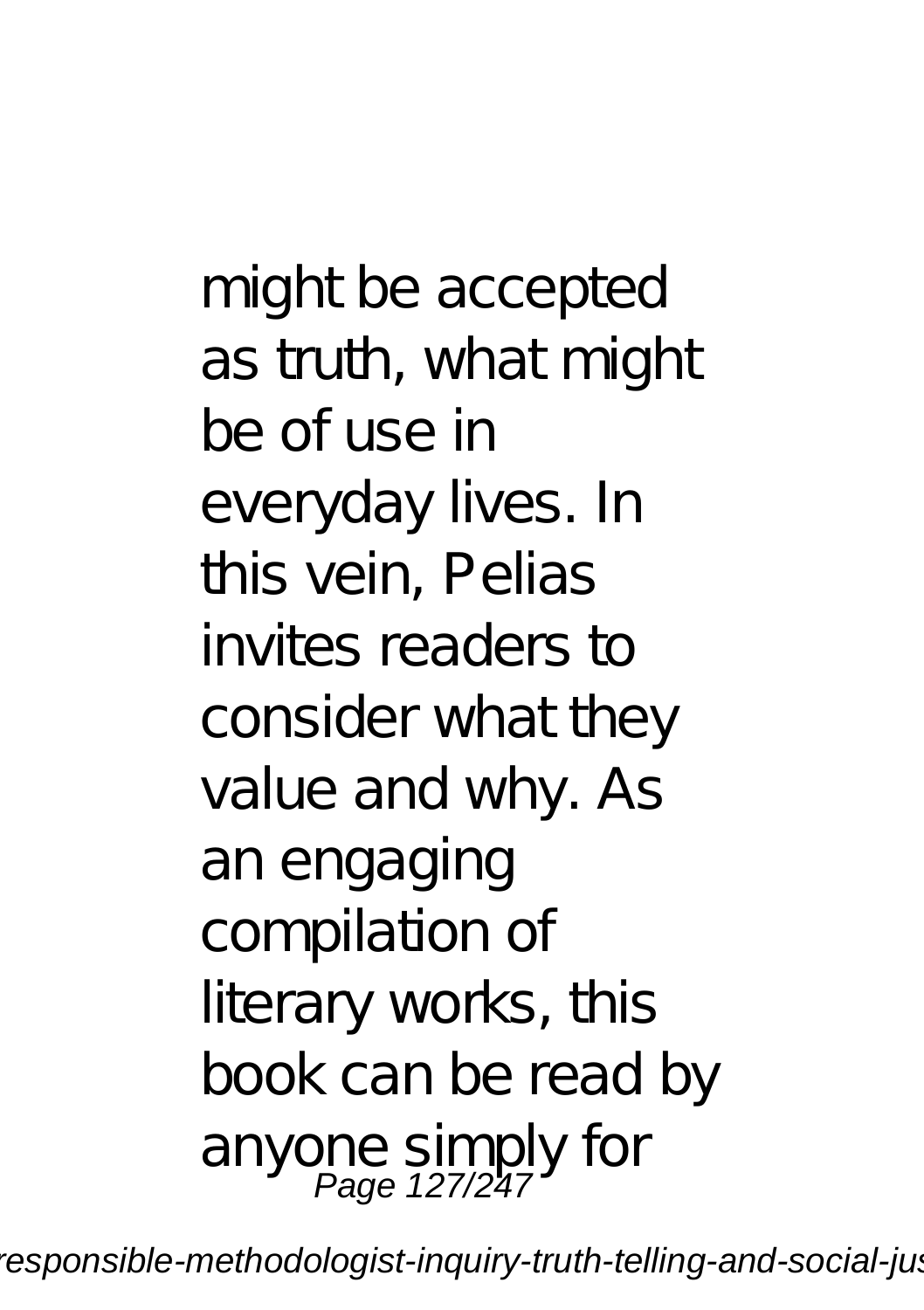might be accepted as truth, what might be of use in everyday lives. In this vein, Pelias invites readers to consider what they value and why. As an engaging compilation of literary works, this book can be read by anyone simply for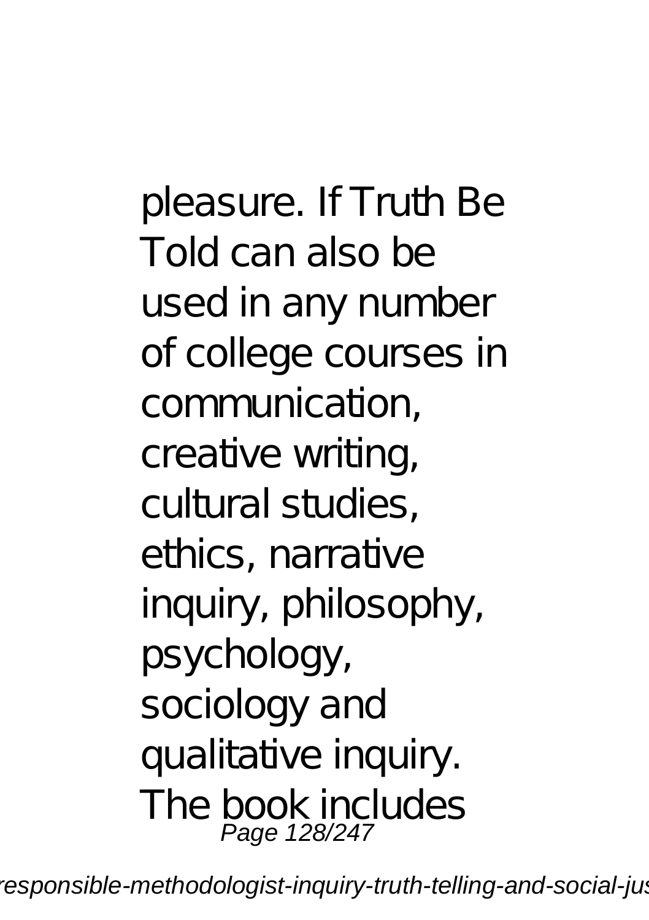pleasure. If Truth Be Told can also be used in any number of college courses in communication, creative writing, cultural studies, ethics, narrative inquiry, philosophy, psychology, sociology and qualitative inquiry. The book includes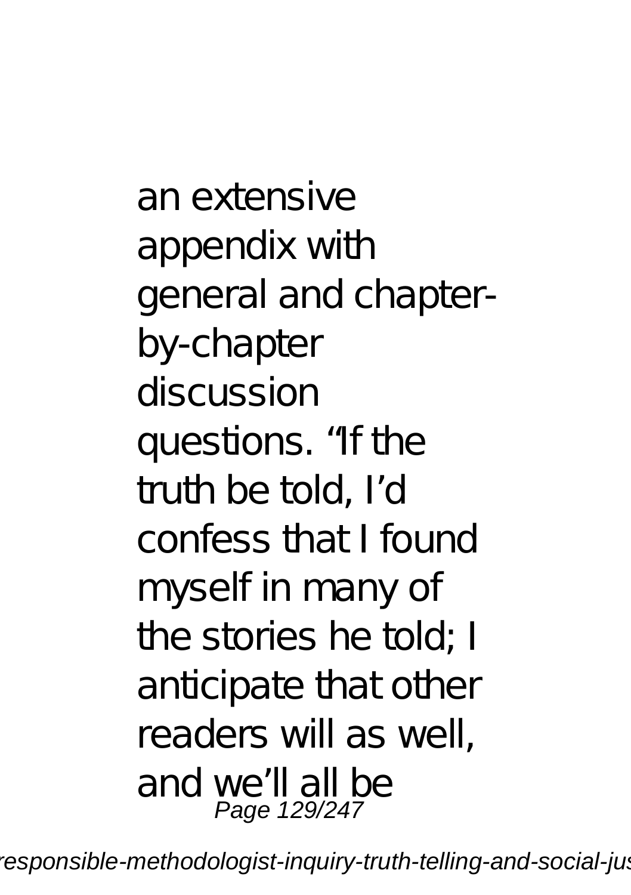an extensive appendix with general and chapter-by-chapter discussion questions. "If the truth be told, I'd confess that I found myself in many of the stories he told; I anticipate that other readers will as well, and we'll all be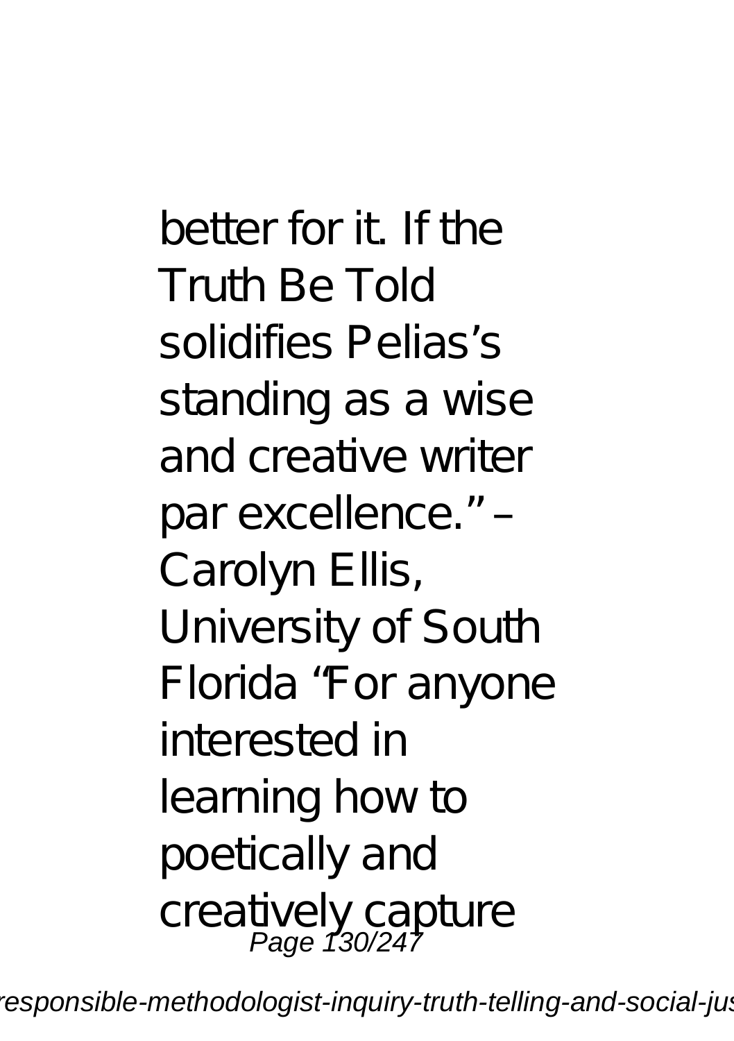better for it. If the Truth Be Told solidifies Pelias's standing as a wise and creative writer par excellence." – Carolyn Ellis, University of South Florida "For anyone interested in learning how to poetically and creatively capture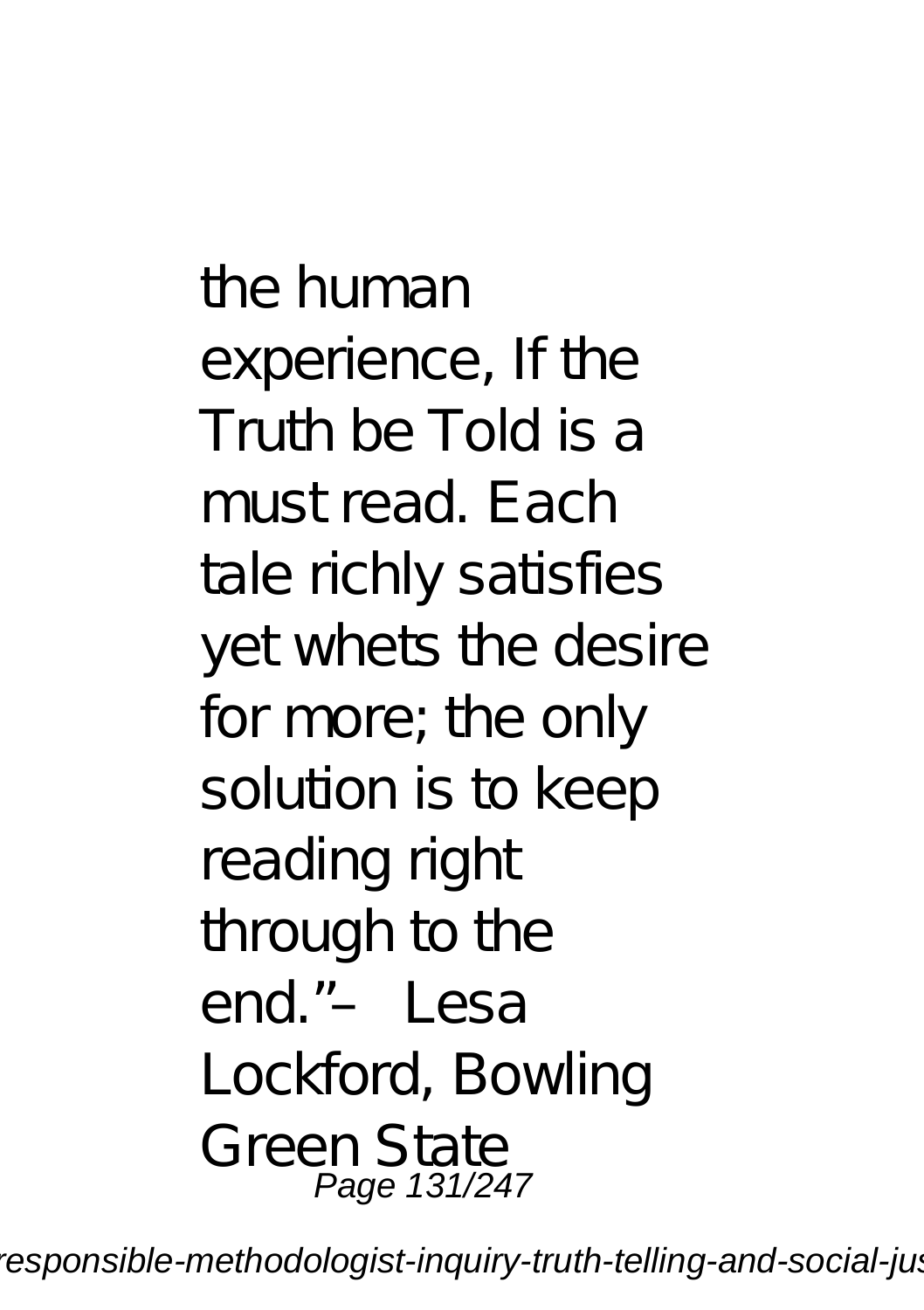the human experience, If the Truth be Told is a must read. Each tale richly satisfies yet whets the desire for more; the only solution is to keep reading right through to the end."– Lesa Lockford, Bowling Green State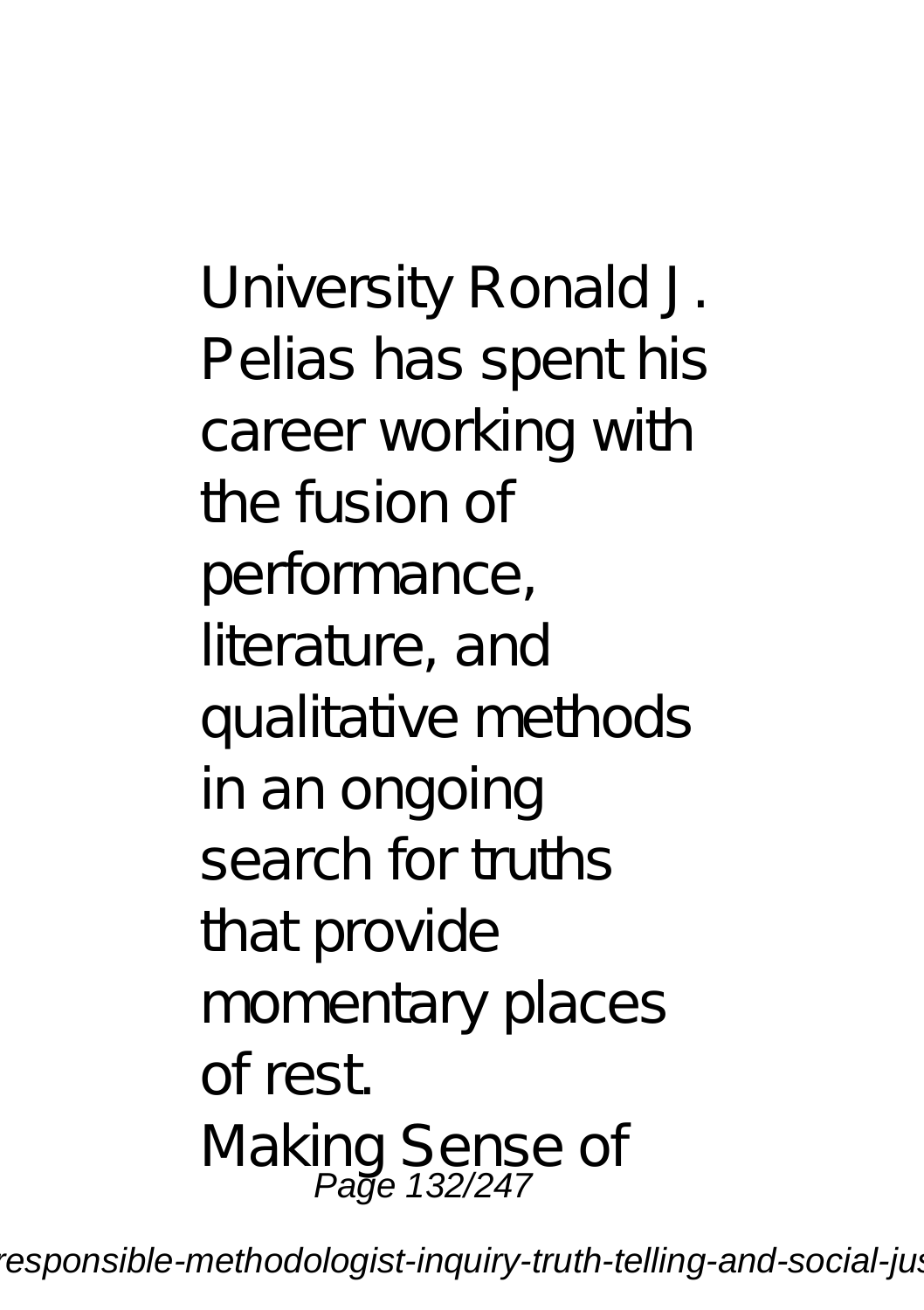University Ronald J. Pelias has spent his career working with the fusion of performance, literature, and qualitative methods in an ongoing search for truths that provide momentary places of rest.

Making Sense of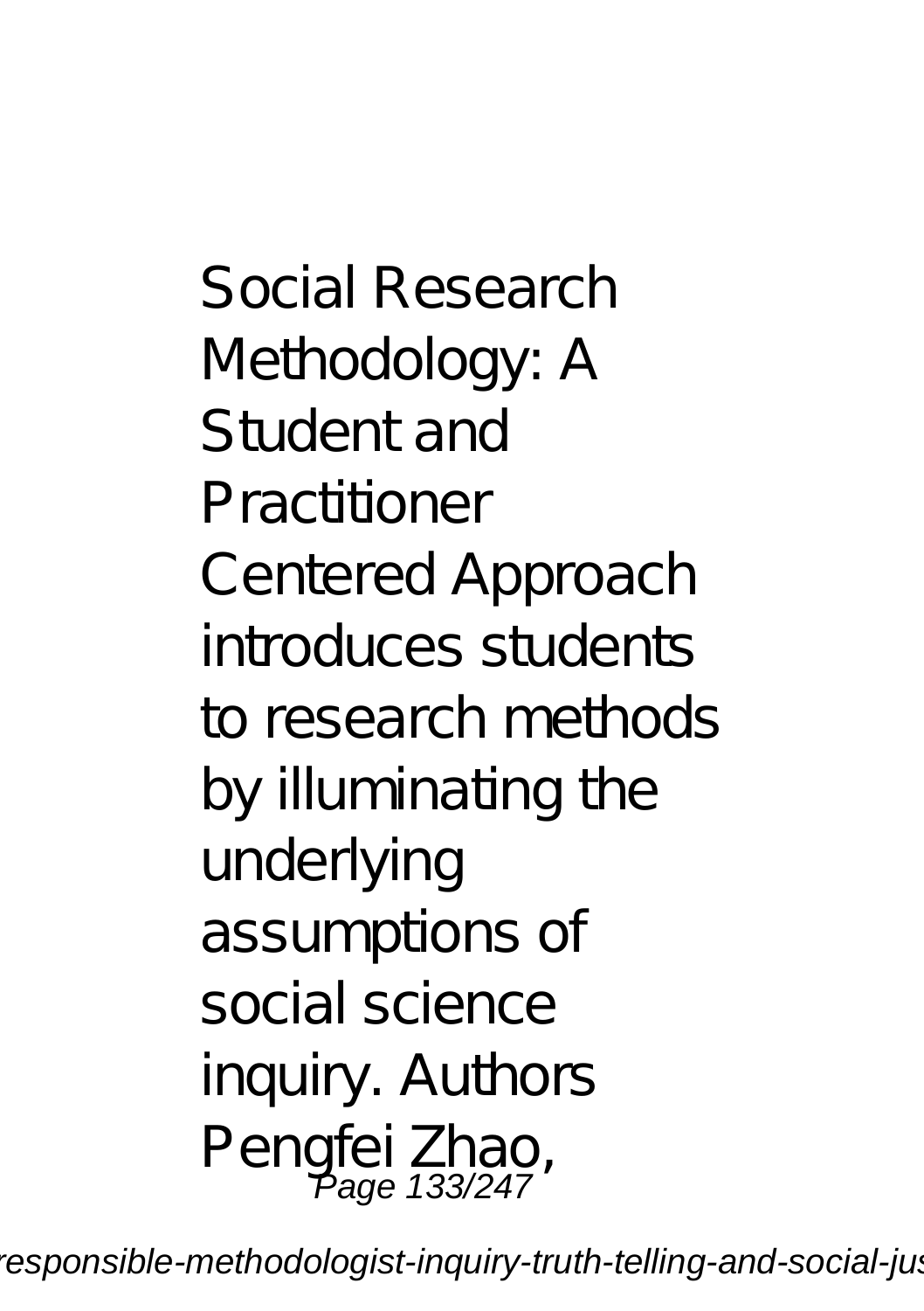Social Research Methodology: A Student and Practitioner Centered Approach introduces students to research methods by illuminating the underlying assumptions of social science inquiry. Authors Pengfei Zhao,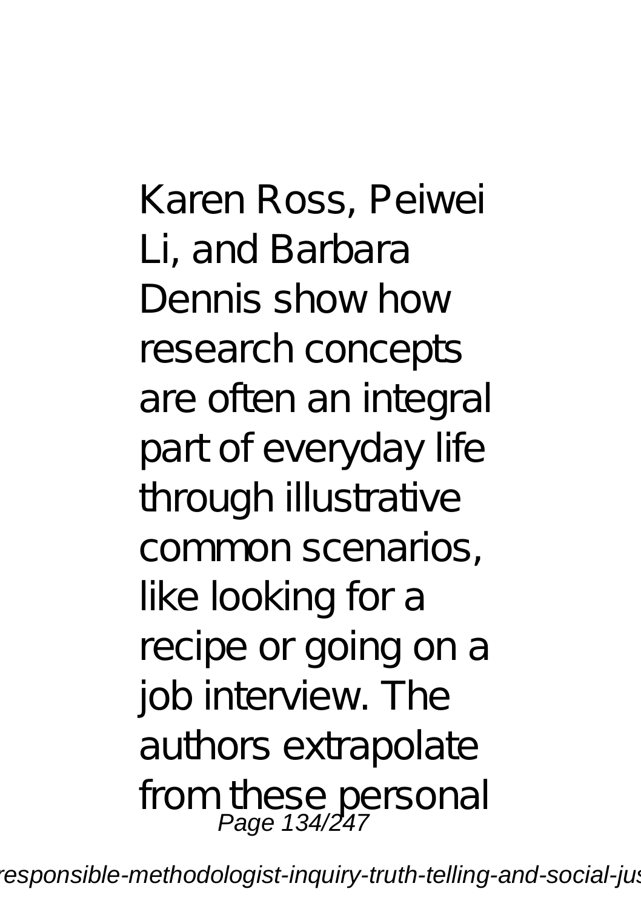Karen Ross, Peiwei Li, and Barbara Dennis show how research concepts are often an integral part of everyday life through illustrative common scenarios, like looking for a recipe or going on a job interview. The authors extrapolate from these personal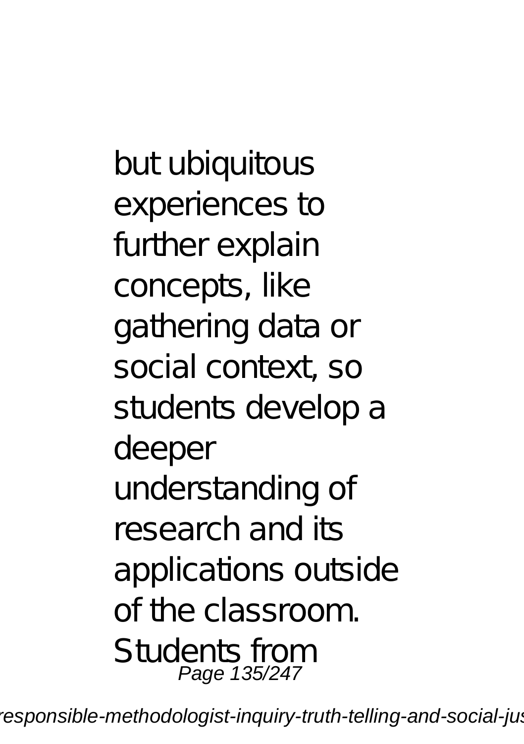but ubiquitous experiences to further explain concepts, like gathering data or social context, so students develop a deeper understanding of research and its applications outside of the classroom. Students from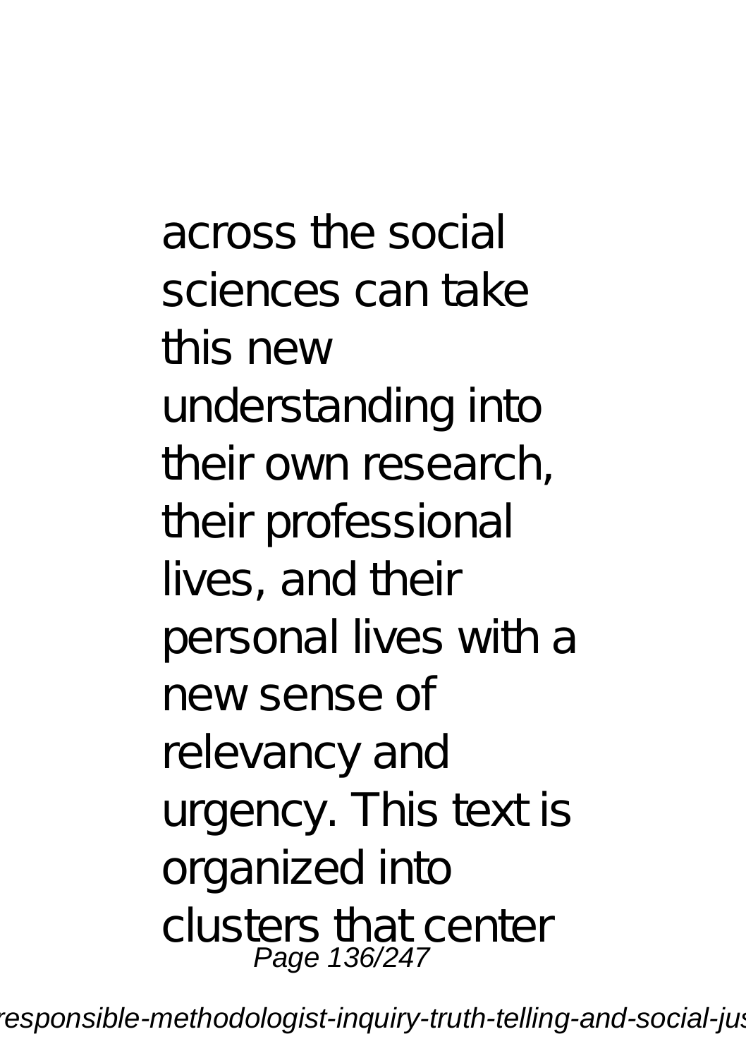across the social sciences can take this new understanding into their own research, their professional lives, and their personal lives with a new sense of relevancy and urgency. This text is organized into clusters that center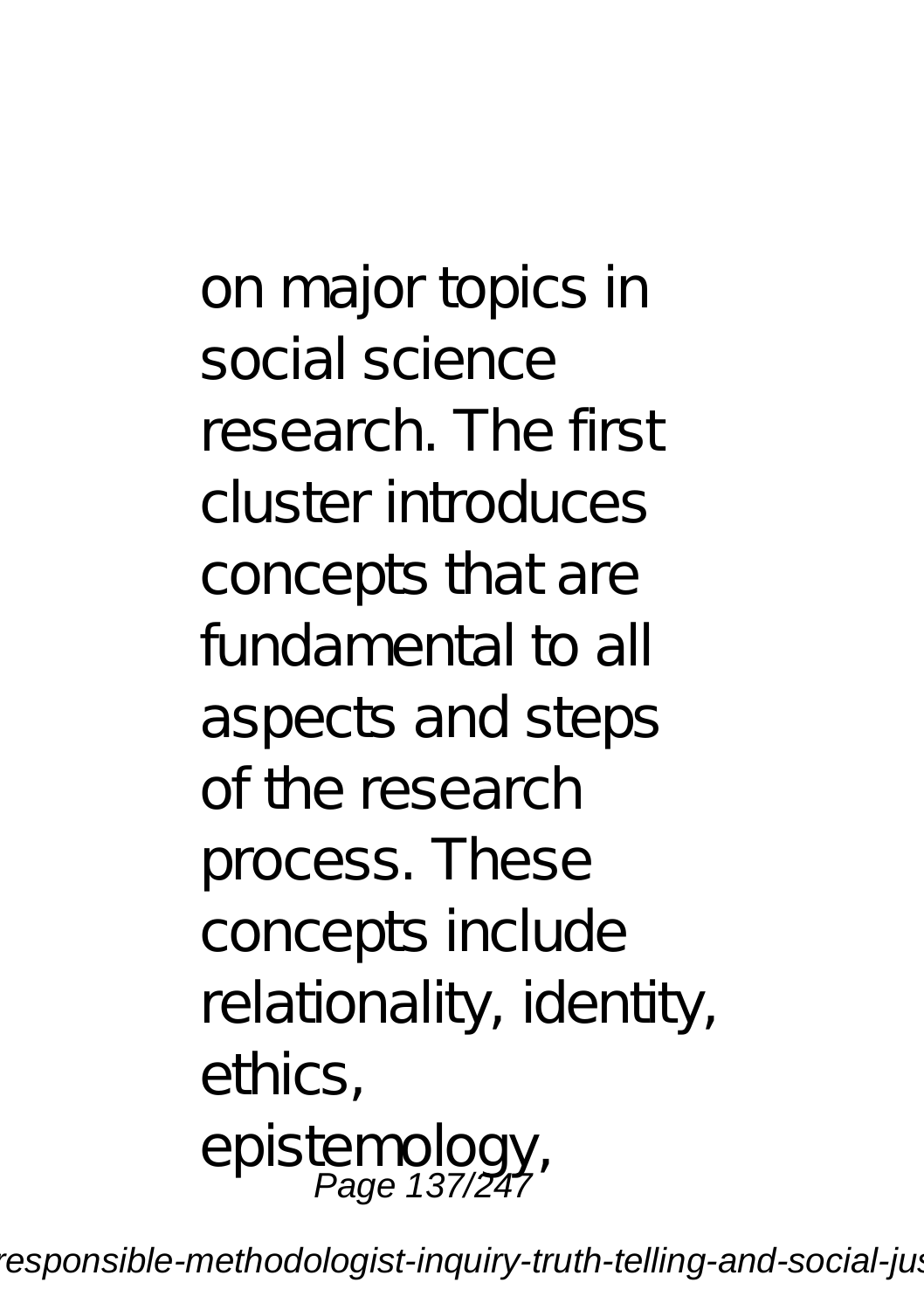on major topics in social science research. The first cluster introduces concepts that are fundamental to all aspects and steps of the research process. These concepts include relationality, identity, ethics, epistemology,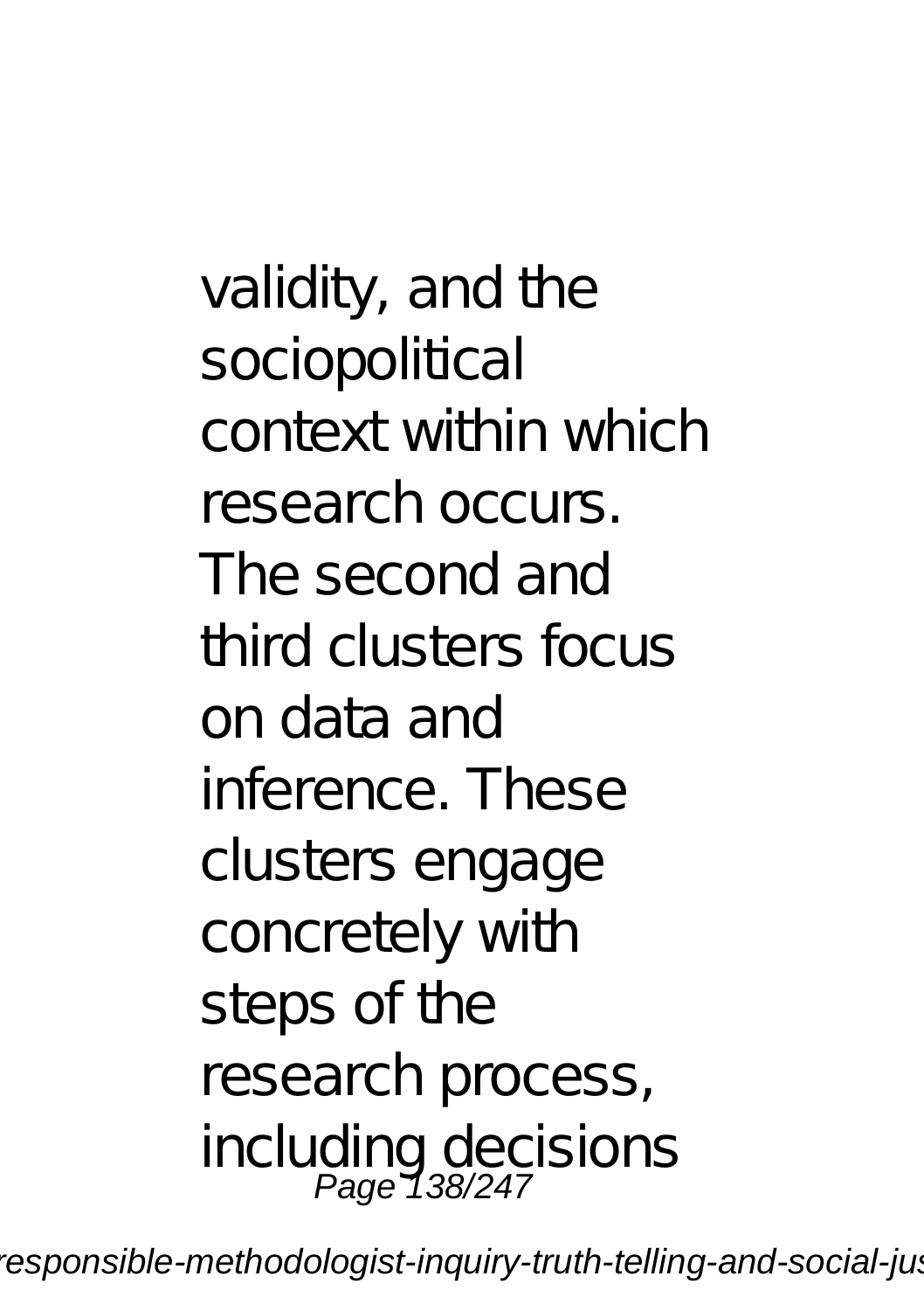validity, and the sociopolitical context within which research occurs. The second and third clusters focus on data and inference. These clusters engage concretely with steps of the research process, including decisions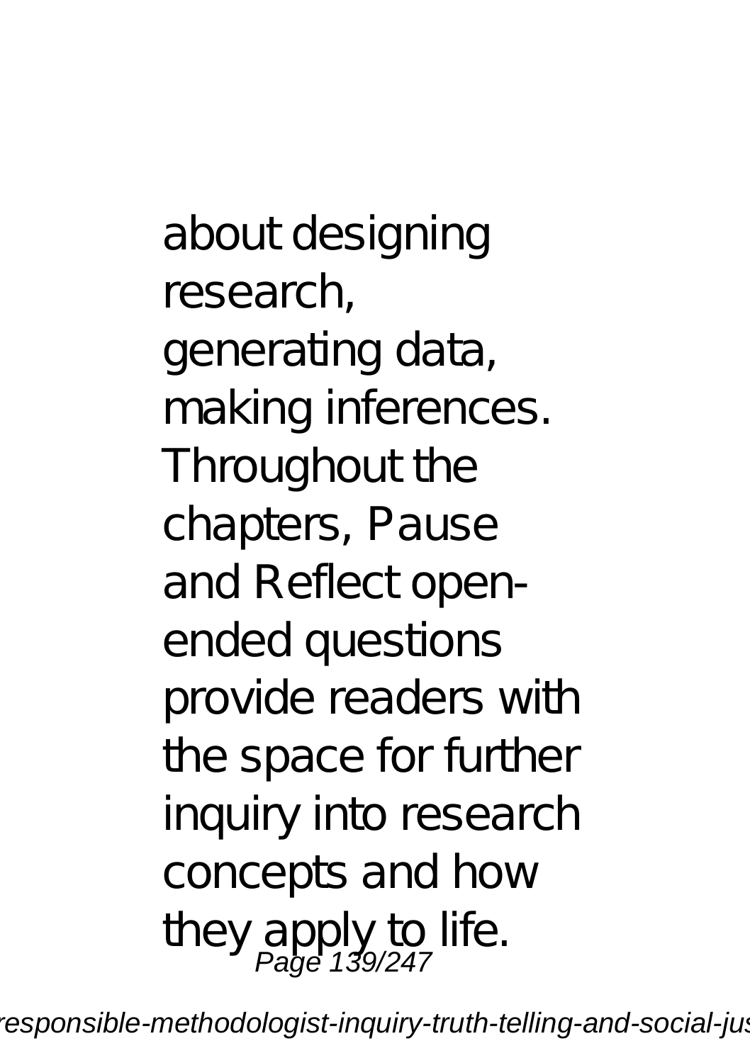about designing research, generating data, making inferences. Throughout the chapters, Pause and Reflect open-ended questions provide readers with the space for further inquiry into research concepts and how they apply to life.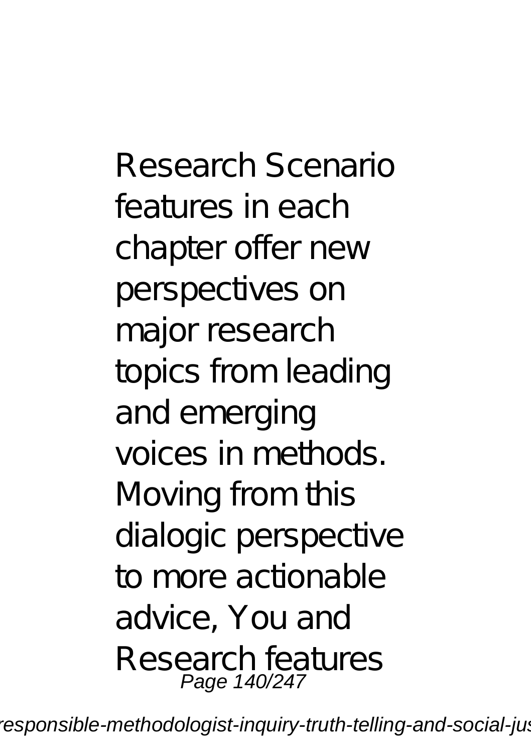Research Scenario features in each chapter offer new perspectives on major research topics from leading and emerging voices in methods. Moving from this dialogic perspective to more actionable advice, You and Research features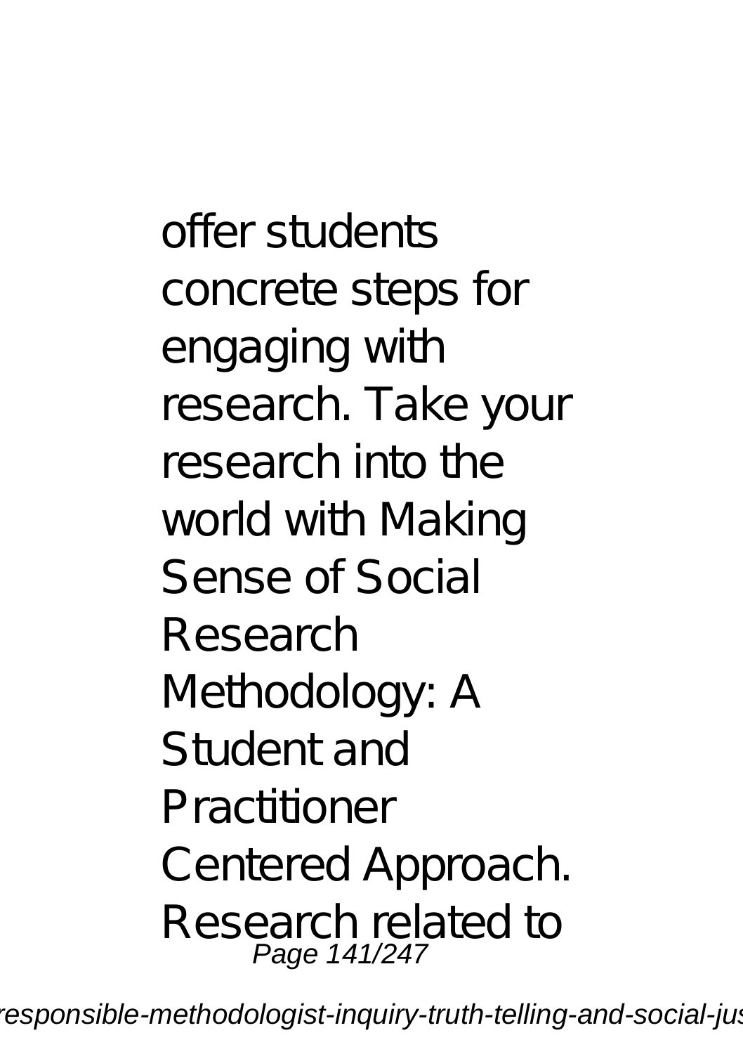offer students concrete steps for engaging with research. Take your research into the world with Making Sense of Social Research Methodology: A Student and Practitioner Centered Approach. Research related to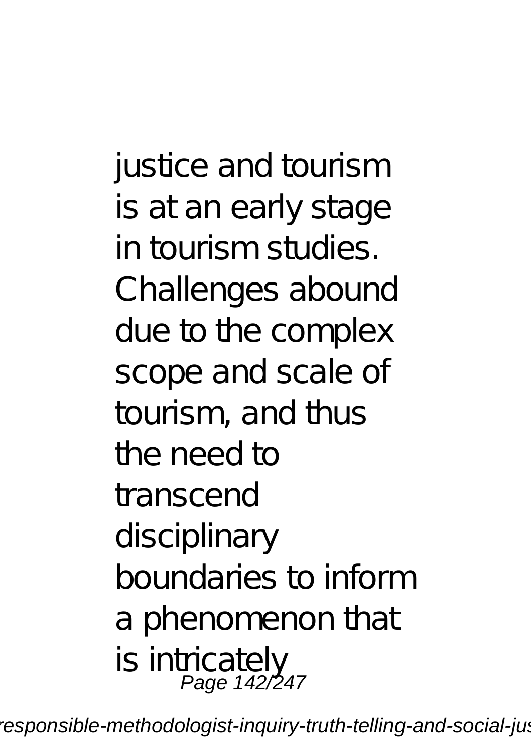justice and tourism is at an early stage in tourism studies. Challenges abound due to the complex scope and scale of tourism, and thus the need to transcend disciplinary boundaries to inform a phenomenon that is intricately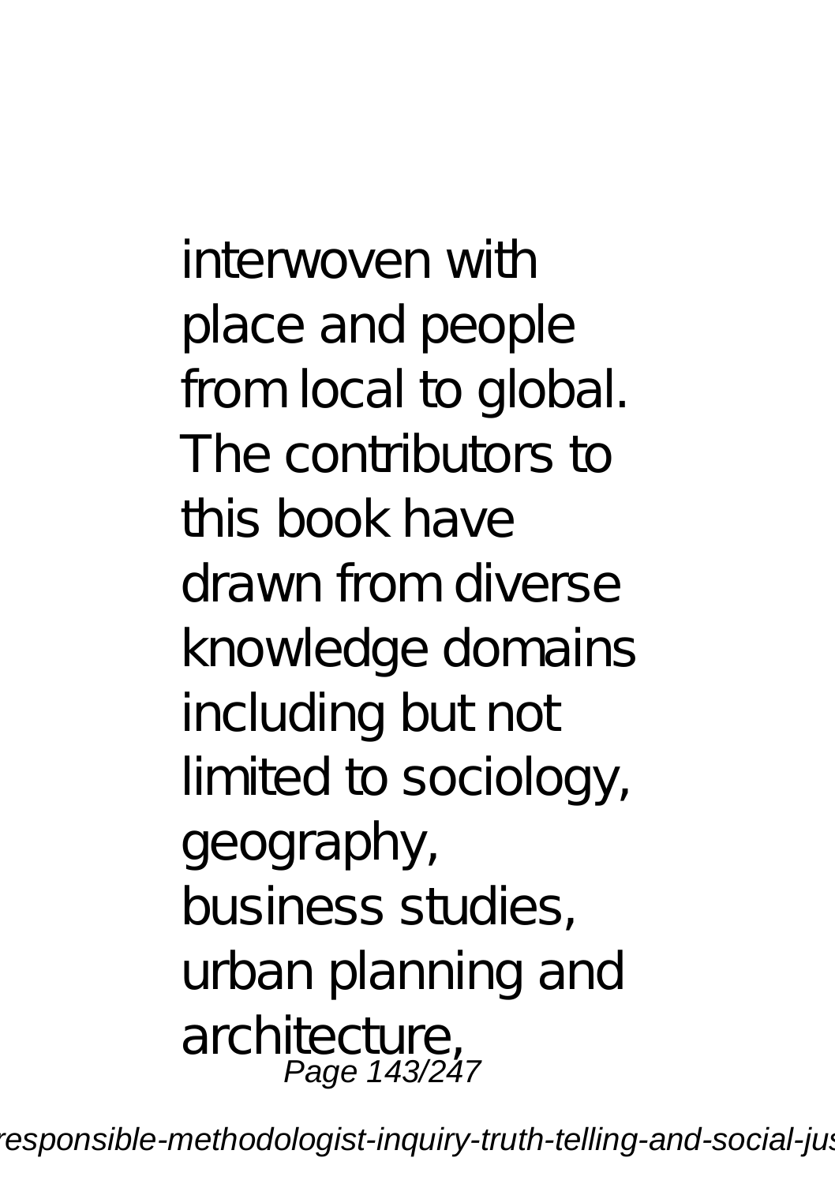interwoven with place and people from local to global. The contributors to this book have drawn from diverse knowledge domains including but not limited to sociology, geography, business studies, urban planning and architecture,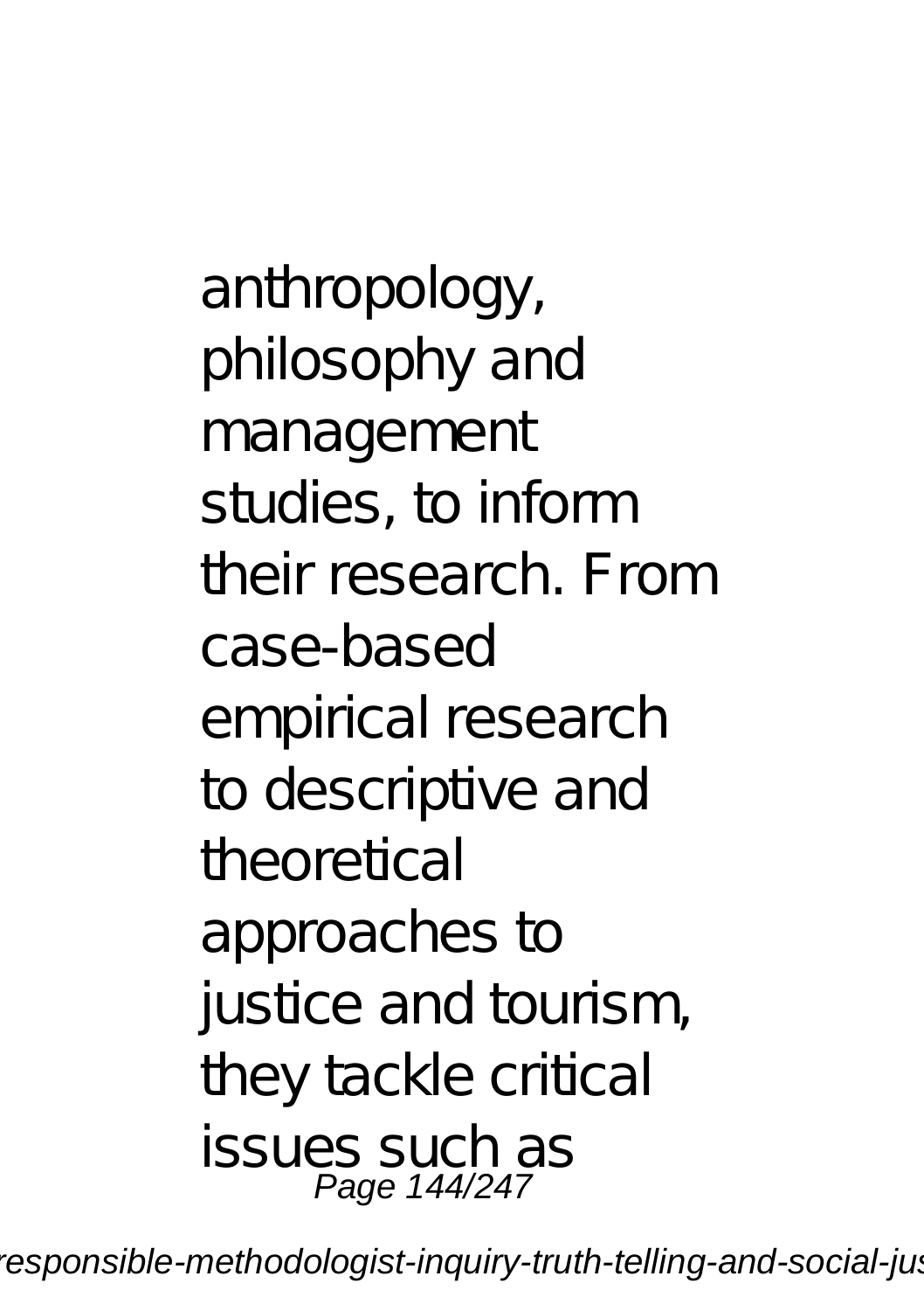anthropology, philosophy and management studies, to inform their research. From case-based empirical research to descriptive and theoretical approaches to justice and tourism, they tackle critical issues such as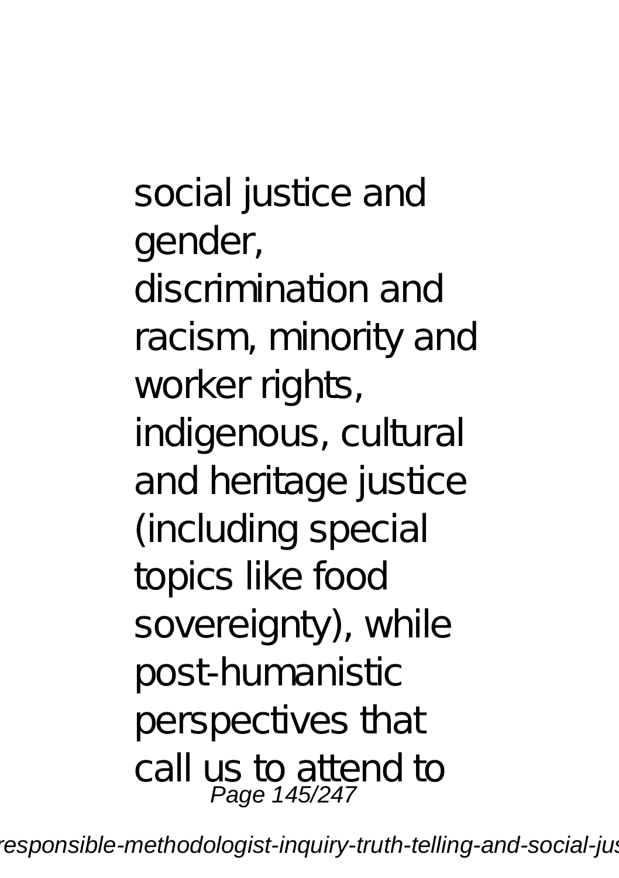social justice and gender, discrimination and racism, minority and worker rights, indigenous, cultural and heritage justice (including special topics like food sovereignty), while post-humanistic perspectives that call us to attend to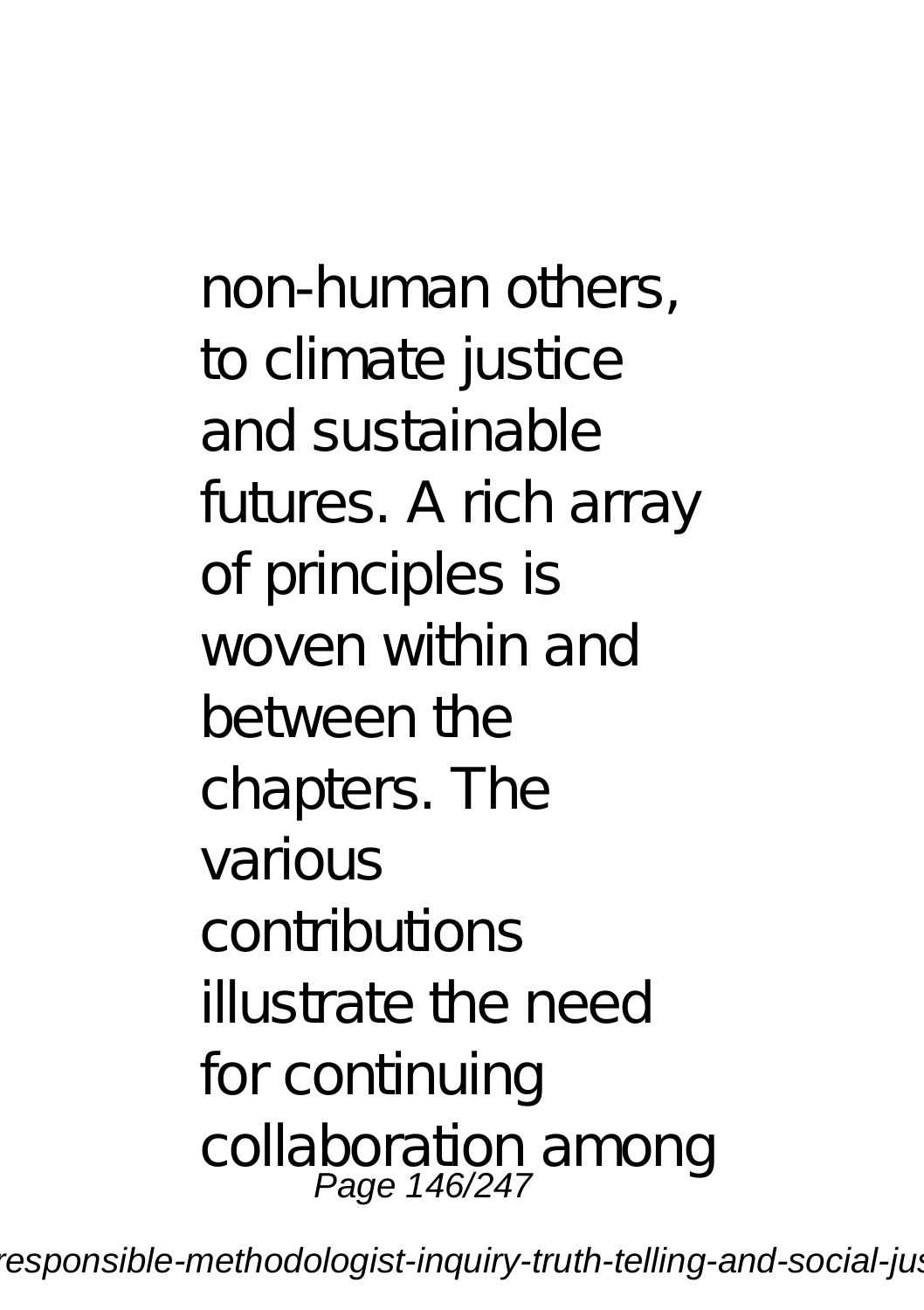non-human others, to climate justice and sustainable futures. A rich array of principles is woven within and between the chapters. The various contributions illustrate the need for continuing collaboration among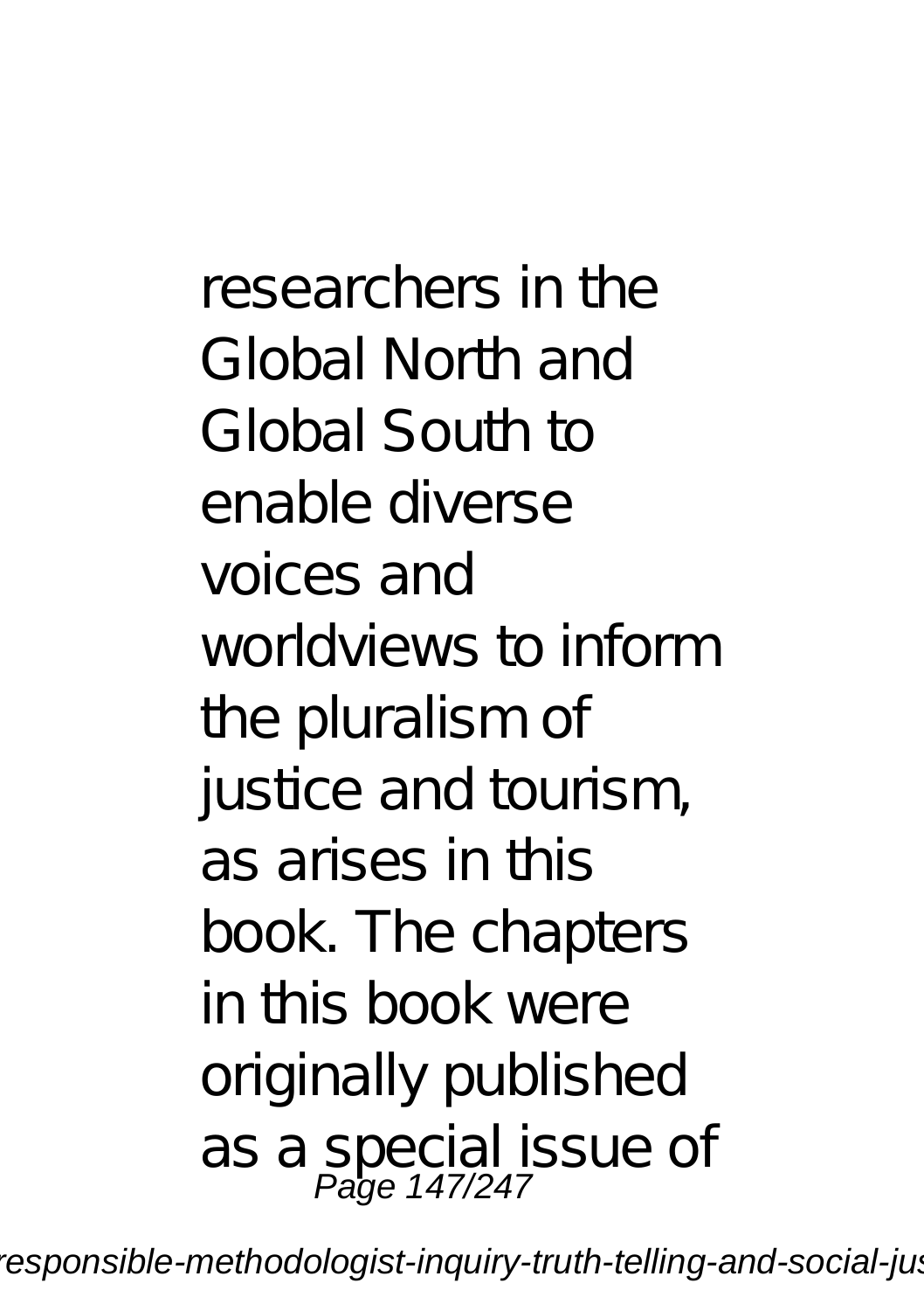researchers in the Global North and Global South to enable diverse voices and worldviews to inform the pluralism of justice and tourism, as arises in this book. The chapters in this book were originally published as a special issue of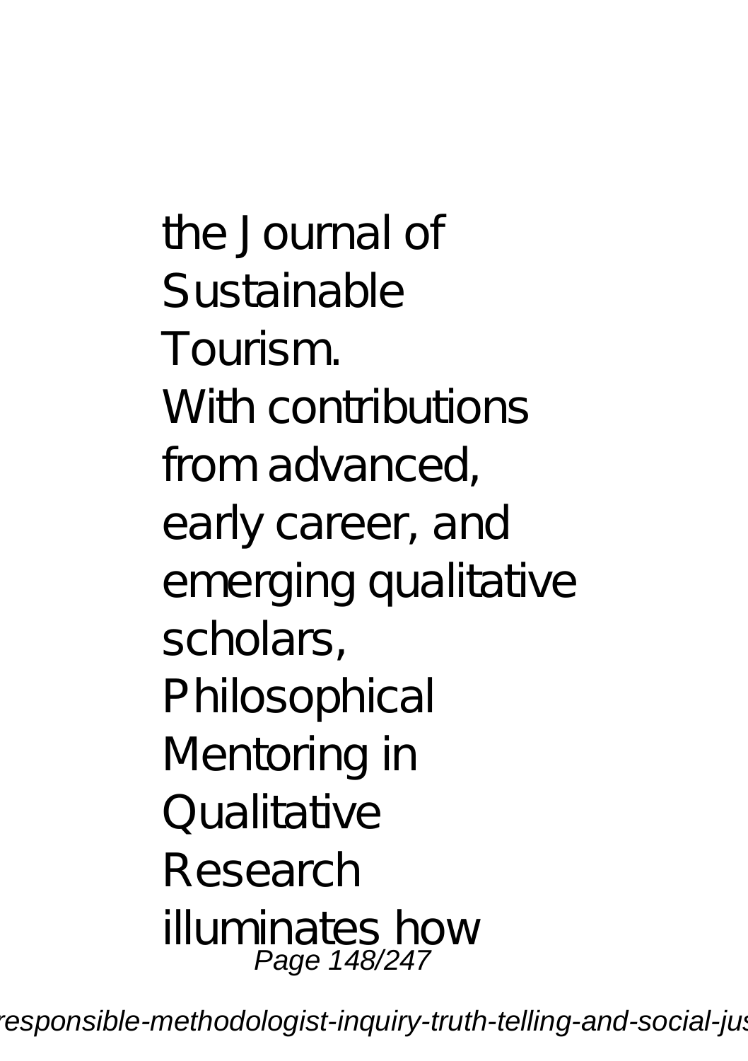the Journal of Sustainable Tourism.

With contributions from advanced, early career, and emerging qualitative scholars, Philosophical Mentoring in Qualitative Research illuminates how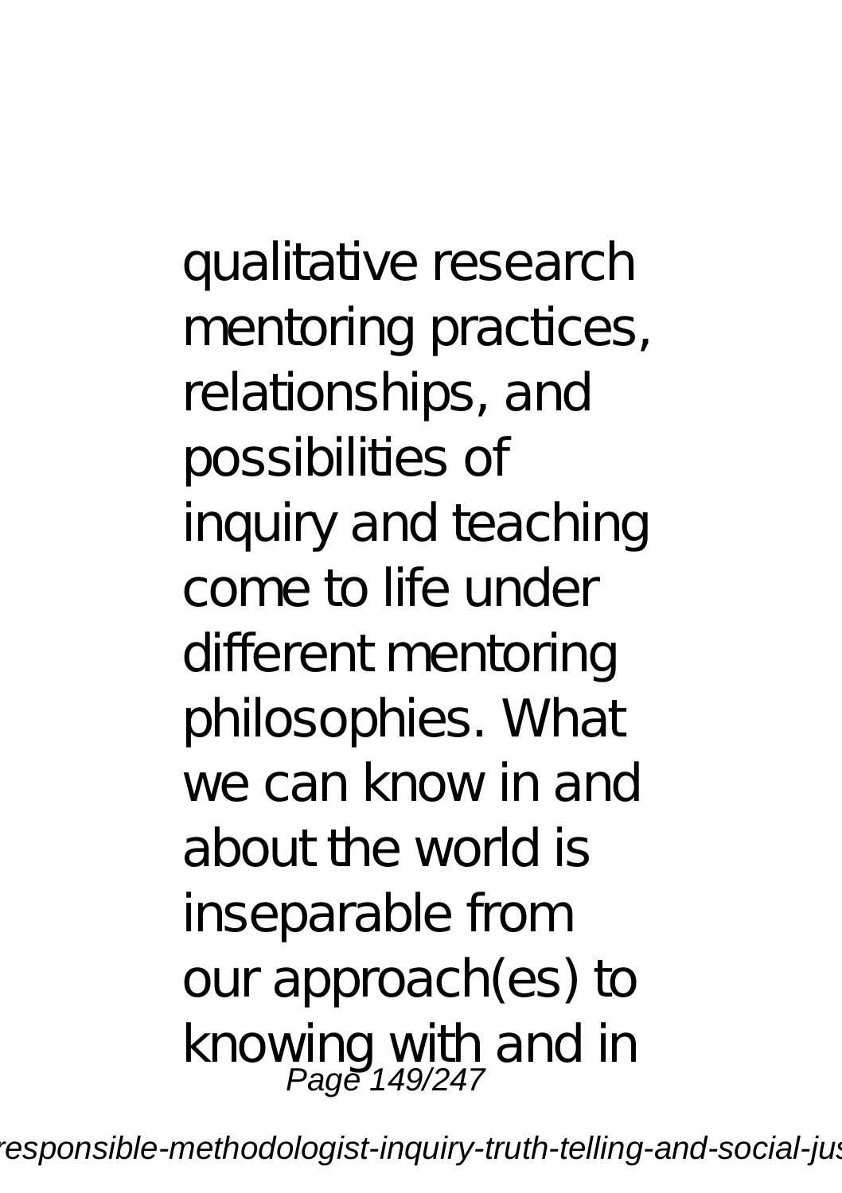qualitative research mentoring practices, relationships, and possibilities of inquiry and teaching come to life under different mentoring philosophies. What we can know in and about the world is inseparable from our approach(es) to knowing with and in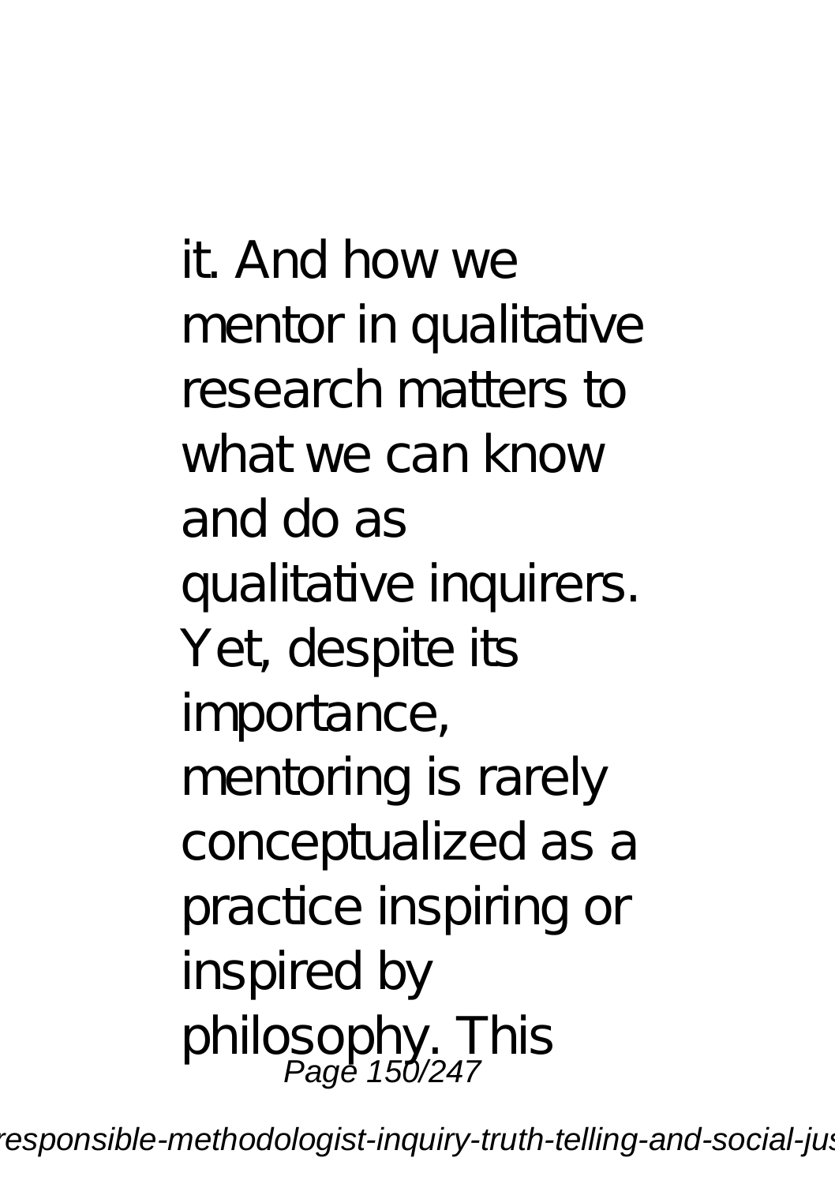it. And how we mentor in qualitative research matters to what we can know and do as qualitative inquirers. Yet, despite its importance, mentoring is rarely conceptualized as a practice inspiring or inspired by philosophy. This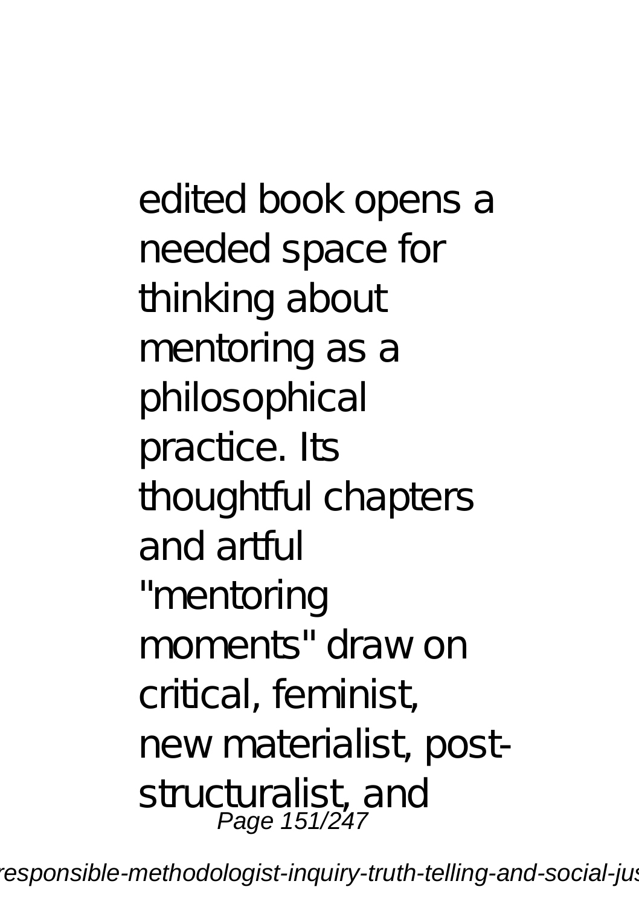edited book opens a needed space for thinking about mentoring as a philosophical practice. Its thoughtful chapters and artful "mentoring moments" draw on critical, feminist, new materialist, post-structuralist, and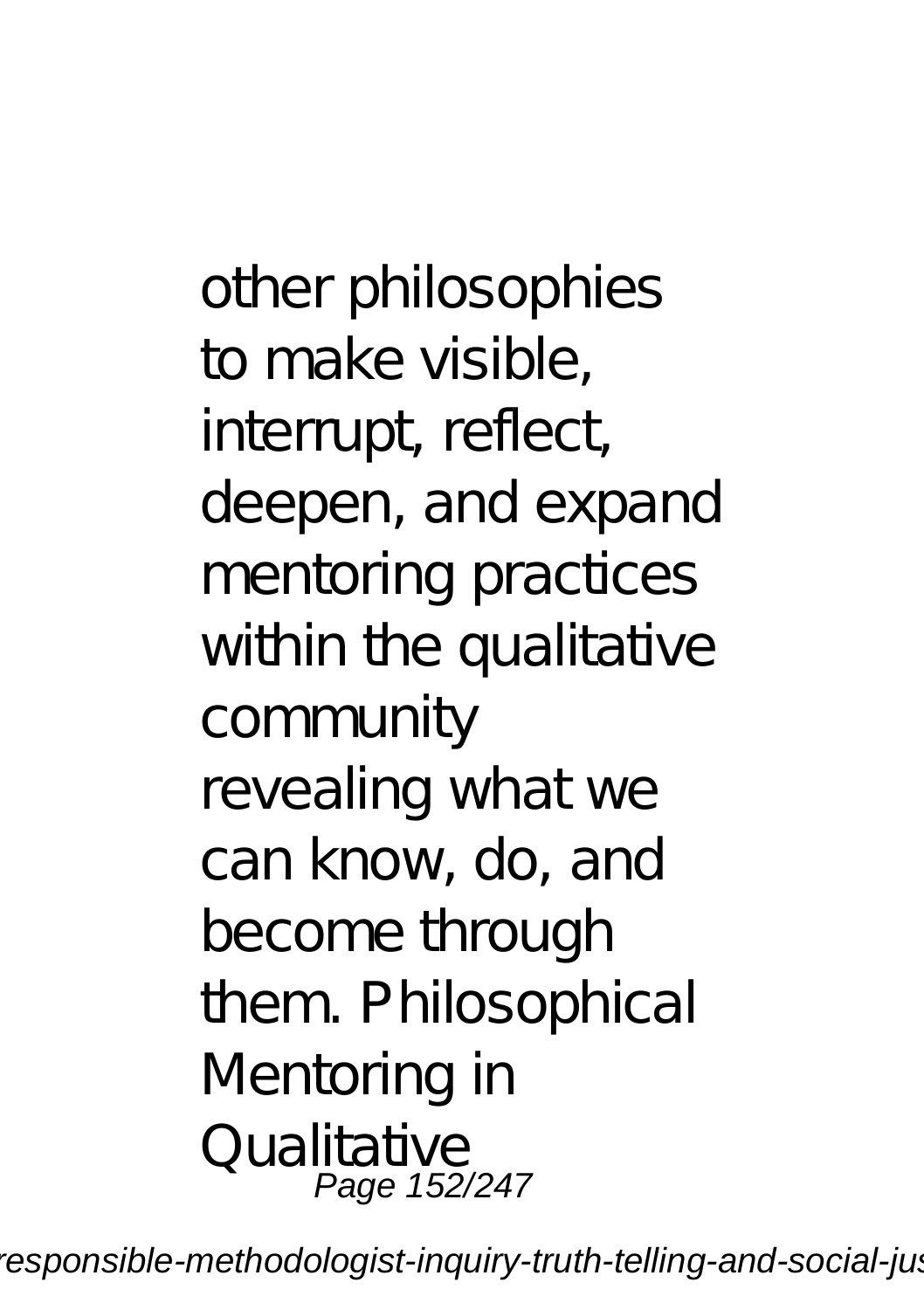other philosophies to make visible, interrupt, reflect, deepen, and expand mentoring practices within the qualitative community revealing what we can know, do, and become through them. Philosophical Mentoring in Qualitative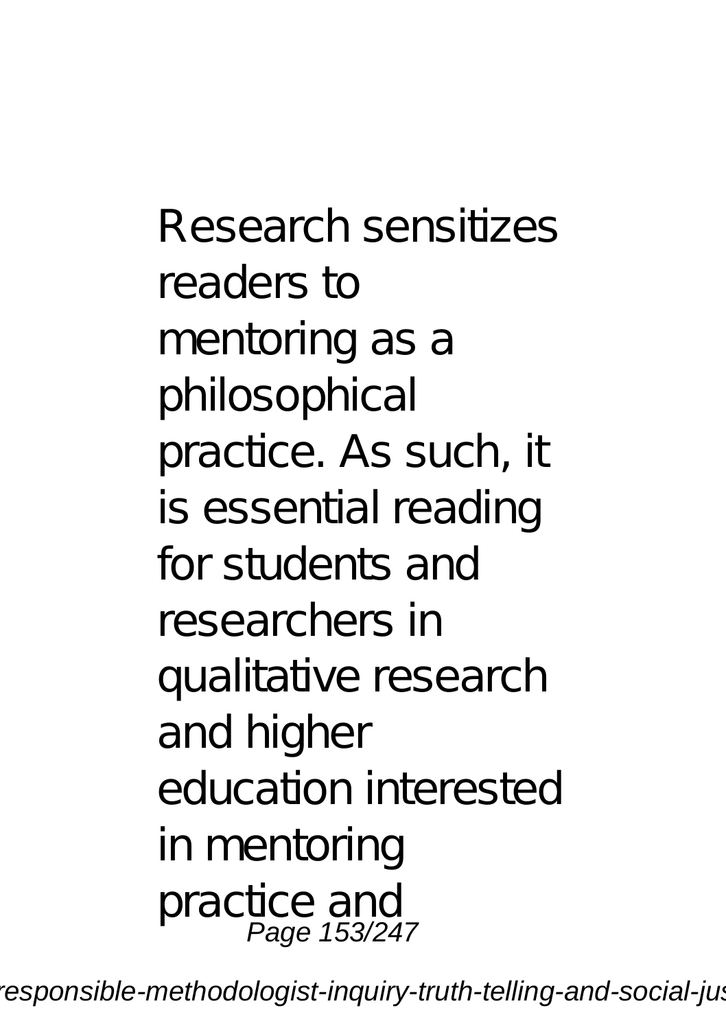Research sensitizes readers to mentoring as a philosophical practice. As such, it is essential reading for students and researchers in qualitative research and higher education interested in mentoring practice and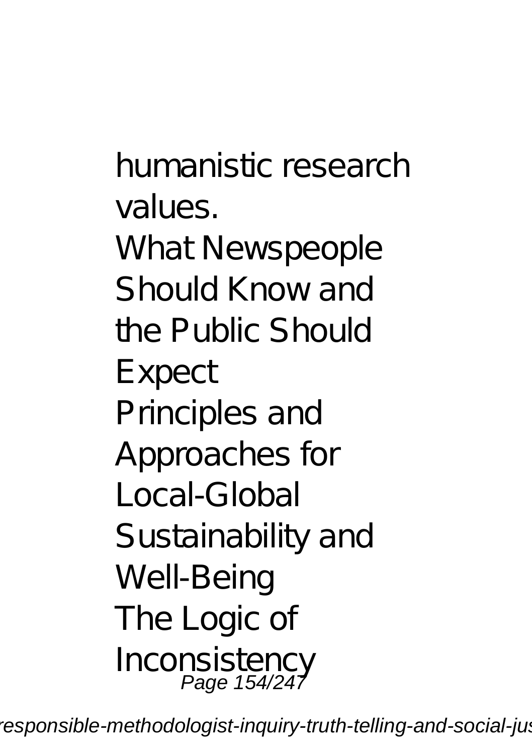humanistic research values.
What Newspeople Should Know and the Public Should Expect
Principles and Approaches for Local-Global Sustainability and Well-Being
The Logic of Inconsistency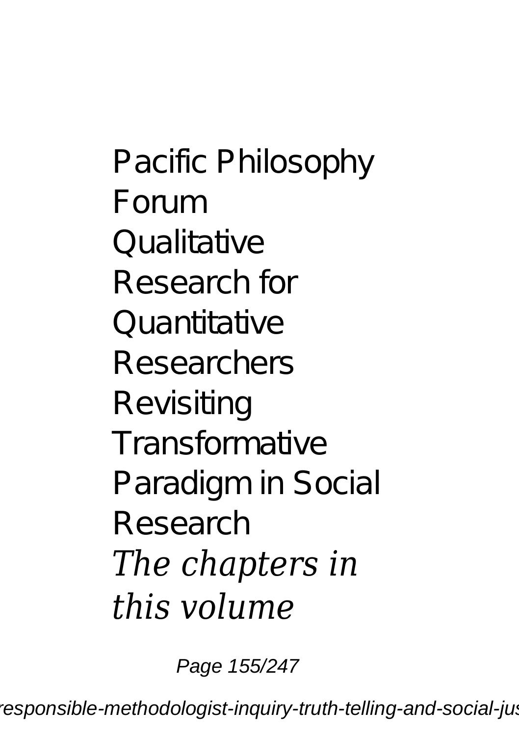Pacific Philosophy Forum
Qualitative Research for Quantitative Researchers
Revisiting Transformative Paradigm in Social Research

*The chapters in this volume*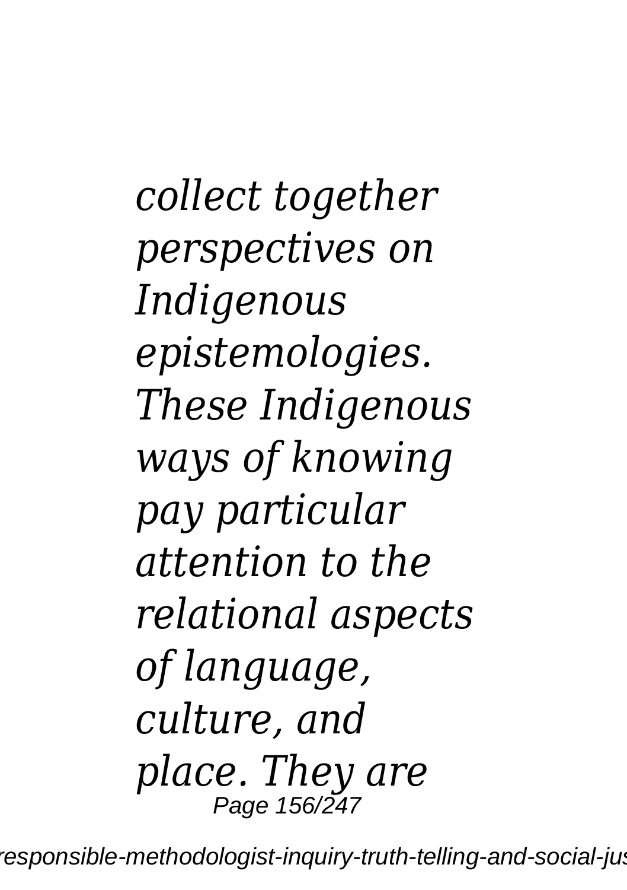*collect together perspectives on Indigenous epistemologies. These Indigenous ways of knowing pay particular attention to the relational aspects of language, culture, and place. They are*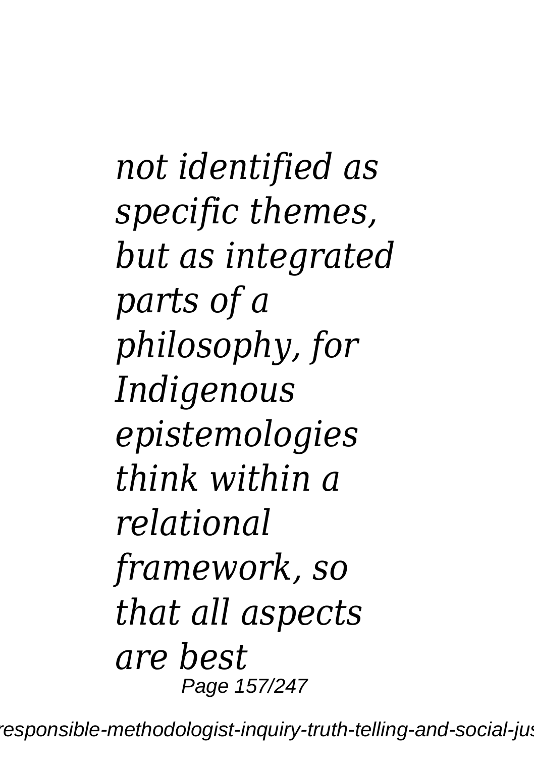*not identified as specific themes, but as integrated parts of a philosophy, for Indigenous epistemologies think within a relational framework, so that all aspects are best*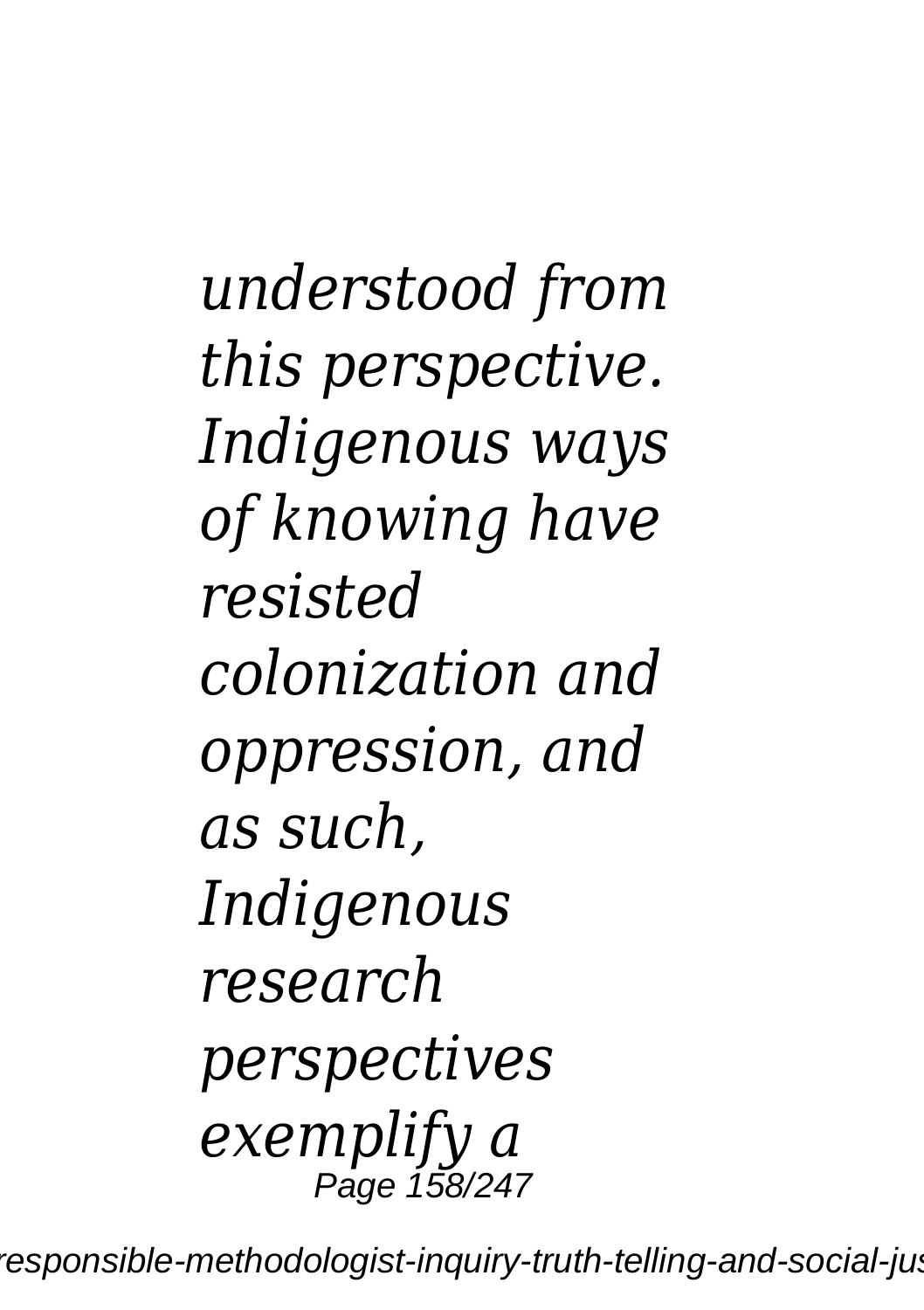*understood from this perspective. Indigenous ways of knowing have resisted colonization and oppression, and as such, Indigenous research perspectives exemplify a*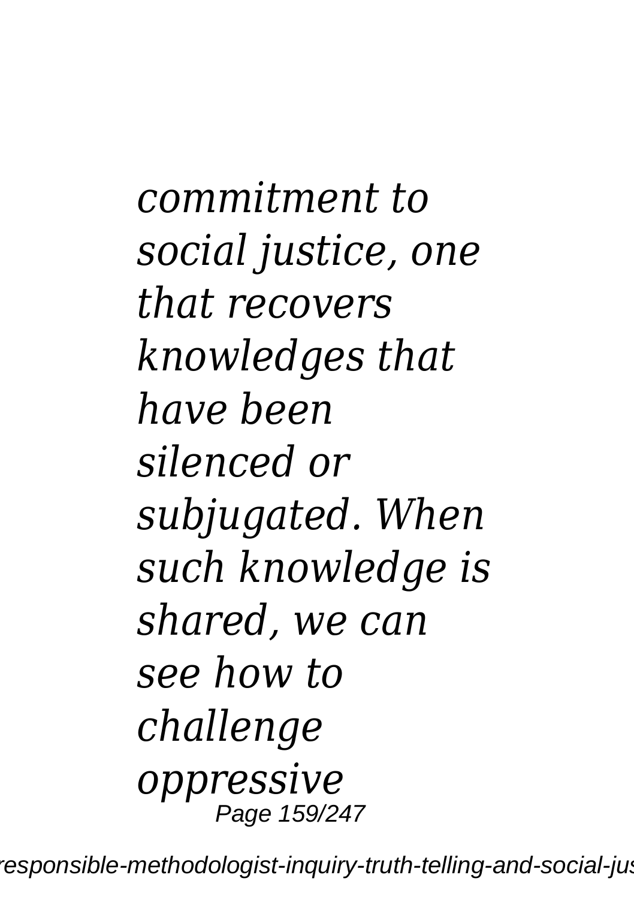*commitment to social justice, one that recovers knowledges that have been silenced or subjugated. When such knowledge is shared, we can see how to challenge oppressive*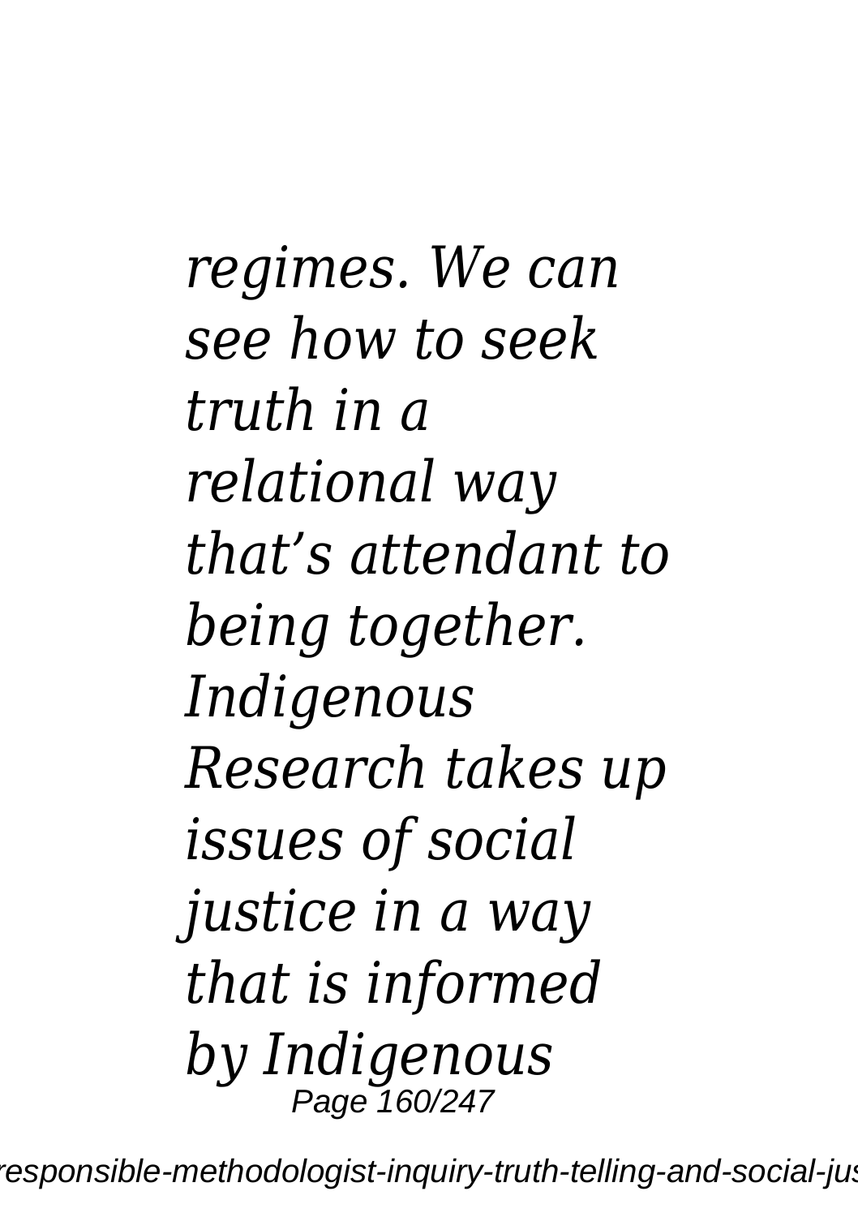*regimes. We can see how to seek truth in a relational way that's attendant to being together. Indigenous Research takes up issues of social justice in a way that is informed by Indigenous*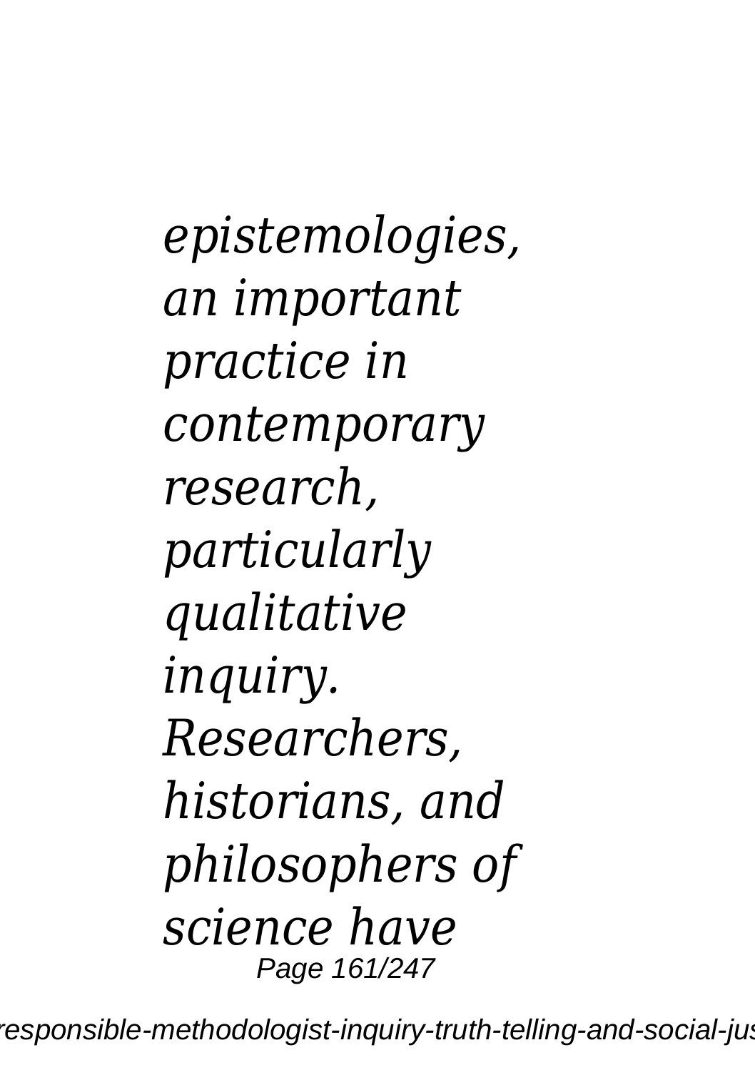*epistemologies, an important practice in contemporary research, particularly qualitative inquiry. Researchers, historians, and philosophers of science have*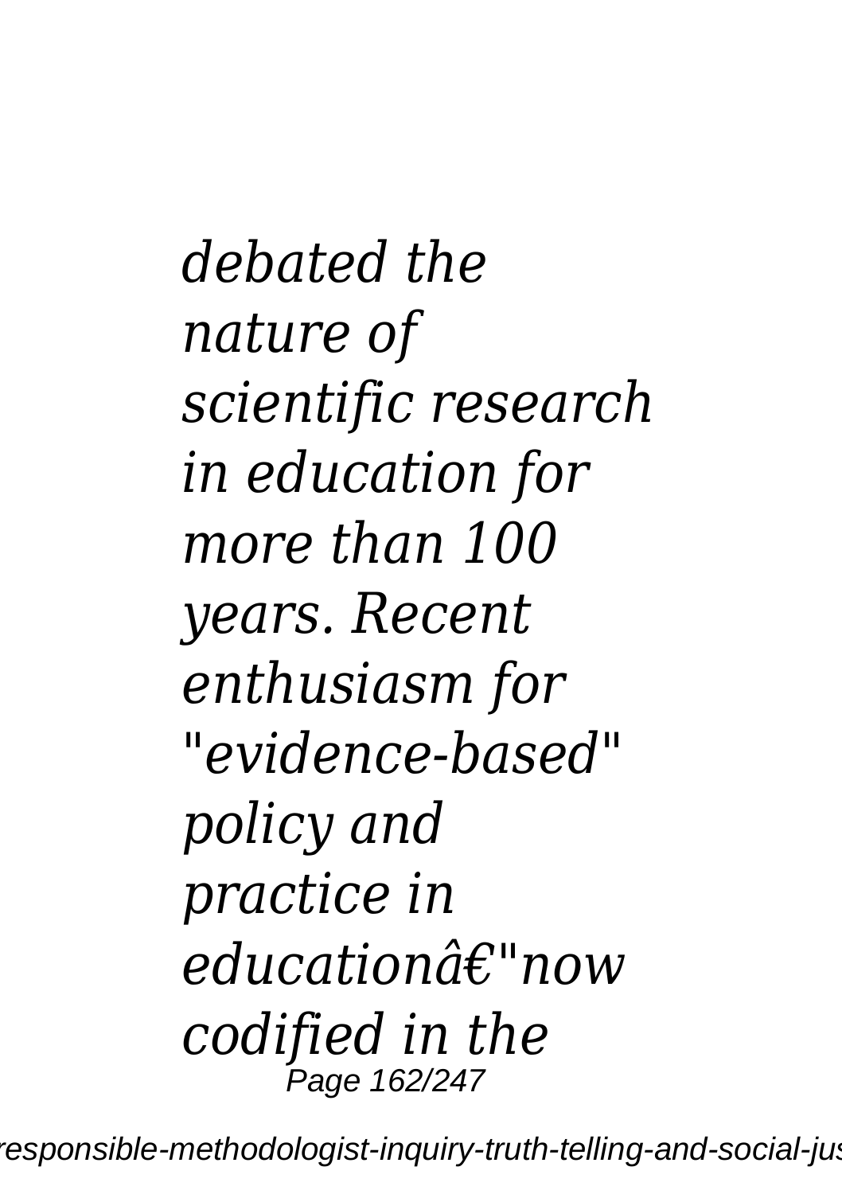*debated the nature of scientific research in education for more than 100 years. Recent enthusiasm for "evidence-based" policy and practice in educationâ€"now codified in the*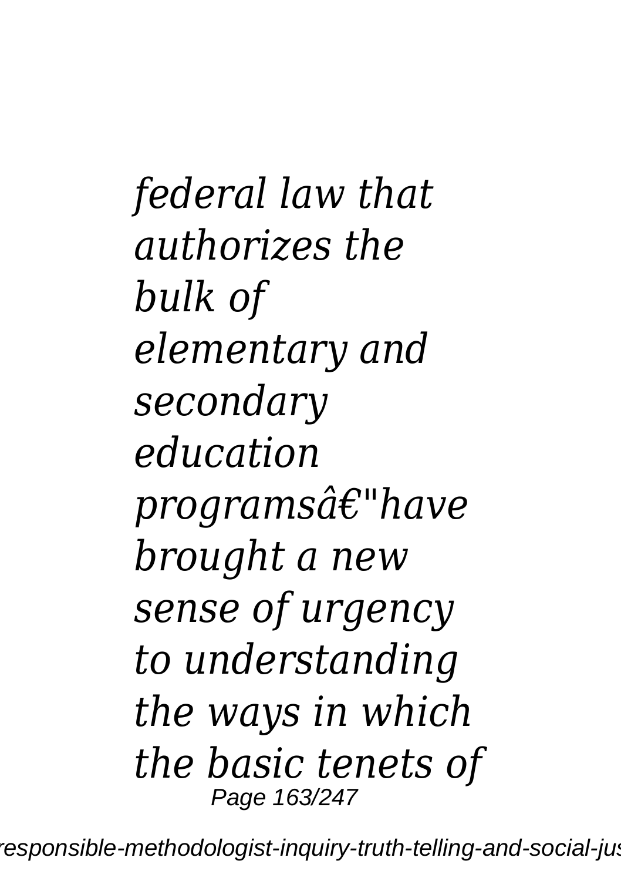*federal law that authorizes the bulk of elementary and secondary education programsâ€"have brought a new sense of urgency to understanding the ways in which the basic tenets of*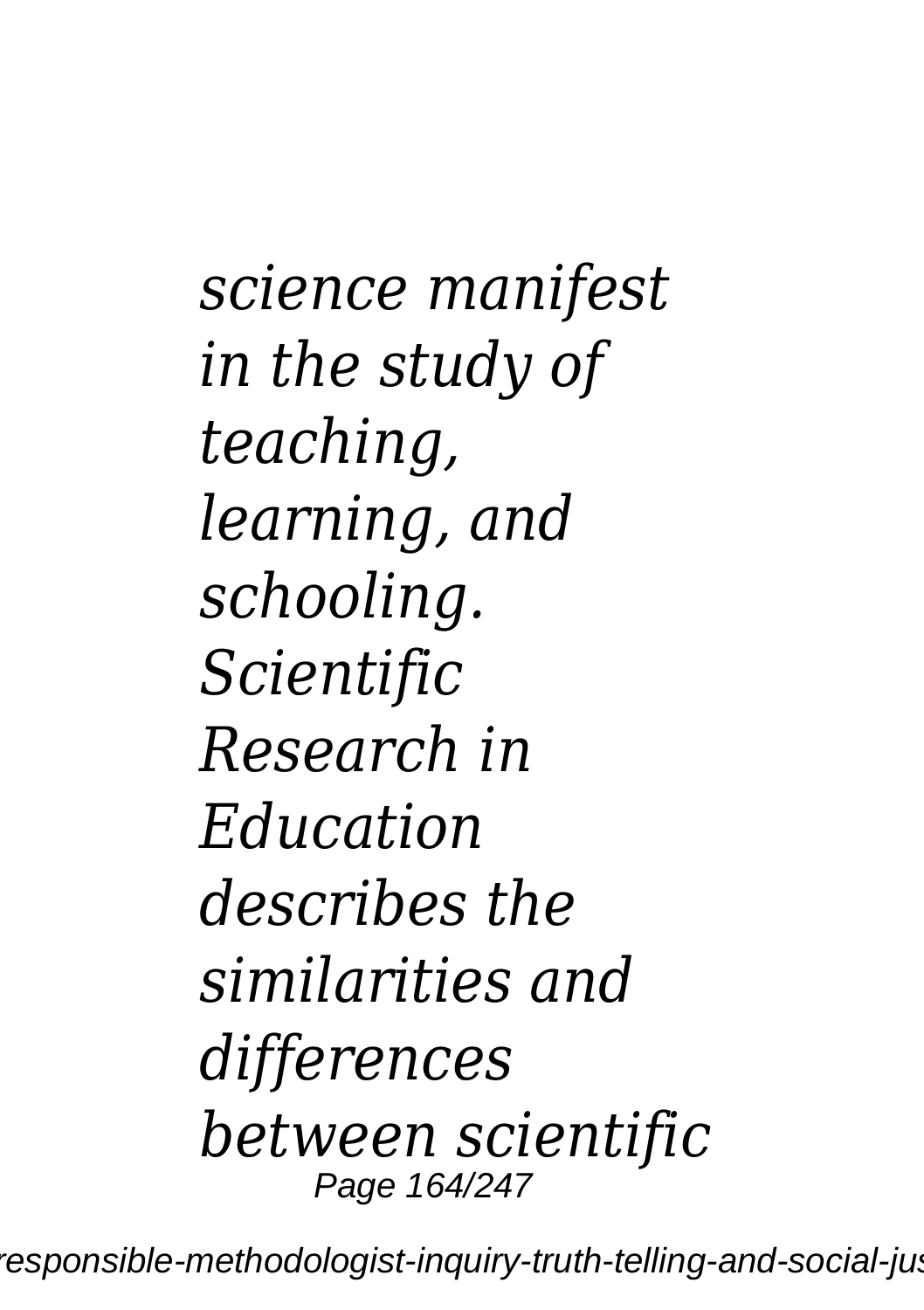*science manifest in the study of teaching, learning, and schooling. Scientific Research in Education describes the similarities and differences between scientific*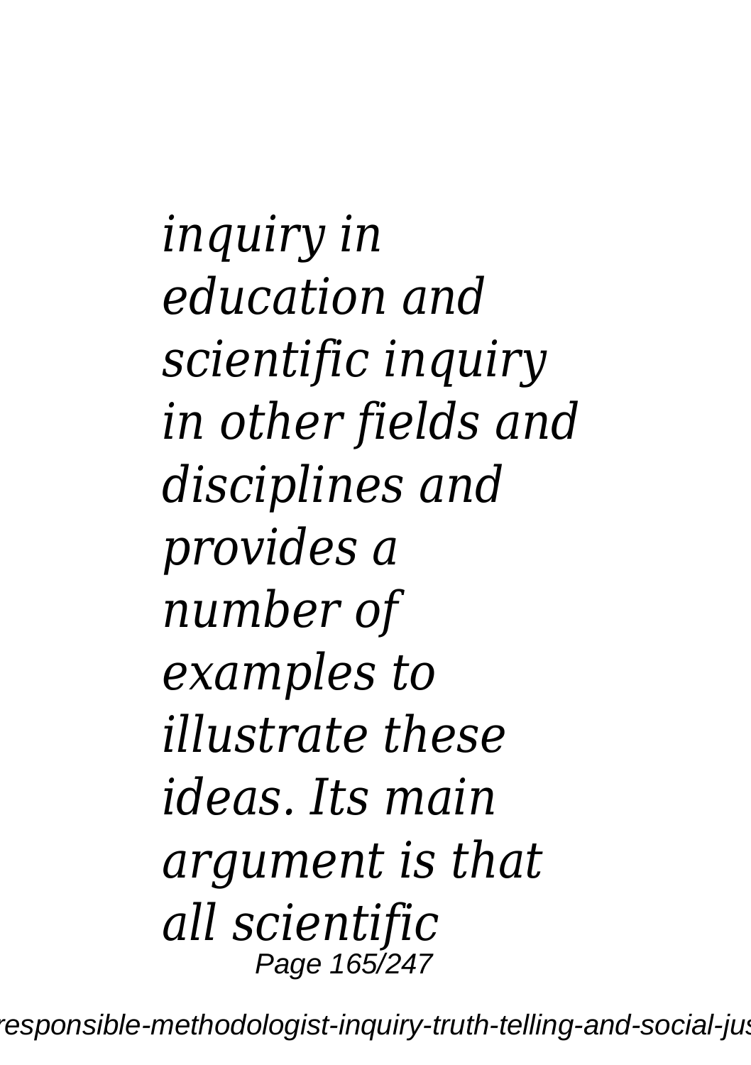*inquiry in education and scientific inquiry in other fields and disciplines and provides a number of examples to illustrate these ideas. Its main argument is that all scientific*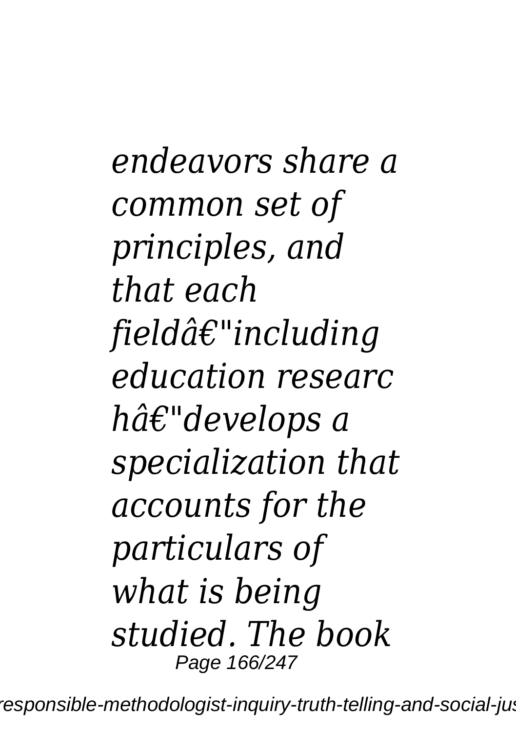*endeavors share a common set of principles, and that each fieldâ€"including education researc hâ€"develops a specialization that accounts for the particulars of what is being studied. The book*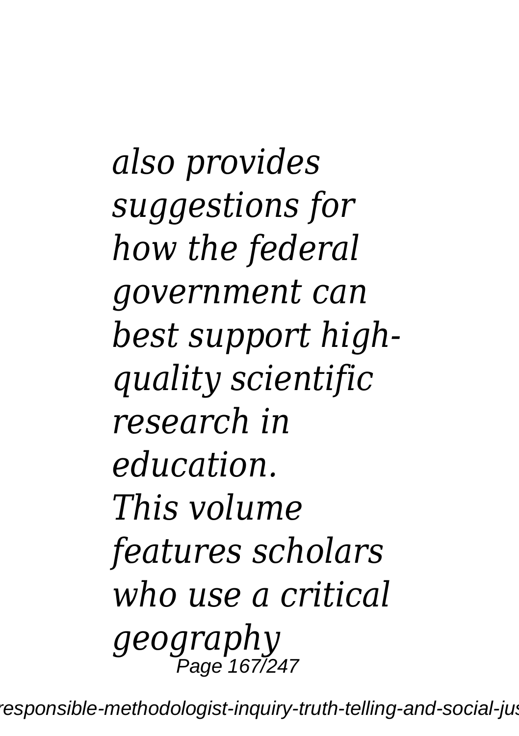*also provides suggestions for how the federal government can best support high-quality scientific research in education.*
*This volume features scholars who use a critical geography*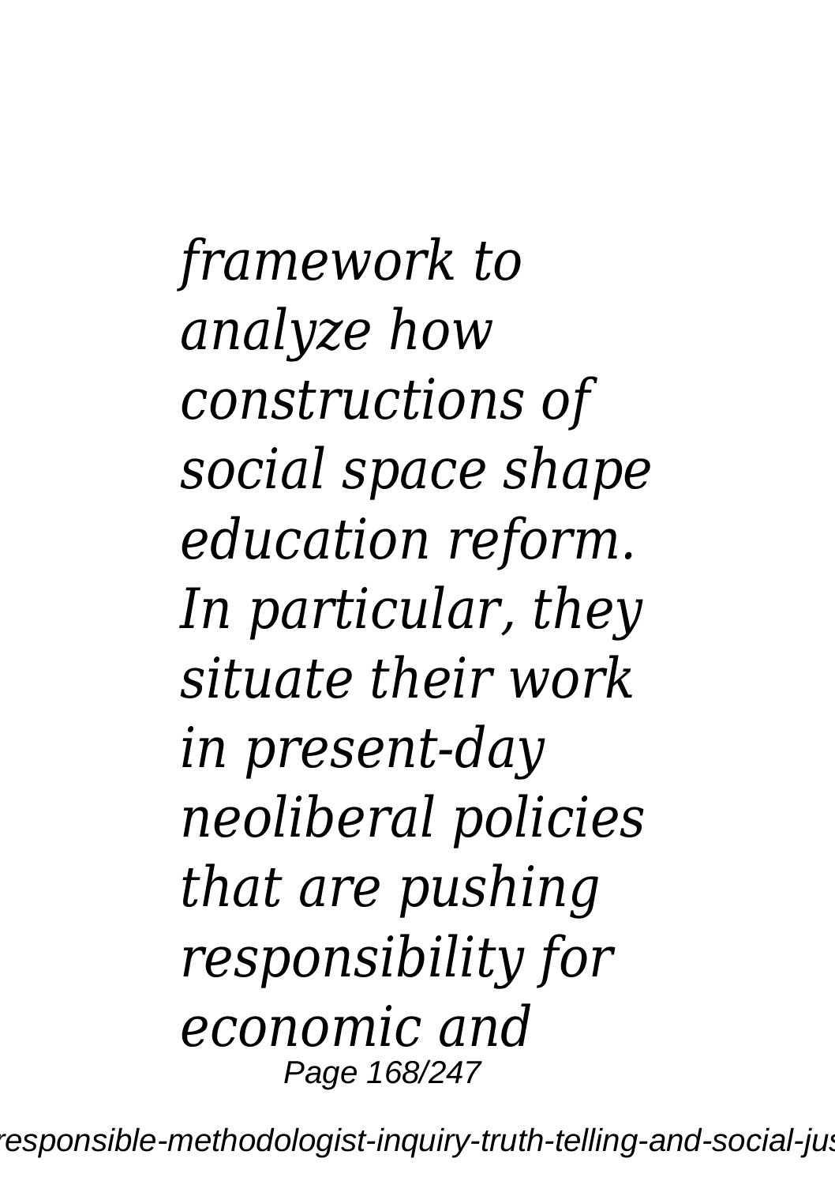*framework to analyze how constructions of social space shape education reform. In particular, they situate their work in present-day neoliberal policies that are pushing responsibility for economic and*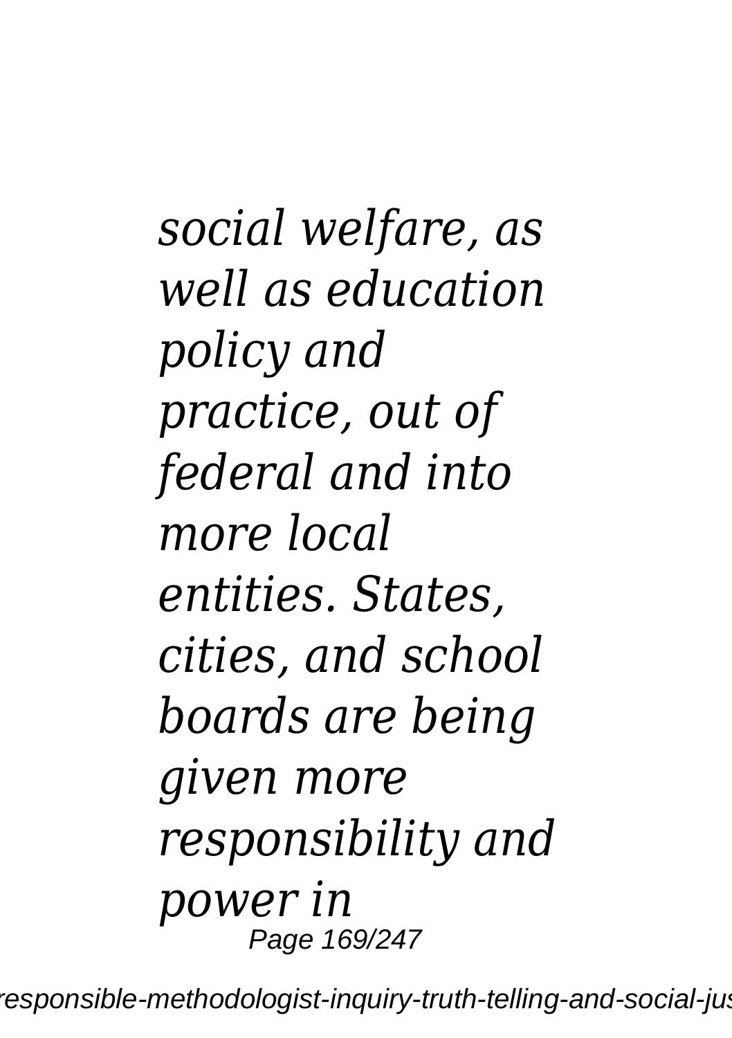*social welfare, as well as education policy and practice, out of federal and into more local entities. States, cities, and school boards are being given more responsibility and power in*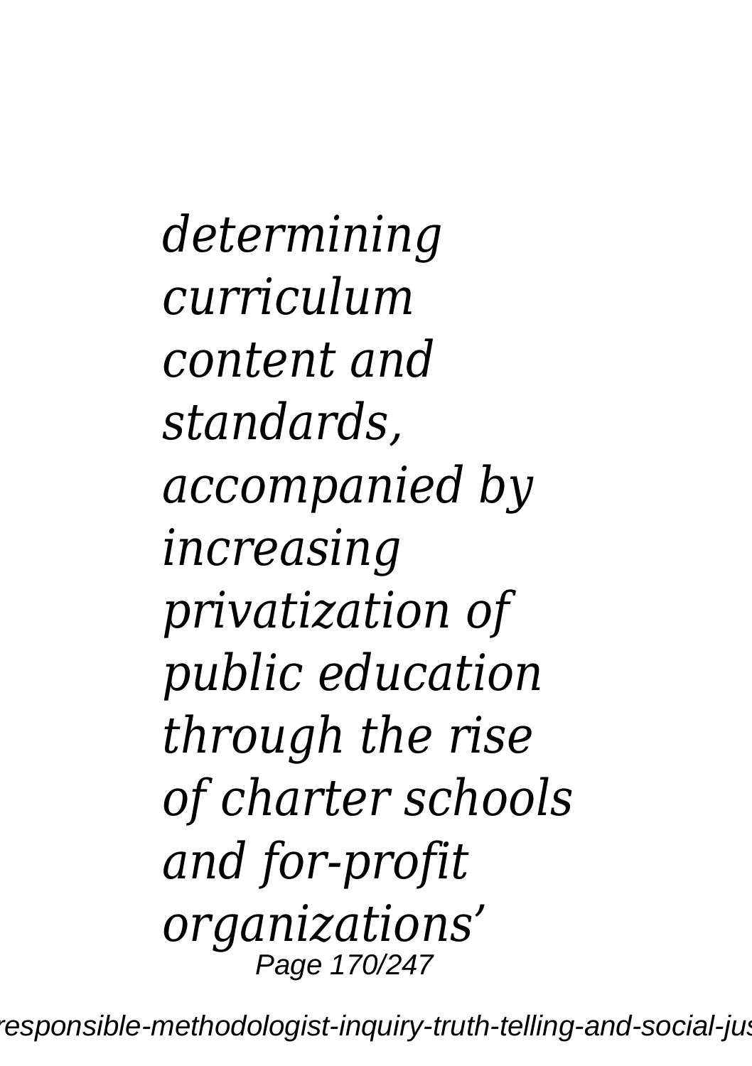*determining curriculum content and standards, accompanied by increasing privatization of public education through the rise of charter schools and for-profit organizations'*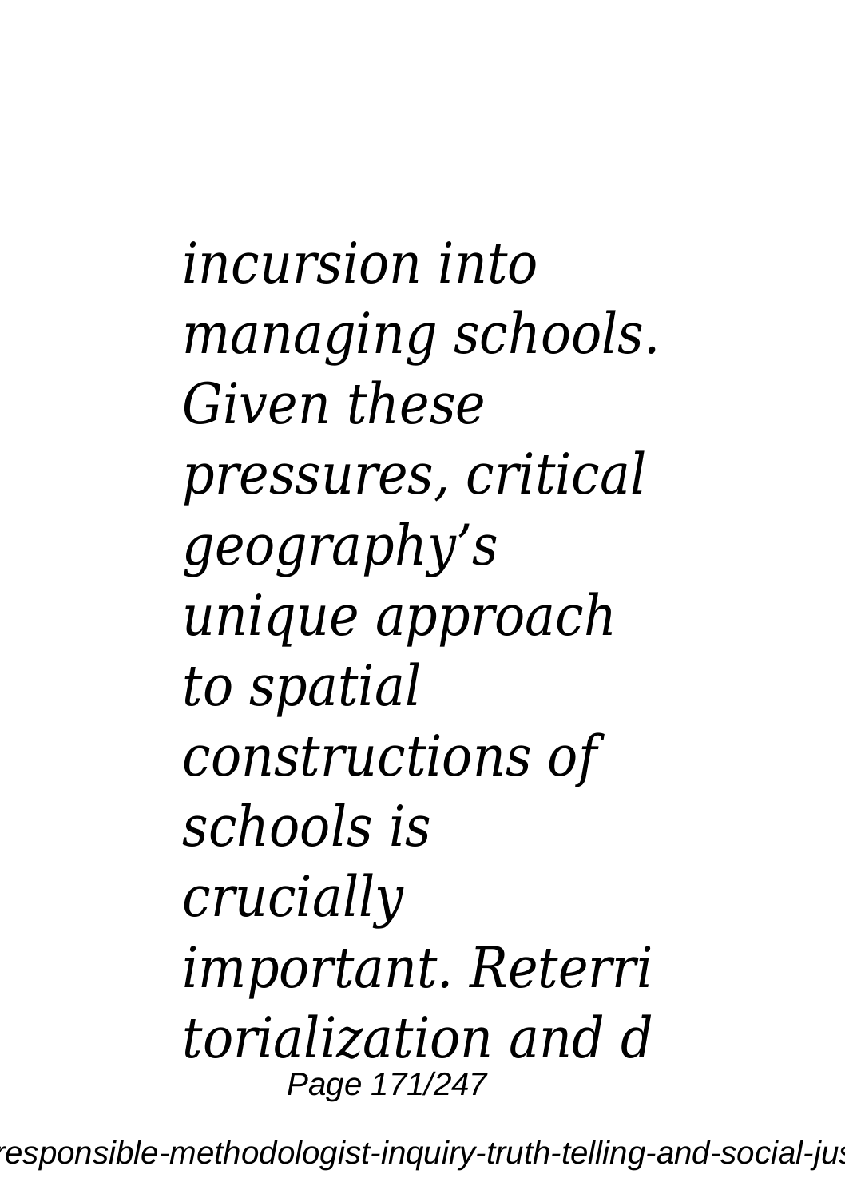*incursion into managing schools. Given these pressures, critical geography's unique approach to spatial constructions of schools is crucially important. Reterri torialization and d*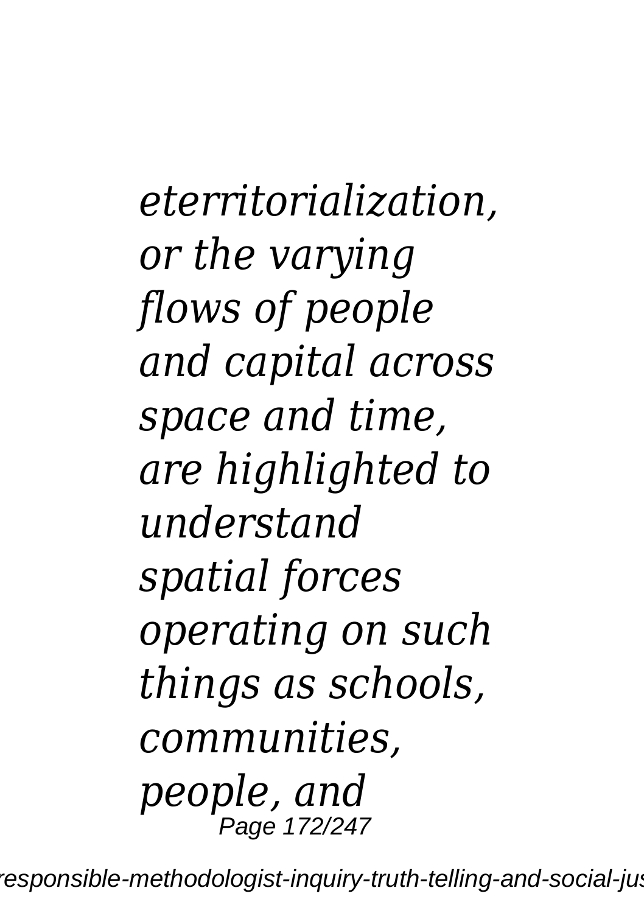*eterritorialization, or the varying flows of people and capital across space and time, are highlighted to understand spatial forces operating on such things as schools, communities, people, and*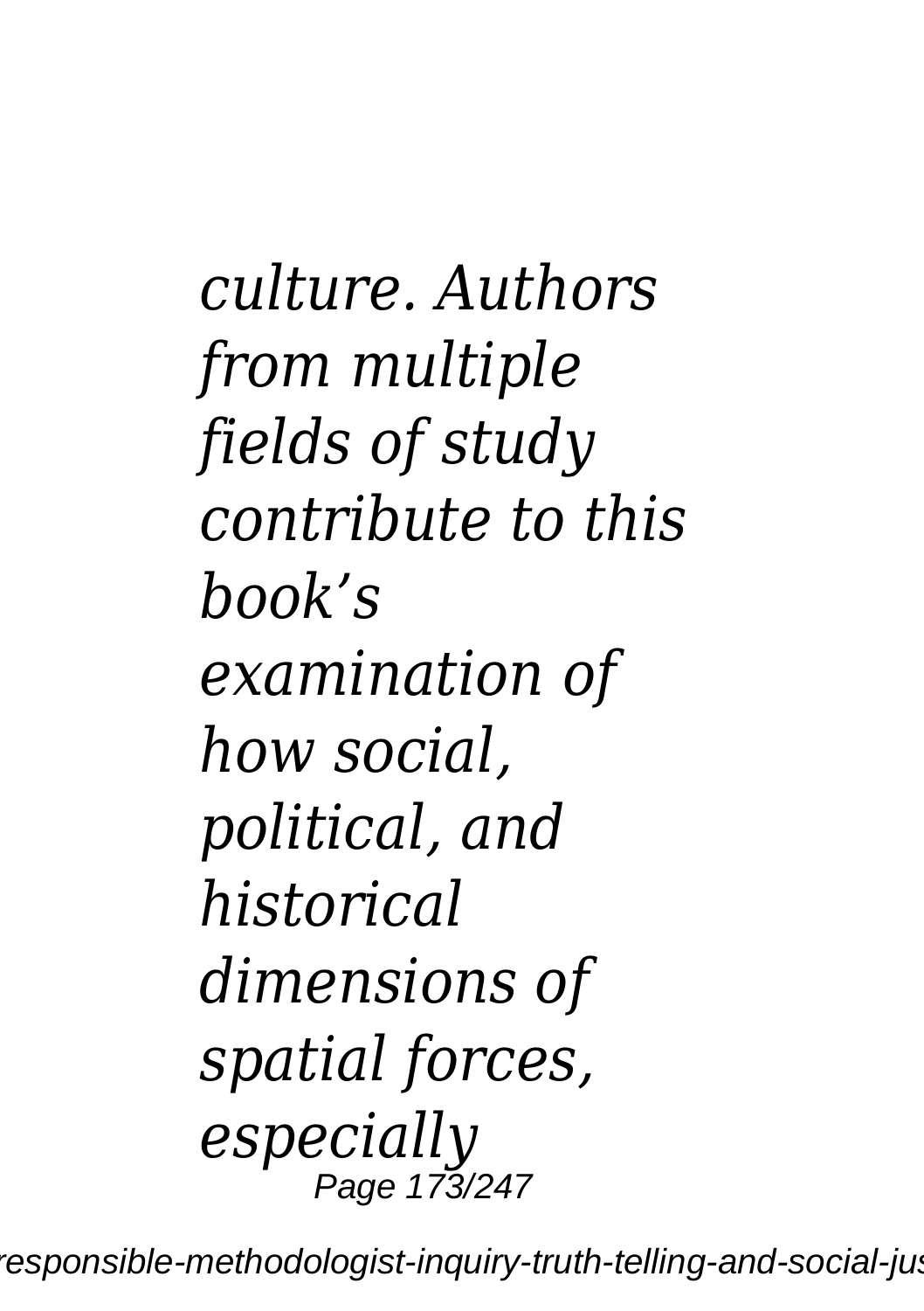*culture. Authors from multiple fields of study contribute to this book's examination of how social, political, and historical dimensions of spatial forces, especially*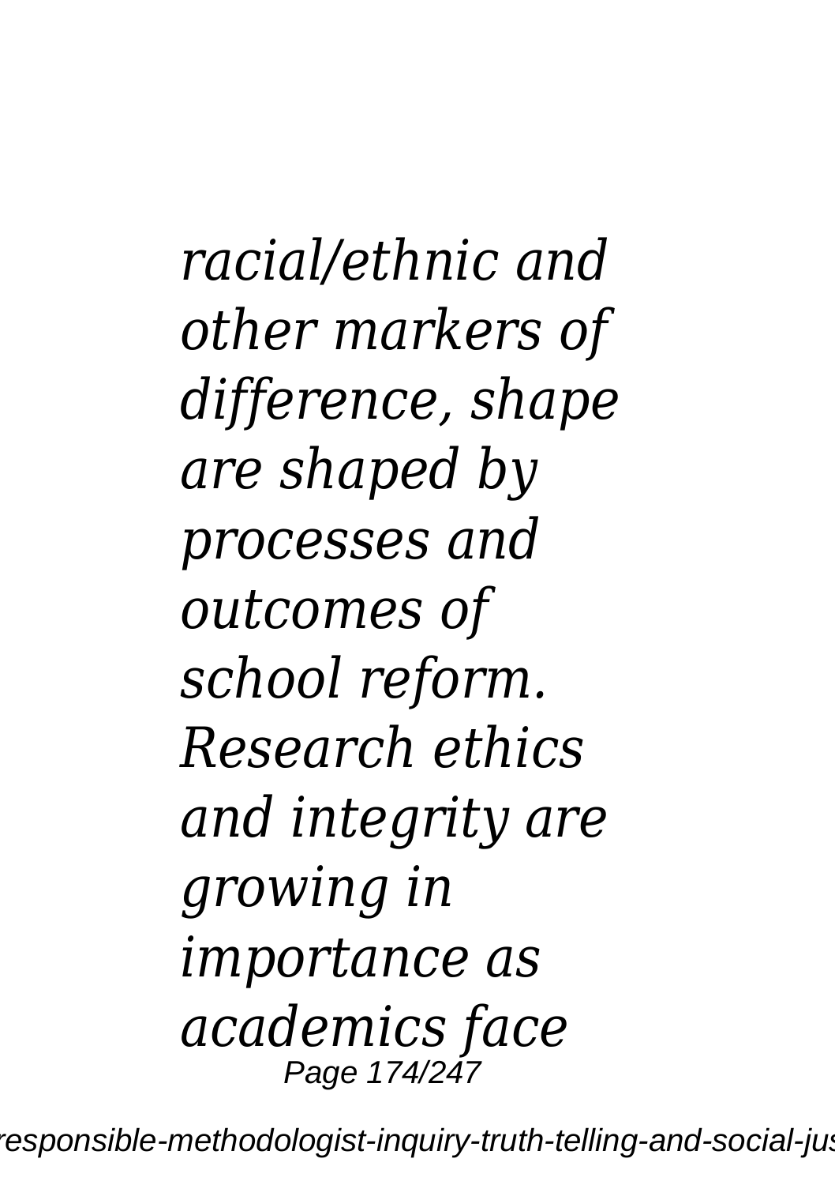*racial/ethnic and other markers of difference, shape are shaped by processes and outcomes of school reform. Research ethics and integrity are growing in importance as academics face*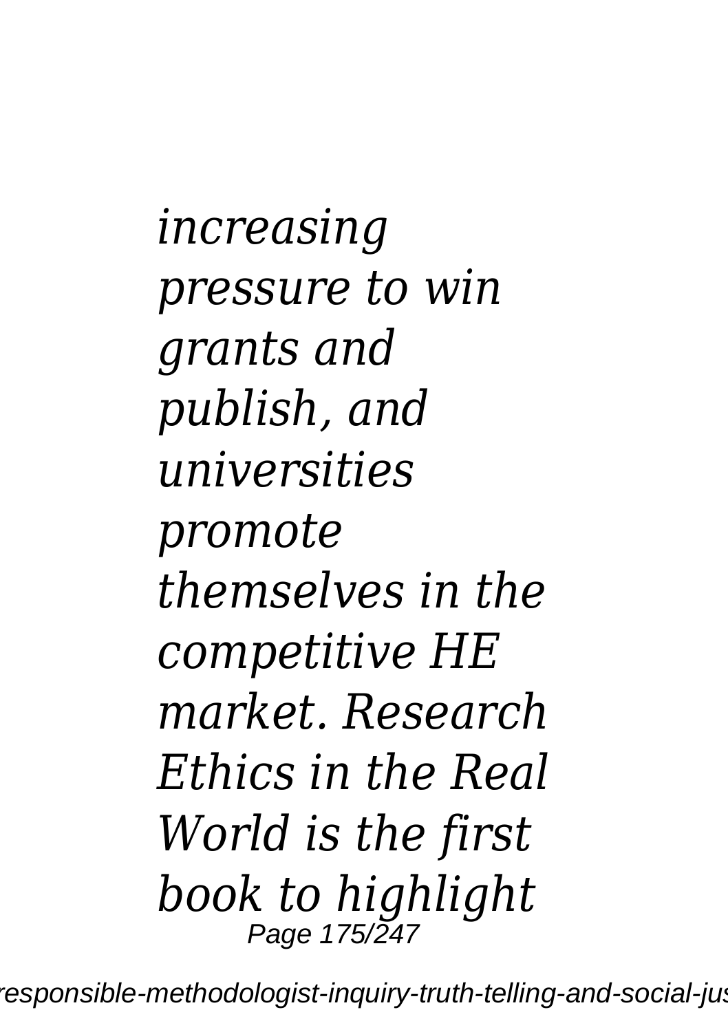*increasing pressure to win grants and publish, and universities promote themselves in the competitive HE market. Research Ethics in the Real World is the first book to highlight*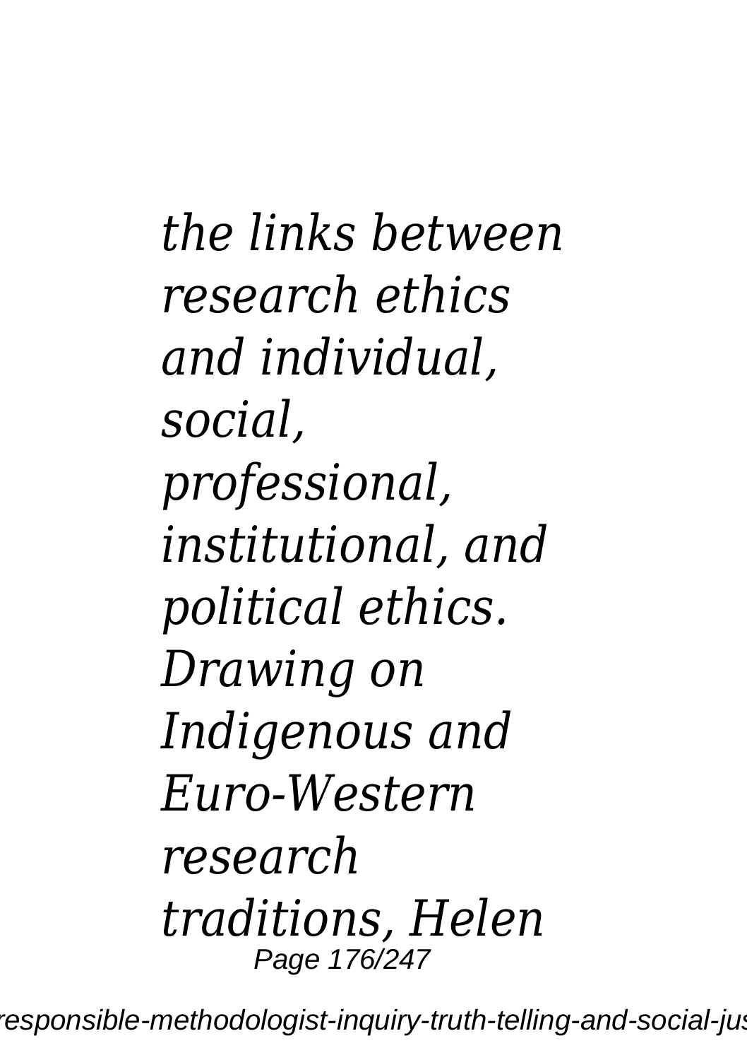*the links between research ethics and individual, social, professional, institutional, and political ethics. Drawing on Indigenous and Euro-Western research traditions, Helen*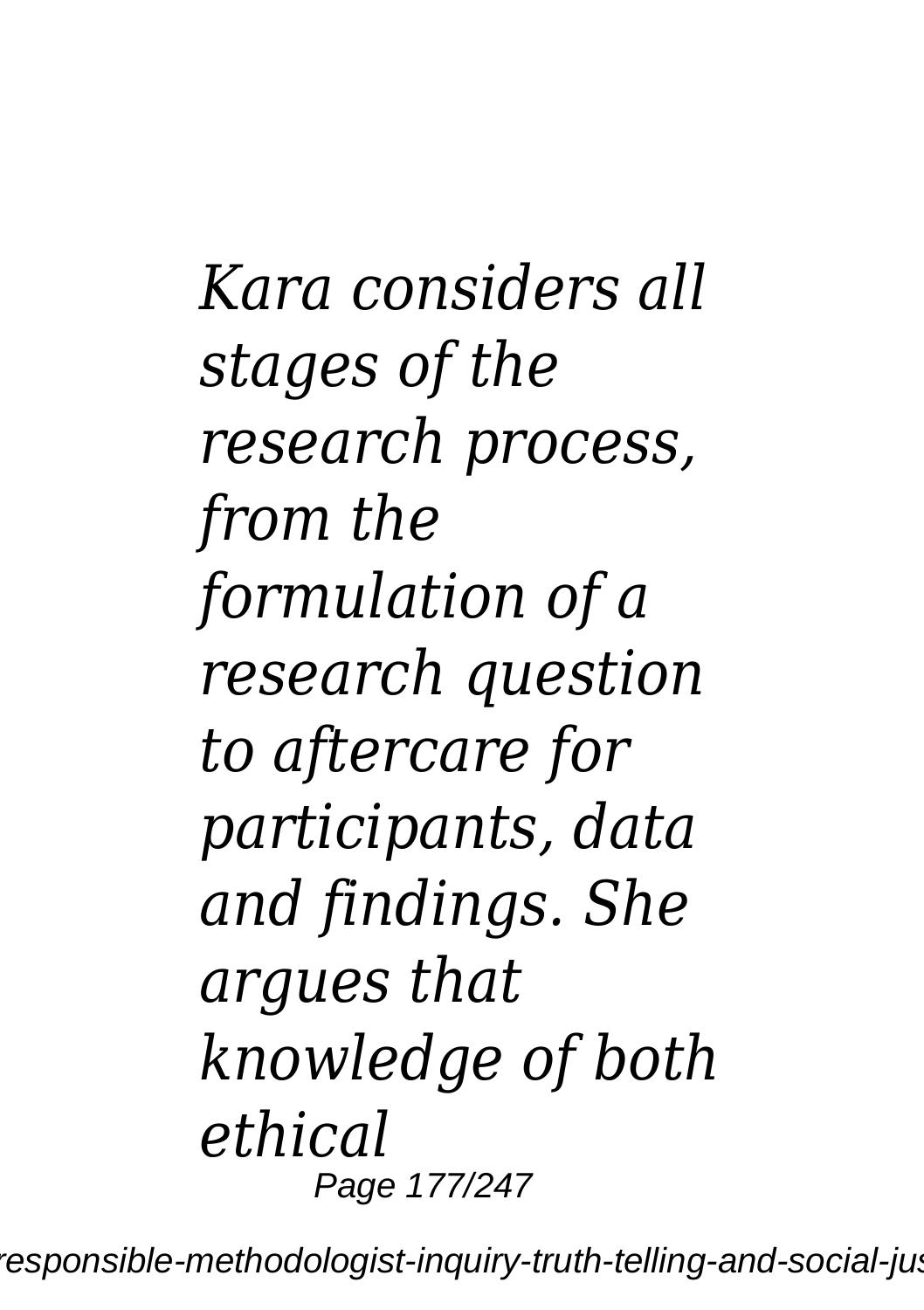*Kara considers all stages of the research process, from the formulation of a research question to aftercare for participants, data and findings. She argues that knowledge of both ethical*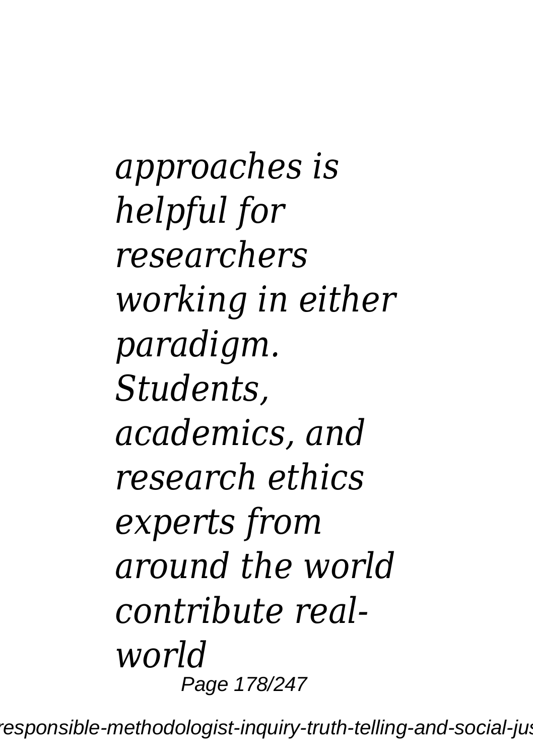*approaches is helpful for researchers working in either paradigm. Students, academics, and research ethics experts from around the world contribute real-world*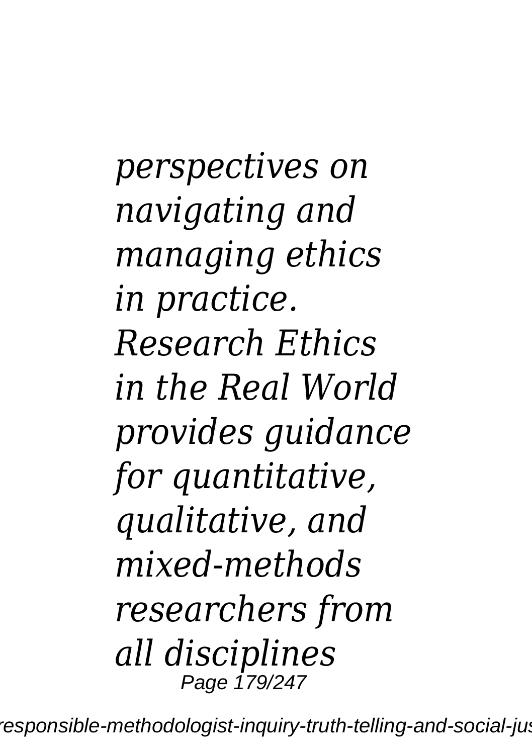*perspectives on navigating and managing ethics in practice. Research Ethics in the Real World provides guidance for quantitative, qualitative, and mixed-methods researchers from all disciplines*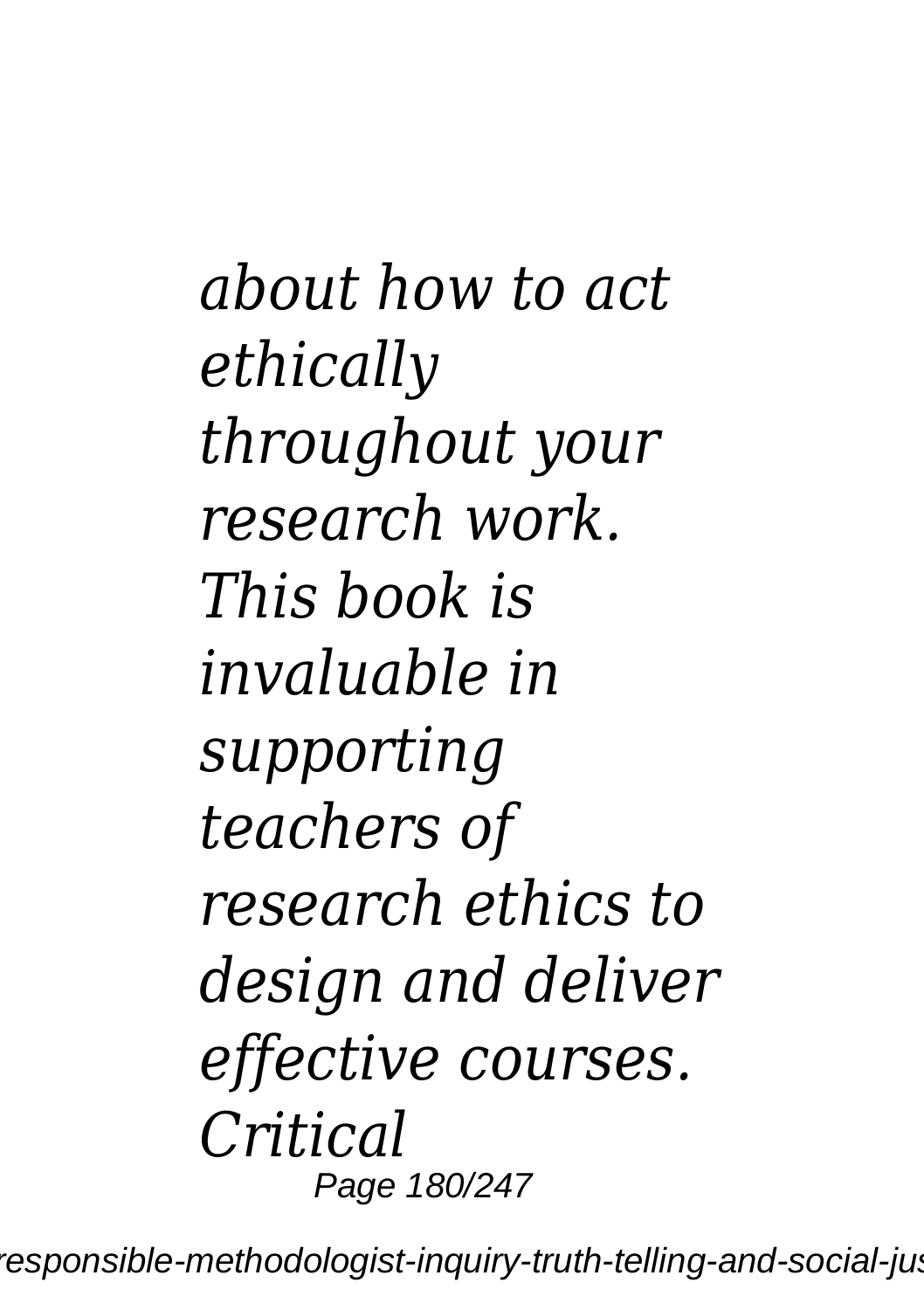*about how to act ethically throughout your research work. This book is invaluable in supporting teachers of research ethics to design and deliver effective courses. Critical*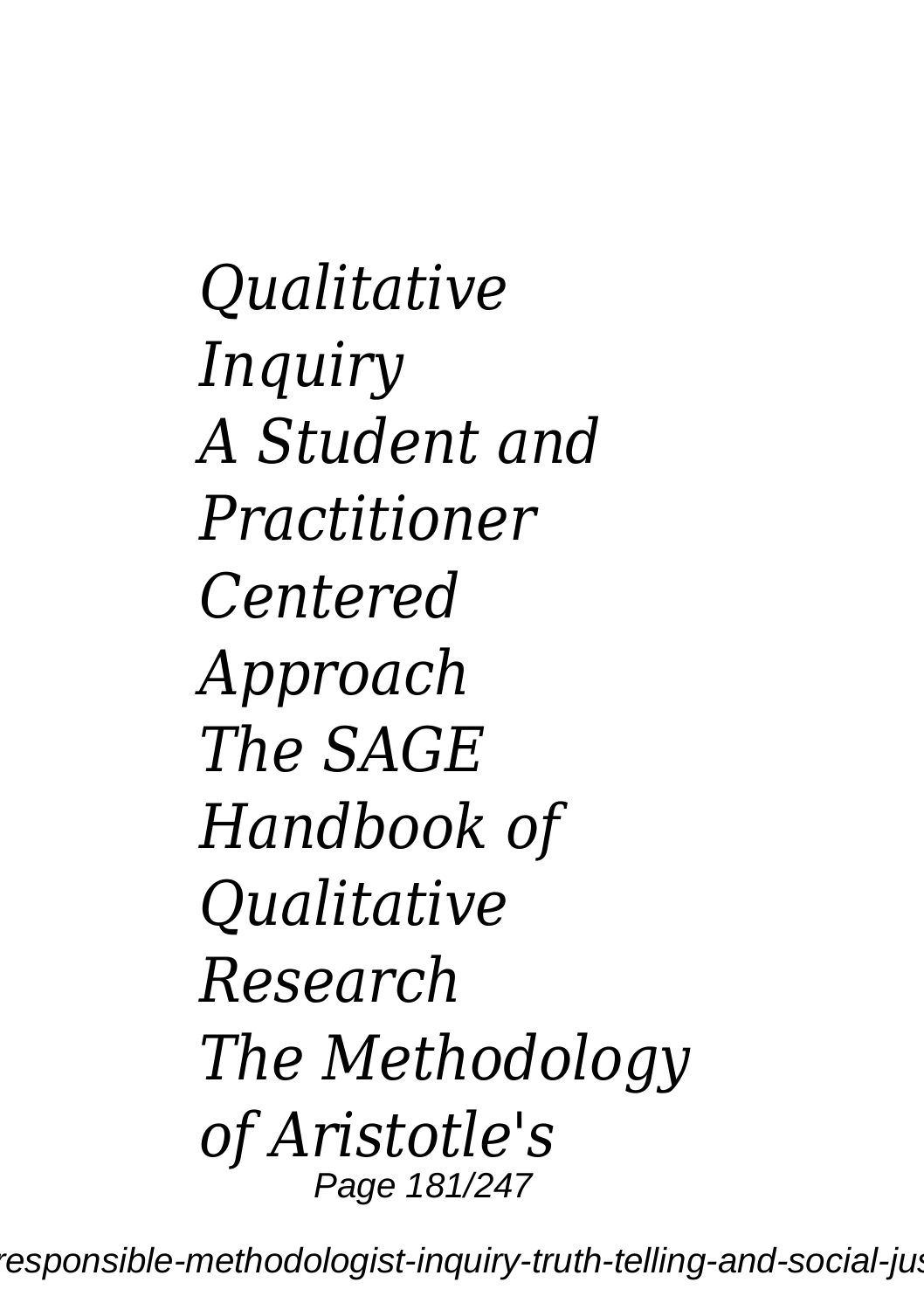*Qualitative Inquiry*
*A Student and Practitioner Centered Approach*
*The SAGE Handbook of Qualitative Research*
*The Methodology of Aristotle's*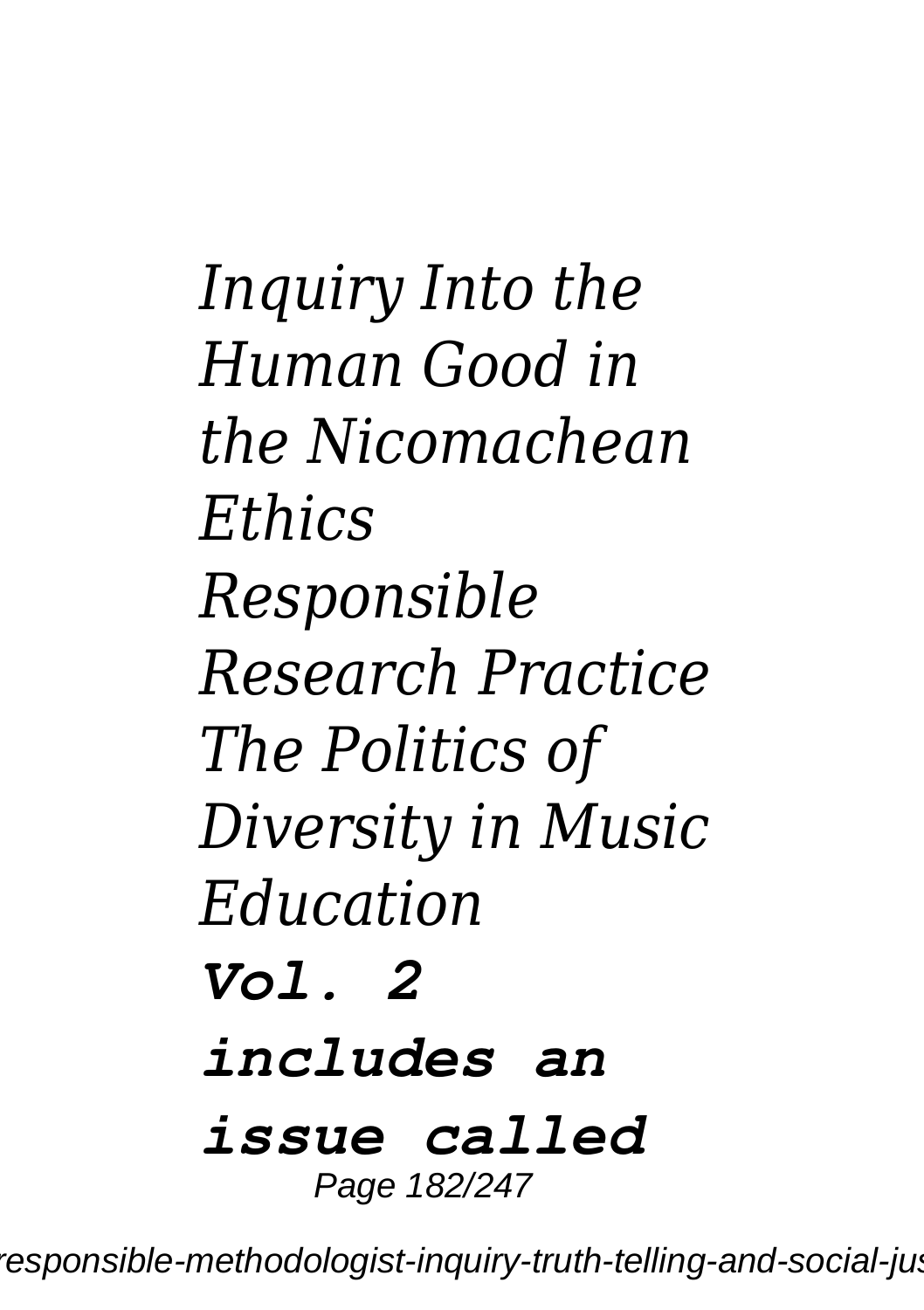*Inquiry Into the Human Good in the Nicomachean Ethics*
*Responsible Research Practice*
*The Politics of Diversity in Music Education*

***Vol. 2 includes an issue called***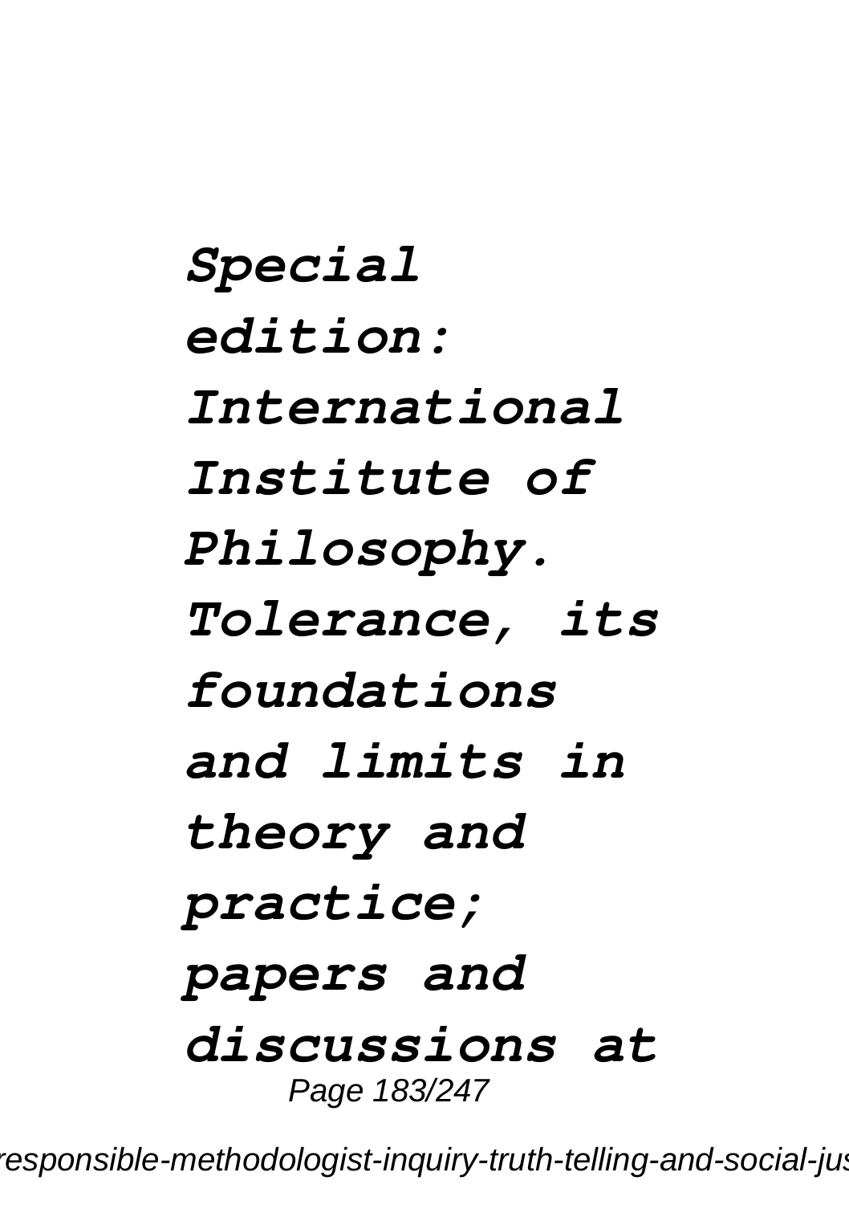***Special edition: International Institute of Philosophy. Tolerance, its foundations and limits in theory and practice; papers and discussions at***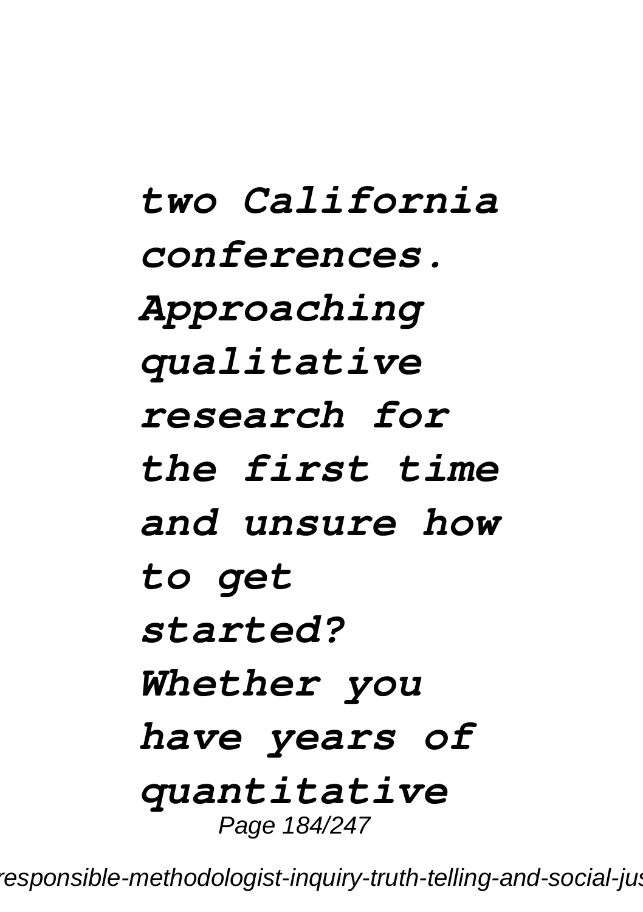*two California conferences. Approaching qualitative research for the first time and unsure how to get started? Whether you have years of quantitative*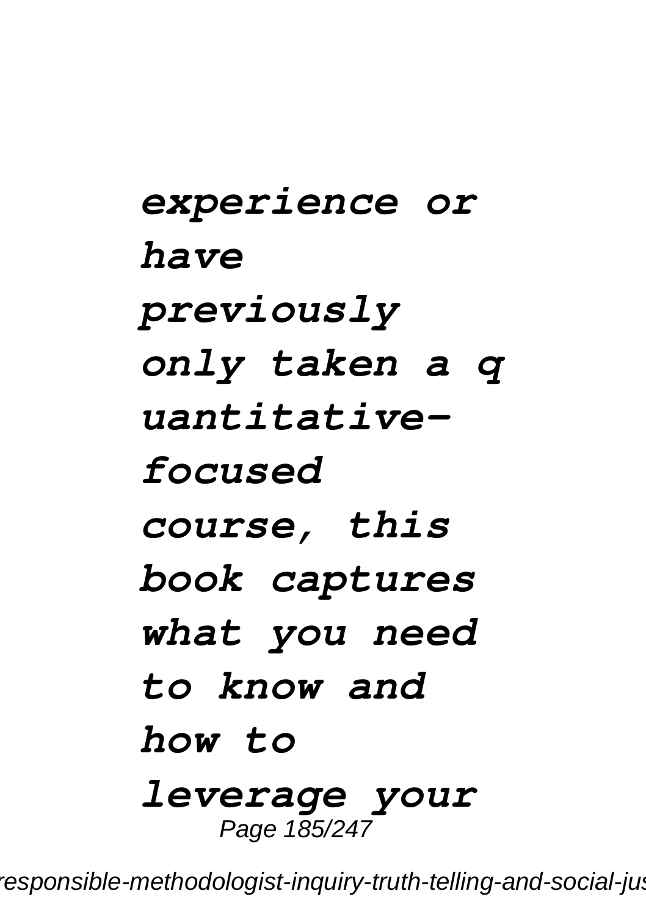*experience or have previously only taken a q uantitative-focused course, this book captures what you need to know and how to leverage your*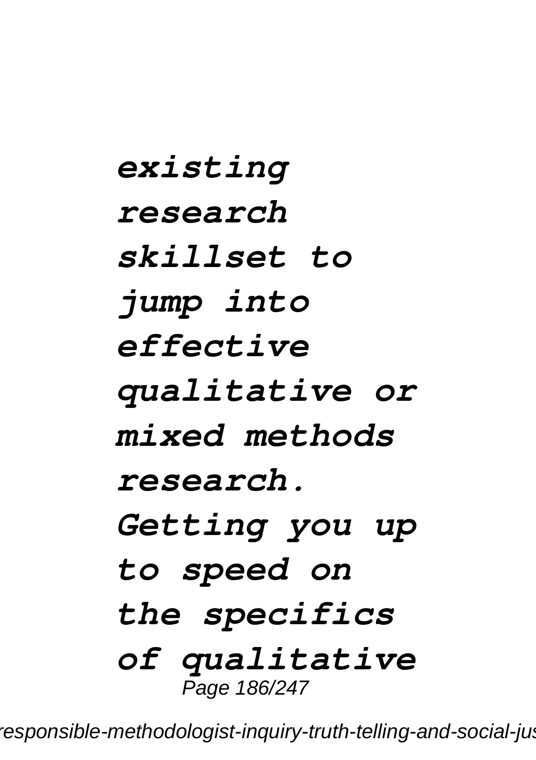*existing research skillset to jump into effective qualitative or mixed methods research. Getting you up to speed on the specifics of qualitative*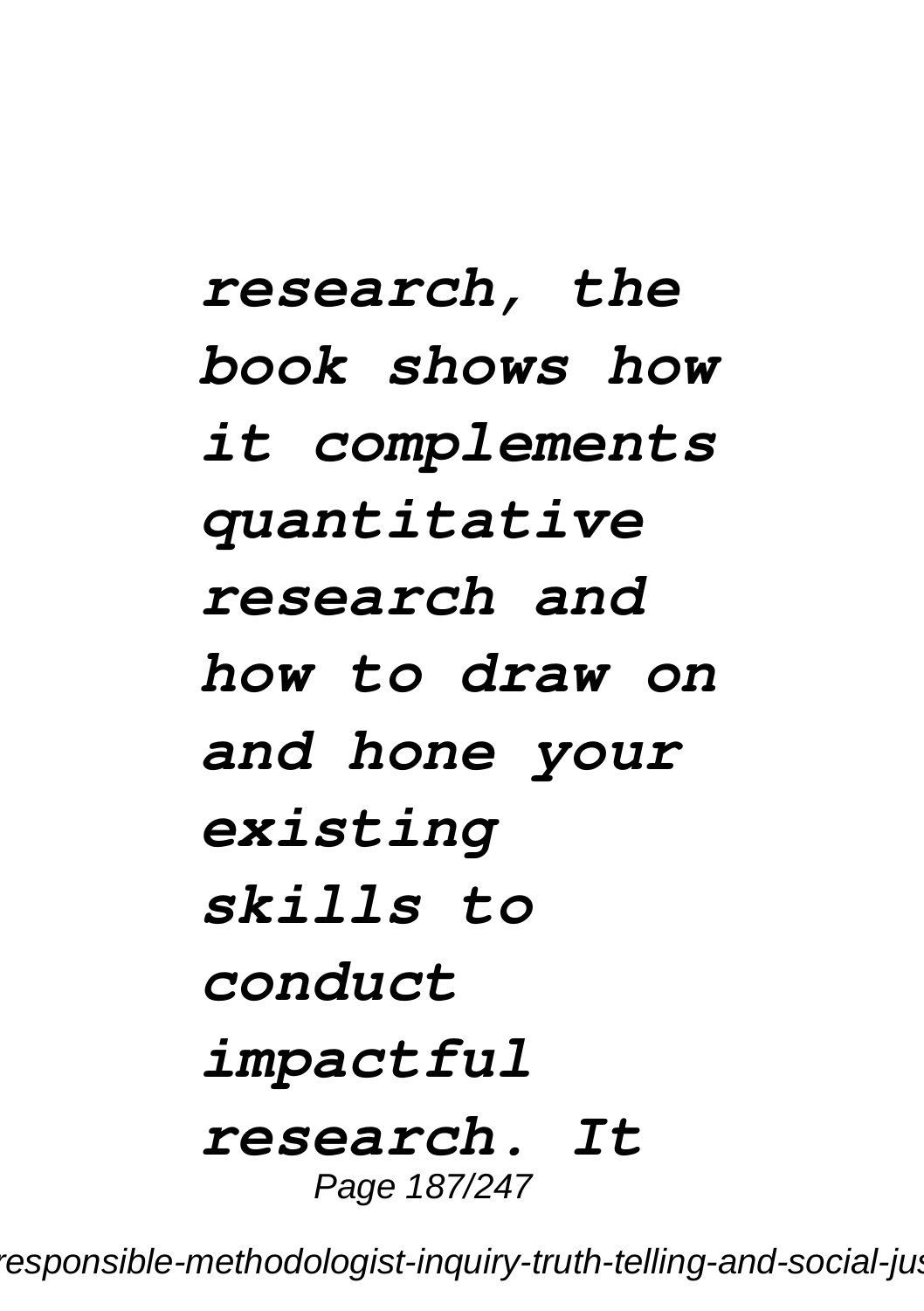***research, the book shows how it complements quantitative research and how to draw on and hone your existing skills to conduct impactful research. It***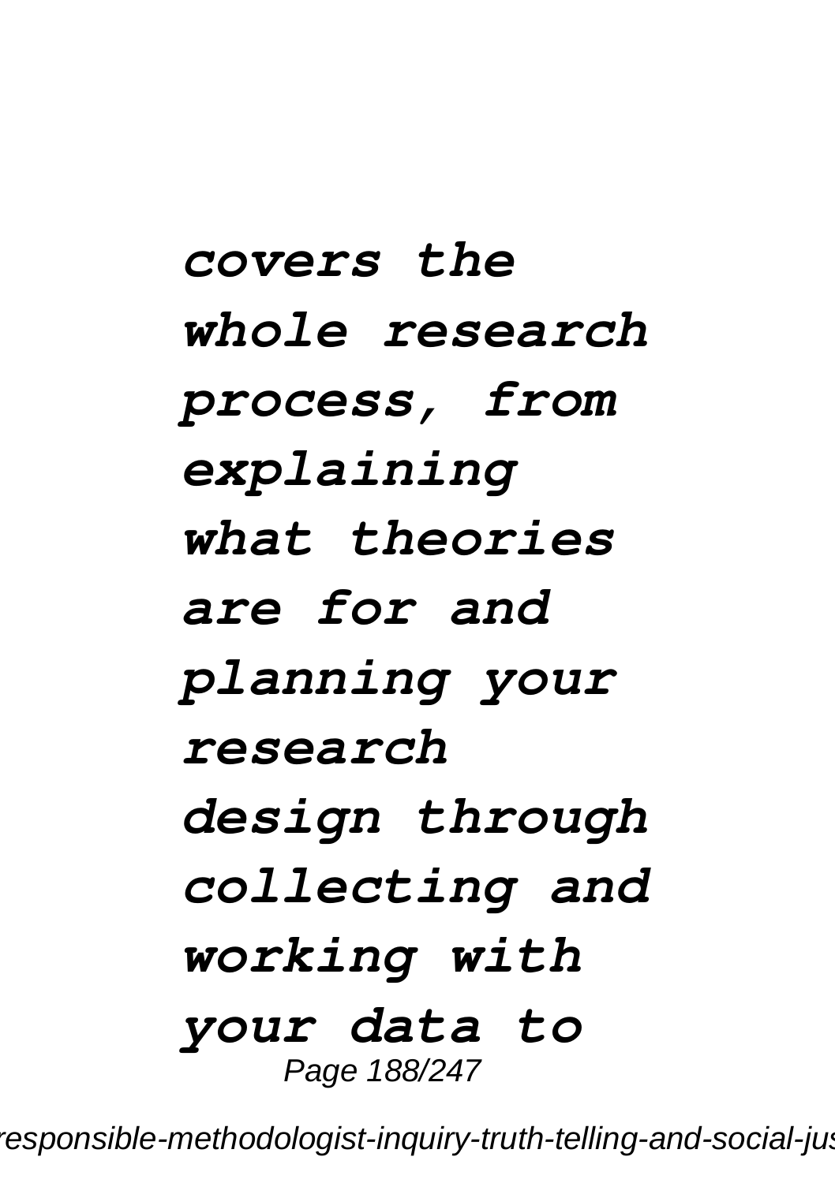***covers the whole research process, from explaining what theories are for and planning your research design through collecting and working with your data to***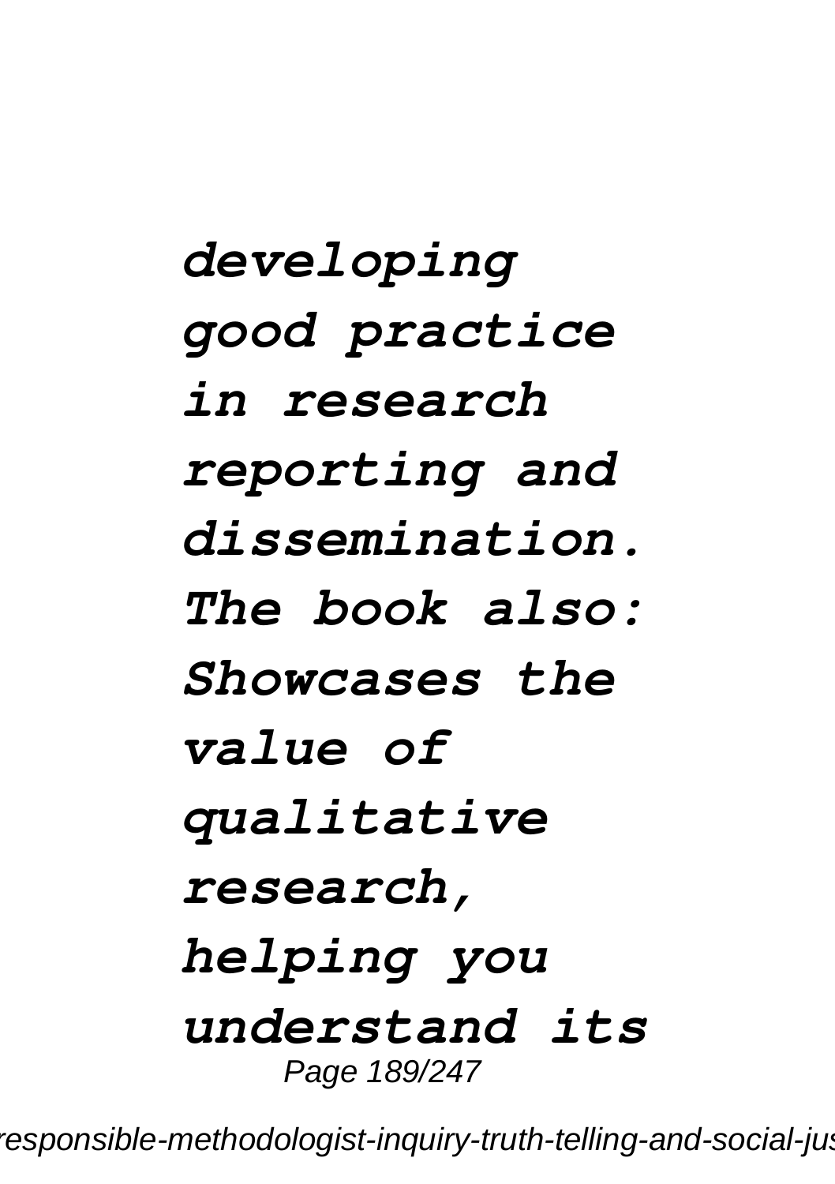*developing good practice in research reporting and dissemination. The book also: Showcases the value of qualitative research, helping you understand its*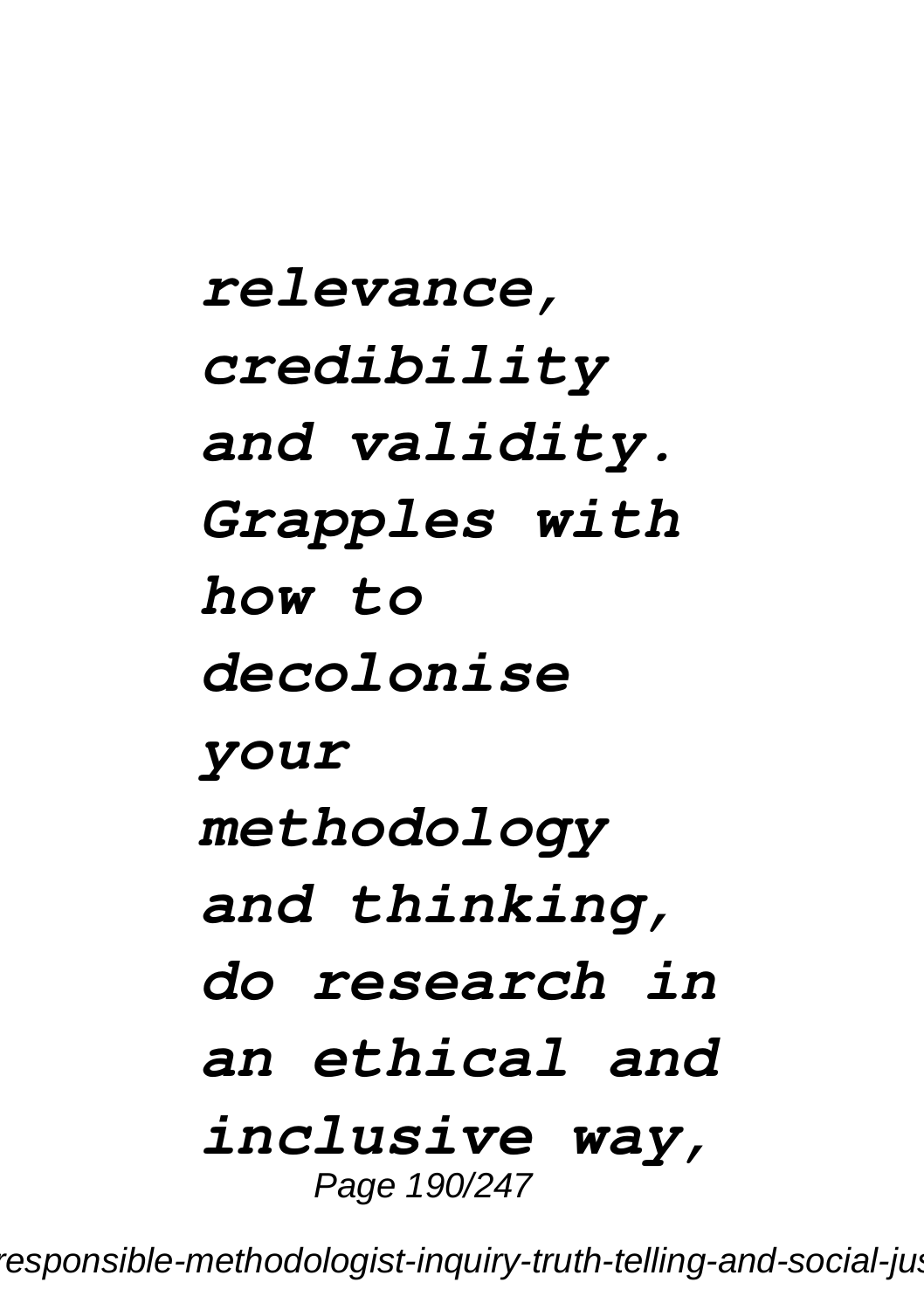*relevance, credibility and validity. Grapples with how to decolonise your methodology and thinking, do research in an ethical and inclusive way,*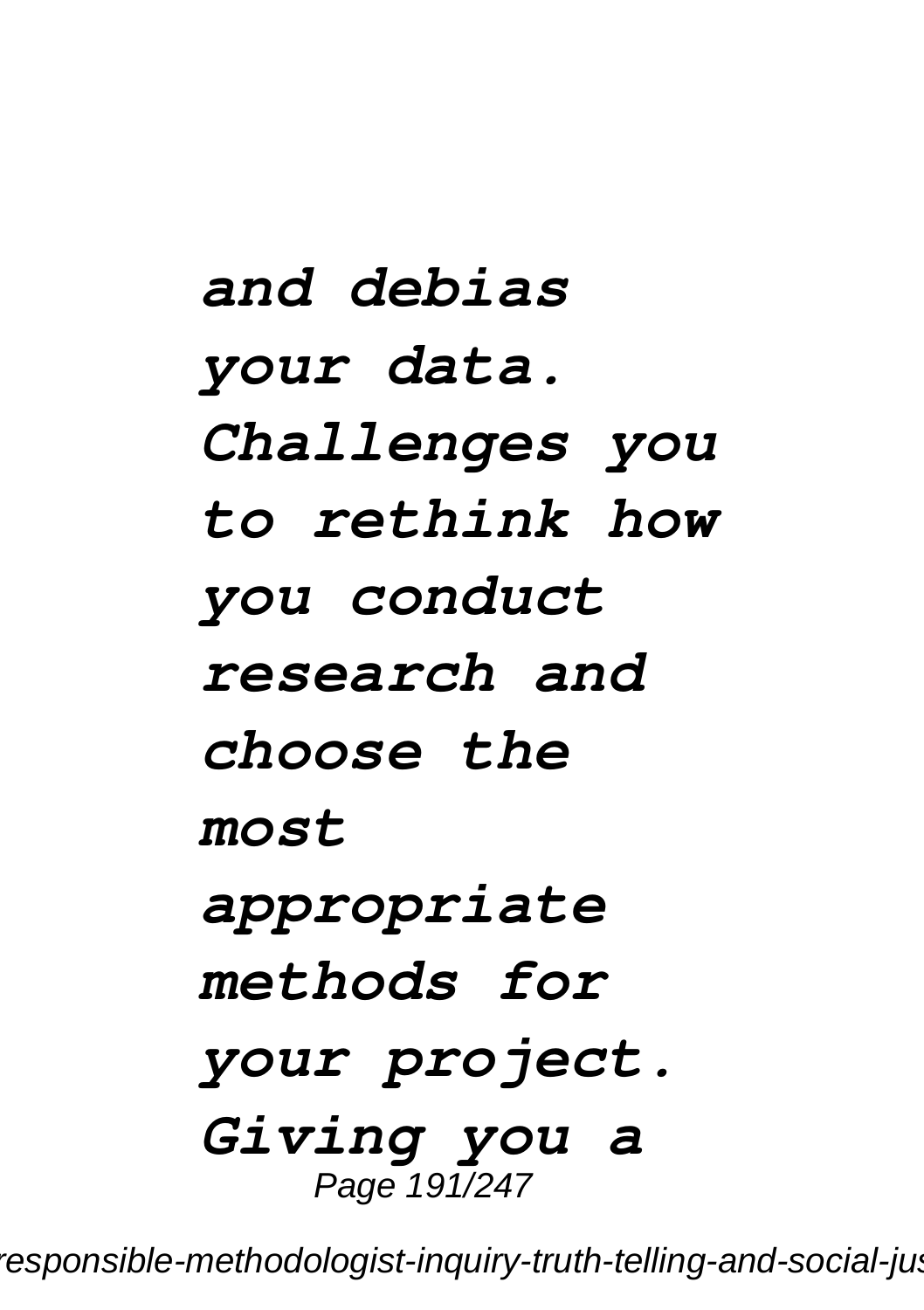*and debias your data. Challenges you to rethink how you conduct research and choose the most appropriate methods for your project. Giving you a*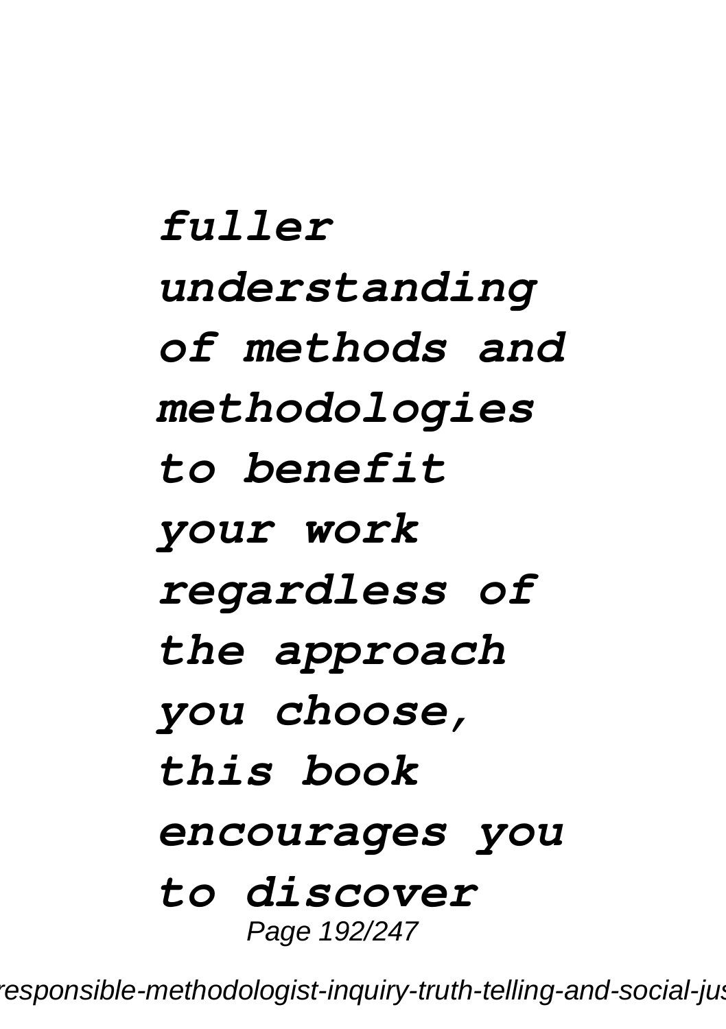*fuller understanding of methods and methodologies to benefit your work regardless of the approach you choose, this book encourages you to discover*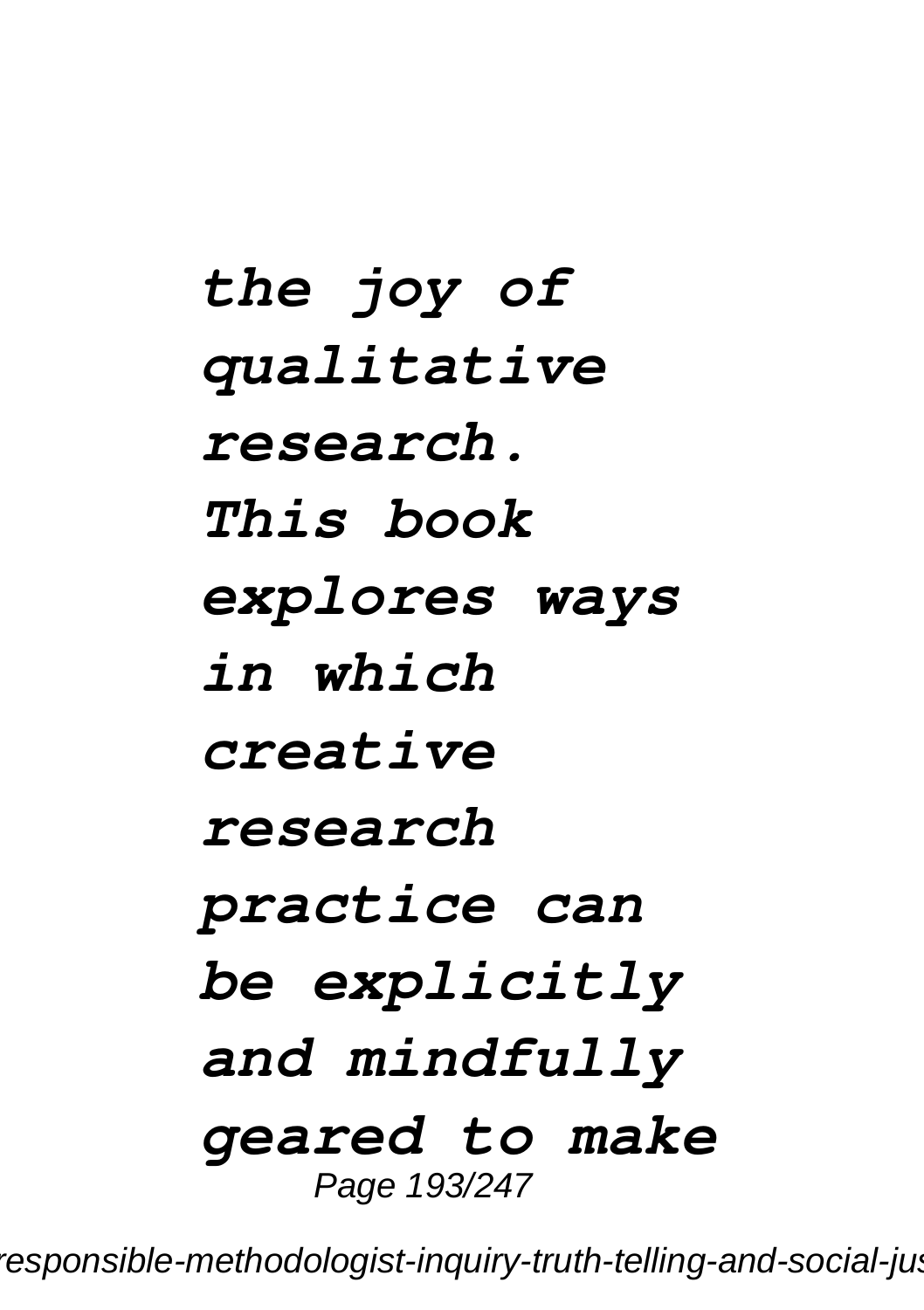*the joy of qualitative research. This book explores ways in which creative research practice can be explicitly and mindfully geared to make*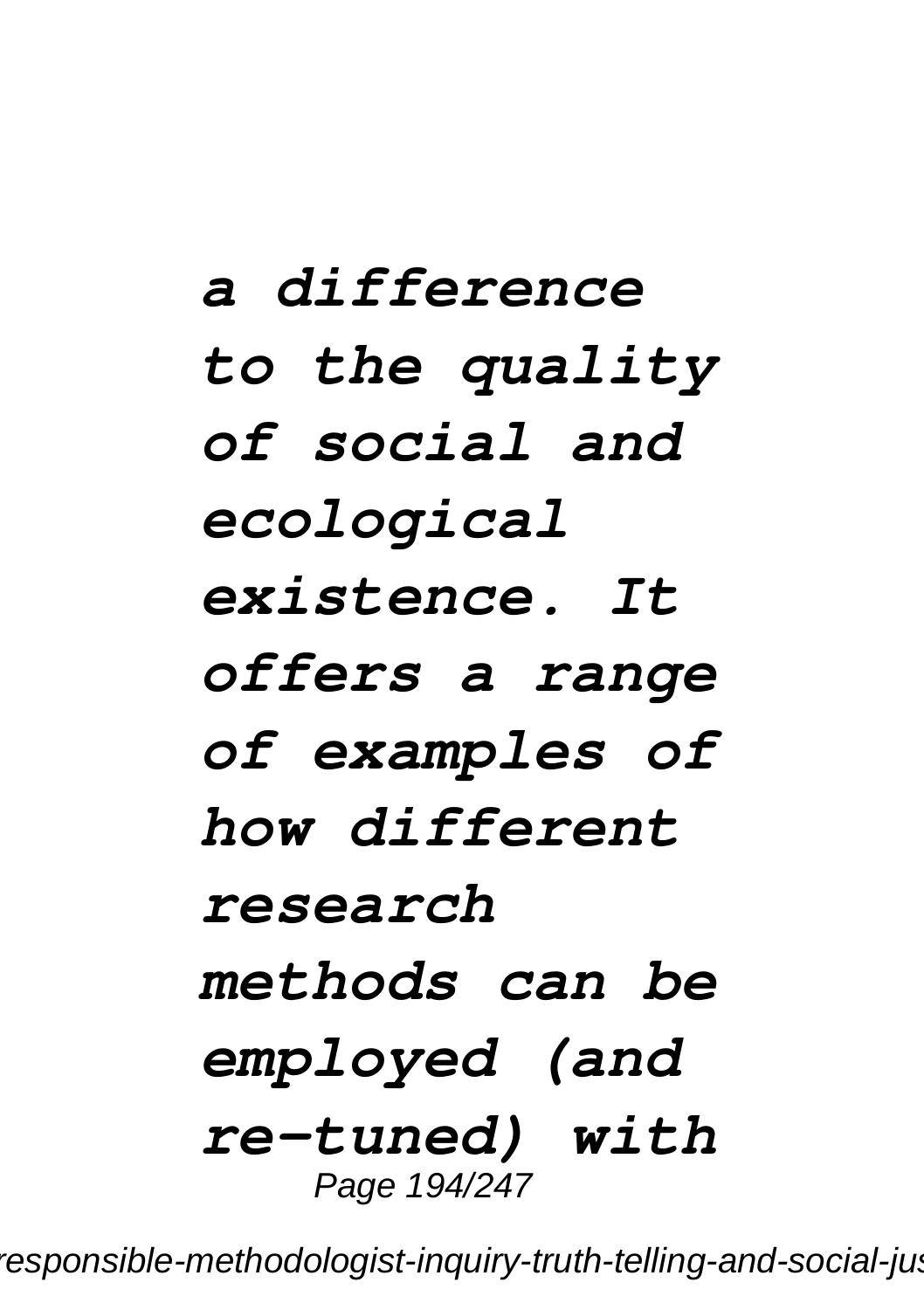*a difference to the quality of social and ecological existence. It offers a range of examples of how different research methods can be employed (and re-tuned) with*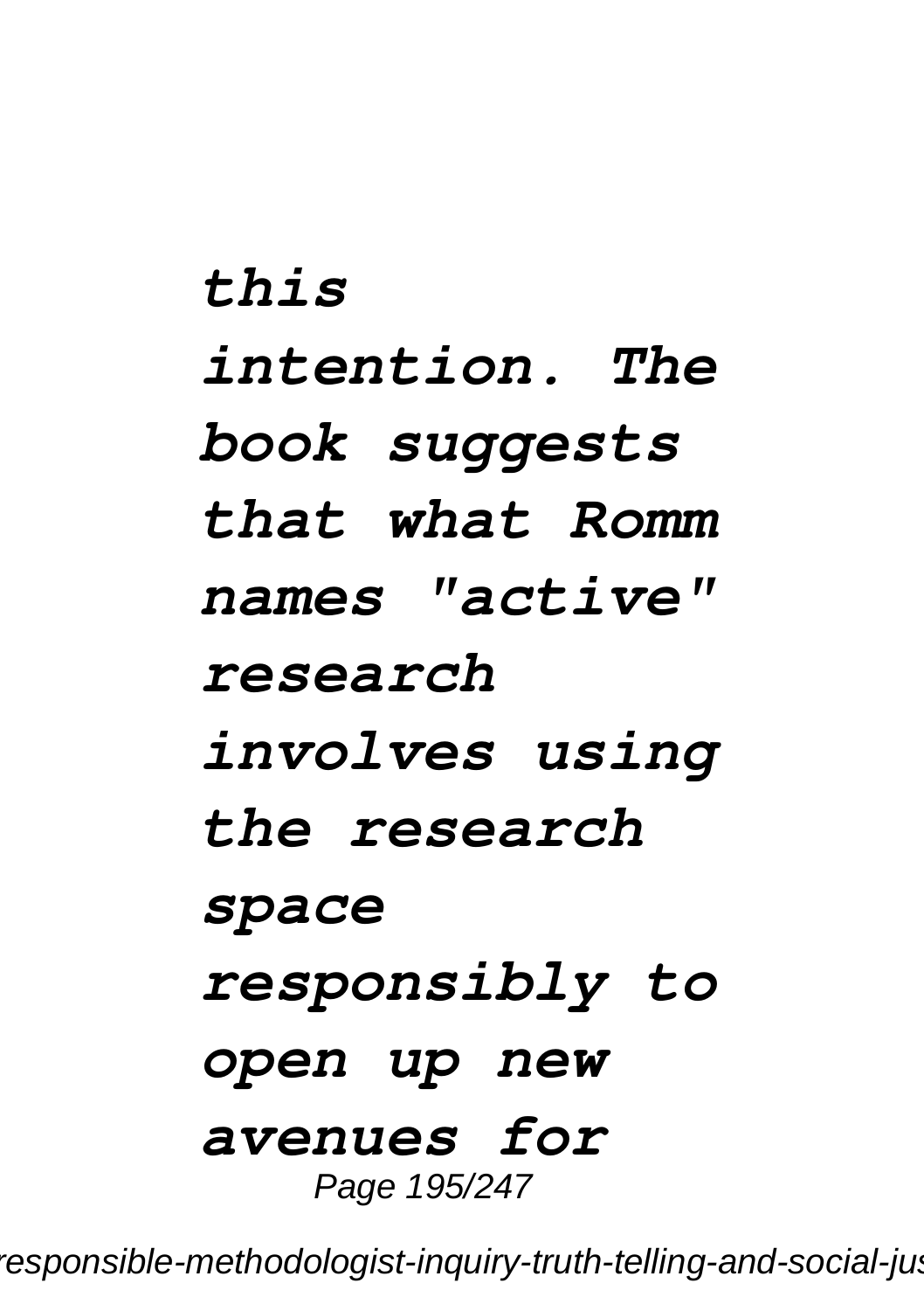*this intention. The book suggests that what Romm names "active" research involves using the research space responsibly to open up new avenues for*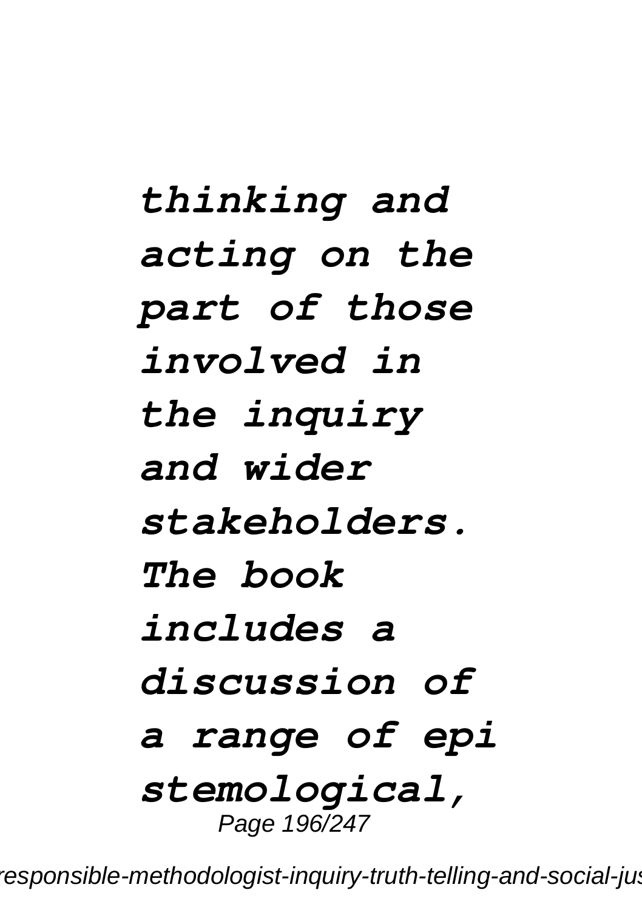*thinking and acting on the part of those involved in the inquiry and wider stakeholders. The book includes a discussion of a range of epi stemological,*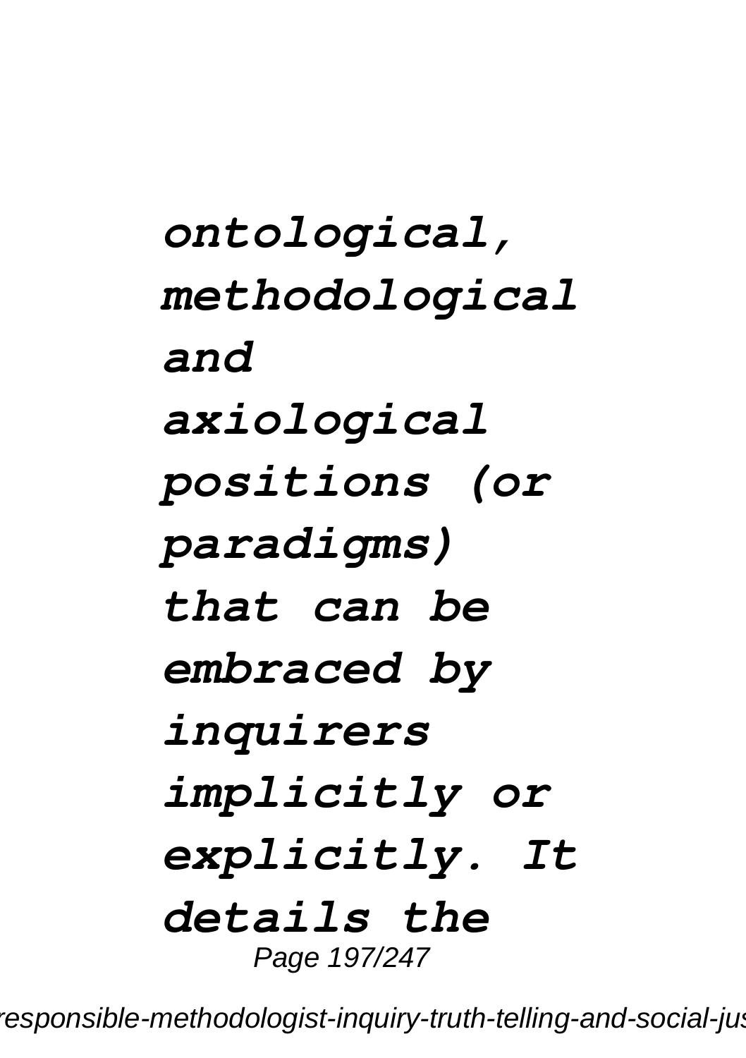*ontological, methodological and axiological positions (or paradigms) that can be embraced by inquirers implicitly or explicitly. It details the*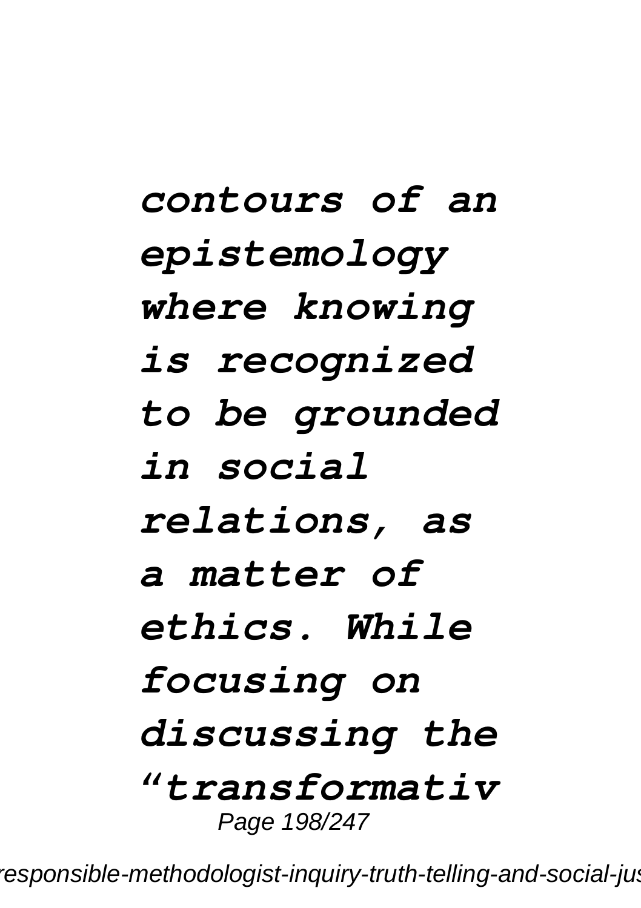*contours of an epistemology where knowing is recognized to be grounded in social relations, as a matter of ethics. While focusing on discussing the “transformativ*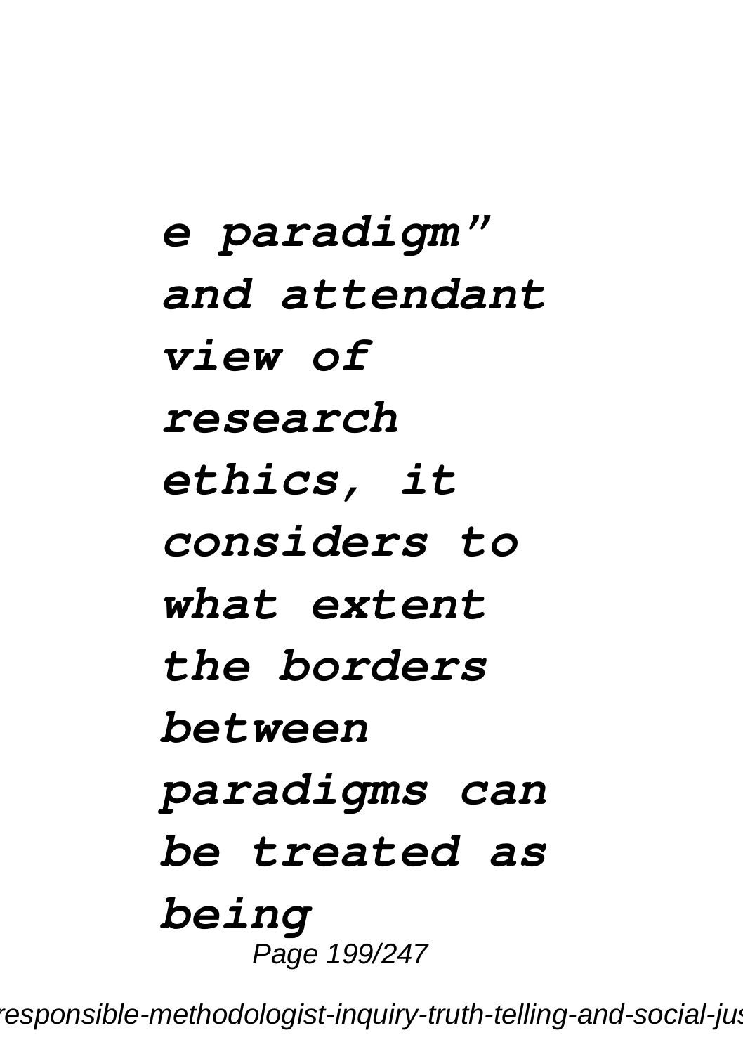*e paradigm" and attendant view of research ethics, it considers to what extent the borders between paradigms can be treated as being*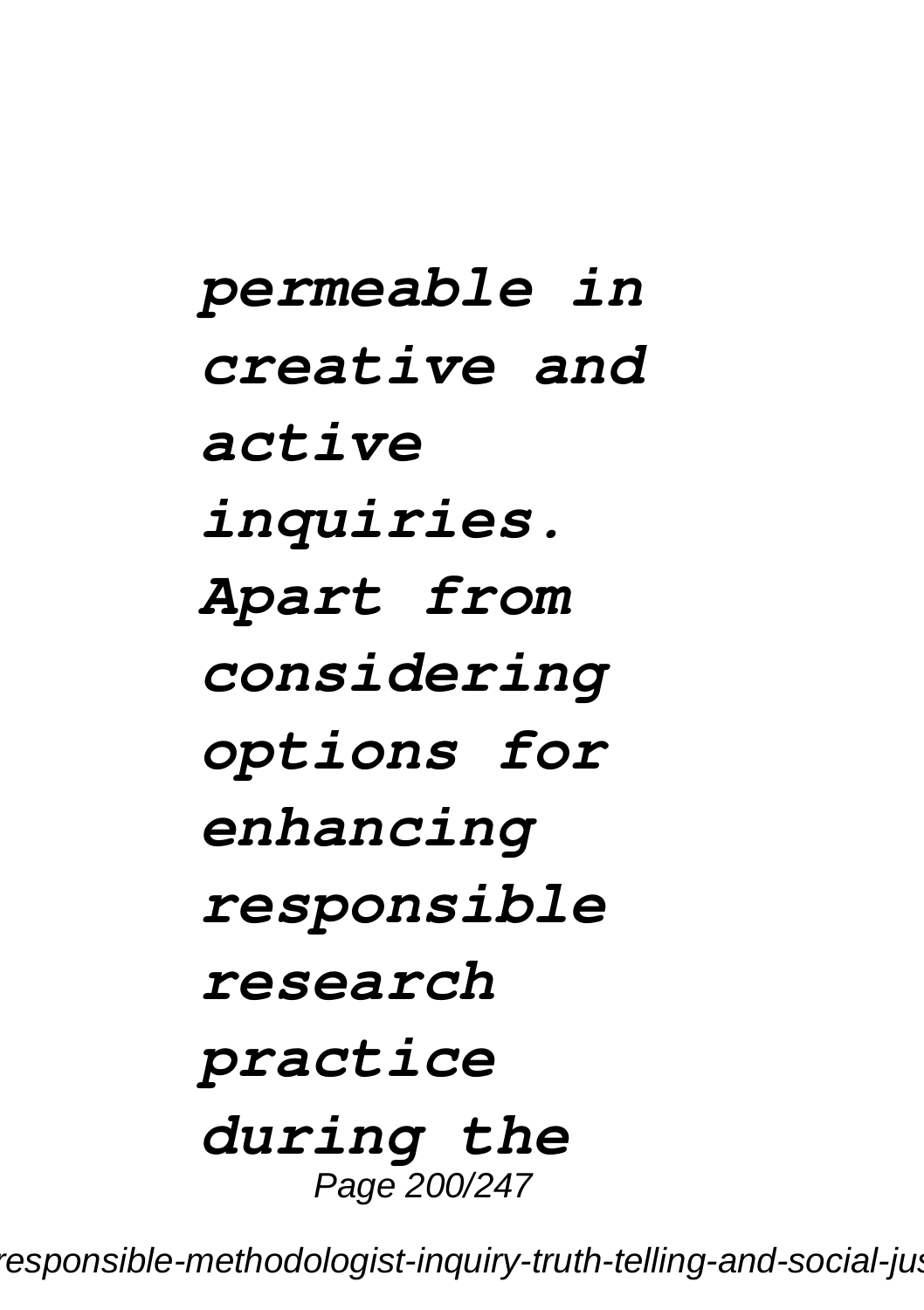*permeable in creative and active inquiries. Apart from considering options for enhancing responsible research practice during the*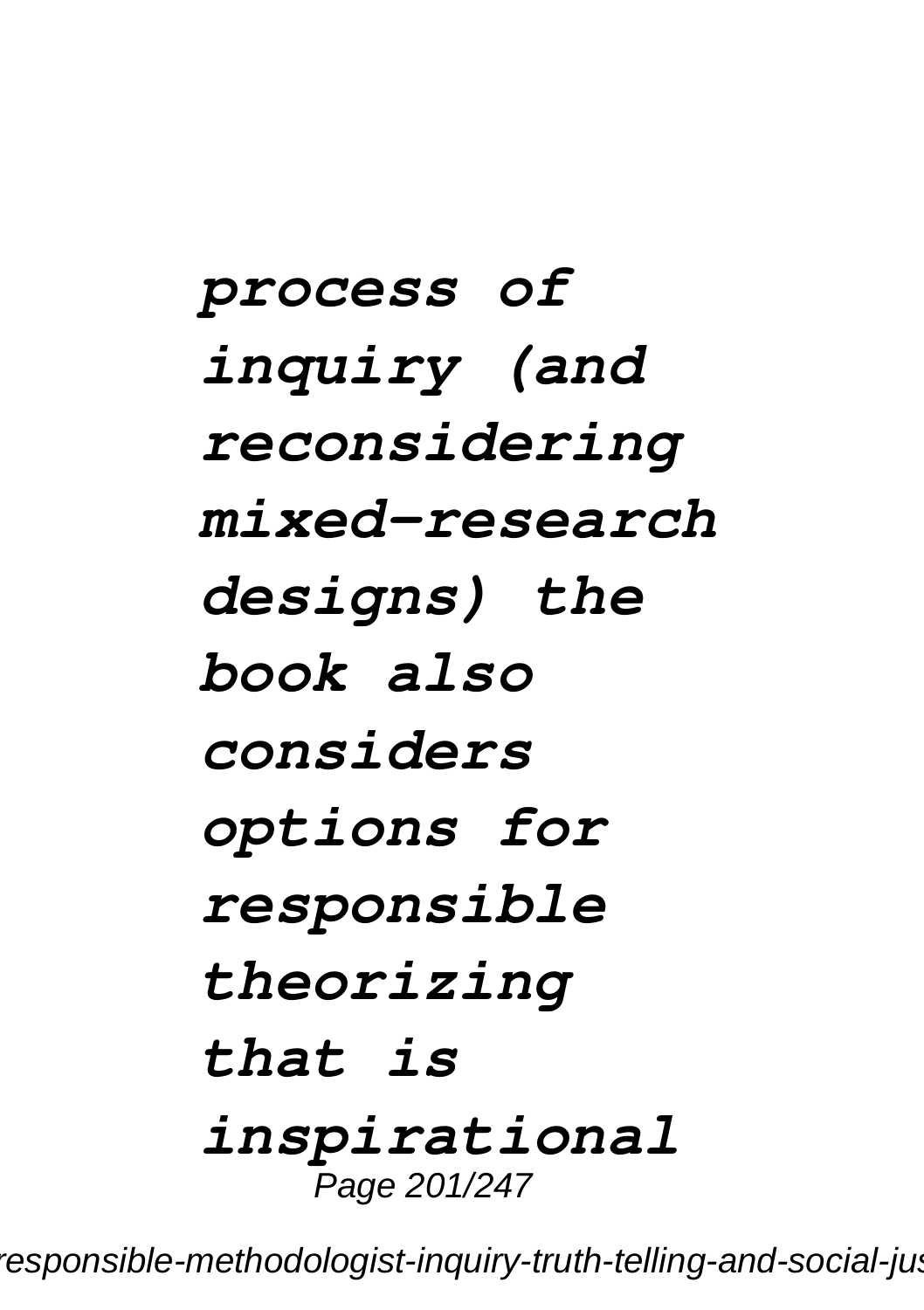*process of inquiry (and reconsidering mixed-research designs) the book also considers options for responsible theorizing that is inspirational*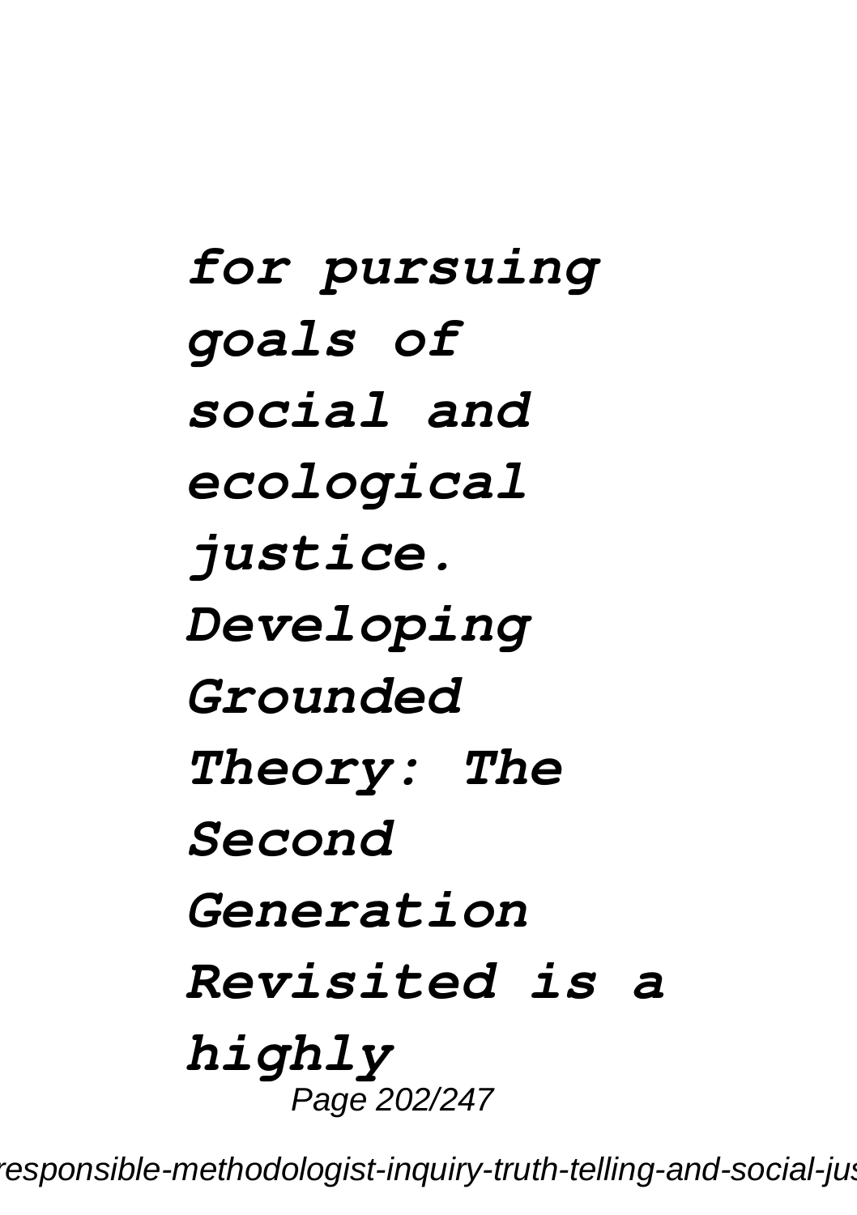***for pursuing goals of social and ecological justice. Developing Grounded Theory: The Second Generation Revisited is a highly***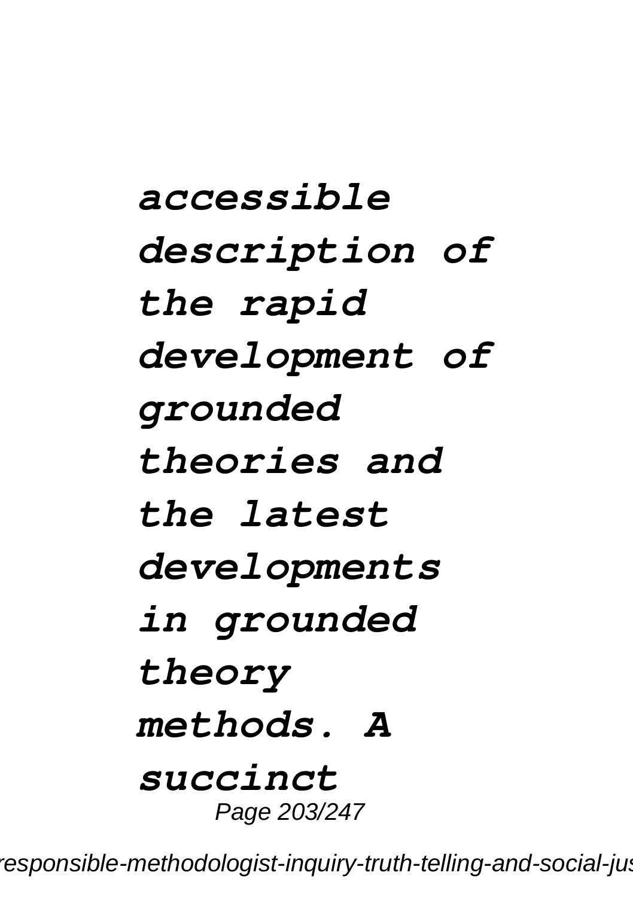***accessible description of the rapid development of grounded theories and the latest developments in grounded theory methods. A succinct***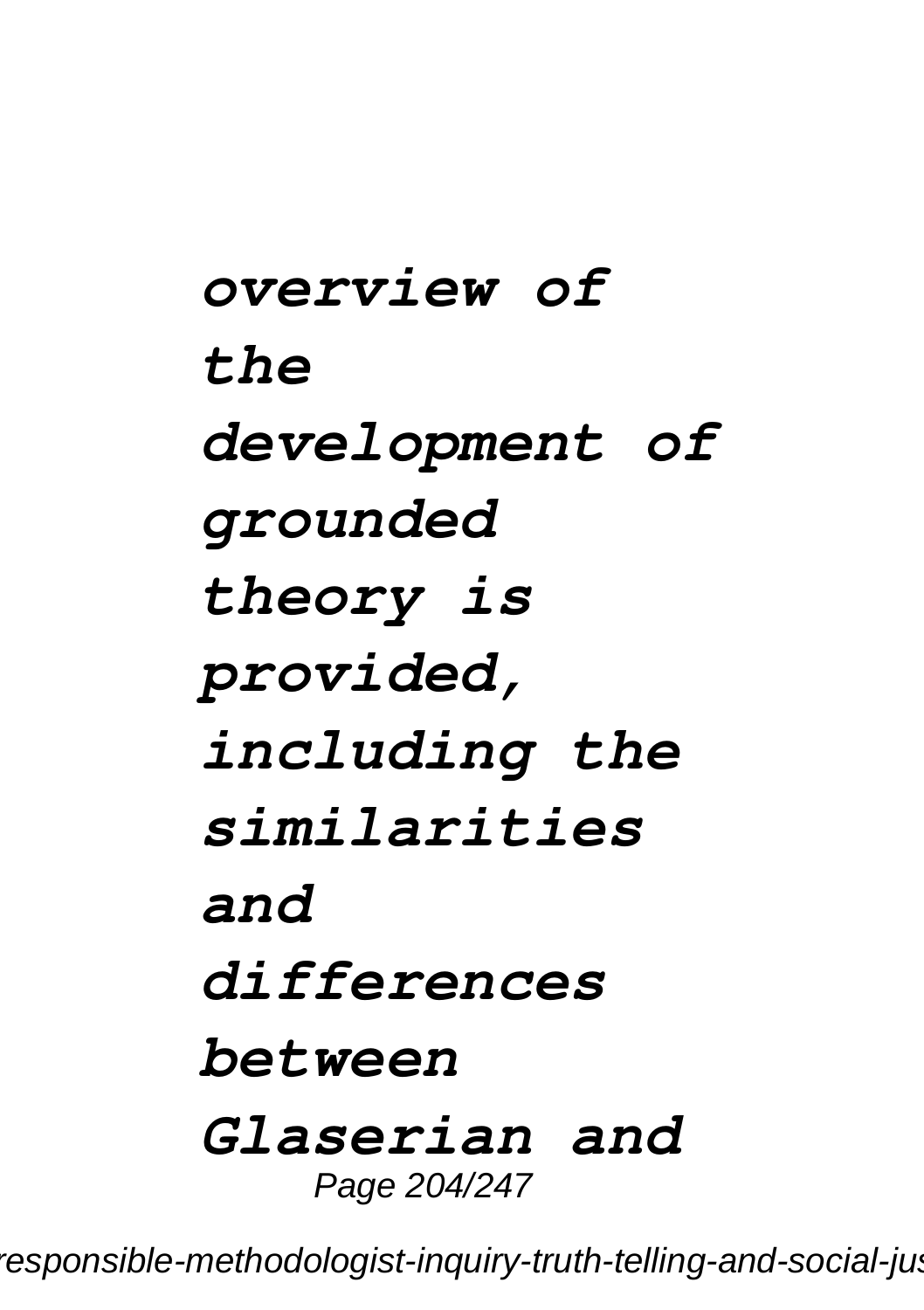*overview of the development of grounded theory is provided, including the similarities and differences between Glaserian and*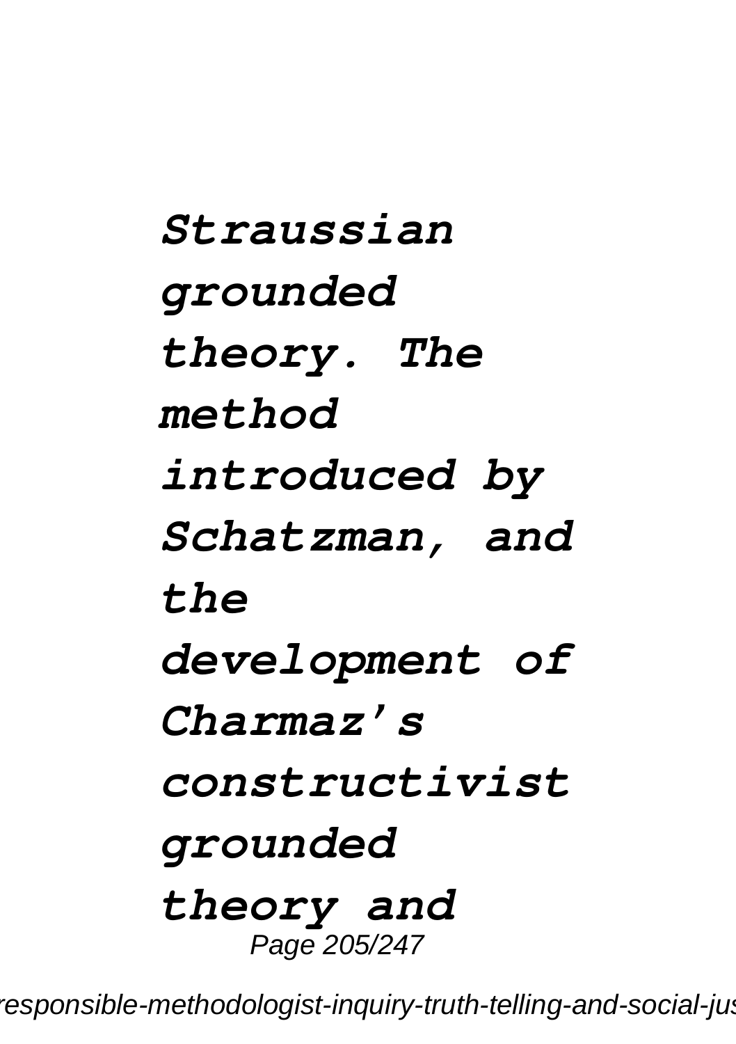*Straussian grounded theory. The method introduced by Schatzman, and the development of Charmaz's constructivist grounded theory and*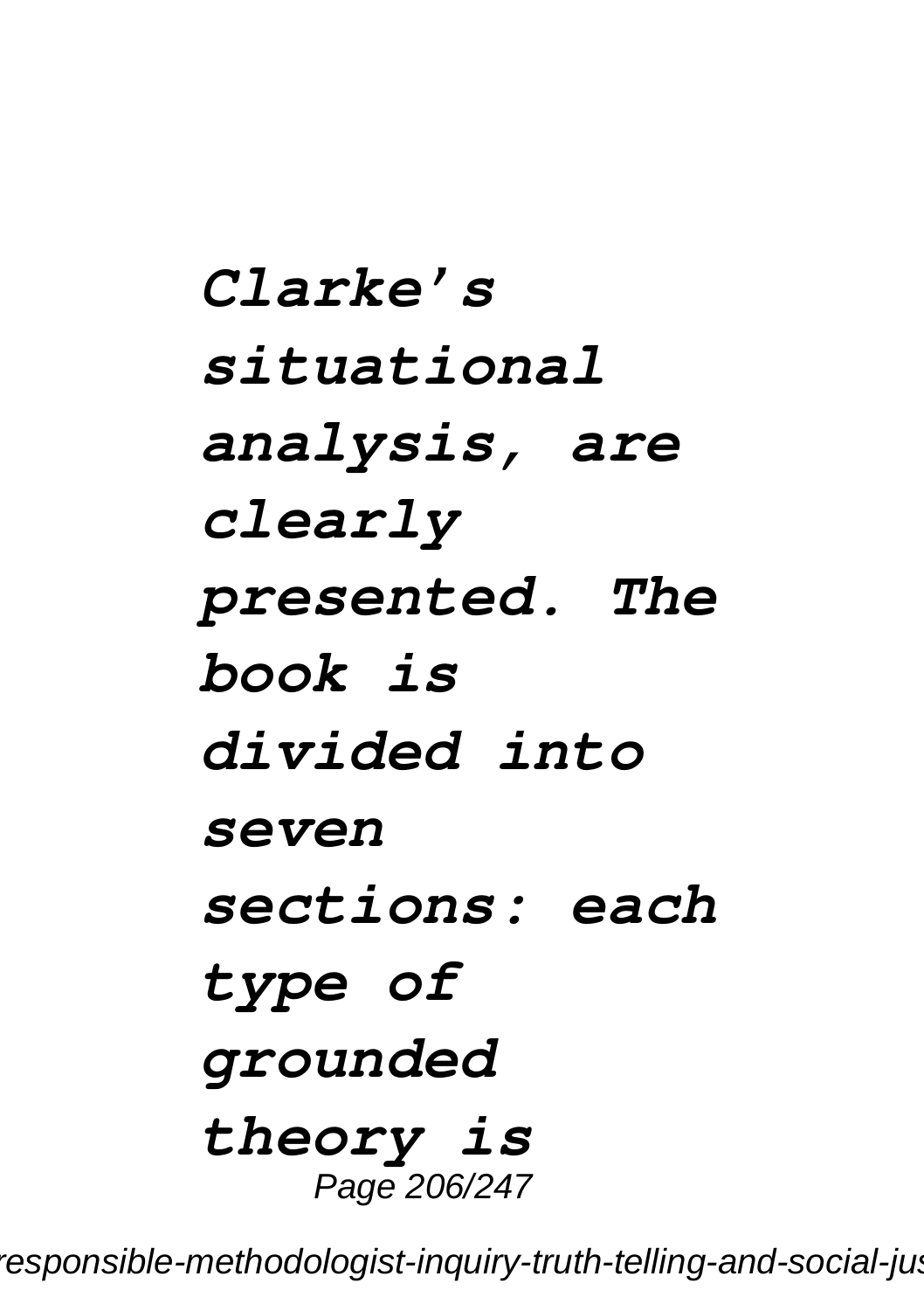*Clarke’s situational analysis, are clearly presented. The book is divided into seven sections: each type of grounded theory is*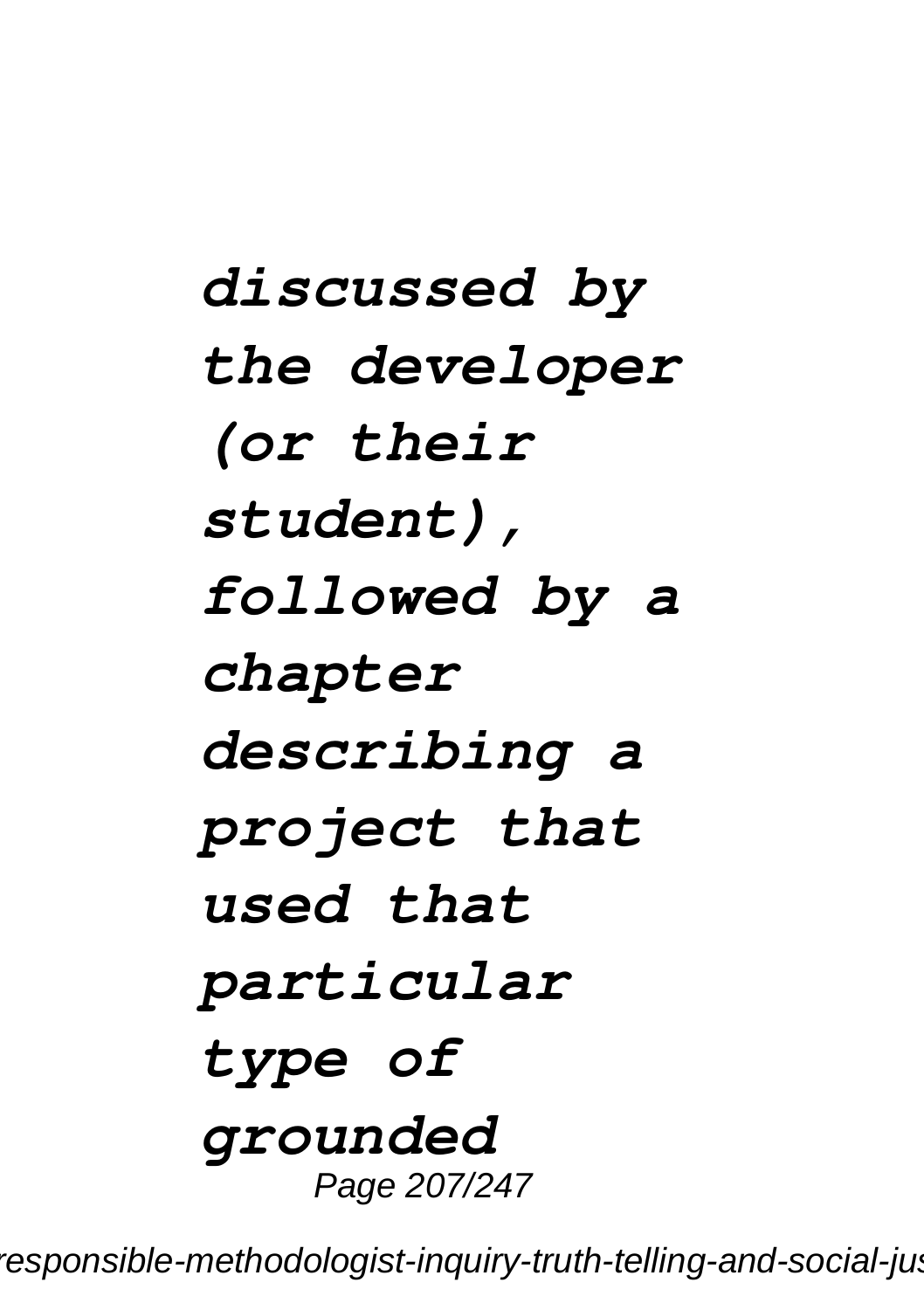***discussed by the developer (or their student), followed by a chapter describing a project that used that particular type of grounded***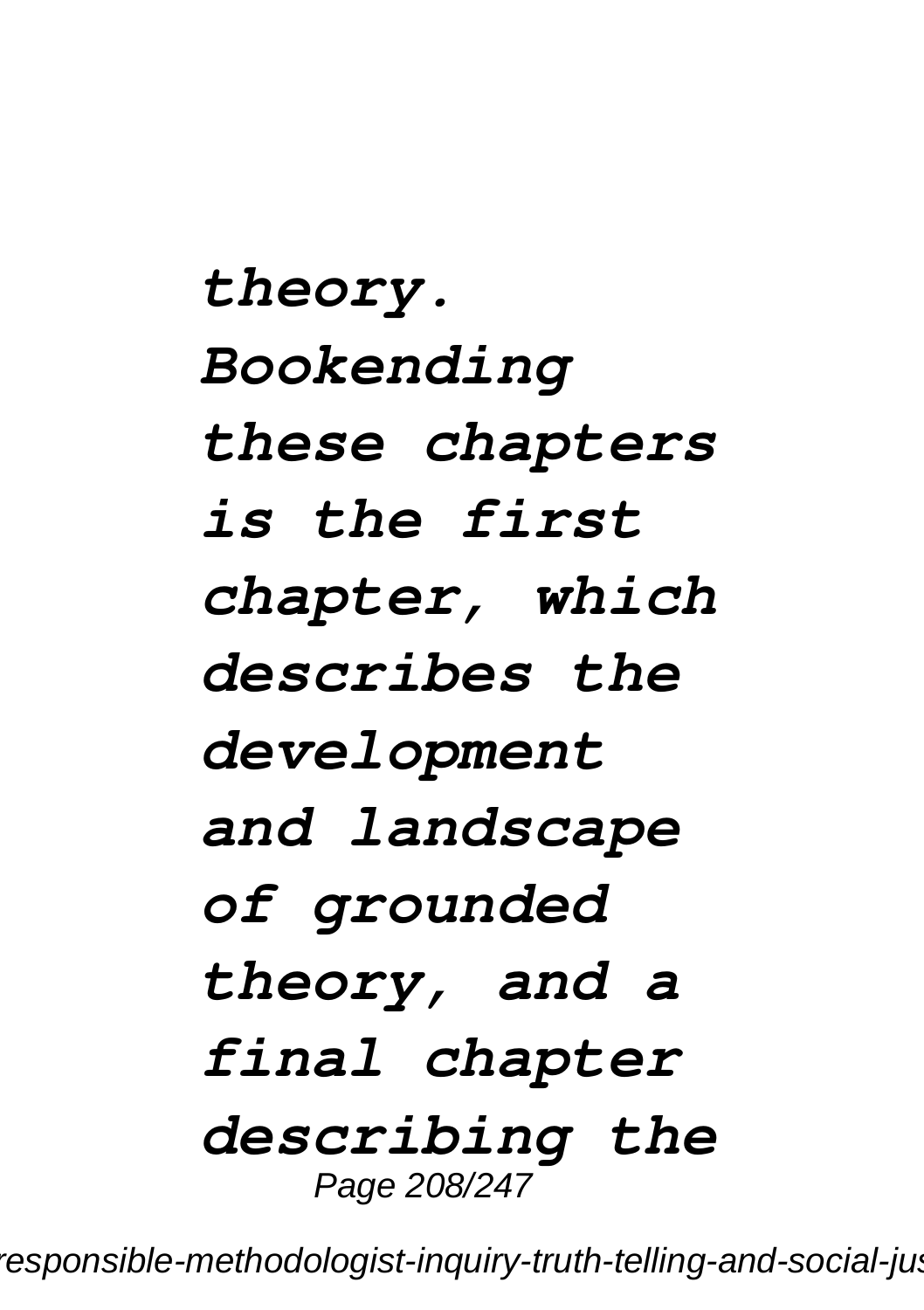*theory. Bookending these chapters is the first chapter, which describes the development and landscape of grounded theory, and a final chapter describing the*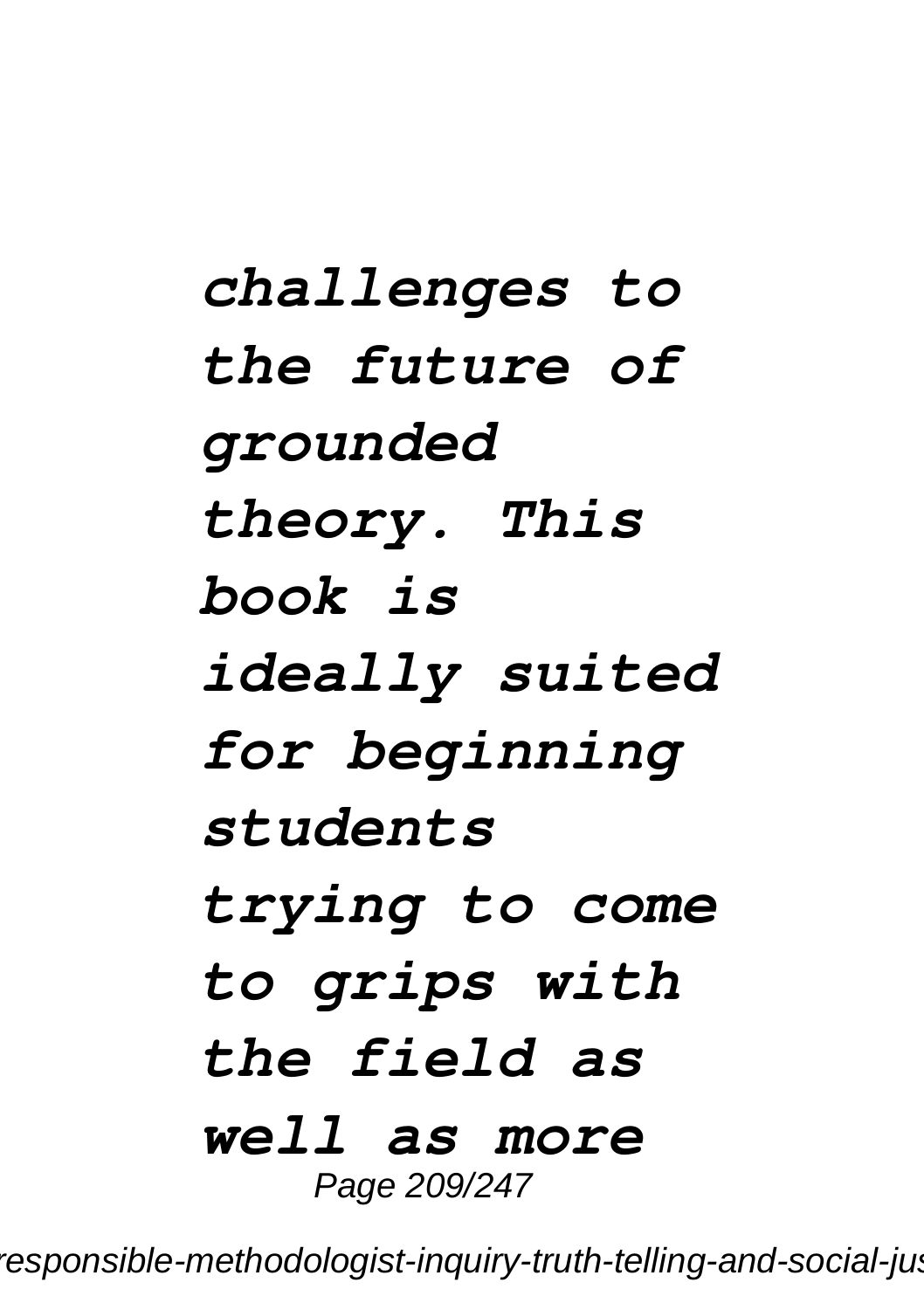***challenges to the future of grounded theory. This book is ideally suited for beginning students trying to come to grips with the field as well as more***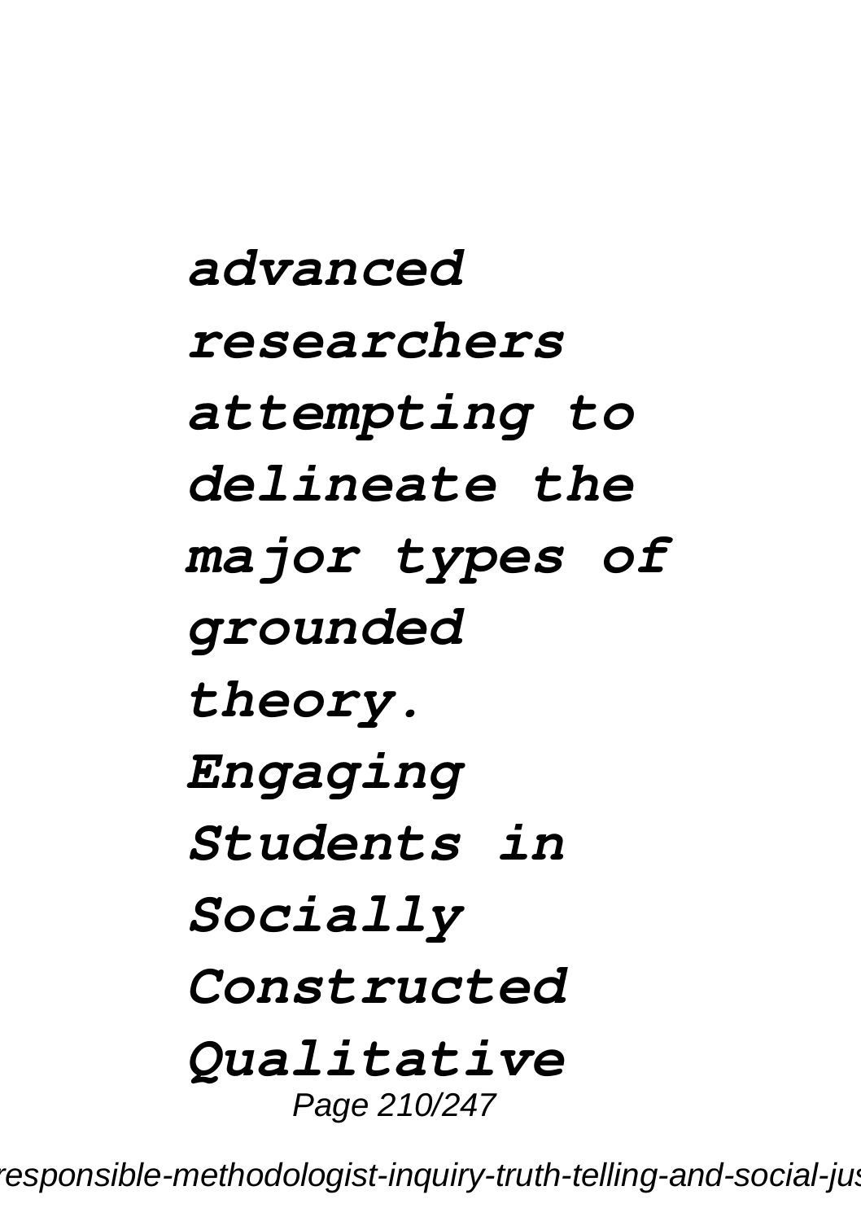***advanced researchers attempting to delineate the major types of grounded theory. Engaging Students in Socially Constructed Qualitative***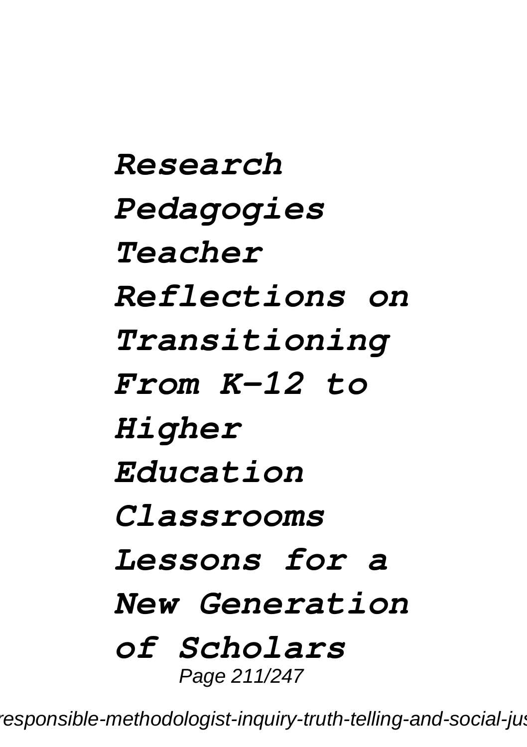***Research Pedagogies Teacher Reflections on Transitioning From K-12 to Higher Education Classrooms Lessons for a New Generation of Scholars***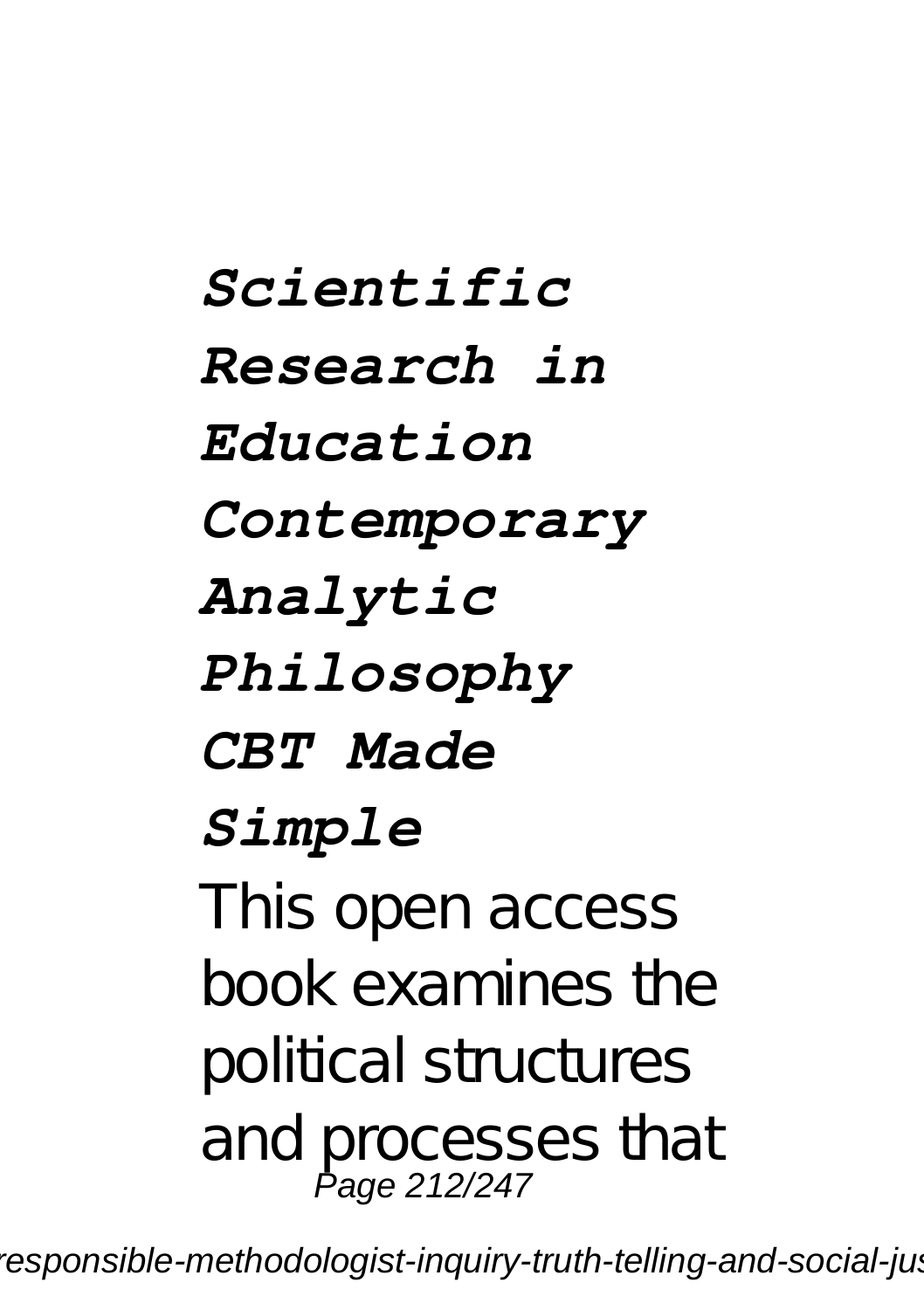*Scientific Research in Education*

*Contemporary Analytic Philosophy*

*CBT Made Simple*

This open access book examines the political structures and processes that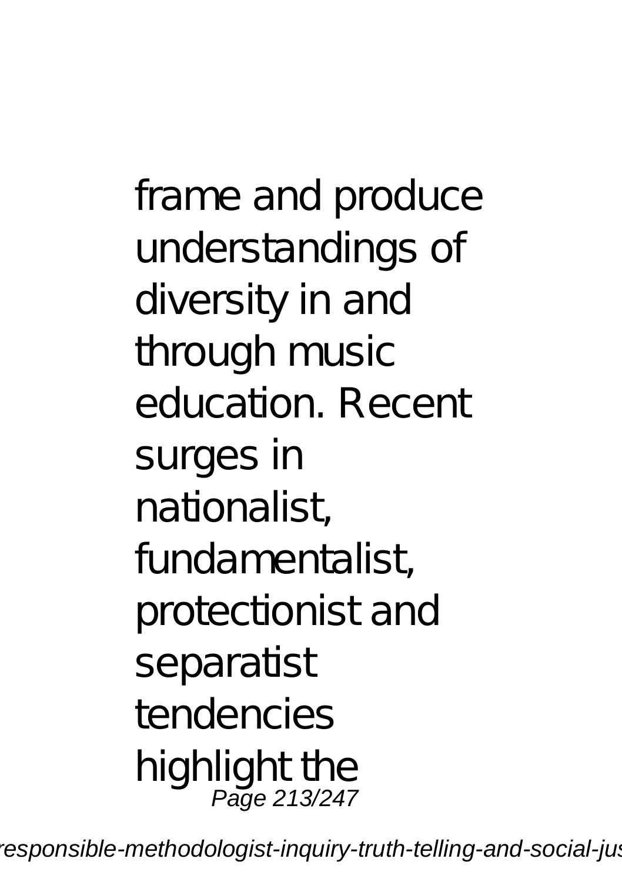frame and produce understandings of diversity in and through music education. Recent surges in nationalist, fundamentalist, protectionist and separatist tendencies highlight the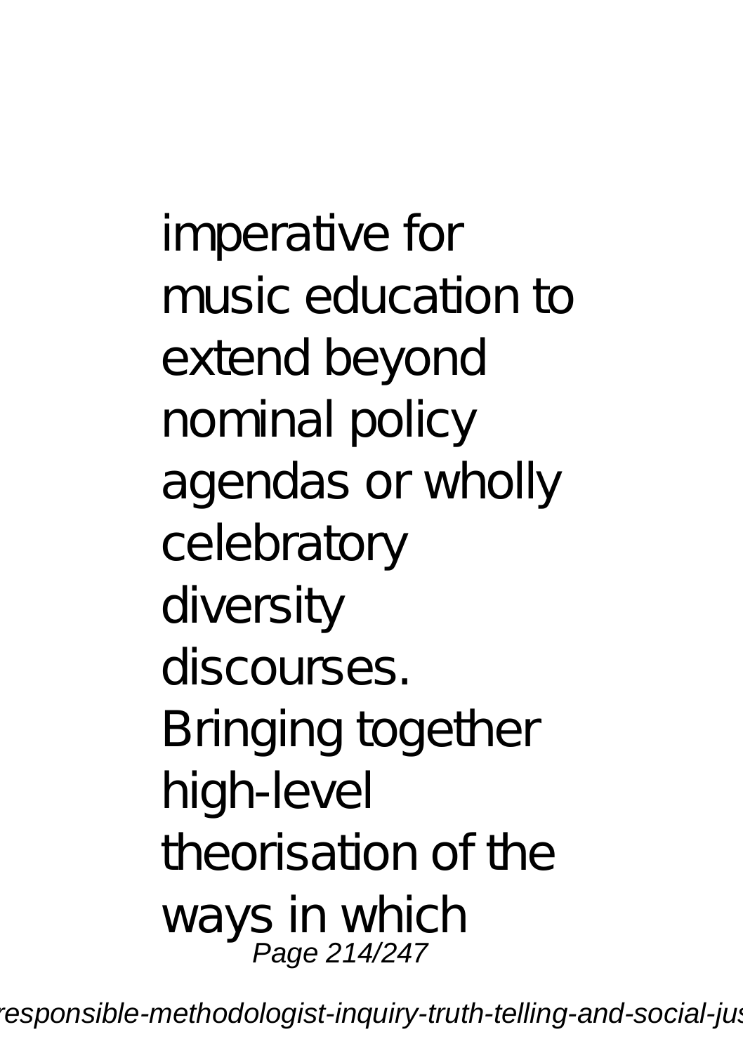imperative for music education to extend beyond nominal policy agendas or wholly celebratory diversity discourses. Bringing together high-level theorisation of the ways in which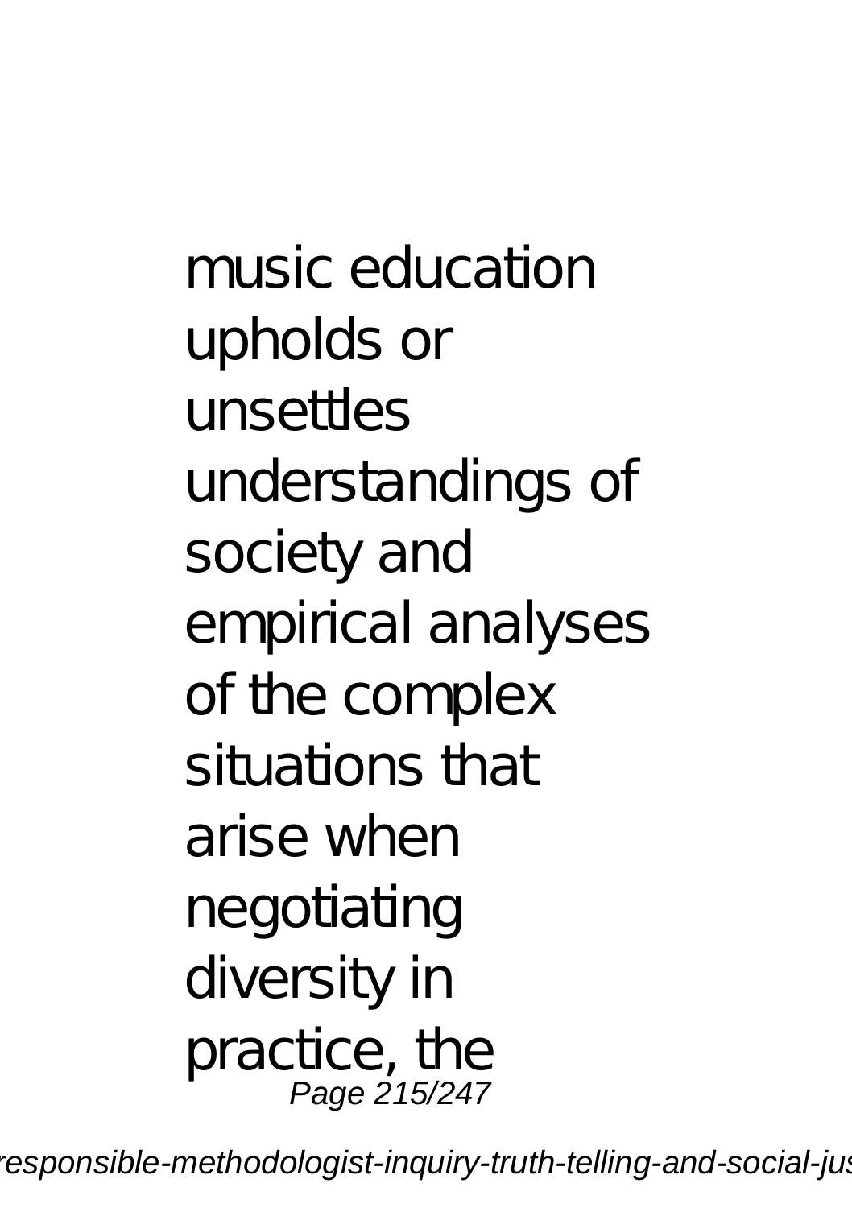music education upholds or unsettles understandings of society and empirical analyses of the complex situations that arise when negotiating diversity in practice, the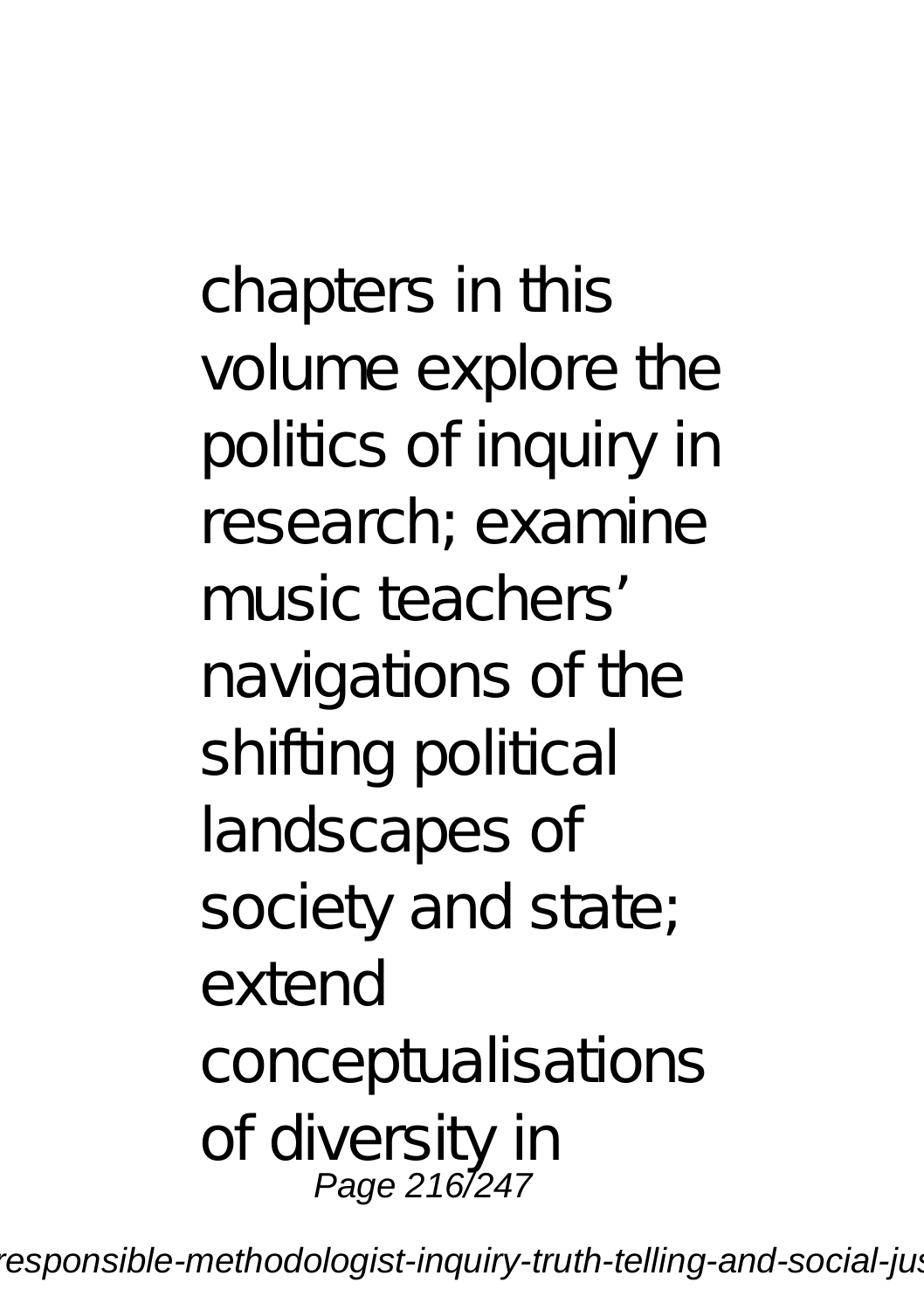chapters in this volume explore the politics of inquiry in research; examine music teachers' navigations of the shifting political landscapes of society and state; extend conceptualisations of diversity in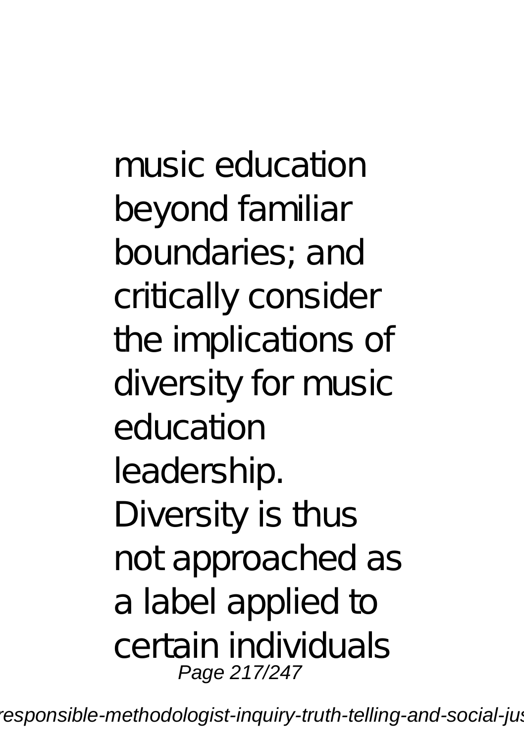music education beyond familiar boundaries; and critically consider the implications of diversity for music education leadership. Diversity is thus not approached as a label applied to certain individuals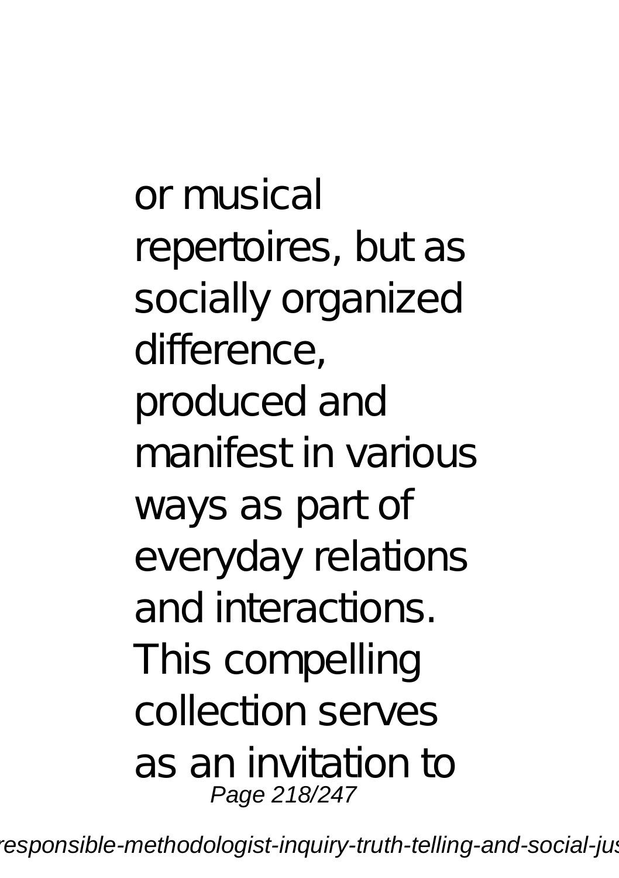or musical repertoires, but as socially organized difference, produced and manifest in various ways as part of everyday relations and interactions. This compelling collection serves as an invitation to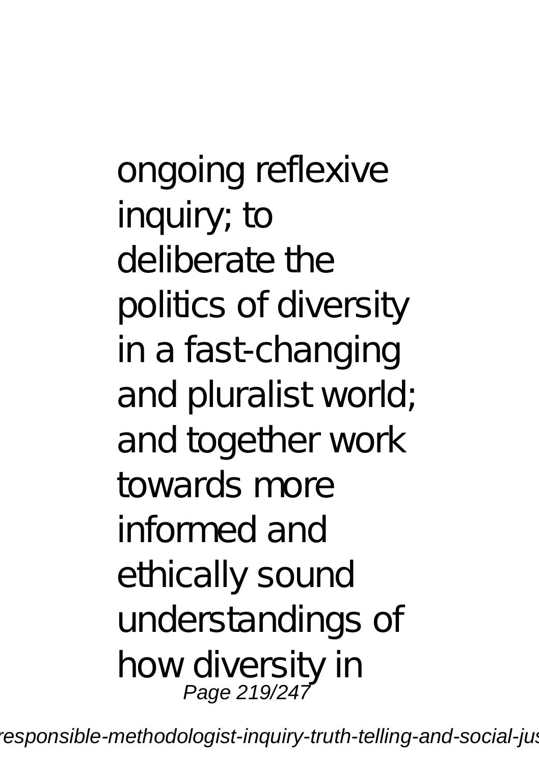ongoing reflexive inquiry; to deliberate the politics of diversity in a fast-changing and pluralist world; and together work towards more informed and ethically sound understandings of how diversity in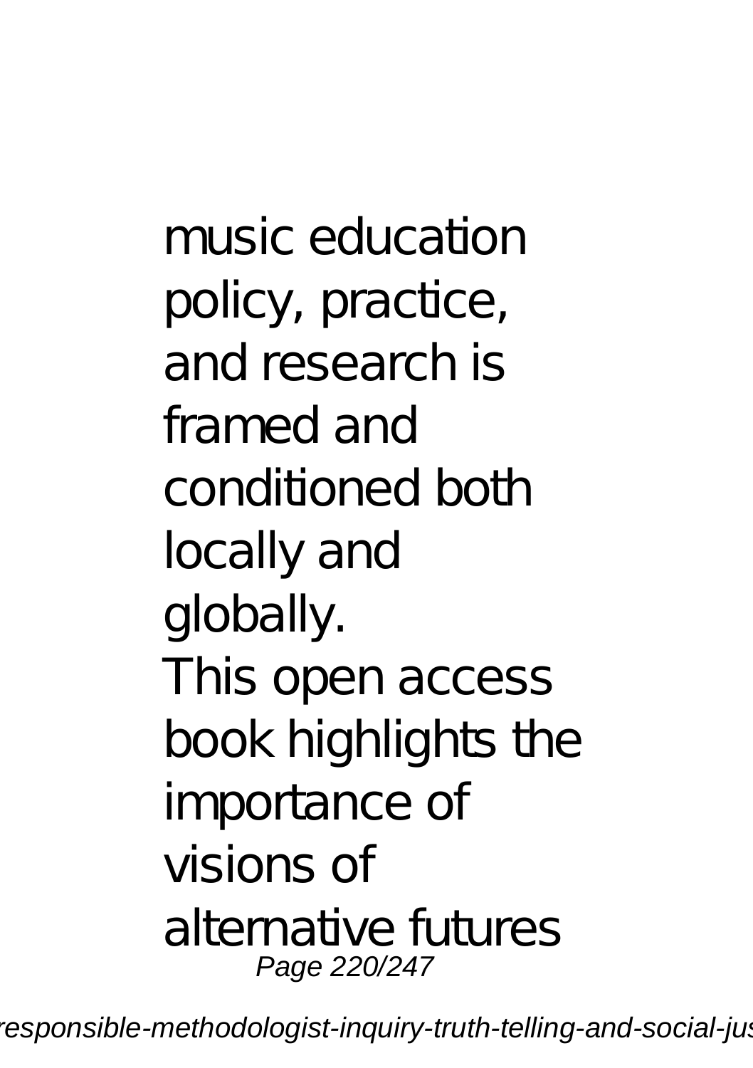music education policy, practice, and research is framed and conditioned both locally and globally.

This open access book highlights the importance of visions of alternative futures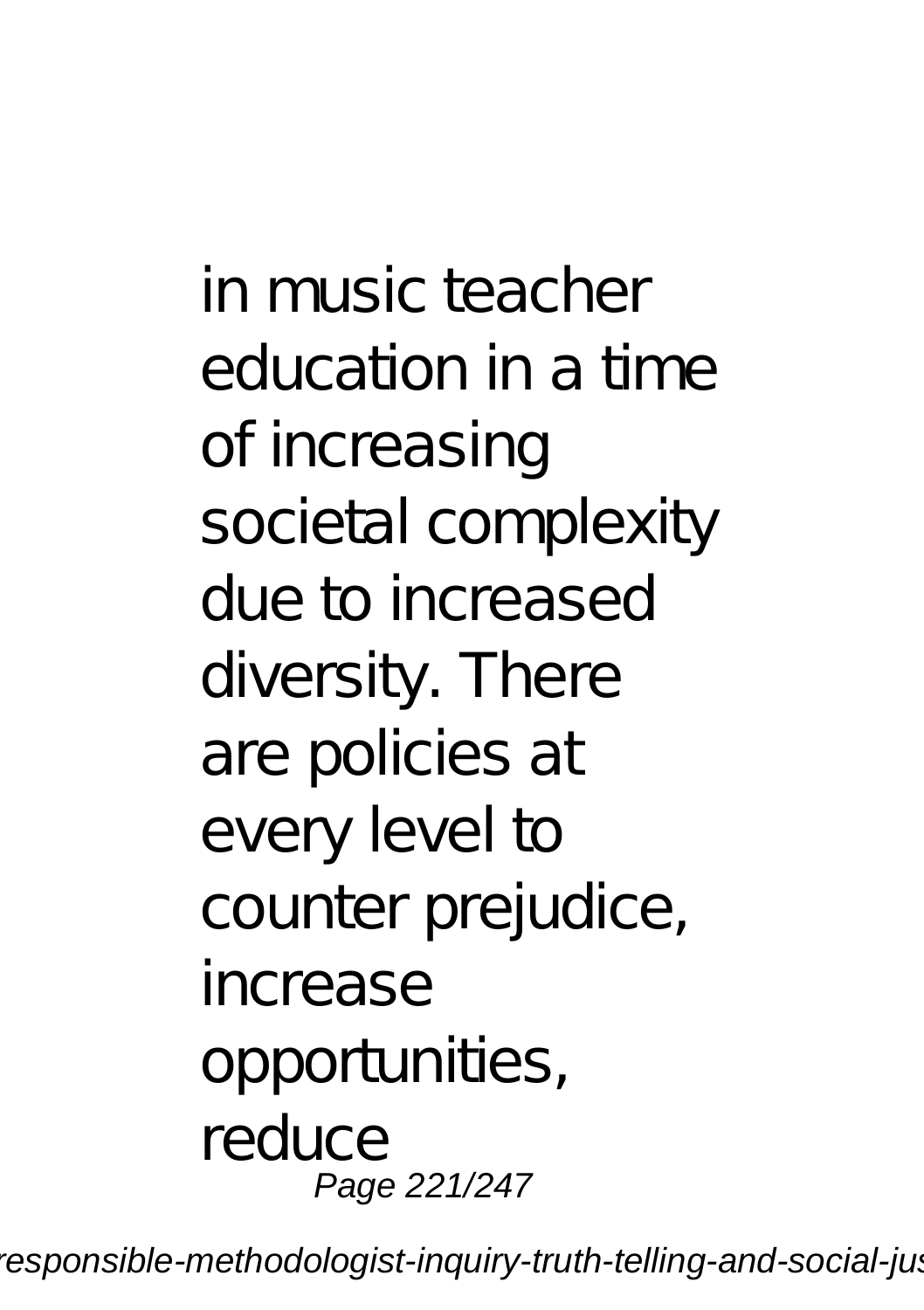in music teacher education in a time of increasing societal complexity due to increased diversity. There are policies at every level to counter prejudice, increase opportunities, reduce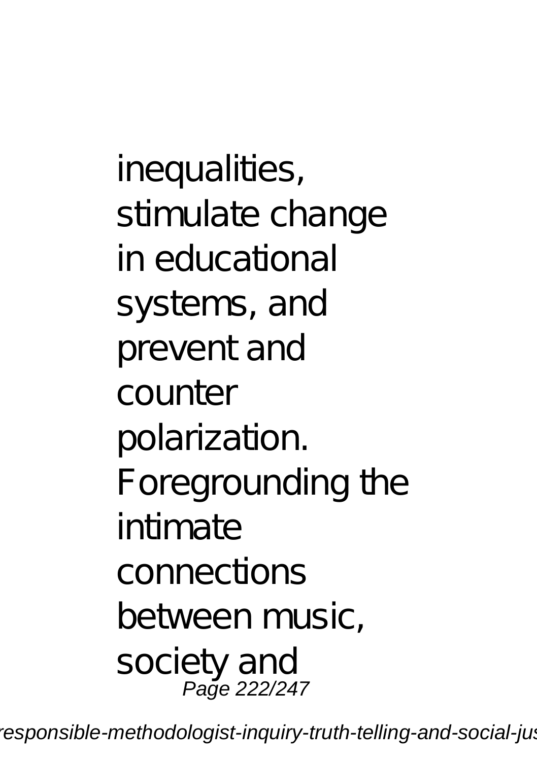inequalities, stimulate change in educational systems, and prevent and counter polarization. Foregrounding the intimate connections between music, society and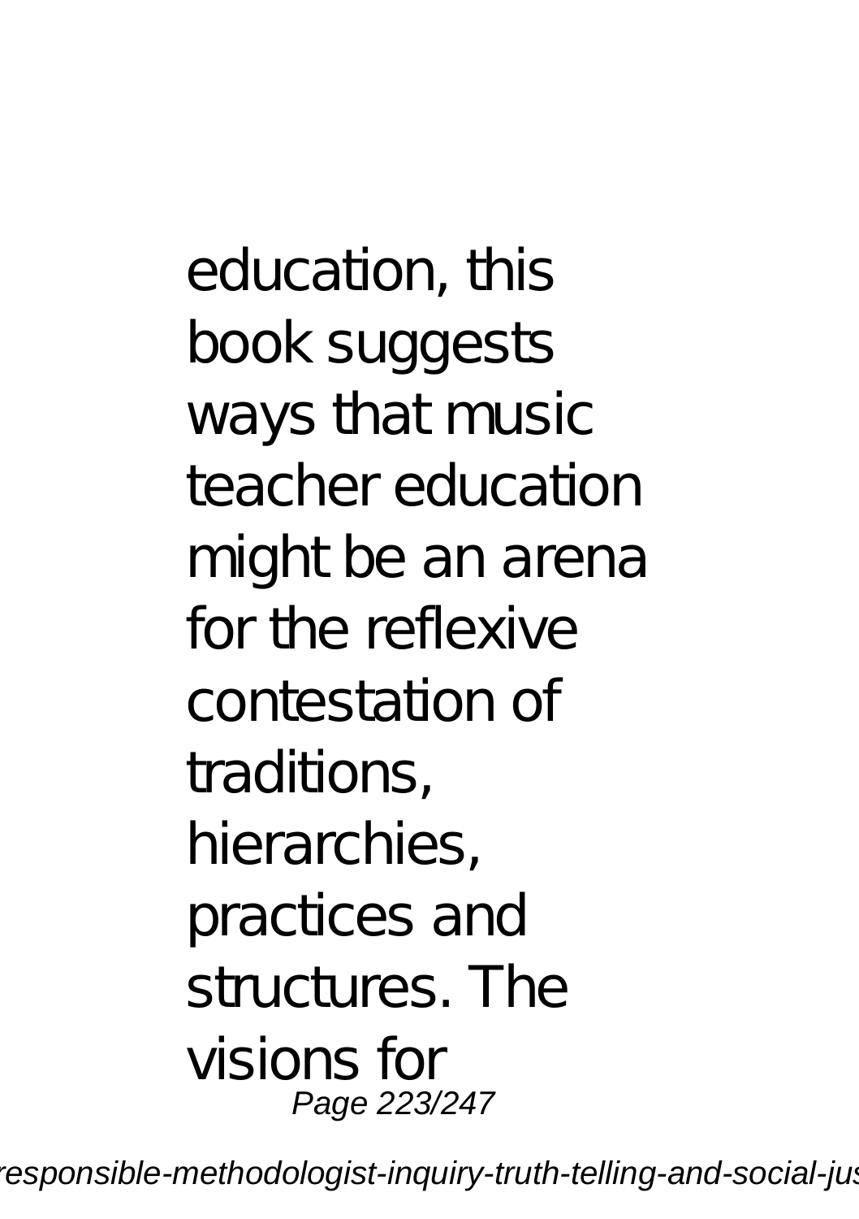education, this book suggests ways that music teacher education might be an arena for the reflexive contestation of traditions, hierarchies, practices and structures. The visions for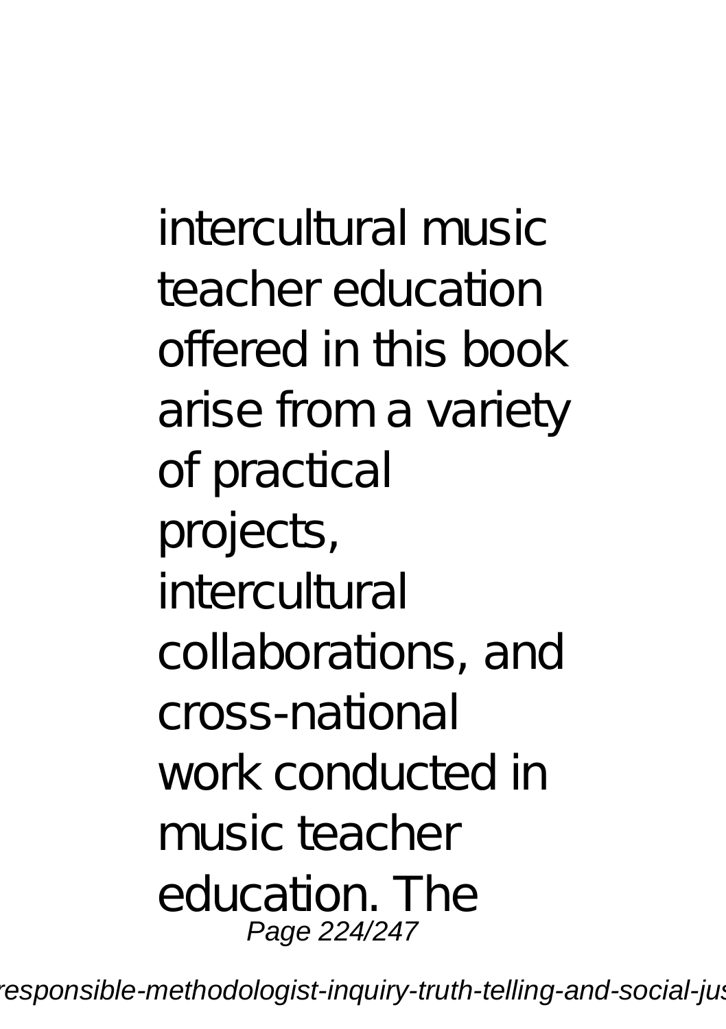intercultural music teacher education offered in this book arise from a variety of practical projects, intercultural collaborations, and cross-national work conducted in music teacher education. The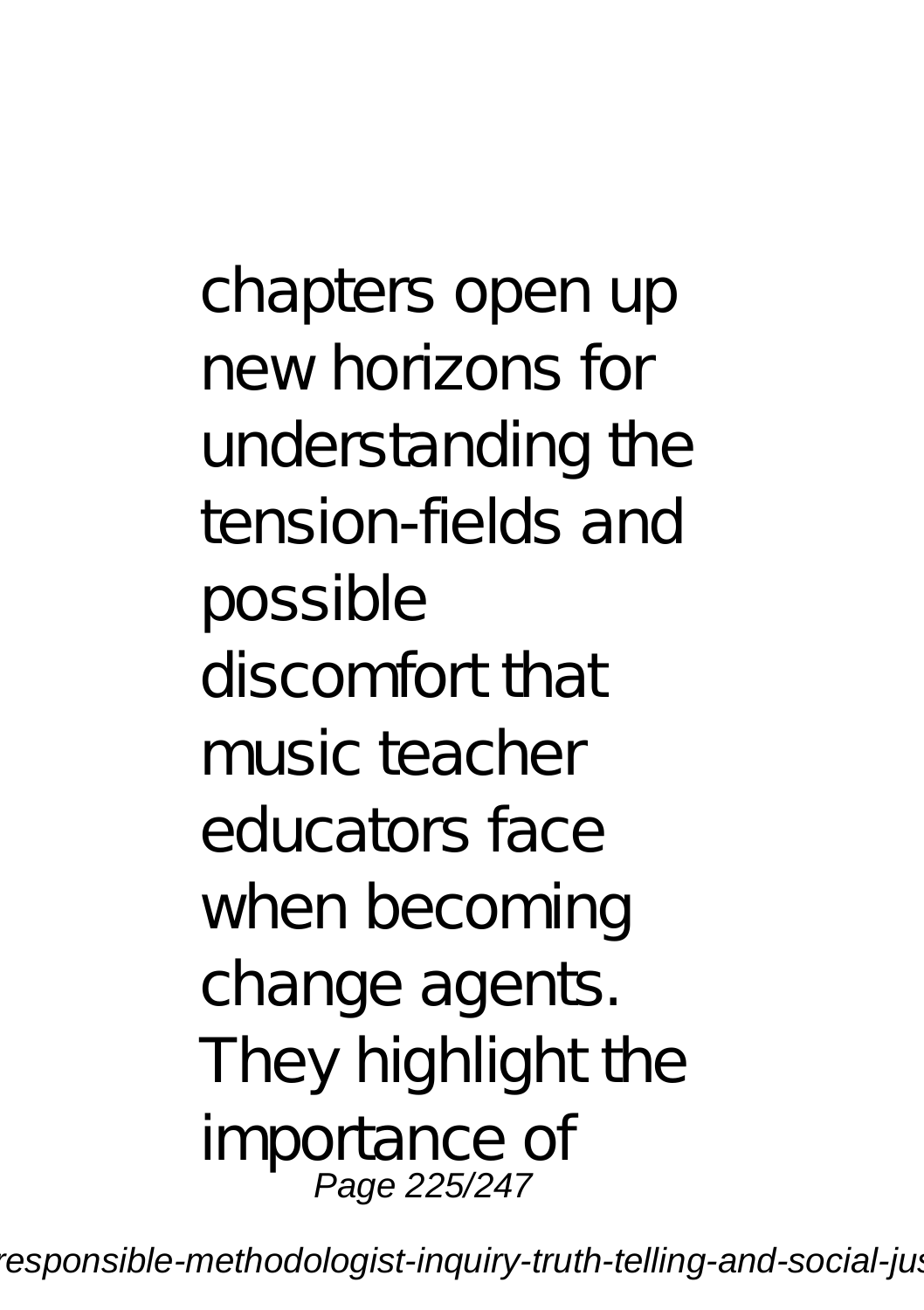chapters open up new horizons for understanding the tension-fields and possible discomfort that music teacher educators face when becoming change agents. They highlight the importance of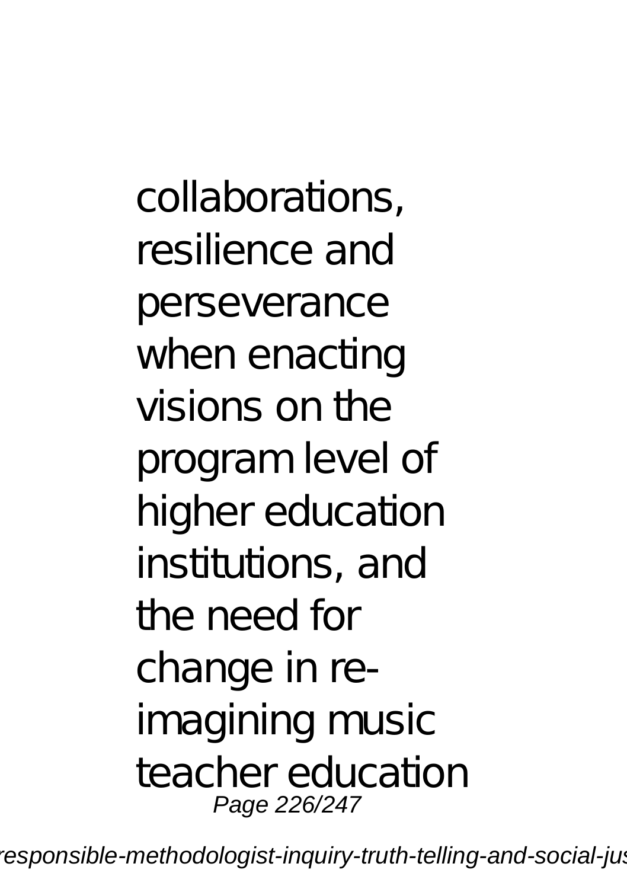collaborations, resilience and perseverance when enacting visions on the program level of higher education institutions, and the need for change in re-imagining music teacher education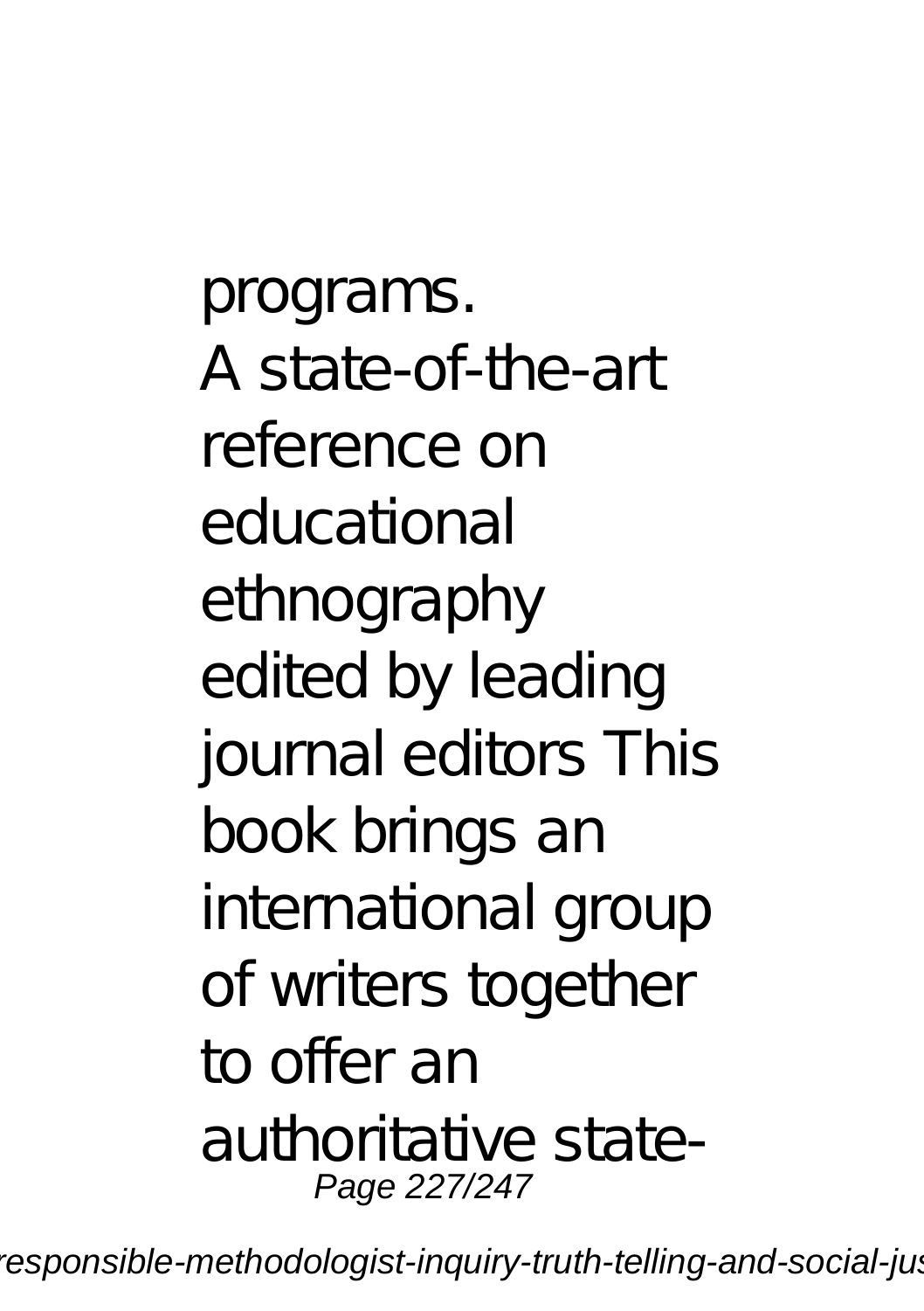programs.

A state-of-the-art reference on educational ethnography edited by leading journal editors This book brings an international group of writers together to offer an authoritative state-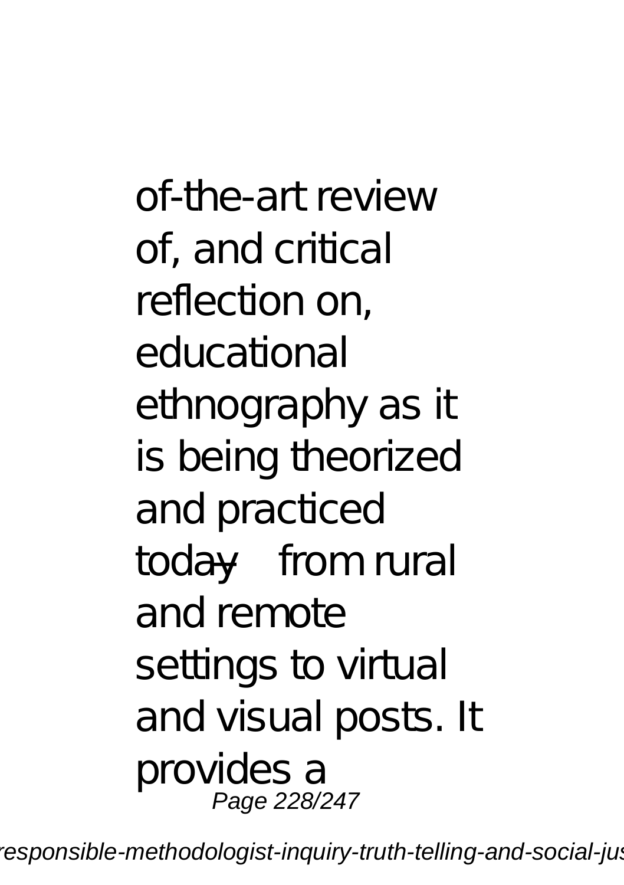of-the-art review of, and critical reflection on, educational ethnography as it is being theorized and practiced today—from rural and remote settings to virtual and visual posts. It provides a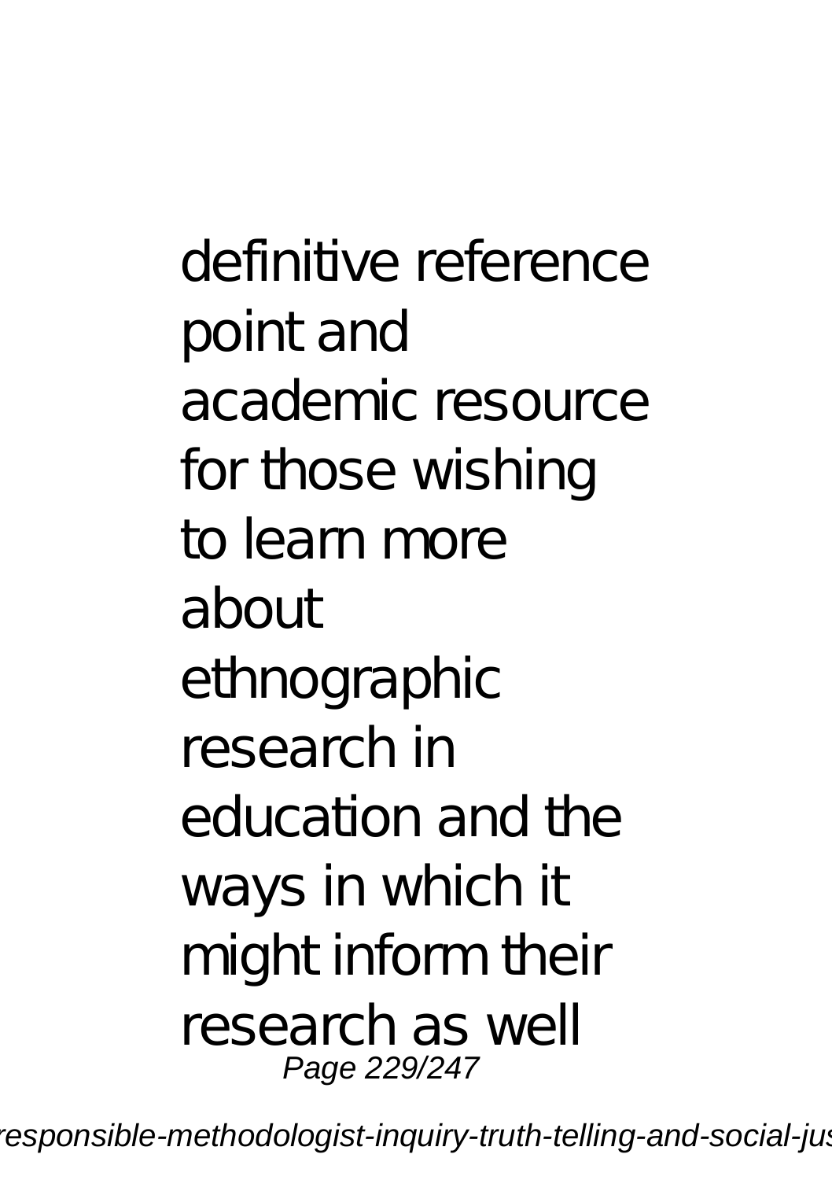definitive reference point and academic resource for those wishing to learn more about ethnographic research in education and the ways in which it might inform their research as well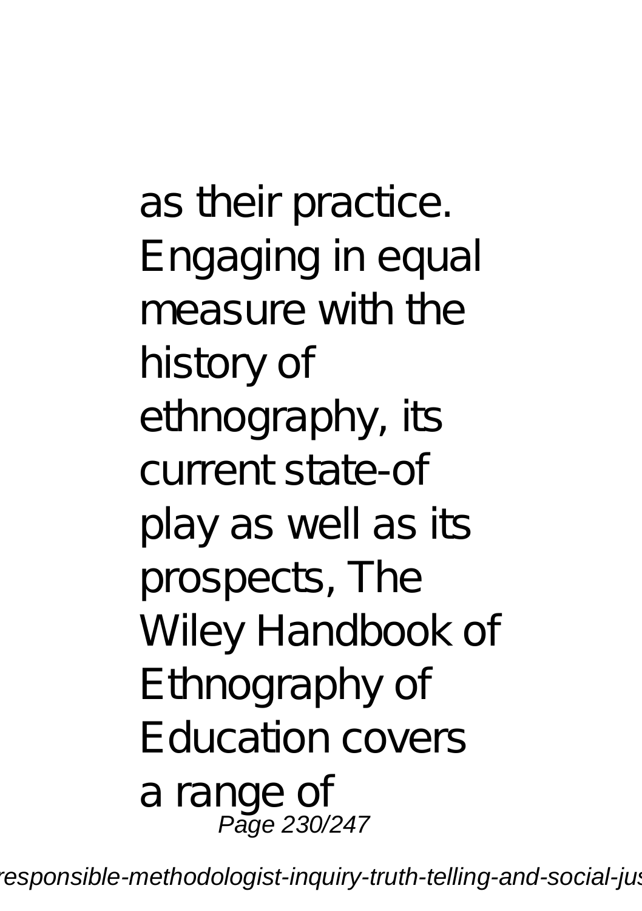as their practice. Engaging in equal measure with the history of ethnography, its current state-of play as well as its prospects, The Wiley Handbook of Ethnography of Education covers a range of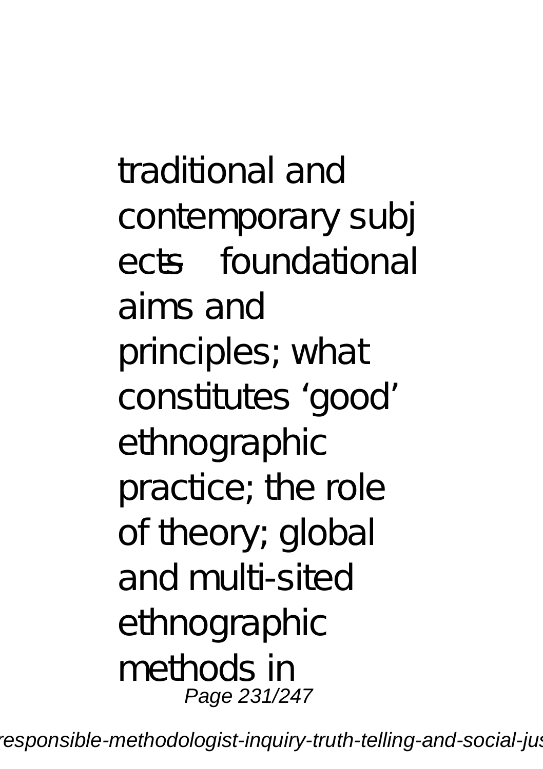traditional and contemporary subjects—foundational aims and principles; what constitutes 'good' ethnographic practice; the role of theory; global and multi-sited ethnographic methods in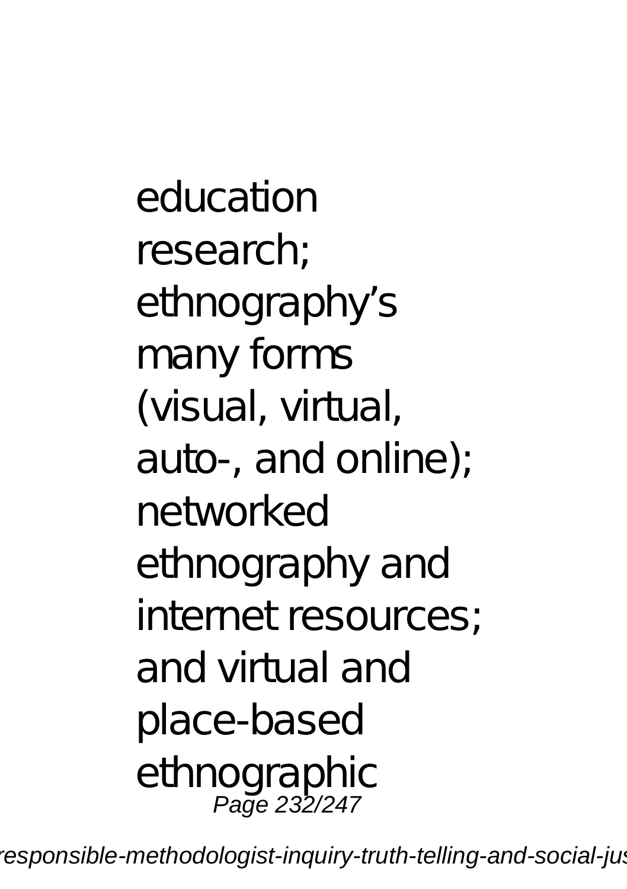education research; ethnography's many forms (visual, virtual, auto-, and online); networked ethnography and internet resources; and virtual and place-based ethnographic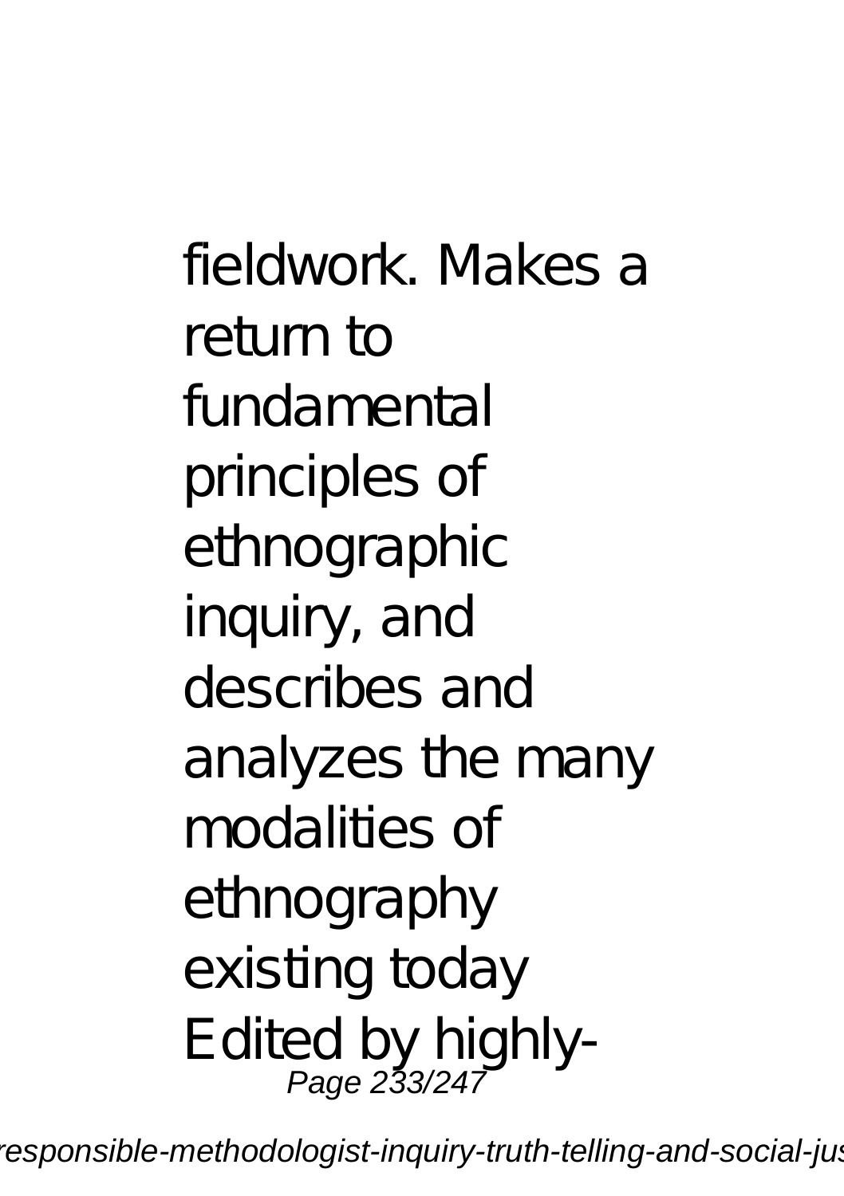fieldwork. Makes a return to fundamental principles of ethnographic inquiry, and describes and analyzes the many modalities of ethnography existing today Edited by highly-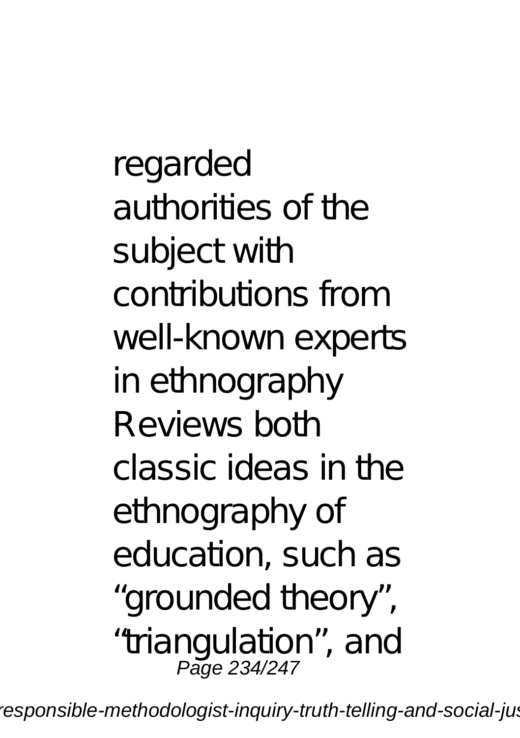regarded authorities of the subject with contributions from well-known experts in ethnography Reviews both classic ideas in the ethnography of education, such as “grounded theory”, “triangulation”, and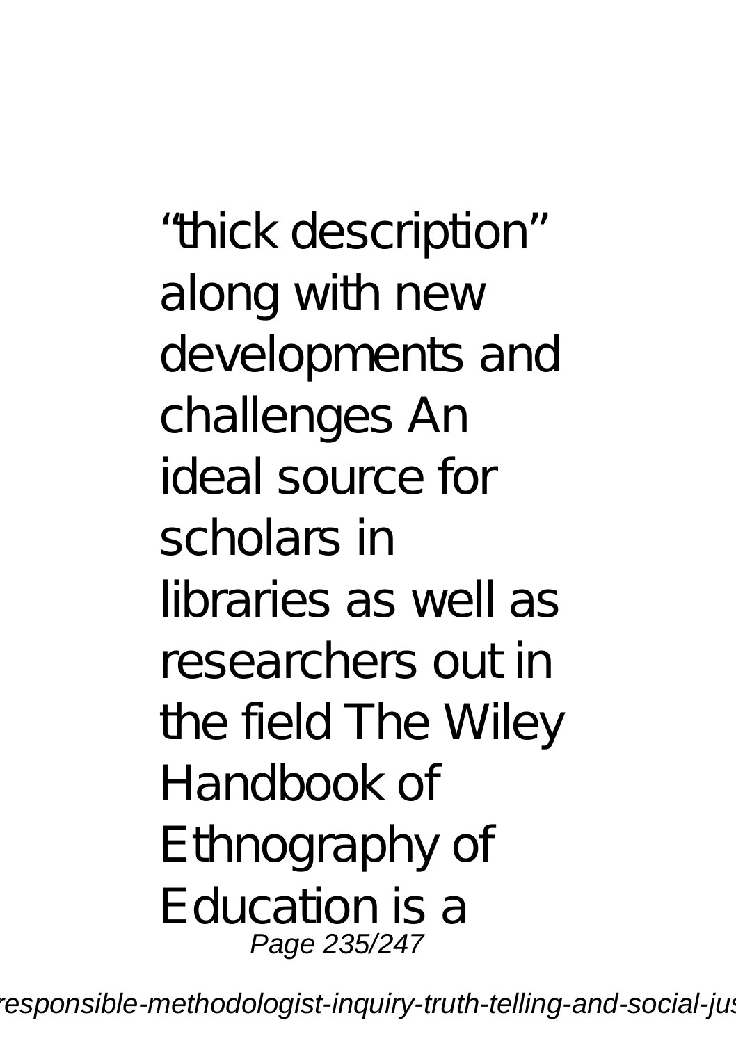"thick description" along with new developments and challenges An ideal source for scholars in libraries as well as researchers out in the field The Wiley Handbook of Ethnography of Education is a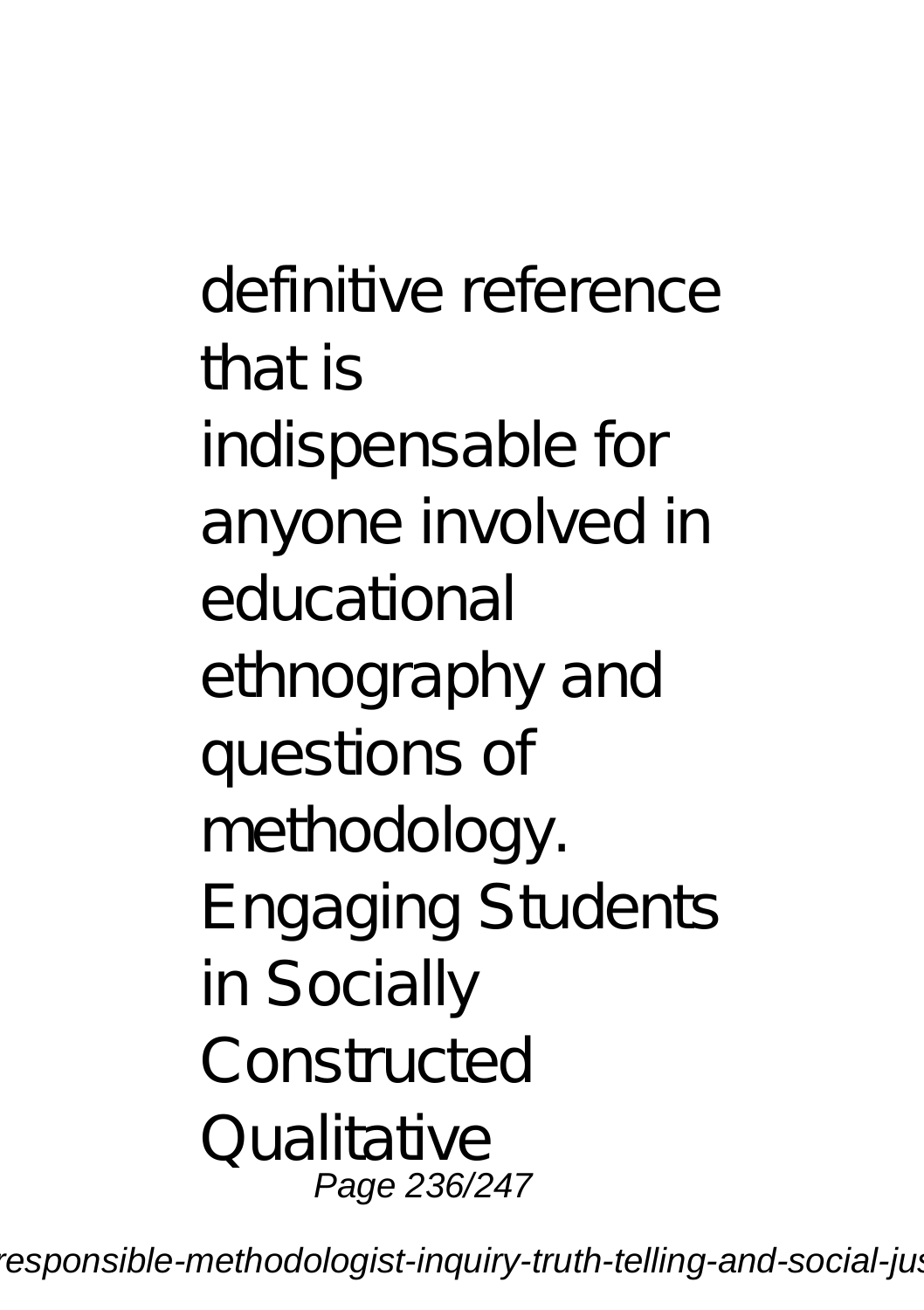definitive reference that is indispensable for anyone involved in educational ethnography and questions of methodology. Engaging Students in Socially Constructed Qualitative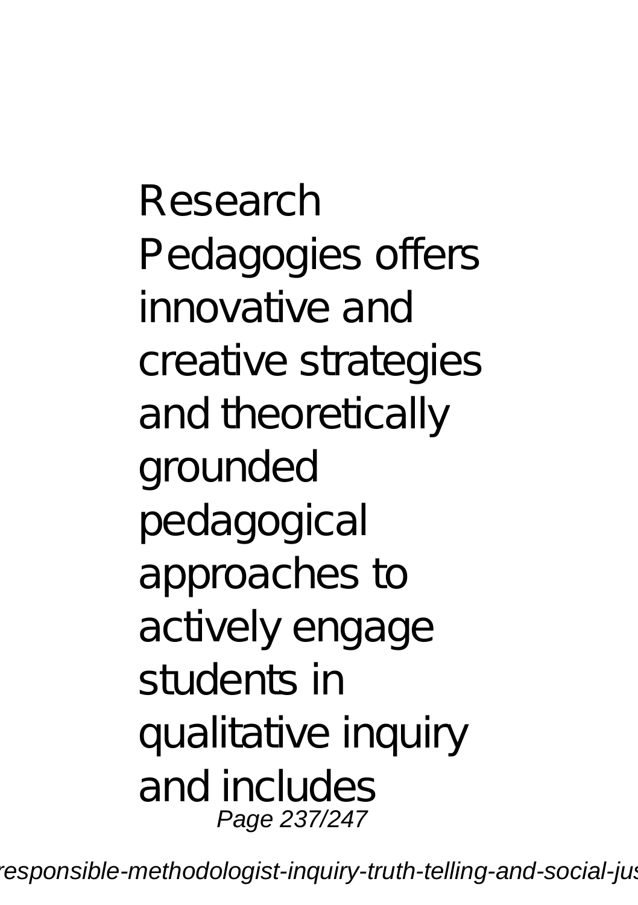Research Pedagogies offers innovative and creative strategies and theoretically grounded pedagogical approaches to actively engage students in qualitative inquiry and includes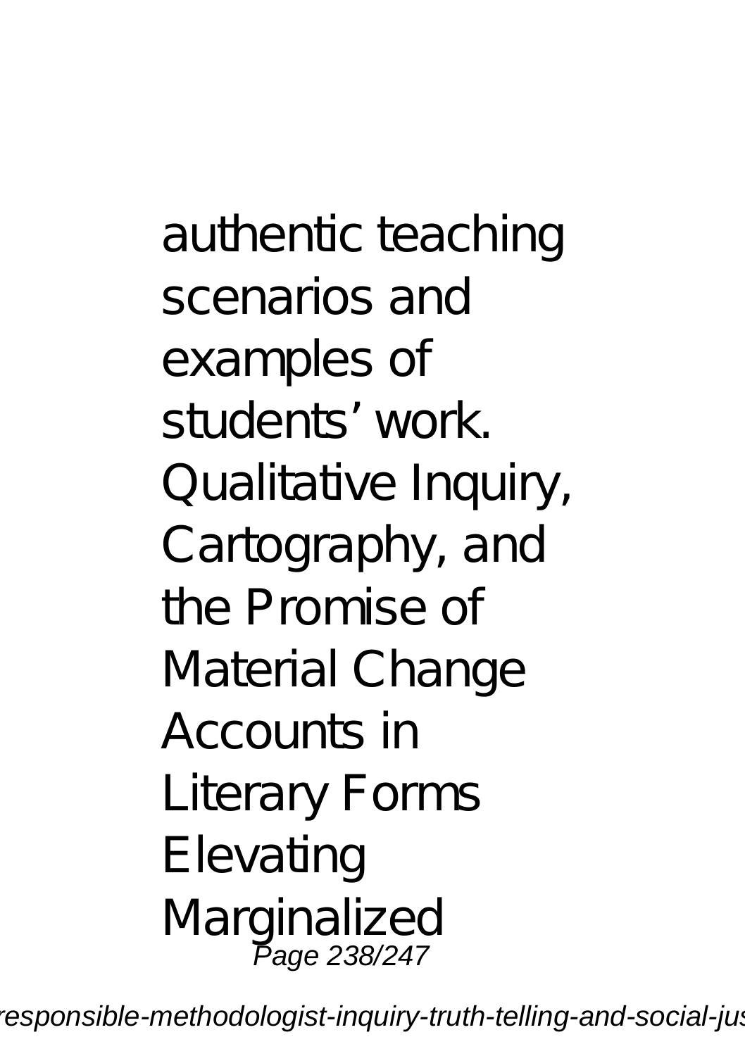authentic teaching scenarios and examples of students' work.
Qualitative Inquiry, Cartography, and the Promise of Material Change
Accounts in Literary Forms
Elevating Marginalized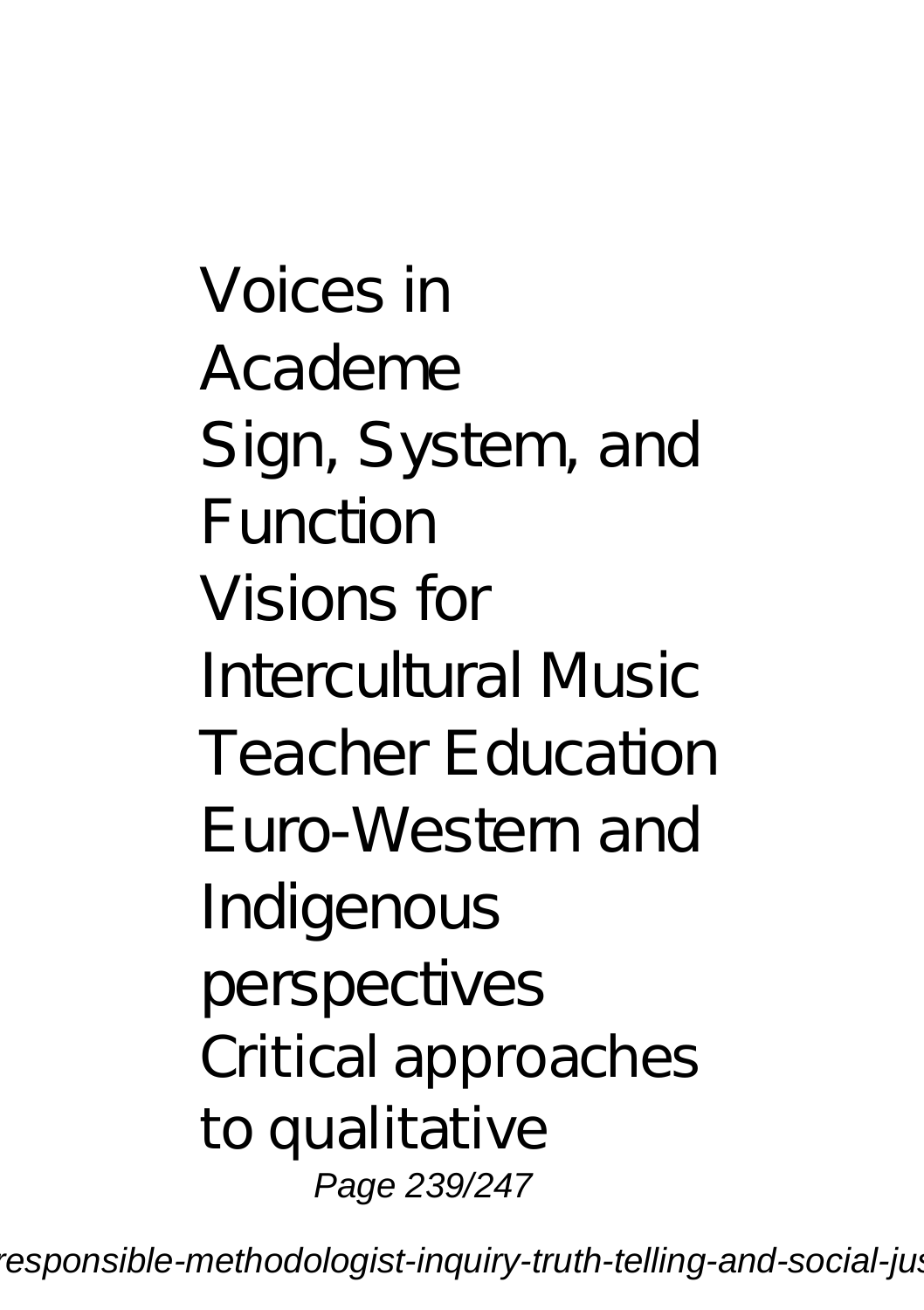Voices in Academe
Sign, System, and Function
Visions for Intercultural Music Teacher Education
Euro-Western and Indigenous perspectives
Critical approaches to qualitative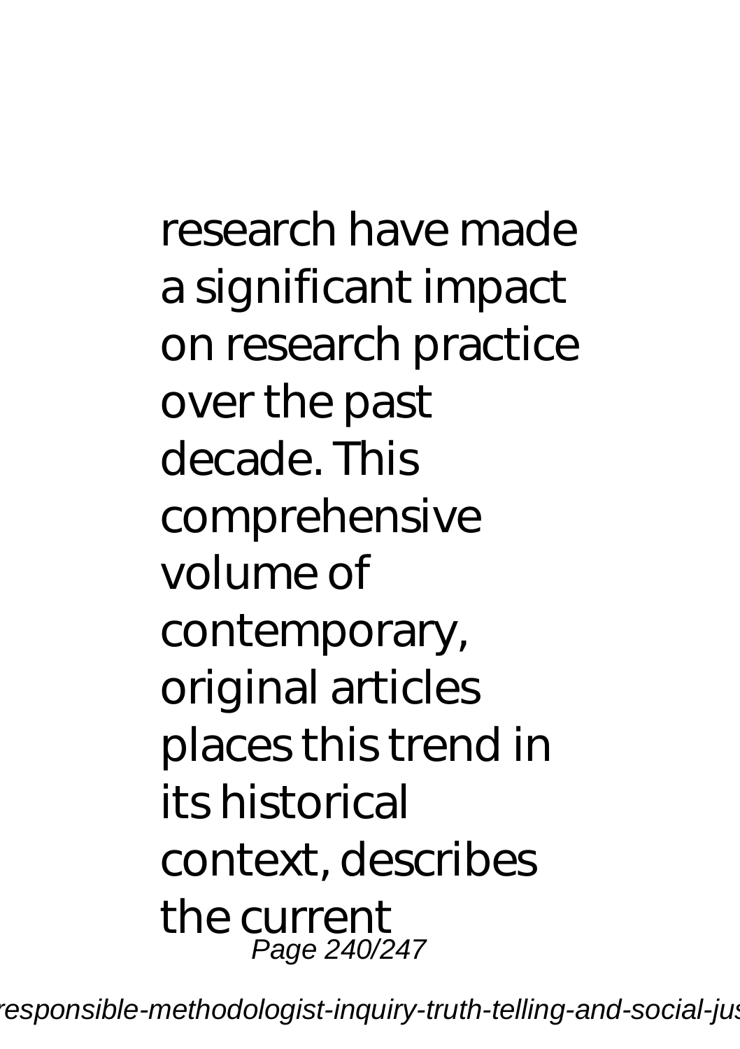research have made a significant impact on research practice over the past decade. This comprehensive volume of contemporary, original articles places this trend in its historical context, describes the current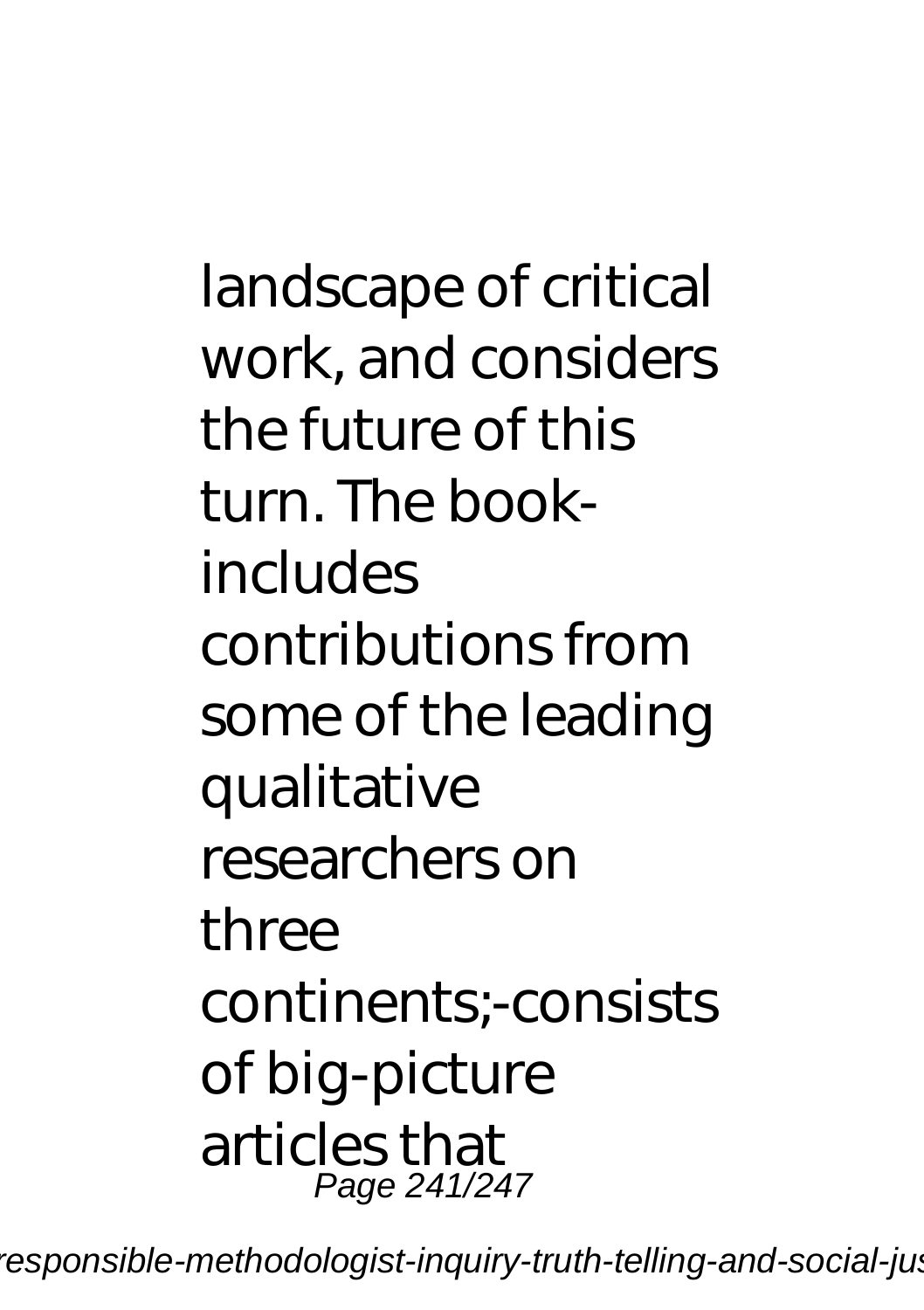landscape of critical work, and considers the future of this turn. The book-includes contributions from some of the leading qualitative researchers on three continents;-consists of big-picture articles that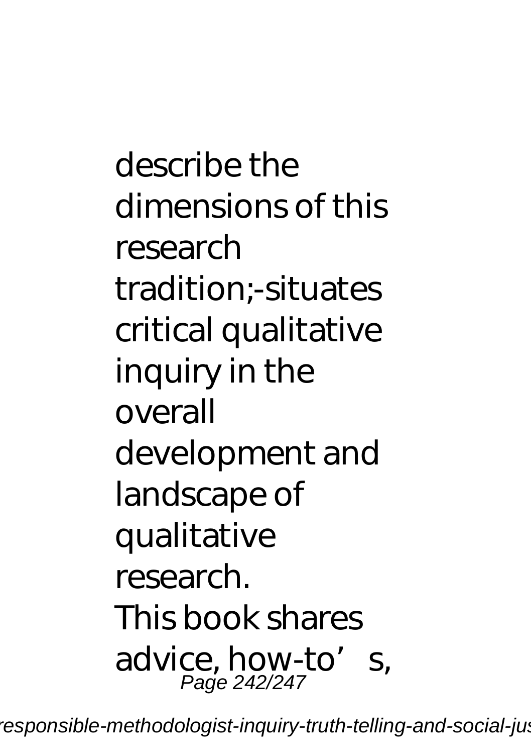describe the dimensions of this research tradition;-situates critical qualitative inquiry in the overall development and landscape of qualitative research.

This book shares advice, how-to's,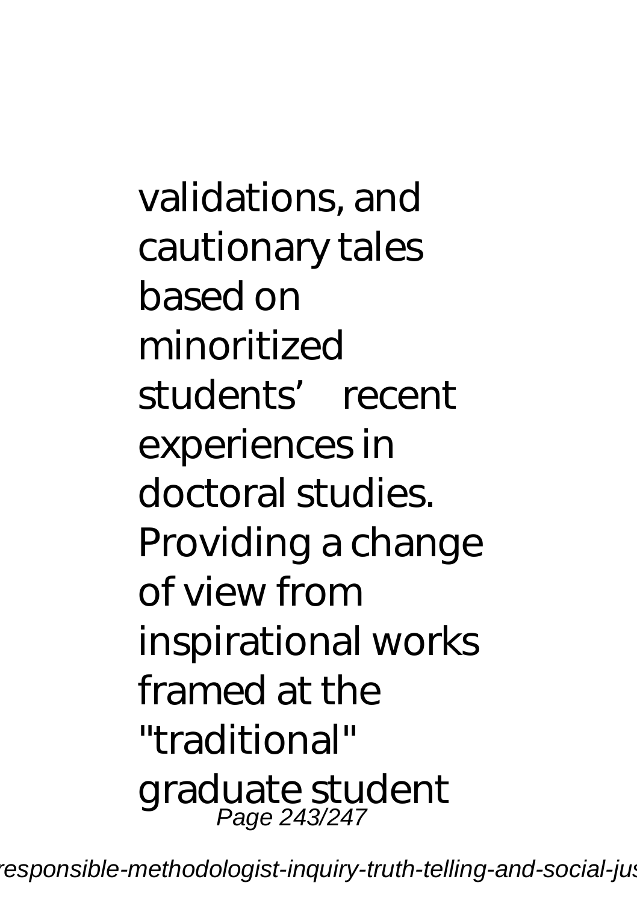validations, and cautionary tales based on minoritized students' recent experiences in doctoral studies. Providing a change of view from inspirational works framed at the "traditional" graduate student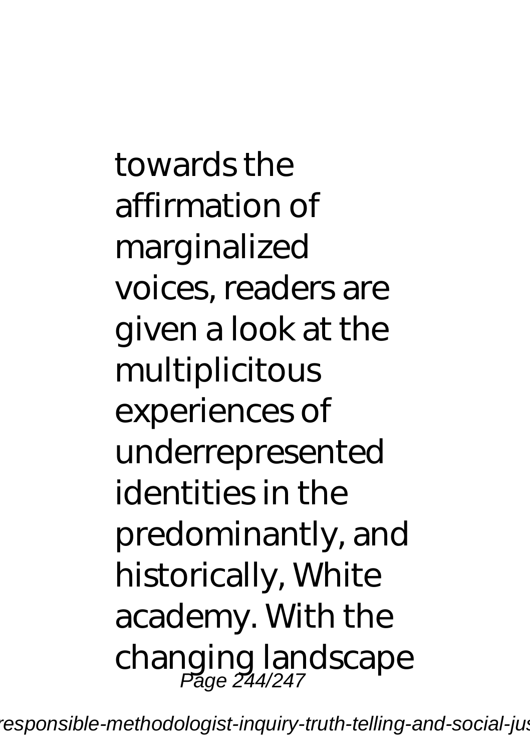towards the affirmation of marginalized voices, readers are given a look at the multiplicitous experiences of underrepresented identities in the predominantly, and historically, White academy. With the changing landscape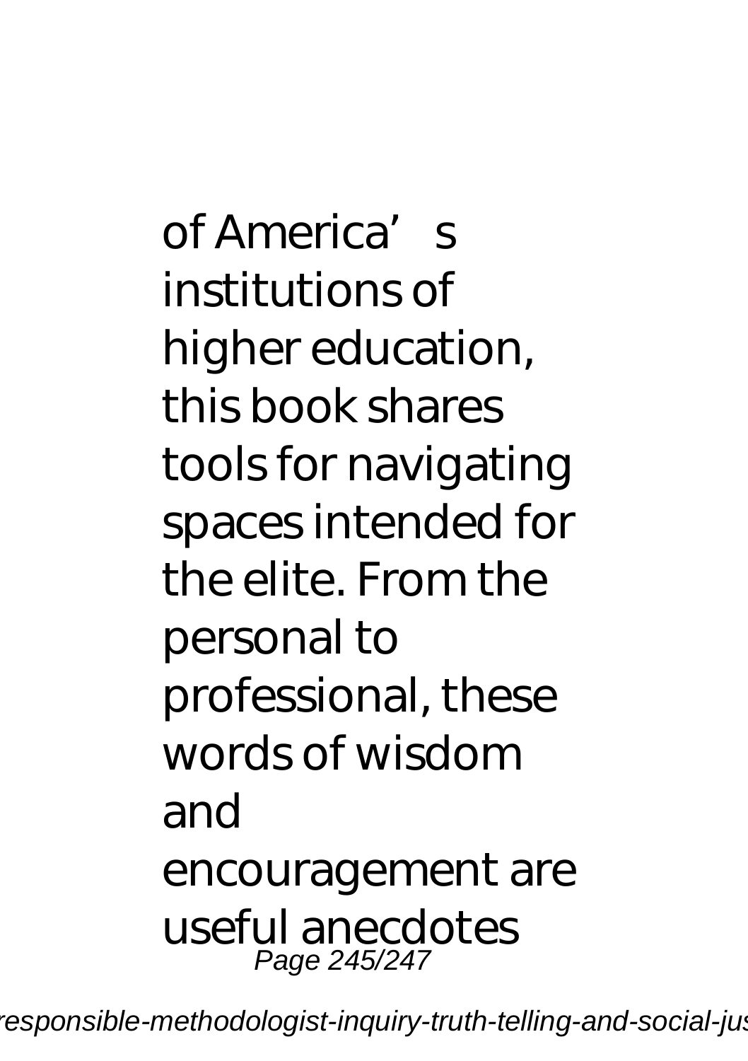of America's institutions of higher education, this book shares tools for navigating spaces intended for the elite. From the personal to professional, these words of wisdom and encouragement are useful anecdotes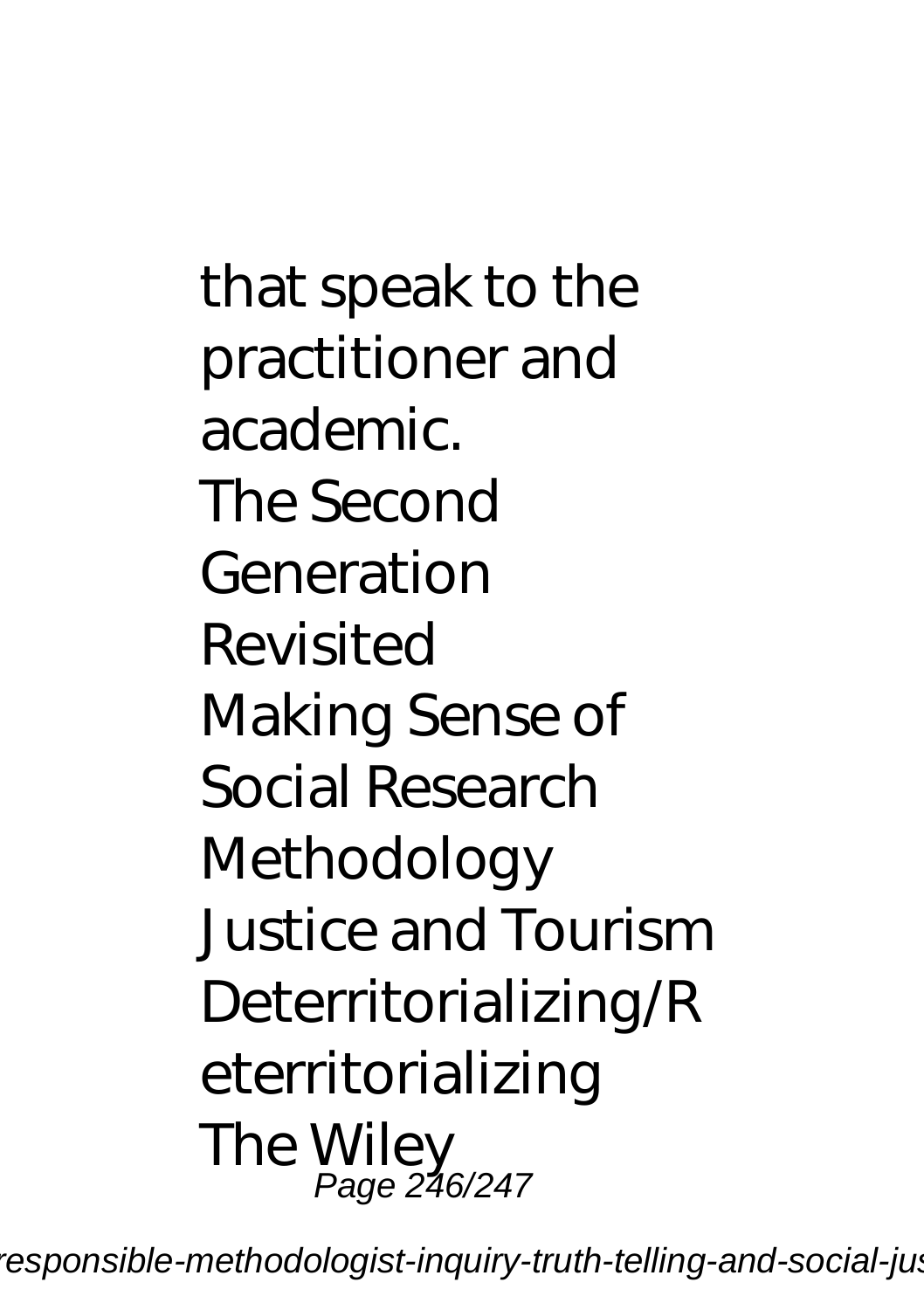that speak to the practitioner and academic.

The Second Generation Revisited

Making Sense of Social Research Methodology

Justice and Tourism

Deterritorializing/Reterritorializing

The Wiley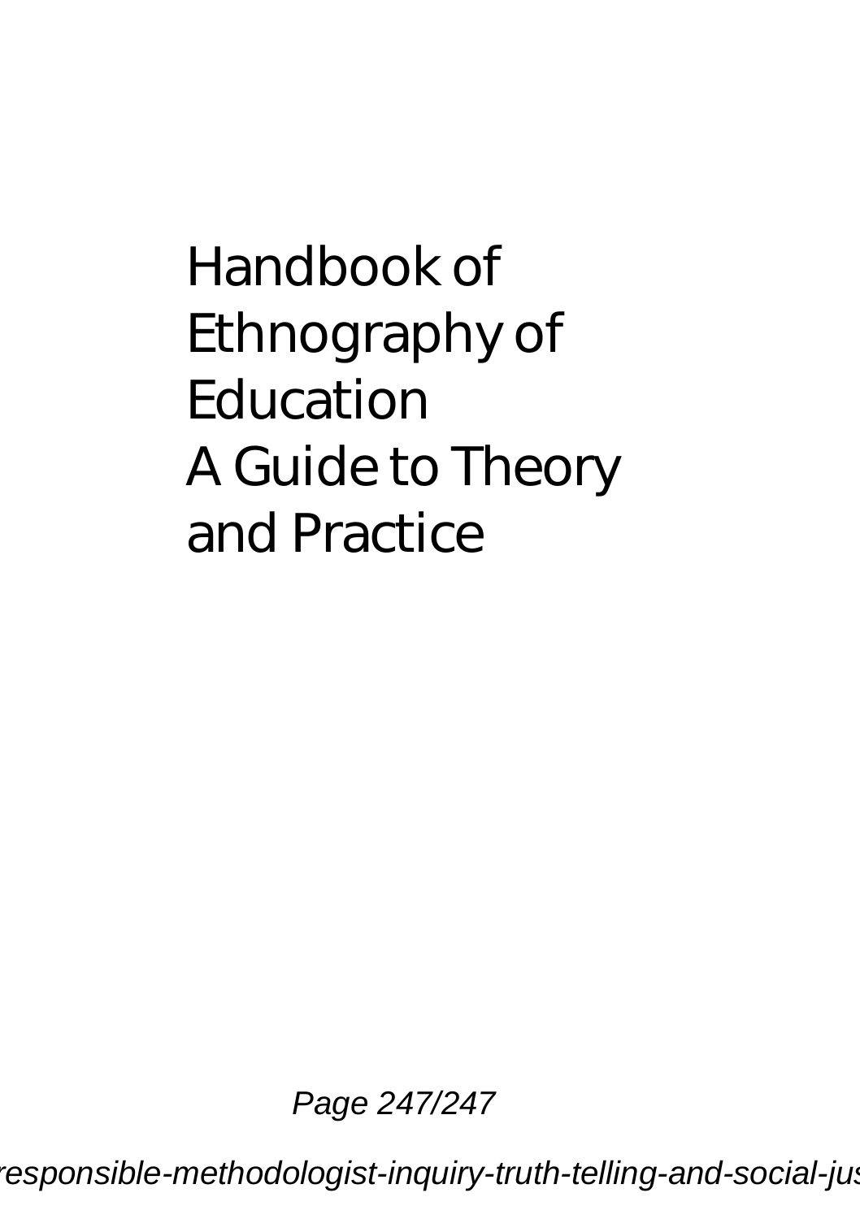# Handbook of Ethnography of Education A Guide to Theory and Practice